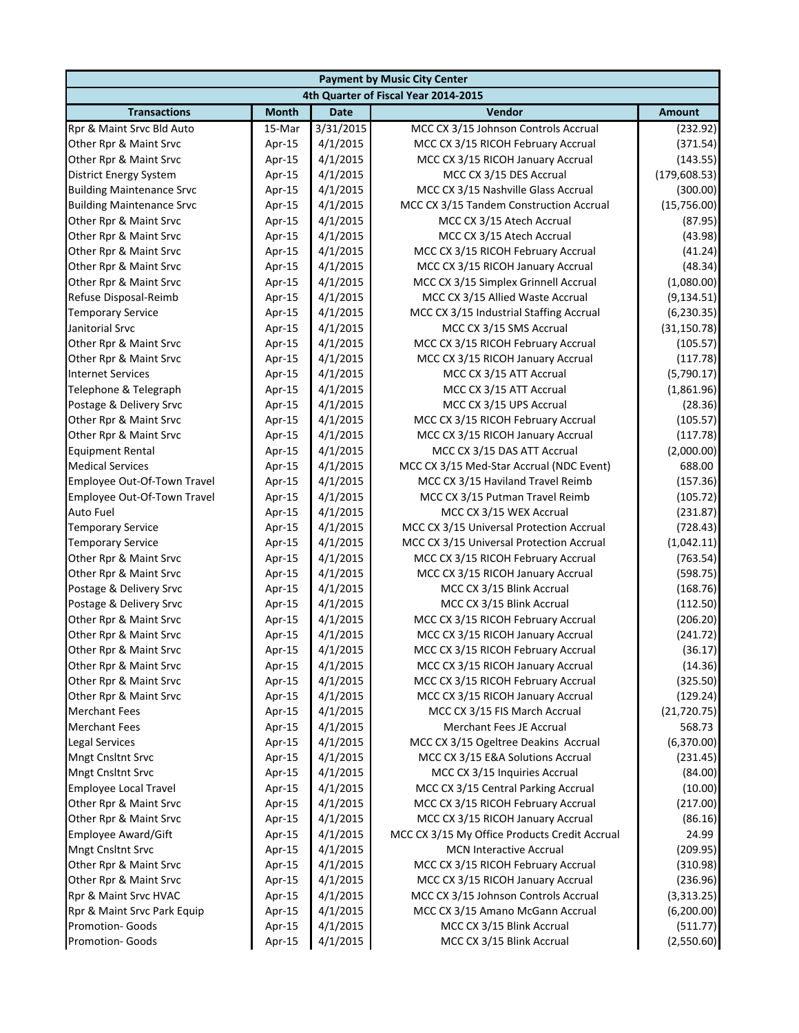| Payment by Music City Center | | | | |
|---|---|---|---|---|
| 4th Quarter of Fiscal Year 2014-2015 | | | | |
| Transactions | Month | Date | Vendor | Amount |
| Rpr & Maint Srvc Bld Auto | 15-Mar | 3/31/2015 | MCC CX 3/15 Johnson Controls Accrual | (232.92) |
| Other Rpr & Maint Srvc | Apr-15 | 4/1/2015 | MCC CX 3/15 RICOH February Accrual | (371.54) |
| Other Rpr & Maint Srvc | Apr-15 | 4/1/2015 | MCC CX 3/15 RICOH January Accrual | (143.55) |
| District Energy System | Apr-15 | 4/1/2015 | MCC CX 3/15 DES Accrual | (179,608.53) |
| Building Maintenance Srvc | Apr-15 | 4/1/2015 | MCC CX 3/15 Nashville Glass Accrual | (300.00) |
| Building Maintenance Srvc | Apr-15 | 4/1/2015 | MCC CX 3/15 Tandem Construction Accrual | (15,756.00) |
| Other Rpr & Maint Srvc | Apr-15 | 4/1/2015 | MCC CX 3/15 Atech Accrual | (87.95) |
| Other Rpr & Maint Srvc | Apr-15 | 4/1/2015 | MCC CX 3/15 Atech Accrual | (43.98) |
| Other Rpr & Maint Srvc | Apr-15 | 4/1/2015 | MCC CX 3/15 RICOH February Accrual | (41.24) |
| Other Rpr & Maint Srvc | Apr-15 | 4/1/2015 | MCC CX 3/15 RICOH January Accrual | (48.34) |
| Other Rpr & Maint Srvc | Apr-15 | 4/1/2015 | MCC CX 3/15 Simplex Grinnell Accrual | (1,080.00) |
| Refuse Disposal-Reimb | Apr-15 | 4/1/2015 | MCC CX 3/15 Allied Waste Accrual | (9,134.51) |
| Temporary Service | Apr-15 | 4/1/2015 | MCC CX 3/15 Industrial Staffing Accrual | (6,230.35) |
| Janitorial Srvc | Apr-15 | 4/1/2015 | MCC CX 3/15 SMS Accrual | (31,150.78) |
| Other Rpr & Maint Srvc | Apr-15 | 4/1/2015 | MCC CX 3/15 RICOH February Accrual | (105.57) |
| Other Rpr & Maint Srvc | Apr-15 | 4/1/2015 | MCC CX 3/15 RICOH January Accrual | (117.78) |
| Internet Services | Apr-15 | 4/1/2015 | MCC CX 3/15 ATT Accrual | (5,790.17) |
| Telephone & Telegraph | Apr-15 | 4/1/2015 | MCC CX 3/15 ATT Accrual | (1,861.96) |
| Postage & Delivery Srvc | Apr-15 | 4/1/2015 | MCC CX 3/15 UPS Accrual | (28.36) |
| Other Rpr & Maint Srvc | Apr-15 | 4/1/2015 | MCC CX 3/15 RICOH February Accrual | (105.57) |
| Other Rpr & Maint Srvc | Apr-15 | 4/1/2015 | MCC CX 3/15 RICOH January Accrual | (117.78) |
| Equipment Rental | Apr-15 | 4/1/2015 | MCC CX 3/15 DAS ATT Accrual | (2,000.00) |
| Medical Services | Apr-15 | 4/1/2015 | MCC CX 3/15 Med-Star Accrual (NDC Event) | 688.00 |
| Employee Out-Of-Town Travel | Apr-15 | 4/1/2015 | MCC CX 3/15 Haviland Travel Reimb | (157.36) |
| Employee Out-Of-Town Travel | Apr-15 | 4/1/2015 | MCC CX 3/15 Putman Travel Reimb | (105.72) |
| Auto Fuel | Apr-15 | 4/1/2015 | MCC CX 3/15 WEX Accrual | (231.87) |
| Temporary Service | Apr-15 | 4/1/2015 | MCC CX 3/15 Universal Protection Accrual | (728.43) |
| Temporary Service | Apr-15 | 4/1/2015 | MCC CX 3/15 Universal Protection Accrual | (1,042.11) |
| Other Rpr & Maint Srvc | Apr-15 | 4/1/2015 | MCC CX 3/15 RICOH February Accrual | (763.54) |
| Other Rpr & Maint Srvc | Apr-15 | 4/1/2015 | MCC CX 3/15 RICOH January Accrual | (598.75) |
| Postage & Delivery Srvc | Apr-15 | 4/1/2015 | MCC CX 3/15 Blink Accrual | (168.76) |
| Postage & Delivery Srvc | Apr-15 | 4/1/2015 | MCC CX 3/15 Blink Accrual | (112.50) |
| Other Rpr & Maint Srvc | Apr-15 | 4/1/2015 | MCC CX 3/15 RICOH February Accrual | (206.20) |
| Other Rpr & Maint Srvc | Apr-15 | 4/1/2015 | MCC CX 3/15 RICOH January Accrual | (241.72) |
| Other Rpr & Maint Srvc | Apr-15 | 4/1/2015 | MCC CX 3/15 RICOH February Accrual | (36.17) |
| Other Rpr & Maint Srvc | Apr-15 | 4/1/2015 | MCC CX 3/15 RICOH January Accrual | (14.36) |
| Other Rpr & Maint Srvc | Apr-15 | 4/1/2015 | MCC CX 3/15 RICOH February Accrual | (325.50) |
| Other Rpr & Maint Srvc | Apr-15 | 4/1/2015 | MCC CX 3/15 RICOH January Accrual | (129.24) |
| Merchant Fees | Apr-15 | 4/1/2015 | MCC CX 3/15 FIS March Accrual | (21,720.75) |
| Merchant Fees | Apr-15 | 4/1/2015 | Merchant Fees JE Accrual | 568.73 |
| Legal Services | Apr-15 | 4/1/2015 | MCC CX 3/15 Ogeltree Deakins Accrual | (6,370.00) |
| Mngt Cnsltnt Srvc | Apr-15 | 4/1/2015 | MCC CX 3/15 E&A Solutions Accrual | (231.45) |
| Mngt Cnsltnt Srvc | Apr-15 | 4/1/2015 | MCC CX 3/15 Inquiries Accrual | (84.00) |
| Employee Local Travel | Apr-15 | 4/1/2015 | MCC CX 3/15 Central Parking Accrual | (10.00) |
| Other Rpr & Maint Srvc | Apr-15 | 4/1/2015 | MCC CX 3/15 RICOH February Accrual | (217.00) |
| Other Rpr & Maint Srvc | Apr-15 | 4/1/2015 | MCC CX 3/15 RICOH January Accrual | (86.16) |
| Employee Award/Gift | Apr-15 | 4/1/2015 | MCC CX 3/15 My Office Products Credit Accrual | 24.99 |
| Mngt Cnsltnt Srvc | Apr-15 | 4/1/2015 | MCN Interactive Accrual | (209.95) |
| Other Rpr & Maint Srvc | Apr-15 | 4/1/2015 | MCC CX 3/15 RICOH February Accrual | (310.98) |
| Other Rpr & Maint Srvc | Apr-15 | 4/1/2015 | MCC CX 3/15 RICOH January Accrual | (236.96) |
| Rpr & Maint Srvc HVAC | Apr-15 | 4/1/2015 | MCC CX 3/15 Johnson Controls Accrual | (3,313.25) |
| Rpr & Maint Srvc Park Equip | Apr-15 | 4/1/2015 | MCC CX 3/15 Amano McGann Accrual | (6,200.00) |
| Promotion- Goods | Apr-15 | 4/1/2015 | MCC CX 3/15 Blink Accrual | (511.77) |
| Promotion- Goods | Apr-15 | 4/1/2015 | MCC CX 3/15 Blink Accrual | (2,550.60) |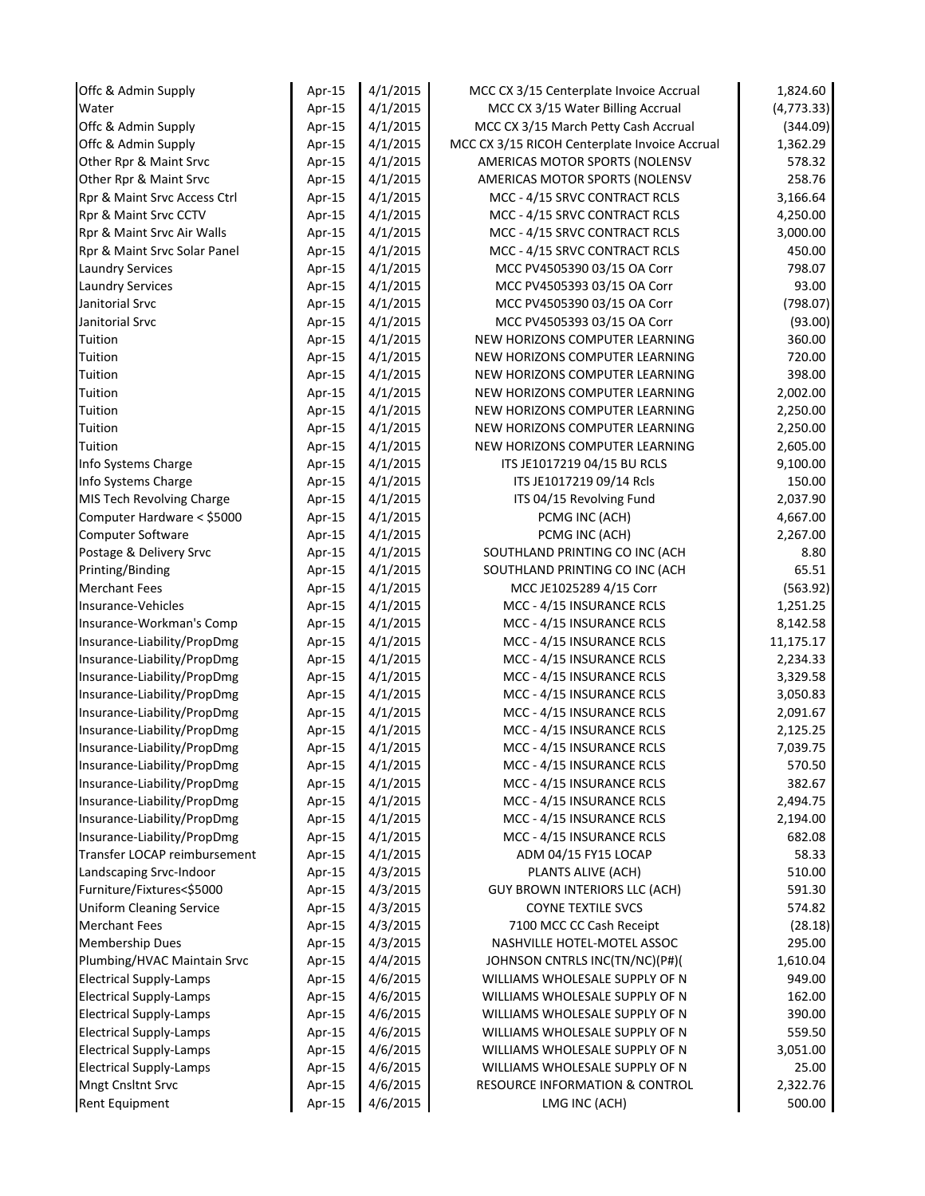| | | | | |
|---|---|---|---|---|
| Offc & Admin Supply | Apr-15 | 4/1/2015 | MCC CX 3/15 Centerplate Invoice Accrual | 1,824.60 |
| Water | Apr-15 | 4/1/2015 | MCC CX 3/15 Water Billing Accrual | (4,773.33) |
| Offc & Admin Supply | Apr-15 | 4/1/2015 | MCC CX 3/15 March Petty Cash Accrual | (344.09) |
| Offc & Admin Supply | Apr-15 | 4/1/2015 | MCC CX 3/15 RICOH Centerplate Invoice Accrual | 1,362.29 |
| Other Rpr & Maint Srvc | Apr-15 | 4/1/2015 | AMERICAS MOTOR SPORTS (NOLENSV | 578.32 |
| Other Rpr & Maint Srvc | Apr-15 | 4/1/2015 | AMERICAS MOTOR SPORTS (NOLENSV | 258.76 |
| Rpr & Maint Srvc Access Ctrl | Apr-15 | 4/1/2015 | MCC - 4/15 SRVC CONTRACT RCLS | 3,166.64 |
| Rpr & Maint Srvc CCTV | Apr-15 | 4/1/2015 | MCC - 4/15 SRVC CONTRACT RCLS | 4,250.00 |
| Rpr & Maint Srvc Air Walls | Apr-15 | 4/1/2015 | MCC - 4/15 SRVC CONTRACT RCLS | 3,000.00 |
| Rpr & Maint Srvc Solar Panel | Apr-15 | 4/1/2015 | MCC - 4/15 SRVC CONTRACT RCLS | 450.00 |
| Laundry Services | Apr-15 | 4/1/2015 | MCC PV4505390 03/15 OA Corr | 798.07 |
| Laundry Services | Apr-15 | 4/1/2015 | MCC PV4505393 03/15 OA Corr | 93.00 |
| Janitorial Srvc | Apr-15 | 4/1/2015 | MCC PV4505390 03/15 OA Corr | (798.07) |
| Janitorial Srvc | Apr-15 | 4/1/2015 | MCC PV4505393 03/15 OA Corr | (93.00) |
| Tuition | Apr-15 | 4/1/2015 | NEW HORIZONS COMPUTER LEARNING | 360.00 |
| Tuition | Apr-15 | 4/1/2015 | NEW HORIZONS COMPUTER LEARNING | 720.00 |
| Tuition | Apr-15 | 4/1/2015 | NEW HORIZONS COMPUTER LEARNING | 398.00 |
| Tuition | Apr-15 | 4/1/2015 | NEW HORIZONS COMPUTER LEARNING | 2,002.00 |
| Tuition | Apr-15 | 4/1/2015 | NEW HORIZONS COMPUTER LEARNING | 2,250.00 |
| Tuition | Apr-15 | 4/1/2015 | NEW HORIZONS COMPUTER LEARNING | 2,250.00 |
| Tuition | Apr-15 | 4/1/2015 | NEW HORIZONS COMPUTER LEARNING | 2,605.00 |
| Info Systems Charge | Apr-15 | 4/1/2015 | ITS JE1017219 04/15 BU RCLS | 9,100.00 |
| Info Systems Charge | Apr-15 | 4/1/2015 | ITS JE1017219 09/14 Rcls | 150.00 |
| MIS Tech Revolving Charge | Apr-15 | 4/1/2015 | ITS 04/15 Revolving Fund | 2,037.90 |
| Computer Hardware < $5000 | Apr-15 | 4/1/2015 | PCMG INC (ACH) | 4,667.00 |
| Computer Software | Apr-15 | 4/1/2015 | PCMG INC (ACH) | 2,267.00 |
| Postage & Delivery Srvc | Apr-15 | 4/1/2015 | SOUTHLAND PRINTING CO INC (ACH | 8.80 |
| Printing/Binding | Apr-15 | 4/1/2015 | SOUTHLAND PRINTING CO INC (ACH | 65.51 |
| Merchant Fees | Apr-15 | 4/1/2015 | MCC JE1025289 4/15 Corr | (563.92) |
| Insurance-Vehicles | Apr-15 | 4/1/2015 | MCC - 4/15 INSURANCE RCLS | 1,251.25 |
| Insurance-Workman's Comp | Apr-15 | 4/1/2015 | MCC - 4/15 INSURANCE RCLS | 8,142.58 |
| Insurance-Liability/PropDmg | Apr-15 | 4/1/2015 | MCC - 4/15 INSURANCE RCLS | 11,175.17 |
| Insurance-Liability/PropDmg | Apr-15 | 4/1/2015 | MCC - 4/15 INSURANCE RCLS | 2,234.33 |
| Insurance-Liability/PropDmg | Apr-15 | 4/1/2015 | MCC - 4/15 INSURANCE RCLS | 3,329.58 |
| Insurance-Liability/PropDmg | Apr-15 | 4/1/2015 | MCC - 4/15 INSURANCE RCLS | 3,050.83 |
| Insurance-Liability/PropDmg | Apr-15 | 4/1/2015 | MCC - 4/15 INSURANCE RCLS | 2,091.67 |
| Insurance-Liability/PropDmg | Apr-15 | 4/1/2015 | MCC - 4/15 INSURANCE RCLS | 2,125.25 |
| Insurance-Liability/PropDmg | Apr-15 | 4/1/2015 | MCC - 4/15 INSURANCE RCLS | 7,039.75 |
| Insurance-Liability/PropDmg | Apr-15 | 4/1/2015 | MCC - 4/15 INSURANCE RCLS | 570.50 |
| Insurance-Liability/PropDmg | Apr-15 | 4/1/2015 | MCC - 4/15 INSURANCE RCLS | 382.67 |
| Insurance-Liability/PropDmg | Apr-15 | 4/1/2015 | MCC - 4/15 INSURANCE RCLS | 2,494.75 |
| Insurance-Liability/PropDmg | Apr-15 | 4/1/2015 | MCC - 4/15 INSURANCE RCLS | 2,194.00 |
| Insurance-Liability/PropDmg | Apr-15 | 4/1/2015 | MCC - 4/15 INSURANCE RCLS | 682.08 |
| Transfer LOCAP reimbursement | Apr-15 | 4/1/2015 | ADM 04/15 FY15 LOCAP | 58.33 |
| Landscaping Srvc-Indoor | Apr-15 | 4/3/2015 | PLANTS ALIVE (ACH) | 510.00 |
| Furniture/Fixtures<$5000 | Apr-15 | 4/3/2015 | GUY BROWN INTERIORS LLC (ACH) | 591.30 |
| Uniform Cleaning Service | Apr-15 | 4/3/2015 | COYNE TEXTILE SVCS | 574.82 |
| Merchant Fees | Apr-15 | 4/3/2015 | 7100 MCC CC Cash Receipt | (28.18) |
| Membership Dues | Apr-15 | 4/3/2015 | NASHVILLE HOTEL-MOTEL ASSOC | 295.00 |
| Plumbing/HVAC Maintain Srvc | Apr-15 | 4/4/2015 | JOHNSON CNTRLS INC(TN/NC)(P#)( | 1,610.04 |
| Electrical Supply-Lamps | Apr-15 | 4/6/2015 | WILLIAMS WHOLESALE SUPPLY OF N | 949.00 |
| Electrical Supply-Lamps | Apr-15 | 4/6/2015 | WILLIAMS WHOLESALE SUPPLY OF N | 162.00 |
| Electrical Supply-Lamps | Apr-15 | 4/6/2015 | WILLIAMS WHOLESALE SUPPLY OF N | 390.00 |
| Electrical Supply-Lamps | Apr-15 | 4/6/2015 | WILLIAMS WHOLESALE SUPPLY OF N | 559.50 |
| Electrical Supply-Lamps | Apr-15 | 4/6/2015 | WILLIAMS WHOLESALE SUPPLY OF N | 3,051.00 |
| Electrical Supply-Lamps | Apr-15 | 4/6/2015 | WILLIAMS WHOLESALE SUPPLY OF N | 25.00 |
| Mngt Cnsltnt Srvc | Apr-15 | 4/6/2015 | RESOURCE INFORMATION & CONTROL | 2,322.76 |
| Rent Equipment | Apr-15 | 4/6/2015 | LMG INC (ACH) | 500.00 |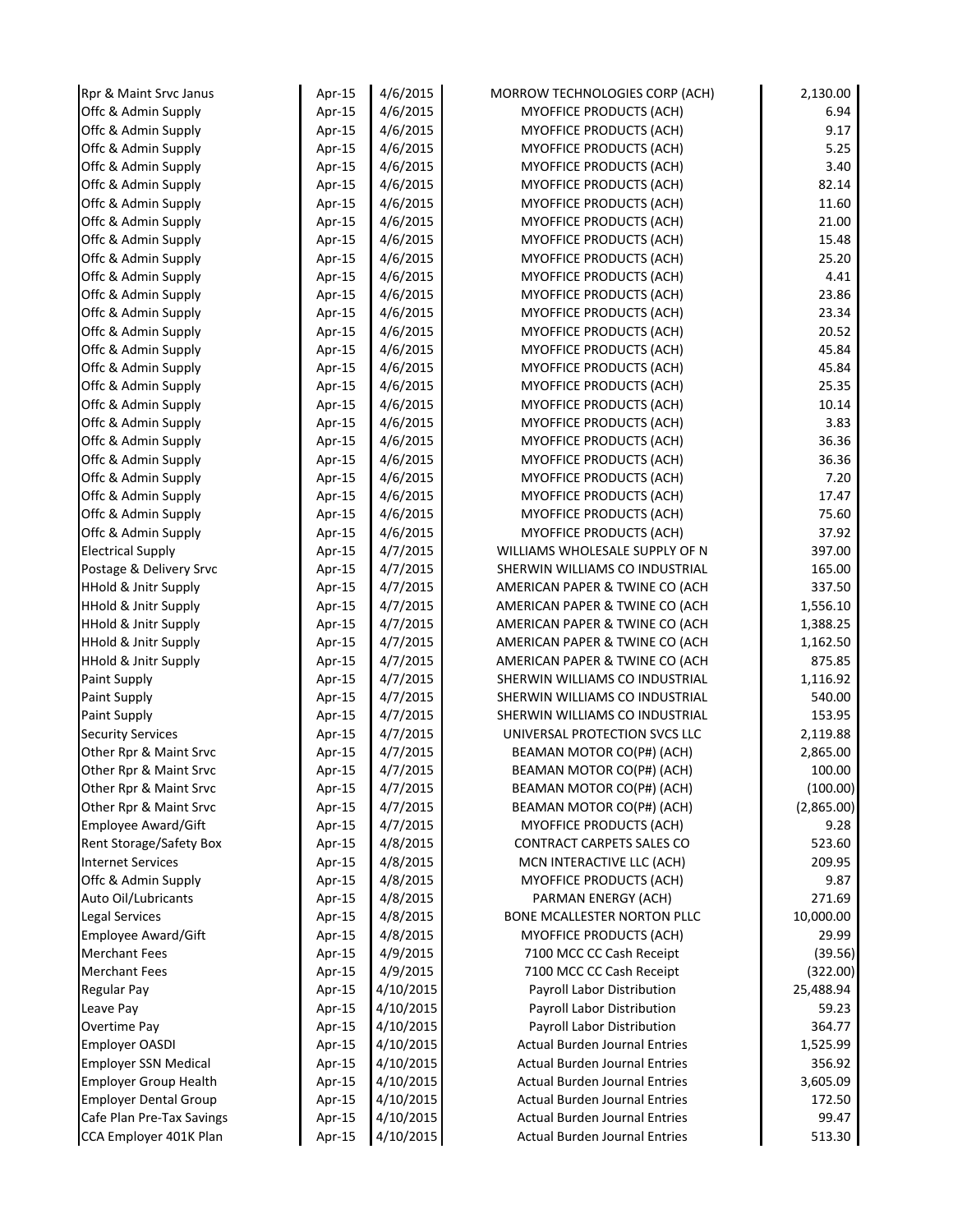| | | | | |
|---|---|---|---|---|
| Rpr & Maint Srvc Janus | Apr-15 | 4/6/2015 | MORROW TECHNOLOGIES CORP (ACH) | 2,130.00 |
| Offc & Admin Supply | Apr-15 | 4/6/2015 | MYOFFICE PRODUCTS (ACH) | 6.94 |
| Offc & Admin Supply | Apr-15 | 4/6/2015 | MYOFFICE PRODUCTS (ACH) | 9.17 |
| Offc & Admin Supply | Apr-15 | 4/6/2015 | MYOFFICE PRODUCTS (ACH) | 5.25 |
| Offc & Admin Supply | Apr-15 | 4/6/2015 | MYOFFICE PRODUCTS (ACH) | 3.40 |
| Offc & Admin Supply | Apr-15 | 4/6/2015 | MYOFFICE PRODUCTS (ACH) | 82.14 |
| Offc & Admin Supply | Apr-15 | 4/6/2015 | MYOFFICE PRODUCTS (ACH) | 11.60 |
| Offc & Admin Supply | Apr-15 | 4/6/2015 | MYOFFICE PRODUCTS (ACH) | 21.00 |
| Offc & Admin Supply | Apr-15 | 4/6/2015 | MYOFFICE PRODUCTS (ACH) | 15.48 |
| Offc & Admin Supply | Apr-15 | 4/6/2015 | MYOFFICE PRODUCTS (ACH) | 25.20 |
| Offc & Admin Supply | Apr-15 | 4/6/2015 | MYOFFICE PRODUCTS (ACH) | 4.41 |
| Offc & Admin Supply | Apr-15 | 4/6/2015 | MYOFFICE PRODUCTS (ACH) | 23.86 |
| Offc & Admin Supply | Apr-15 | 4/6/2015 | MYOFFICE PRODUCTS (ACH) | 23.34 |
| Offc & Admin Supply | Apr-15 | 4/6/2015 | MYOFFICE PRODUCTS (ACH) | 20.52 |
| Offc & Admin Supply | Apr-15 | 4/6/2015 | MYOFFICE PRODUCTS (ACH) | 45.84 |
| Offc & Admin Supply | Apr-15 | 4/6/2015 | MYOFFICE PRODUCTS (ACH) | 45.84 |
| Offc & Admin Supply | Apr-15 | 4/6/2015 | MYOFFICE PRODUCTS (ACH) | 25.35 |
| Offc & Admin Supply | Apr-15 | 4/6/2015 | MYOFFICE PRODUCTS (ACH) | 10.14 |
| Offc & Admin Supply | Apr-15 | 4/6/2015 | MYOFFICE PRODUCTS (ACH) | 3.83 |
| Offc & Admin Supply | Apr-15 | 4/6/2015 | MYOFFICE PRODUCTS (ACH) | 36.36 |
| Offc & Admin Supply | Apr-15 | 4/6/2015 | MYOFFICE PRODUCTS (ACH) | 36.36 |
| Offc & Admin Supply | Apr-15 | 4/6/2015 | MYOFFICE PRODUCTS (ACH) | 7.20 |
| Offc & Admin Supply | Apr-15 | 4/6/2015 | MYOFFICE PRODUCTS (ACH) | 17.47 |
| Offc & Admin Supply | Apr-15 | 4/6/2015 | MYOFFICE PRODUCTS (ACH) | 75.60 |
| Offc & Admin Supply | Apr-15 | 4/6/2015 | MYOFFICE PRODUCTS (ACH) | 37.92 |
| Electrical Supply | Apr-15 | 4/7/2015 | WILLIAMS WHOLESALE SUPPLY OF N | 397.00 |
| Postage & Delivery Srvc | Apr-15 | 4/7/2015 | SHERWIN WILLIAMS CO INDUSTRIAL | 165.00 |
| HHold & Jnitr Supply | Apr-15 | 4/7/2015 | AMERICAN PAPER & TWINE CO (ACH | 337.50 |
| HHold & Jnitr Supply | Apr-15 | 4/7/2015 | AMERICAN PAPER & TWINE CO (ACH | 1,556.10 |
| HHold & Jnitr Supply | Apr-15 | 4/7/2015 | AMERICAN PAPER & TWINE CO (ACH | 1,388.25 |
| HHold & Jnitr Supply | Apr-15 | 4/7/2015 | AMERICAN PAPER & TWINE CO (ACH | 1,162.50 |
| HHold & Jnitr Supply | Apr-15 | 4/7/2015 | AMERICAN PAPER & TWINE CO (ACH | 875.85 |
| Paint Supply | Apr-15 | 4/7/2015 | SHERWIN WILLIAMS CO INDUSTRIAL | 1,116.92 |
| Paint Supply | Apr-15 | 4/7/2015 | SHERWIN WILLIAMS CO INDUSTRIAL | 540.00 |
| Paint Supply | Apr-15 | 4/7/2015 | SHERWIN WILLIAMS CO INDUSTRIAL | 153.95 |
| Security Services | Apr-15 | 4/7/2015 | UNIVERSAL PROTECTION SVCS LLC | 2,119.88 |
| Other Rpr & Maint Srvc | Apr-15 | 4/7/2015 | BEAMAN MOTOR CO(P#) (ACH) | 2,865.00 |
| Other Rpr & Maint Srvc | Apr-15 | 4/7/2015 | BEAMAN MOTOR CO(P#) (ACH) | 100.00 |
| Other Rpr & Maint Srvc | Apr-15 | 4/7/2015 | BEAMAN MOTOR CO(P#) (ACH) | (100.00) |
| Other Rpr & Maint Srvc | Apr-15 | 4/7/2015 | BEAMAN MOTOR CO(P#) (ACH) | (2,865.00) |
| Employee Award/Gift | Apr-15 | 4/7/2015 | MYOFFICE PRODUCTS (ACH) | 9.28 |
| Rent Storage/Safety Box | Apr-15 | 4/8/2015 | CONTRACT CARPETS SALES CO | 523.60 |
| Internet Services | Apr-15 | 4/8/2015 | MCN INTERACTIVE LLC (ACH) | 209.95 |
| Offc & Admin Supply | Apr-15 | 4/8/2015 | MYOFFICE PRODUCTS (ACH) | 9.87 |
| Auto Oil/Lubricants | Apr-15 | 4/8/2015 | PARMAN ENERGY (ACH) | 271.69 |
| Legal Services | Apr-15 | 4/8/2015 | BONE MCALLESTER NORTON PLLC | 10,000.00 |
| Employee Award/Gift | Apr-15 | 4/8/2015 | MYOFFICE PRODUCTS (ACH) | 29.99 |
| Merchant Fees | Apr-15 | 4/9/2015 | 7100 MCC CC Cash Receipt | (39.56) |
| Merchant Fees | Apr-15 | 4/9/2015 | 7100 MCC CC Cash Receipt | (322.00) |
| Regular Pay | Apr-15 | 4/10/2015 | Payroll Labor Distribution | 25,488.94 |
| Leave Pay | Apr-15 | 4/10/2015 | Payroll Labor Distribution | 59.23 |
| Overtime Pay | Apr-15 | 4/10/2015 | Payroll Labor Distribution | 364.77 |
| Employer OASDI | Apr-15 | 4/10/2015 | Actual Burden Journal Entries | 1,525.99 |
| Employer SSN Medical | Apr-15 | 4/10/2015 | Actual Burden Journal Entries | 356.92 |
| Employer Group Health | Apr-15 | 4/10/2015 | Actual Burden Journal Entries | 3,605.09 |
| Employer Dental Group | Apr-15 | 4/10/2015 | Actual Burden Journal Entries | 172.50 |
| Cafe Plan Pre-Tax Savings | Apr-15 | 4/10/2015 | Actual Burden Journal Entries | 99.47 |
| CCA Employer 401K Plan | Apr-15 | 4/10/2015 | Actual Burden Journal Entries | 513.30 |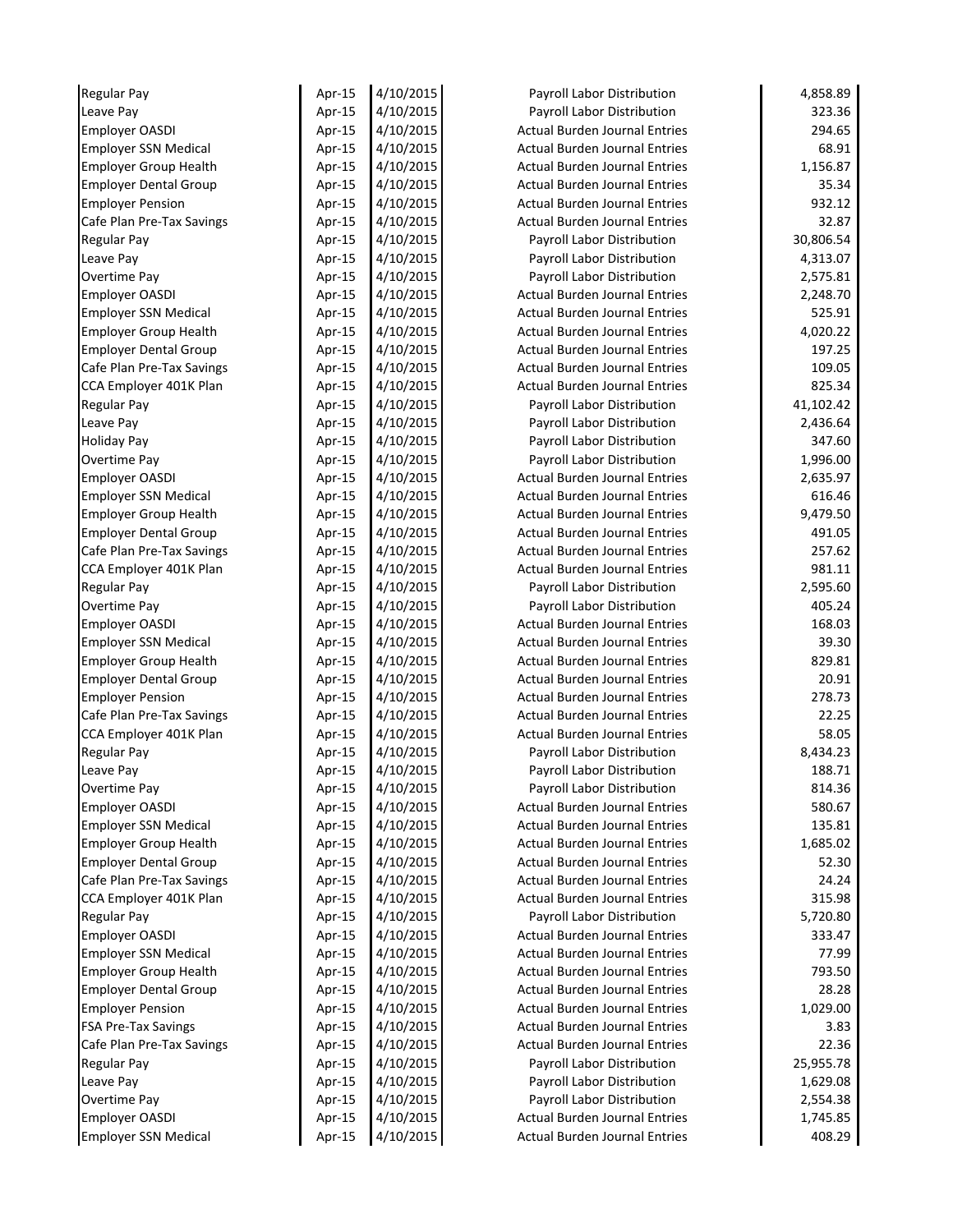| | | | | |
|---|---|---|---|---|
| Regular Pay | Apr-15 | 4/10/2015 | Payroll Labor Distribution | 4,858.89 |
| Leave Pay | Apr-15 | 4/10/2015 | Payroll Labor Distribution | 323.36 |
| Employer OASDI | Apr-15 | 4/10/2015 | Actual Burden Journal Entries | 294.65 |
| Employer SSN Medical | Apr-15 | 4/10/2015 | Actual Burden Journal Entries | 68.91 |
| Employer Group Health | Apr-15 | 4/10/2015 | Actual Burden Journal Entries | 1,156.87 |
| Employer Dental Group | Apr-15 | 4/10/2015 | Actual Burden Journal Entries | 35.34 |
| Employer Pension | Apr-15 | 4/10/2015 | Actual Burden Journal Entries | 932.12 |
| Cafe Plan Pre-Tax Savings | Apr-15 | 4/10/2015 | Actual Burden Journal Entries | 32.87 |
| Regular Pay | Apr-15 | 4/10/2015 | Payroll Labor Distribution | 30,806.54 |
| Leave Pay | Apr-15 | 4/10/2015 | Payroll Labor Distribution | 4,313.07 |
| Overtime Pay | Apr-15 | 4/10/2015 | Payroll Labor Distribution | 2,575.81 |
| Employer OASDI | Apr-15 | 4/10/2015 | Actual Burden Journal Entries | 2,248.70 |
| Employer SSN Medical | Apr-15 | 4/10/2015 | Actual Burden Journal Entries | 525.91 |
| Employer Group Health | Apr-15 | 4/10/2015 | Actual Burden Journal Entries | 4,020.22 |
| Employer Dental Group | Apr-15 | 4/10/2015 | Actual Burden Journal Entries | 197.25 |
| Cafe Plan Pre-Tax Savings | Apr-15 | 4/10/2015 | Actual Burden Journal Entries | 109.05 |
| CCA Employer 401K Plan | Apr-15 | 4/10/2015 | Actual Burden Journal Entries | 825.34 |
| Regular Pay | Apr-15 | 4/10/2015 | Payroll Labor Distribution | 41,102.42 |
| Leave Pay | Apr-15 | 4/10/2015 | Payroll Labor Distribution | 2,436.64 |
| Holiday Pay | Apr-15 | 4/10/2015 | Payroll Labor Distribution | 347.60 |
| Overtime Pay | Apr-15 | 4/10/2015 | Payroll Labor Distribution | 1,996.00 |
| Employer OASDI | Apr-15 | 4/10/2015 | Actual Burden Journal Entries | 2,635.97 |
| Employer SSN Medical | Apr-15 | 4/10/2015 | Actual Burden Journal Entries | 616.46 |
| Employer Group Health | Apr-15 | 4/10/2015 | Actual Burden Journal Entries | 9,479.50 |
| Employer Dental Group | Apr-15 | 4/10/2015 | Actual Burden Journal Entries | 491.05 |
| Cafe Plan Pre-Tax Savings | Apr-15 | 4/10/2015 | Actual Burden Journal Entries | 257.62 |
| CCA Employer 401K Plan | Apr-15 | 4/10/2015 | Actual Burden Journal Entries | 981.11 |
| Regular Pay | Apr-15 | 4/10/2015 | Payroll Labor Distribution | 2,595.60 |
| Overtime Pay | Apr-15 | 4/10/2015 | Payroll Labor Distribution | 405.24 |
| Employer OASDI | Apr-15 | 4/10/2015 | Actual Burden Journal Entries | 168.03 |
| Employer SSN Medical | Apr-15 | 4/10/2015 | Actual Burden Journal Entries | 39.30 |
| Employer Group Health | Apr-15 | 4/10/2015 | Actual Burden Journal Entries | 829.81 |
| Employer Dental Group | Apr-15 | 4/10/2015 | Actual Burden Journal Entries | 20.91 |
| Employer Pension | Apr-15 | 4/10/2015 | Actual Burden Journal Entries | 278.73 |
| Cafe Plan Pre-Tax Savings | Apr-15 | 4/10/2015 | Actual Burden Journal Entries | 22.25 |
| CCA Employer 401K Plan | Apr-15 | 4/10/2015 | Actual Burden Journal Entries | 58.05 |
| Regular Pay | Apr-15 | 4/10/2015 | Payroll Labor Distribution | 8,434.23 |
| Leave Pay | Apr-15 | 4/10/2015 | Payroll Labor Distribution | 188.71 |
| Overtime Pay | Apr-15 | 4/10/2015 | Payroll Labor Distribution | 814.36 |
| Employer OASDI | Apr-15 | 4/10/2015 | Actual Burden Journal Entries | 580.67 |
| Employer SSN Medical | Apr-15 | 4/10/2015 | Actual Burden Journal Entries | 135.81 |
| Employer Group Health | Apr-15 | 4/10/2015 | Actual Burden Journal Entries | 1,685.02 |
| Employer Dental Group | Apr-15 | 4/10/2015 | Actual Burden Journal Entries | 52.30 |
| Cafe Plan Pre-Tax Savings | Apr-15 | 4/10/2015 | Actual Burden Journal Entries | 24.24 |
| CCA Employer 401K Plan | Apr-15 | 4/10/2015 | Actual Burden Journal Entries | 315.98 |
| Regular Pay | Apr-15 | 4/10/2015 | Payroll Labor Distribution | 5,720.80 |
| Employer OASDI | Apr-15 | 4/10/2015 | Actual Burden Journal Entries | 333.47 |
| Employer SSN Medical | Apr-15 | 4/10/2015 | Actual Burden Journal Entries | 77.99 |
| Employer Group Health | Apr-15 | 4/10/2015 | Actual Burden Journal Entries | 793.50 |
| Employer Dental Group | Apr-15 | 4/10/2015 | Actual Burden Journal Entries | 28.28 |
| Employer Pension | Apr-15 | 4/10/2015 | Actual Burden Journal Entries | 1,029.00 |
| FSA Pre-Tax Savings | Apr-15 | 4/10/2015 | Actual Burden Journal Entries | 3.83 |
| Cafe Plan Pre-Tax Savings | Apr-15 | 4/10/2015 | Actual Burden Journal Entries | 22.36 |
| Regular Pay | Apr-15 | 4/10/2015 | Payroll Labor Distribution | 25,955.78 |
| Leave Pay | Apr-15 | 4/10/2015 | Payroll Labor Distribution | 1,629.08 |
| Overtime Pay | Apr-15 | 4/10/2015 | Payroll Labor Distribution | 2,554.38 |
| Employer OASDI | Apr-15 | 4/10/2015 | Actual Burden Journal Entries | 1,745.85 |
| Employer SSN Medical | Apr-15 | 4/10/2015 | Actual Burden Journal Entries | 408.29 |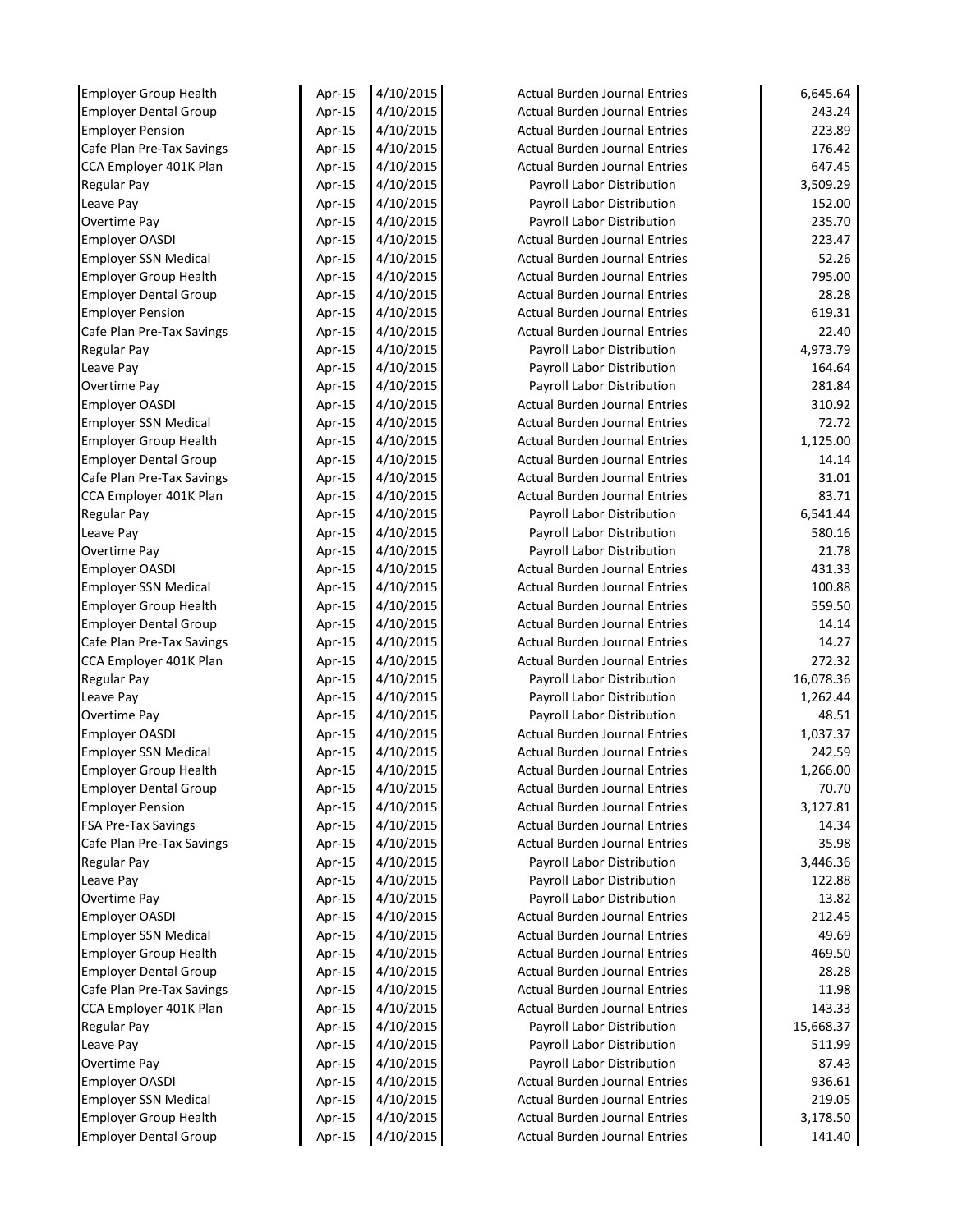| | | | | |
|---|---|---|---|---|
| Employer Group Health | Apr-15 | 4/10/2015 | Actual Burden Journal Entries | 6,645.64 |
| Employer Dental Group | Apr-15 | 4/10/2015 | Actual Burden Journal Entries | 243.24 |
| Employer Pension | Apr-15 | 4/10/2015 | Actual Burden Journal Entries | 223.89 |
| Cafe Plan Pre-Tax Savings | Apr-15 | 4/10/2015 | Actual Burden Journal Entries | 176.42 |
| CCA Employer 401K Plan | Apr-15 | 4/10/2015 | Actual Burden Journal Entries | 647.45 |
| Regular Pay | Apr-15 | 4/10/2015 | Payroll Labor Distribution | 3,509.29 |
| Leave Pay | Apr-15 | 4/10/2015 | Payroll Labor Distribution | 152.00 |
| Overtime Pay | Apr-15 | 4/10/2015 | Payroll Labor Distribution | 235.70 |
| Employer OASDI | Apr-15 | 4/10/2015 | Actual Burden Journal Entries | 223.47 |
| Employer SSN Medical | Apr-15 | 4/10/2015 | Actual Burden Journal Entries | 52.26 |
| Employer Group Health | Apr-15 | 4/10/2015 | Actual Burden Journal Entries | 795.00 |
| Employer Dental Group | Apr-15 | 4/10/2015 | Actual Burden Journal Entries | 28.28 |
| Employer Pension | Apr-15 | 4/10/2015 | Actual Burden Journal Entries | 619.31 |
| Cafe Plan Pre-Tax Savings | Apr-15 | 4/10/2015 | Actual Burden Journal Entries | 22.40 |
| Regular Pay | Apr-15 | 4/10/2015 | Payroll Labor Distribution | 4,973.79 |
| Leave Pay | Apr-15 | 4/10/2015 | Payroll Labor Distribution | 164.64 |
| Overtime Pay | Apr-15 | 4/10/2015 | Payroll Labor Distribution | 281.84 |
| Employer OASDI | Apr-15 | 4/10/2015 | Actual Burden Journal Entries | 310.92 |
| Employer SSN Medical | Apr-15 | 4/10/2015 | Actual Burden Journal Entries | 72.72 |
| Employer Group Health | Apr-15 | 4/10/2015 | Actual Burden Journal Entries | 1,125.00 |
| Employer Dental Group | Apr-15 | 4/10/2015 | Actual Burden Journal Entries | 14.14 |
| Cafe Plan Pre-Tax Savings | Apr-15 | 4/10/2015 | Actual Burden Journal Entries | 31.01 |
| CCA Employer 401K Plan | Apr-15 | 4/10/2015 | Actual Burden Journal Entries | 83.71 |
| Regular Pay | Apr-15 | 4/10/2015 | Payroll Labor Distribution | 6,541.44 |
| Leave Pay | Apr-15 | 4/10/2015 | Payroll Labor Distribution | 580.16 |
| Overtime Pay | Apr-15 | 4/10/2015 | Payroll Labor Distribution | 21.78 |
| Employer OASDI | Apr-15 | 4/10/2015 | Actual Burden Journal Entries | 431.33 |
| Employer SSN Medical | Apr-15 | 4/10/2015 | Actual Burden Journal Entries | 100.88 |
| Employer Group Health | Apr-15 | 4/10/2015 | Actual Burden Journal Entries | 559.50 |
| Employer Dental Group | Apr-15 | 4/10/2015 | Actual Burden Journal Entries | 14.14 |
| Cafe Plan Pre-Tax Savings | Apr-15 | 4/10/2015 | Actual Burden Journal Entries | 14.27 |
| CCA Employer 401K Plan | Apr-15 | 4/10/2015 | Actual Burden Journal Entries | 272.32 |
| Regular Pay | Apr-15 | 4/10/2015 | Payroll Labor Distribution | 16,078.36 |
| Leave Pay | Apr-15 | 4/10/2015 | Payroll Labor Distribution | 1,262.44 |
| Overtime Pay | Apr-15 | 4/10/2015 | Payroll Labor Distribution | 48.51 |
| Employer OASDI | Apr-15 | 4/10/2015 | Actual Burden Journal Entries | 1,037.37 |
| Employer SSN Medical | Apr-15 | 4/10/2015 | Actual Burden Journal Entries | 242.59 |
| Employer Group Health | Apr-15 | 4/10/2015 | Actual Burden Journal Entries | 1,266.00 |
| Employer Dental Group | Apr-15 | 4/10/2015 | Actual Burden Journal Entries | 70.70 |
| Employer Pension | Apr-15 | 4/10/2015 | Actual Burden Journal Entries | 3,127.81 |
| FSA Pre-Tax Savings | Apr-15 | 4/10/2015 | Actual Burden Journal Entries | 14.34 |
| Cafe Plan Pre-Tax Savings | Apr-15 | 4/10/2015 | Actual Burden Journal Entries | 35.98 |
| Regular Pay | Apr-15 | 4/10/2015 | Payroll Labor Distribution | 3,446.36 |
| Leave Pay | Apr-15 | 4/10/2015 | Payroll Labor Distribution | 122.88 |
| Overtime Pay | Apr-15 | 4/10/2015 | Payroll Labor Distribution | 13.82 |
| Employer OASDI | Apr-15 | 4/10/2015 | Actual Burden Journal Entries | 212.45 |
| Employer SSN Medical | Apr-15 | 4/10/2015 | Actual Burden Journal Entries | 49.69 |
| Employer Group Health | Apr-15 | 4/10/2015 | Actual Burden Journal Entries | 469.50 |
| Employer Dental Group | Apr-15 | 4/10/2015 | Actual Burden Journal Entries | 28.28 |
| Cafe Plan Pre-Tax Savings | Apr-15 | 4/10/2015 | Actual Burden Journal Entries | 11.98 |
| CCA Employer 401K Plan | Apr-15 | 4/10/2015 | Actual Burden Journal Entries | 143.33 |
| Regular Pay | Apr-15 | 4/10/2015 | Payroll Labor Distribution | 15,668.37 |
| Leave Pay | Apr-15 | 4/10/2015 | Payroll Labor Distribution | 511.99 |
| Overtime Pay | Apr-15 | 4/10/2015 | Payroll Labor Distribution | 87.43 |
| Employer OASDI | Apr-15 | 4/10/2015 | Actual Burden Journal Entries | 936.61 |
| Employer SSN Medical | Apr-15 | 4/10/2015 | Actual Burden Journal Entries | 219.05 |
| Employer Group Health | Apr-15 | 4/10/2015 | Actual Burden Journal Entries | 3,178.50 |
| Employer Dental Group | Apr-15 | 4/10/2015 | Actual Burden Journal Entries | 141.40 |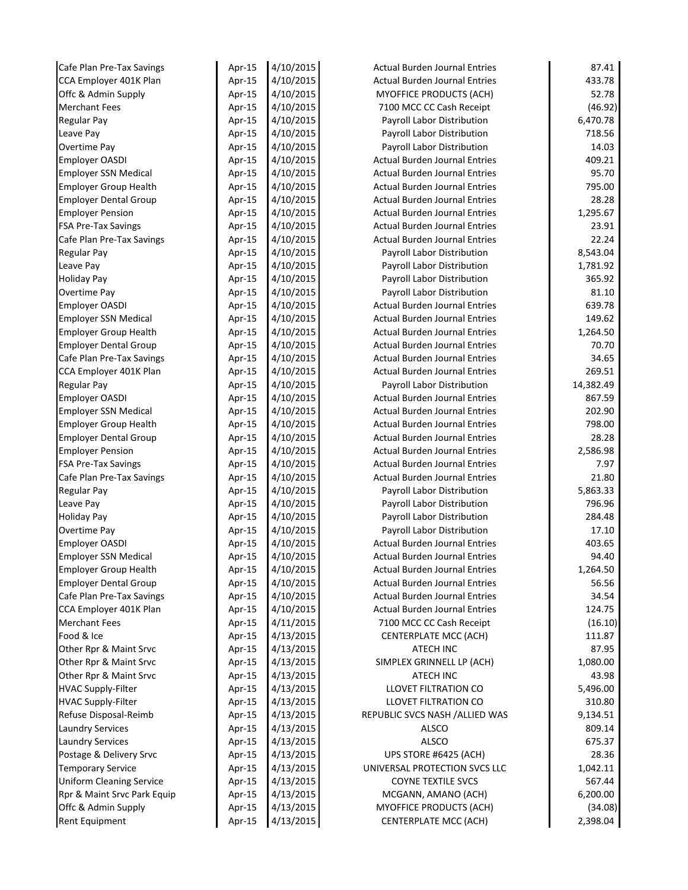| | | | | |
|---|---|---|---|---|
| Cafe Plan Pre-Tax Savings | Apr-15 | 4/10/2015 | Actual Burden Journal Entries | 87.41 |
| CCA Employer 401K Plan | Apr-15 | 4/10/2015 | Actual Burden Journal Entries | 433.78 |
| Offc & Admin Supply | Apr-15 | 4/10/2015 | MYOFFICE PRODUCTS (ACH) | 52.78 |
| Merchant Fees | Apr-15 | 4/10/2015 | 7100 MCC CC Cash Receipt | (46.92) |
| Regular Pay | Apr-15 | 4/10/2015 | Payroll Labor Distribution | 6,470.78 |
| Leave Pay | Apr-15 | 4/10/2015 | Payroll Labor Distribution | 718.56 |
| Overtime Pay | Apr-15 | 4/10/2015 | Payroll Labor Distribution | 14.03 |
| Employer OASDI | Apr-15 | 4/10/2015 | Actual Burden Journal Entries | 409.21 |
| Employer SSN Medical | Apr-15 | 4/10/2015 | Actual Burden Journal Entries | 95.70 |
| Employer Group Health | Apr-15 | 4/10/2015 | Actual Burden Journal Entries | 795.00 |
| Employer Dental Group | Apr-15 | 4/10/2015 | Actual Burden Journal Entries | 28.28 |
| Employer Pension | Apr-15 | 4/10/2015 | Actual Burden Journal Entries | 1,295.67 |
| FSA Pre-Tax Savings | Apr-15 | 4/10/2015 | Actual Burden Journal Entries | 23.91 |
| Cafe Plan Pre-Tax Savings | Apr-15 | 4/10/2015 | Actual Burden Journal Entries | 22.24 |
| Regular Pay | Apr-15 | 4/10/2015 | Payroll Labor Distribution | 8,543.04 |
| Leave Pay | Apr-15 | 4/10/2015 | Payroll Labor Distribution | 1,781.92 |
| Holiday Pay | Apr-15 | 4/10/2015 | Payroll Labor Distribution | 365.92 |
| Overtime Pay | Apr-15 | 4/10/2015 | Payroll Labor Distribution | 81.10 |
| Employer OASDI | Apr-15 | 4/10/2015 | Actual Burden Journal Entries | 639.78 |
| Employer SSN Medical | Apr-15 | 4/10/2015 | Actual Burden Journal Entries | 149.62 |
| Employer Group Health | Apr-15 | 4/10/2015 | Actual Burden Journal Entries | 1,264.50 |
| Employer Dental Group | Apr-15 | 4/10/2015 | Actual Burden Journal Entries | 70.70 |
| Cafe Plan Pre-Tax Savings | Apr-15 | 4/10/2015 | Actual Burden Journal Entries | 34.65 |
| CCA Employer 401K Plan | Apr-15 | 4/10/2015 | Actual Burden Journal Entries | 269.51 |
| Regular Pay | Apr-15 | 4/10/2015 | Payroll Labor Distribution | 14,382.49 |
| Employer OASDI | Apr-15 | 4/10/2015 | Actual Burden Journal Entries | 867.59 |
| Employer SSN Medical | Apr-15 | 4/10/2015 | Actual Burden Journal Entries | 202.90 |
| Employer Group Health | Apr-15 | 4/10/2015 | Actual Burden Journal Entries | 798.00 |
| Employer Dental Group | Apr-15 | 4/10/2015 | Actual Burden Journal Entries | 28.28 |
| Employer Pension | Apr-15 | 4/10/2015 | Actual Burden Journal Entries | 2,586.98 |
| FSA Pre-Tax Savings | Apr-15 | 4/10/2015 | Actual Burden Journal Entries | 7.97 |
| Cafe Plan Pre-Tax Savings | Apr-15 | 4/10/2015 | Actual Burden Journal Entries | 21.80 |
| Regular Pay | Apr-15 | 4/10/2015 | Payroll Labor Distribution | 5,863.33 |
| Leave Pay | Apr-15 | 4/10/2015 | Payroll Labor Distribution | 796.96 |
| Holiday Pay | Apr-15 | 4/10/2015 | Payroll Labor Distribution | 284.48 |
| Overtime Pay | Apr-15 | 4/10/2015 | Payroll Labor Distribution | 17.10 |
| Employer OASDI | Apr-15 | 4/10/2015 | Actual Burden Journal Entries | 403.65 |
| Employer SSN Medical | Apr-15 | 4/10/2015 | Actual Burden Journal Entries | 94.40 |
| Employer Group Health | Apr-15 | 4/10/2015 | Actual Burden Journal Entries | 1,264.50 |
| Employer Dental Group | Apr-15 | 4/10/2015 | Actual Burden Journal Entries | 56.56 |
| Cafe Plan Pre-Tax Savings | Apr-15 | 4/10/2015 | Actual Burden Journal Entries | 34.54 |
| CCA Employer 401K Plan | Apr-15 | 4/10/2015 | Actual Burden Journal Entries | 124.75 |
| Merchant Fees | Apr-15 | 4/11/2015 | 7100 MCC CC Cash Receipt | (16.10) |
| Food & Ice | Apr-15 | 4/13/2015 | CENTERPLATE MCC (ACH) | 111.87 |
| Other Rpr & Maint Srvc | Apr-15 | 4/13/2015 | ATECH INC | 87.95 |
| Other Rpr & Maint Srvc | Apr-15 | 4/13/2015 | SIMPLEX GRINNELL LP (ACH) | 1,080.00 |
| Other Rpr & Maint Srvc | Apr-15 | 4/13/2015 | ATECH INC | 43.98 |
| HVAC Supply-Filter | Apr-15 | 4/13/2015 | LLOVET FILTRATION CO | 5,496.00 |
| HVAC Supply-Filter | Apr-15 | 4/13/2015 | LLOVET FILTRATION CO | 310.80 |
| Refuse Disposal-Reimb | Apr-15 | 4/13/2015 | REPUBLIC SVCS NASH /ALLIED WAS | 9,134.51 |
| Laundry Services | Apr-15 | 4/13/2015 | ALSCO | 809.14 |
| Laundry Services | Apr-15 | 4/13/2015 | ALSCO | 675.37 |
| Postage & Delivery Srvc | Apr-15 | 4/13/2015 | UPS STORE #6425 (ACH) | 28.36 |
| Temporary Service | Apr-15 | 4/13/2015 | UNIVERSAL PROTECTION SVCS LLC | 1,042.11 |
| Uniform Cleaning Service | Apr-15 | 4/13/2015 | COYNE TEXTILE SVCS | 567.44 |
| Rpr & Maint Srvc Park Equip | Apr-15 | 4/13/2015 | MCGANN, AMANO (ACH) | 6,200.00 |
| Offc & Admin Supply | Apr-15 | 4/13/2015 | MYOFFICE PRODUCTS (ACH) | (34.08) |
| Rent Equipment | Apr-15 | 4/13/2015 | CENTERPLATE MCC (ACH) | 2,398.04 |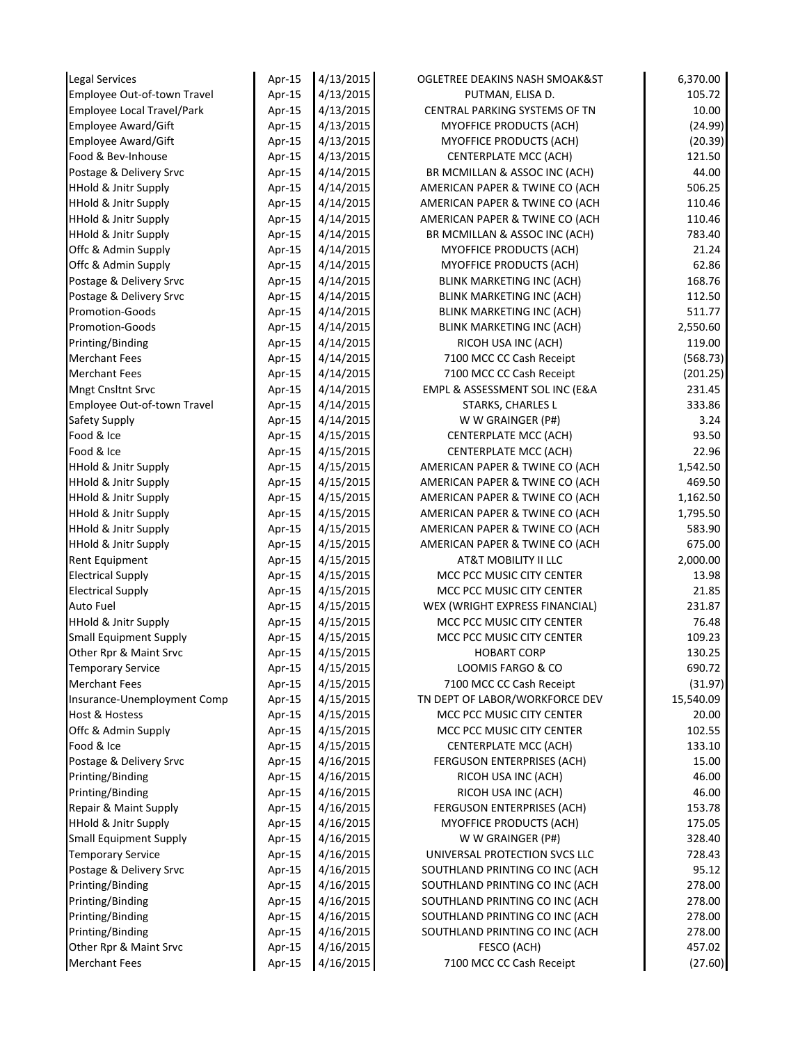| | | | | |
|---|---|---|---|---|
| Legal Services | Apr-15 | 4/13/2015 | OGLETREE DEAKINS NASH SMOAK&ST | 6,370.00 |
| Employee Out-of-town Travel | Apr-15 | 4/13/2015 | PUTMAN, ELISA D. | 105.72 |
| Employee Local Travel/Park | Apr-15 | 4/13/2015 | CENTRAL PARKING SYSTEMS OF TN | 10.00 |
| Employee Award/Gift | Apr-15 | 4/13/2015 | MYOFFICE PRODUCTS (ACH) | (24.99) |
| Employee Award/Gift | Apr-15 | 4/13/2015 | MYOFFICE PRODUCTS (ACH) | (20.39) |
| Food & Bev-Inhouse | Apr-15 | 4/13/2015 | CENTERPLATE MCC (ACH) | 121.50 |
| Postage & Delivery Srvc | Apr-15 | 4/14/2015 | BR MCMILLAN & ASSOC INC (ACH) | 44.00 |
| HHold & Jnitr Supply | Apr-15 | 4/14/2015 | AMERICAN PAPER & TWINE CO (ACH | 506.25 |
| HHold & Jnitr Supply | Apr-15 | 4/14/2015 | AMERICAN PAPER & TWINE CO (ACH | 110.46 |
| HHold & Jnitr Supply | Apr-15 | 4/14/2015 | AMERICAN PAPER & TWINE CO (ACH | 110.46 |
| HHold & Jnitr Supply | Apr-15 | 4/14/2015 | BR MCMILLAN & ASSOC INC (ACH) | 783.40 |
| Offc & Admin Supply | Apr-15 | 4/14/2015 | MYOFFICE PRODUCTS (ACH) | 21.24 |
| Offc & Admin Supply | Apr-15 | 4/14/2015 | MYOFFICE PRODUCTS (ACH) | 62.86 |
| Postage & Delivery Srvc | Apr-15 | 4/14/2015 | BLINK MARKETING INC (ACH) | 168.76 |
| Postage & Delivery Srvc | Apr-15 | 4/14/2015 | BLINK MARKETING INC (ACH) | 112.50 |
| Promotion-Goods | Apr-15 | 4/14/2015 | BLINK MARKETING INC (ACH) | 511.77 |
| Promotion-Goods | Apr-15 | 4/14/2015 | BLINK MARKETING INC (ACH) | 2,550.60 |
| Printing/Binding | Apr-15 | 4/14/2015 | RICOH USA INC (ACH) | 119.00 |
| Merchant Fees | Apr-15 | 4/14/2015 | 7100 MCC CC Cash Receipt | (568.73) |
| Merchant Fees | Apr-15 | 4/14/2015 | 7100 MCC CC Cash Receipt | (201.25) |
| Mngt Cnsltnt Srvc | Apr-15 | 4/14/2015 | EMPL & ASSESSMENT SOL INC (E&A | 231.45 |
| Employee Out-of-town Travel | Apr-15 | 4/14/2015 | STARKS, CHARLES L | 333.86 |
| Safety Supply | Apr-15 | 4/14/2015 | W W GRAINGER (P#) | 3.24 |
| Food & Ice | Apr-15 | 4/15/2015 | CENTERPLATE MCC (ACH) | 93.50 |
| Food & Ice | Apr-15 | 4/15/2015 | CENTERPLATE MCC (ACH) | 22.96 |
| HHold & Jnitr Supply | Apr-15 | 4/15/2015 | AMERICAN PAPER & TWINE CO (ACH | 1,542.50 |
| HHold & Jnitr Supply | Apr-15 | 4/15/2015 | AMERICAN PAPER & TWINE CO (ACH | 469.50 |
| HHold & Jnitr Supply | Apr-15 | 4/15/2015 | AMERICAN PAPER & TWINE CO (ACH | 1,162.50 |
| HHold & Jnitr Supply | Apr-15 | 4/15/2015 | AMERICAN PAPER & TWINE CO (ACH | 1,795.50 |
| HHold & Jnitr Supply | Apr-15 | 4/15/2015 | AMERICAN PAPER & TWINE CO (ACH | 583.90 |
| HHold & Jnitr Supply | Apr-15 | 4/15/2015 | AMERICAN PAPER & TWINE CO (ACH | 675.00 |
| Rent Equipment | Apr-15 | 4/15/2015 | AT&T MOBILITY II LLC | 2,000.00 |
| Electrical Supply | Apr-15 | 4/15/2015 | MCC PCC MUSIC CITY CENTER | 13.98 |
| Electrical Supply | Apr-15 | 4/15/2015 | MCC PCC MUSIC CITY CENTER | 21.85 |
| Auto Fuel | Apr-15 | 4/15/2015 | WEX (WRIGHT EXPRESS FINANCIAL) | 231.87 |
| HHold & Jnitr Supply | Apr-15 | 4/15/2015 | MCC PCC MUSIC CITY CENTER | 76.48 |
| Small Equipment Supply | Apr-15 | 4/15/2015 | MCC PCC MUSIC CITY CENTER | 109.23 |
| Other Rpr & Maint Srvc | Apr-15 | 4/15/2015 | HOBART CORP | 130.25 |
| Temporary Service | Apr-15 | 4/15/2015 | LOOMIS FARGO & CO | 690.72 |
| Merchant Fees | Apr-15 | 4/15/2015 | 7100 MCC CC Cash Receipt | (31.97) |
| Insurance-Unemployment Comp | Apr-15 | 4/15/2015 | TN DEPT OF LABOR/WORKFORCE DEV | 15,540.09 |
| Host & Hostess | Apr-15 | 4/15/2015 | MCC PCC MUSIC CITY CENTER | 20.00 |
| Offc & Admin Supply | Apr-15 | 4/15/2015 | MCC PCC MUSIC CITY CENTER | 102.55 |
| Food & Ice | Apr-15 | 4/15/2015 | CENTERPLATE MCC (ACH) | 133.10 |
| Postage & Delivery Srvc | Apr-15 | 4/16/2015 | FERGUSON ENTERPRISES (ACH) | 15.00 |
| Printing/Binding | Apr-15 | 4/16/2015 | RICOH USA INC (ACH) | 46.00 |
| Printing/Binding | Apr-15 | 4/16/2015 | RICOH USA INC (ACH) | 46.00 |
| Repair & Maint Supply | Apr-15 | 4/16/2015 | FERGUSON ENTERPRISES (ACH) | 153.78 |
| HHold & Jnitr Supply | Apr-15 | 4/16/2015 | MYOFFICE PRODUCTS (ACH) | 175.05 |
| Small Equipment Supply | Apr-15 | 4/16/2015 | W W GRAINGER (P#) | 328.40 |
| Temporary Service | Apr-15 | 4/16/2015 | UNIVERSAL PROTECTION SVCS LLC | 728.43 |
| Postage & Delivery Srvc | Apr-15 | 4/16/2015 | SOUTHLAND PRINTING CO INC (ACH | 95.12 |
| Printing/Binding | Apr-15 | 4/16/2015 | SOUTHLAND PRINTING CO INC (ACH | 278.00 |
| Printing/Binding | Apr-15 | 4/16/2015 | SOUTHLAND PRINTING CO INC (ACH | 278.00 |
| Printing/Binding | Apr-15 | 4/16/2015 | SOUTHLAND PRINTING CO INC (ACH | 278.00 |
| Printing/Binding | Apr-15 | 4/16/2015 | SOUTHLAND PRINTING CO INC (ACH | 278.00 |
| Other Rpr & Maint Srvc | Apr-15 | 4/16/2015 | FESCO (ACH) | 457.02 |
| Merchant Fees | Apr-15 | 4/16/2015 | 7100 MCC CC Cash Receipt | (27.60) |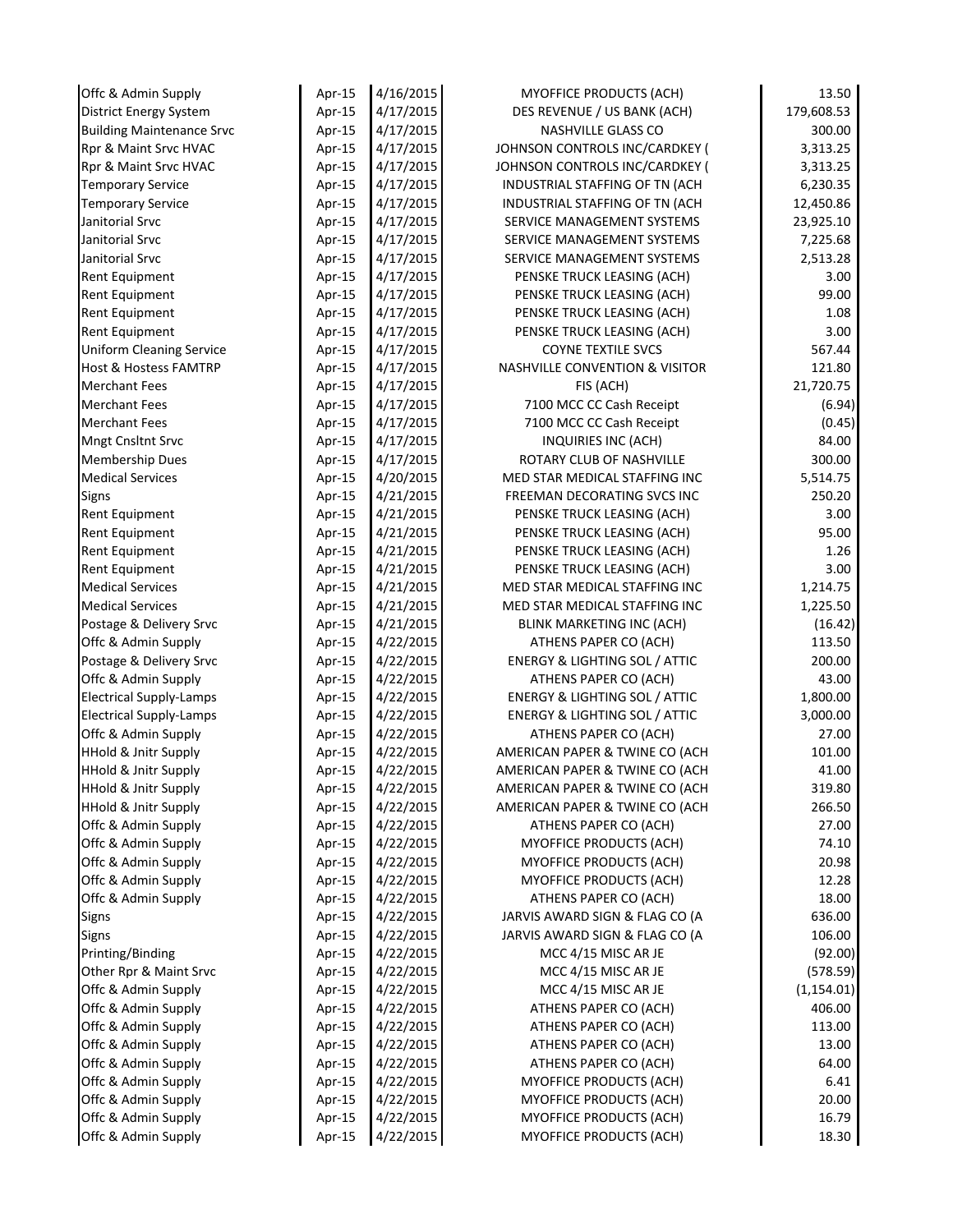| | | | | |
|---|---|---|---|---|
| Offc & Admin Supply | Apr-15 | 4/16/2015 | MYOFFICE PRODUCTS (ACH) | 13.50 |
| District Energy System | Apr-15 | 4/17/2015 | DES REVENUE / US BANK (ACH) | 179,608.53 |
| Building Maintenance Srvc | Apr-15 | 4/17/2015 | NASHVILLE GLASS CO | 300.00 |
| Rpr & Maint Srvc HVAC | Apr-15 | 4/17/2015 | JOHNSON CONTROLS INC/CARDKEY ( | 3,313.25 |
| Rpr & Maint Srvc HVAC | Apr-15 | 4/17/2015 | JOHNSON CONTROLS INC/CARDKEY ( | 3,313.25 |
| Temporary Service | Apr-15 | 4/17/2015 | INDUSTRIAL STAFFING OF TN (ACH | 6,230.35 |
| Temporary Service | Apr-15 | 4/17/2015 | INDUSTRIAL STAFFING OF TN (ACH | 12,450.86 |
| Janitorial Srvc | Apr-15 | 4/17/2015 | SERVICE MANAGEMENT SYSTEMS | 23,925.10 |
| Janitorial Srvc | Apr-15 | 4/17/2015 | SERVICE MANAGEMENT SYSTEMS | 7,225.68 |
| Janitorial Srvc | Apr-15 | 4/17/2015 | SERVICE MANAGEMENT SYSTEMS | 2,513.28 |
| Rent Equipment | Apr-15 | 4/17/2015 | PENSKE TRUCK LEASING (ACH) | 3.00 |
| Rent Equipment | Apr-15 | 4/17/2015 | PENSKE TRUCK LEASING (ACH) | 99.00 |
| Rent Equipment | Apr-15 | 4/17/2015 | PENSKE TRUCK LEASING (ACH) | 1.08 |
| Rent Equipment | Apr-15 | 4/17/2015 | PENSKE TRUCK LEASING (ACH) | 3.00 |
| Uniform Cleaning Service | Apr-15 | 4/17/2015 | COYNE TEXTILE SVCS | 567.44 |
| Host & Hostess FAMTRP | Apr-15 | 4/17/2015 | NASHVILLE CONVENTION & VISITOR | 121.80 |
| Merchant Fees | Apr-15 | 4/17/2015 | FIS (ACH) | 21,720.75 |
| Merchant Fees | Apr-15 | 4/17/2015 | 7100 MCC CC Cash Receipt | (6.94) |
| Merchant Fees | Apr-15 | 4/17/2015 | 7100 MCC CC Cash Receipt | (0.45) |
| Mngt Cnsltnt Srvc | Apr-15 | 4/17/2015 | INQUIRIES INC (ACH) | 84.00 |
| Membership Dues | Apr-15 | 4/17/2015 | ROTARY CLUB OF NASHVILLE | 300.00 |
| Medical Services | Apr-15 | 4/20/2015 | MED STAR MEDICAL STAFFING INC | 5,514.75 |
| Signs | Apr-15 | 4/21/2015 | FREEMAN DECORATING SVCS INC | 250.20 |
| Rent Equipment | Apr-15 | 4/21/2015 | PENSKE TRUCK LEASING (ACH) | 3.00 |
| Rent Equipment | Apr-15 | 4/21/2015 | PENSKE TRUCK LEASING (ACH) | 95.00 |
| Rent Equipment | Apr-15 | 4/21/2015 | PENSKE TRUCK LEASING (ACH) | 1.26 |
| Rent Equipment | Apr-15 | 4/21/2015 | PENSKE TRUCK LEASING (ACH) | 3.00 |
| Medical Services | Apr-15 | 4/21/2015 | MED STAR MEDICAL STAFFING INC | 1,214.75 |
| Medical Services | Apr-15 | 4/21/2015 | MED STAR MEDICAL STAFFING INC | 1,225.50 |
| Postage & Delivery Srvc | Apr-15 | 4/21/2015 | BLINK MARKETING INC (ACH) | (16.42) |
| Offc & Admin Supply | Apr-15 | 4/22/2015 | ATHENS PAPER CO (ACH) | 113.50 |
| Postage & Delivery Srvc | Apr-15 | 4/22/2015 | ENERGY & LIGHTING SOL / ATTIC | 200.00 |
| Offc & Admin Supply | Apr-15 | 4/22/2015 | ATHENS PAPER CO (ACH) | 43.00 |
| Electrical Supply-Lamps | Apr-15 | 4/22/2015 | ENERGY & LIGHTING SOL / ATTIC | 1,800.00 |
| Electrical Supply-Lamps | Apr-15 | 4/22/2015 | ENERGY & LIGHTING SOL / ATTIC | 3,000.00 |
| Offc & Admin Supply | Apr-15 | 4/22/2015 | ATHENS PAPER CO (ACH) | 27.00 |
| HHold & Jnitr Supply | Apr-15 | 4/22/2015 | AMERICAN PAPER & TWINE CO (ACH | 101.00 |
| HHold & Jnitr Supply | Apr-15 | 4/22/2015 | AMERICAN PAPER & TWINE CO (ACH | 41.00 |
| HHold & Jnitr Supply | Apr-15 | 4/22/2015 | AMERICAN PAPER & TWINE CO (ACH | 319.80 |
| HHold & Jnitr Supply | Apr-15 | 4/22/2015 | AMERICAN PAPER & TWINE CO (ACH | 266.50 |
| Offc & Admin Supply | Apr-15 | 4/22/2015 | ATHENS PAPER CO (ACH) | 27.00 |
| Offc & Admin Supply | Apr-15 | 4/22/2015 | MYOFFICE PRODUCTS (ACH) | 74.10 |
| Offc & Admin Supply | Apr-15 | 4/22/2015 | MYOFFICE PRODUCTS (ACH) | 20.98 |
| Offc & Admin Supply | Apr-15 | 4/22/2015 | MYOFFICE PRODUCTS (ACH) | 12.28 |
| Offc & Admin Supply | Apr-15 | 4/22/2015 | ATHENS PAPER CO (ACH) | 18.00 |
| Signs | Apr-15 | 4/22/2015 | JARVIS AWARD SIGN & FLAG CO (A | 636.00 |
| Signs | Apr-15 | 4/22/2015 | JARVIS AWARD SIGN & FLAG CO (A | 106.00 |
| Printing/Binding | Apr-15 | 4/22/2015 | MCC 4/15 MISC AR JE | (92.00) |
| Other Rpr & Maint Srvc | Apr-15 | 4/22/2015 | MCC 4/15 MISC AR JE | (578.59) |
| Offc & Admin Supply | Apr-15 | 4/22/2015 | MCC 4/15 MISC AR JE | (1,154.01) |
| Offc & Admin Supply | Apr-15 | 4/22/2015 | ATHENS PAPER CO (ACH) | 406.00 |
| Offc & Admin Supply | Apr-15 | 4/22/2015 | ATHENS PAPER CO (ACH) | 113.00 |
| Offc & Admin Supply | Apr-15 | 4/22/2015 | ATHENS PAPER CO (ACH) | 13.00 |
| Offc & Admin Supply | Apr-15 | 4/22/2015 | ATHENS PAPER CO (ACH) | 64.00 |
| Offc & Admin Supply | Apr-15 | 4/22/2015 | MYOFFICE PRODUCTS (ACH) | 6.41 |
| Offc & Admin Supply | Apr-15 | 4/22/2015 | MYOFFICE PRODUCTS (ACH) | 20.00 |
| Offc & Admin Supply | Apr-15 | 4/22/2015 | MYOFFICE PRODUCTS (ACH) | 16.79 |
| Offc & Admin Supply | Apr-15 | 4/22/2015 | MYOFFICE PRODUCTS (ACH) | 18.30 |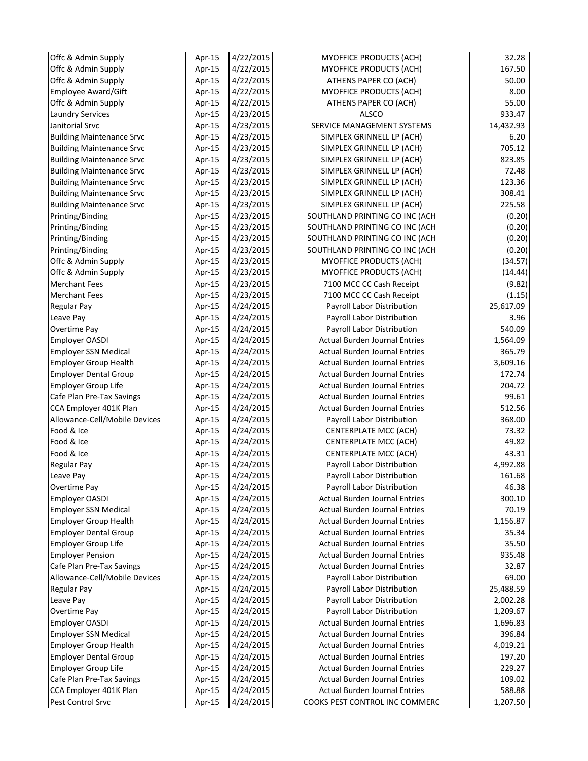| | | | | |
|---|---|---|---|---|
| Offc & Admin Supply | Apr-15 | 4/22/2015 | MYOFFICE PRODUCTS (ACH) | 32.28 |
| Offc & Admin Supply | Apr-15 | 4/22/2015 | MYOFFICE PRODUCTS (ACH) | 167.50 |
| Offc & Admin Supply | Apr-15 | 4/22/2015 | ATHENS PAPER CO (ACH) | 50.00 |
| Employee Award/Gift | Apr-15 | 4/22/2015 | MYOFFICE PRODUCTS (ACH) | 8.00 |
| Offc & Admin Supply | Apr-15 | 4/22/2015 | ATHENS PAPER CO (ACH) | 55.00 |
| Laundry Services | Apr-15 | 4/23/2015 | ALSCO | 933.47 |
| Janitorial Srvc | Apr-15 | 4/23/2015 | SERVICE MANAGEMENT SYSTEMS | 14,432.93 |
| Building Maintenance Srvc | Apr-15 | 4/23/2015 | SIMPLEX GRINNELL LP (ACH) | 6.20 |
| Building Maintenance Srvc | Apr-15 | 4/23/2015 | SIMPLEX GRINNELL LP (ACH) | 705.12 |
| Building Maintenance Srvc | Apr-15 | 4/23/2015 | SIMPLEX GRINNELL LP (ACH) | 823.85 |
| Building Maintenance Srvc | Apr-15 | 4/23/2015 | SIMPLEX GRINNELL LP (ACH) | 72.48 |
| Building Maintenance Srvc | Apr-15 | 4/23/2015 | SIMPLEX GRINNELL LP (ACH) | 123.36 |
| Building Maintenance Srvc | Apr-15 | 4/23/2015 | SIMPLEX GRINNELL LP (ACH) | 308.41 |
| Building Maintenance Srvc | Apr-15 | 4/23/2015 | SIMPLEX GRINNELL LP (ACH) | 225.58 |
| Printing/Binding | Apr-15 | 4/23/2015 | SOUTHLAND PRINTING CO INC (ACH | (0.20) |
| Printing/Binding | Apr-15 | 4/23/2015 | SOUTHLAND PRINTING CO INC (ACH | (0.20) |
| Printing/Binding | Apr-15 | 4/23/2015 | SOUTHLAND PRINTING CO INC (ACH | (0.20) |
| Printing/Binding | Apr-15 | 4/23/2015 | SOUTHLAND PRINTING CO INC (ACH | (0.20) |
| Offc & Admin Supply | Apr-15 | 4/23/2015 | MYOFFICE PRODUCTS (ACH) | (34.57) |
| Offc & Admin Supply | Apr-15 | 4/23/2015 | MYOFFICE PRODUCTS (ACH) | (14.44) |
| Merchant Fees | Apr-15 | 4/23/2015 | 7100 MCC CC Cash Receipt | (9.82) |
| Merchant Fees | Apr-15 | 4/23/2015 | 7100 MCC CC Cash Receipt | (1.15) |
| Regular Pay | Apr-15 | 4/24/2015 | Payroll Labor Distribution | 25,617.09 |
| Leave Pay | Apr-15 | 4/24/2015 | Payroll Labor Distribution | 3.96 |
| Overtime Pay | Apr-15 | 4/24/2015 | Payroll Labor Distribution | 540.09 |
| Employer OASDI | Apr-15 | 4/24/2015 | Actual Burden Journal Entries | 1,564.09 |
| Employer SSN Medical | Apr-15 | 4/24/2015 | Actual Burden Journal Entries | 365.79 |
| Employer Group Health | Apr-15 | 4/24/2015 | Actual Burden Journal Entries | 3,609.16 |
| Employer Dental Group | Apr-15 | 4/24/2015 | Actual Burden Journal Entries | 172.74 |
| Employer Group Life | Apr-15 | 4/24/2015 | Actual Burden Journal Entries | 204.72 |
| Cafe Plan Pre-Tax Savings | Apr-15 | 4/24/2015 | Actual Burden Journal Entries | 99.61 |
| CCA Employer 401K Plan | Apr-15 | 4/24/2015 | Actual Burden Journal Entries | 512.56 |
| Allowance-Cell/Mobile Devices | Apr-15 | 4/24/2015 | Payroll Labor Distribution | 368.00 |
| Food & Ice | Apr-15 | 4/24/2015 | CENTERPLATE MCC (ACH) | 73.32 |
| Food & Ice | Apr-15 | 4/24/2015 | CENTERPLATE MCC (ACH) | 49.82 |
| Food & Ice | Apr-15 | 4/24/2015 | CENTERPLATE MCC (ACH) | 43.31 |
| Regular Pay | Apr-15 | 4/24/2015 | Payroll Labor Distribution | 4,992.88 |
| Leave Pay | Apr-15 | 4/24/2015 | Payroll Labor Distribution | 161.68 |
| Overtime Pay | Apr-15 | 4/24/2015 | Payroll Labor Distribution | 46.38 |
| Employer OASDI | Apr-15 | 4/24/2015 | Actual Burden Journal Entries | 300.10 |
| Employer SSN Medical | Apr-15 | 4/24/2015 | Actual Burden Journal Entries | 70.19 |
| Employer Group Health | Apr-15 | 4/24/2015 | Actual Burden Journal Entries | 1,156.87 |
| Employer Dental Group | Apr-15 | 4/24/2015 | Actual Burden Journal Entries | 35.34 |
| Employer Group Life | Apr-15 | 4/24/2015 | Actual Burden Journal Entries | 35.50 |
| Employer Pension | Apr-15 | 4/24/2015 | Actual Burden Journal Entries | 935.48 |
| Cafe Plan Pre-Tax Savings | Apr-15 | 4/24/2015 | Actual Burden Journal Entries | 32.87 |
| Allowance-Cell/Mobile Devices | Apr-15 | 4/24/2015 | Payroll Labor Distribution | 69.00 |
| Regular Pay | Apr-15 | 4/24/2015 | Payroll Labor Distribution | 25,488.59 |
| Leave Pay | Apr-15 | 4/24/2015 | Payroll Labor Distribution | 2,002.28 |
| Overtime Pay | Apr-15 | 4/24/2015 | Payroll Labor Distribution | 1,209.67 |
| Employer OASDI | Apr-15 | 4/24/2015 | Actual Burden Journal Entries | 1,696.83 |
| Employer SSN Medical | Apr-15 | 4/24/2015 | Actual Burden Journal Entries | 396.84 |
| Employer Group Health | Apr-15 | 4/24/2015 | Actual Burden Journal Entries | 4,019.21 |
| Employer Dental Group | Apr-15 | 4/24/2015 | Actual Burden Journal Entries | 197.20 |
| Employer Group Life | Apr-15 | 4/24/2015 | Actual Burden Journal Entries | 229.27 |
| Cafe Plan Pre-Tax Savings | Apr-15 | 4/24/2015 | Actual Burden Journal Entries | 109.02 |
| CCA Employer 401K Plan | Apr-15 | 4/24/2015 | Actual Burden Journal Entries | 588.88 |
| Pest Control Srvc | Apr-15 | 4/24/2015 | COOKS PEST CONTROL INC COMMERC | 1,207.50 |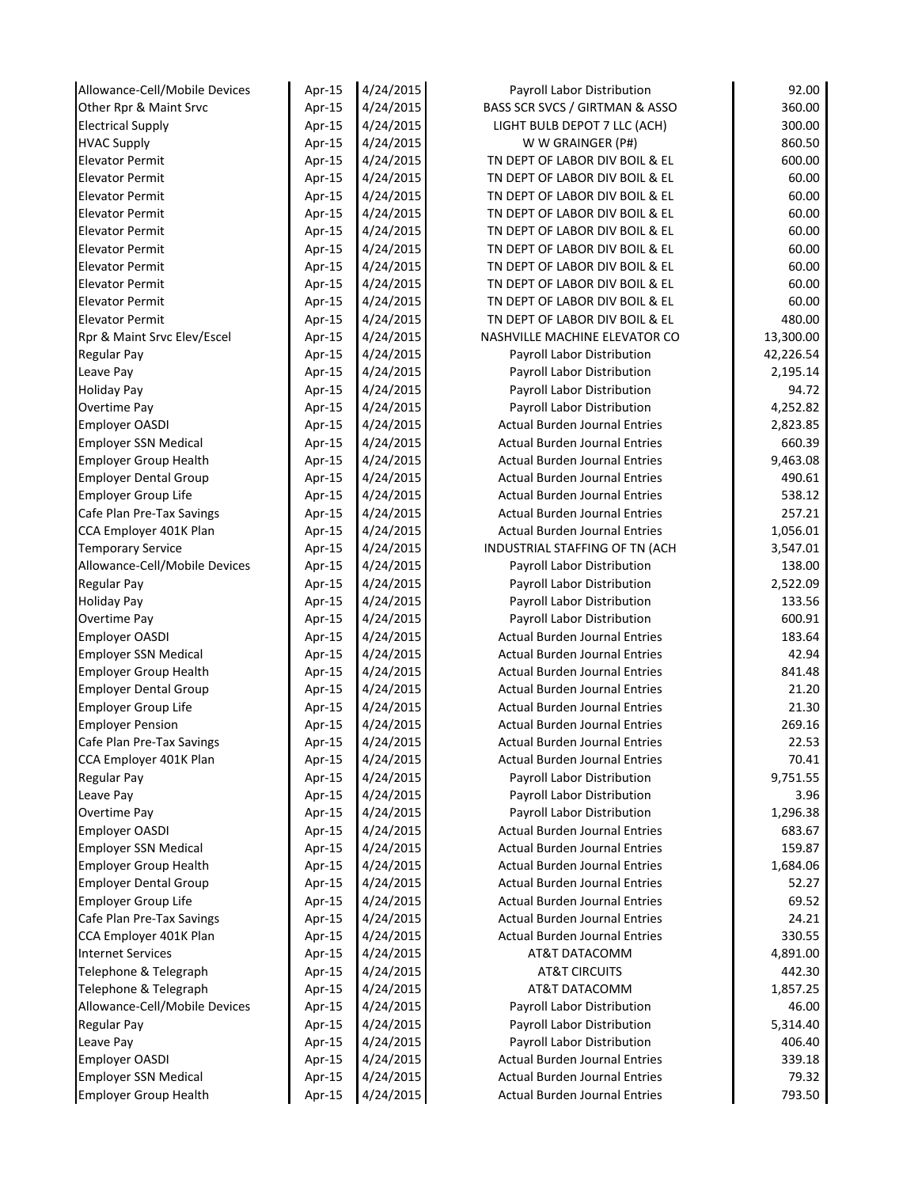| | | | | |
|---|---|---|---|---|
| Allowance-Cell/Mobile Devices | Apr-15 | 4/24/2015 | Payroll Labor Distribution | 92.00 |
| Other Rpr & Maint Srvc | Apr-15 | 4/24/2015 | BASS SCR SVCS / GIRTMAN & ASSO | 360.00 |
| Electrical Supply | Apr-15 | 4/24/2015 | LIGHT BULB DEPOT 7 LLC (ACH) | 300.00 |
| HVAC Supply | Apr-15 | 4/24/2015 | W W GRAINGER (P#) | 860.50 |
| Elevator Permit | Apr-15 | 4/24/2015 | TN DEPT OF LABOR DIV BOIL & EL | 600.00 |
| Elevator Permit | Apr-15 | 4/24/2015 | TN DEPT OF LABOR DIV BOIL & EL | 60.00 |
| Elevator Permit | Apr-15 | 4/24/2015 | TN DEPT OF LABOR DIV BOIL & EL | 60.00 |
| Elevator Permit | Apr-15 | 4/24/2015 | TN DEPT OF LABOR DIV BOIL & EL | 60.00 |
| Elevator Permit | Apr-15 | 4/24/2015 | TN DEPT OF LABOR DIV BOIL & EL | 60.00 |
| Elevator Permit | Apr-15 | 4/24/2015 | TN DEPT OF LABOR DIV BOIL & EL | 60.00 |
| Elevator Permit | Apr-15 | 4/24/2015 | TN DEPT OF LABOR DIV BOIL & EL | 60.00 |
| Elevator Permit | Apr-15 | 4/24/2015 | TN DEPT OF LABOR DIV BOIL & EL | 60.00 |
| Elevator Permit | Apr-15 | 4/24/2015 | TN DEPT OF LABOR DIV BOIL & EL | 60.00 |
| Elevator Permit | Apr-15 | 4/24/2015 | TN DEPT OF LABOR DIV BOIL & EL | 480.00 |
| Rpr & Maint Srvc Elev/Escel | Apr-15 | 4/24/2015 | NASHVILLE MACHINE ELEVATOR CO | 13,300.00 |
| Regular Pay | Apr-15 | 4/24/2015 | Payroll Labor Distribution | 42,226.54 |
| Leave Pay | Apr-15 | 4/24/2015 | Payroll Labor Distribution | 2,195.14 |
| Holiday Pay | Apr-15 | 4/24/2015 | Payroll Labor Distribution | 94.72 |
| Overtime Pay | Apr-15 | 4/24/2015 | Payroll Labor Distribution | 4,252.82 |
| Employer OASDI | Apr-15 | 4/24/2015 | Actual Burden Journal Entries | 2,823.85 |
| Employer SSN Medical | Apr-15 | 4/24/2015 | Actual Burden Journal Entries | 660.39 |
| Employer Group Health | Apr-15 | 4/24/2015 | Actual Burden Journal Entries | 9,463.08 |
| Employer Dental Group | Apr-15 | 4/24/2015 | Actual Burden Journal Entries | 490.61 |
| Employer Group Life | Apr-15 | 4/24/2015 | Actual Burden Journal Entries | 538.12 |
| Cafe Plan Pre-Tax Savings | Apr-15 | 4/24/2015 | Actual Burden Journal Entries | 257.21 |
| CCA Employer 401K Plan | Apr-15 | 4/24/2015 | Actual Burden Journal Entries | 1,056.01 |
| Temporary Service | Apr-15 | 4/24/2015 | INDUSTRIAL STAFFING OF TN (ACH | 3,547.01 |
| Allowance-Cell/Mobile Devices | Apr-15 | 4/24/2015 | Payroll Labor Distribution | 138.00 |
| Regular Pay | Apr-15 | 4/24/2015 | Payroll Labor Distribution | 2,522.09 |
| Holiday Pay | Apr-15 | 4/24/2015 | Payroll Labor Distribution | 133.56 |
| Overtime Pay | Apr-15 | 4/24/2015 | Payroll Labor Distribution | 600.91 |
| Employer OASDI | Apr-15 | 4/24/2015 | Actual Burden Journal Entries | 183.64 |
| Employer SSN Medical | Apr-15 | 4/24/2015 | Actual Burden Journal Entries | 42.94 |
| Employer Group Health | Apr-15 | 4/24/2015 | Actual Burden Journal Entries | 841.48 |
| Employer Dental Group | Apr-15 | 4/24/2015 | Actual Burden Journal Entries | 21.20 |
| Employer Group Life | Apr-15 | 4/24/2015 | Actual Burden Journal Entries | 21.30 |
| Employer Pension | Apr-15 | 4/24/2015 | Actual Burden Journal Entries | 269.16 |
| Cafe Plan Pre-Tax Savings | Apr-15 | 4/24/2015 | Actual Burden Journal Entries | 22.53 |
| CCA Employer 401K Plan | Apr-15 | 4/24/2015 | Actual Burden Journal Entries | 70.41 |
| Regular Pay | Apr-15 | 4/24/2015 | Payroll Labor Distribution | 9,751.55 |
| Leave Pay | Apr-15 | 4/24/2015 | Payroll Labor Distribution | 3.96 |
| Overtime Pay | Apr-15 | 4/24/2015 | Payroll Labor Distribution | 1,296.38 |
| Employer OASDI | Apr-15 | 4/24/2015 | Actual Burden Journal Entries | 683.67 |
| Employer SSN Medical | Apr-15 | 4/24/2015 | Actual Burden Journal Entries | 159.87 |
| Employer Group Health | Apr-15 | 4/24/2015 | Actual Burden Journal Entries | 1,684.06 |
| Employer Dental Group | Apr-15 | 4/24/2015 | Actual Burden Journal Entries | 52.27 |
| Employer Group Life | Apr-15 | 4/24/2015 | Actual Burden Journal Entries | 69.52 |
| Cafe Plan Pre-Tax Savings | Apr-15 | 4/24/2015 | Actual Burden Journal Entries | 24.21 |
| CCA Employer 401K Plan | Apr-15 | 4/24/2015 | Actual Burden Journal Entries | 330.55 |
| Internet Services | Apr-15 | 4/24/2015 | AT&T DATACOMM | 4,891.00 |
| Telephone & Telegraph | Apr-15 | 4/24/2015 | AT&T CIRCUITS | 442.30 |
| Telephone & Telegraph | Apr-15 | 4/24/2015 | AT&T DATACOMM | 1,857.25 |
| Allowance-Cell/Mobile Devices | Apr-15 | 4/24/2015 | Payroll Labor Distribution | 46.00 |
| Regular Pay | Apr-15 | 4/24/2015 | Payroll Labor Distribution | 5,314.40 |
| Leave Pay | Apr-15 | 4/24/2015 | Payroll Labor Distribution | 406.40 |
| Employer OASDI | Apr-15 | 4/24/2015 | Actual Burden Journal Entries | 339.18 |
| Employer SSN Medical | Apr-15 | 4/24/2015 | Actual Burden Journal Entries | 79.32 |
| Employer Group Health | Apr-15 | 4/24/2015 | Actual Burden Journal Entries | 793.50 |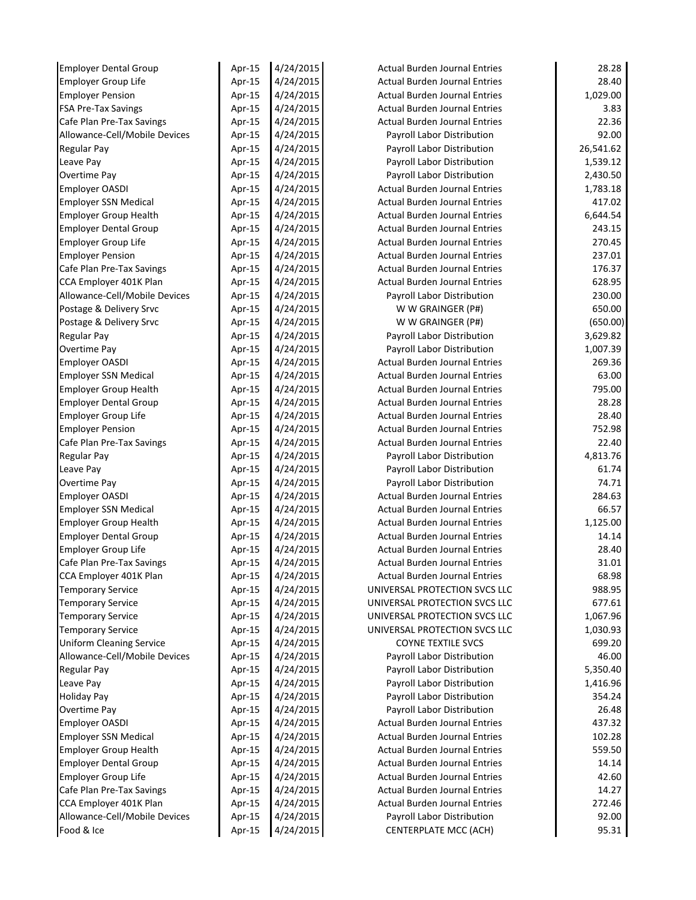| | | | | |
|---|---|---|---|---|
| Employer Dental Group | Apr-15 | 4/24/2015 | Actual Burden Journal Entries | 28.28 |
| Employer Group Life | Apr-15 | 4/24/2015 | Actual Burden Journal Entries | 28.40 |
| Employer Pension | Apr-15 | 4/24/2015 | Actual Burden Journal Entries | 1,029.00 |
| FSA Pre-Tax Savings | Apr-15 | 4/24/2015 | Actual Burden Journal Entries | 3.83 |
| Cafe Plan Pre-Tax Savings | Apr-15 | 4/24/2015 | Actual Burden Journal Entries | 22.36 |
| Allowance-Cell/Mobile Devices | Apr-15 | 4/24/2015 | Payroll Labor Distribution | 92.00 |
| Regular Pay | Apr-15 | 4/24/2015 | Payroll Labor Distribution | 26,541.62 |
| Leave Pay | Apr-15 | 4/24/2015 | Payroll Labor Distribution | 1,539.12 |
| Overtime Pay | Apr-15 | 4/24/2015 | Payroll Labor Distribution | 2,430.50 |
| Employer OASDI | Apr-15 | 4/24/2015 | Actual Burden Journal Entries | 1,783.18 |
| Employer SSN Medical | Apr-15 | 4/24/2015 | Actual Burden Journal Entries | 417.02 |
| Employer Group Health | Apr-15 | 4/24/2015 | Actual Burden Journal Entries | 6,644.54 |
| Employer Dental Group | Apr-15 | 4/24/2015 | Actual Burden Journal Entries | 243.15 |
| Employer Group Life | Apr-15 | 4/24/2015 | Actual Burden Journal Entries | 270.45 |
| Employer Pension | Apr-15 | 4/24/2015 | Actual Burden Journal Entries | 237.01 |
| Cafe Plan Pre-Tax Savings | Apr-15 | 4/24/2015 | Actual Burden Journal Entries | 176.37 |
| CCA Employer 401K Plan | Apr-15 | 4/24/2015 | Actual Burden Journal Entries | 628.95 |
| Allowance-Cell/Mobile Devices | Apr-15 | 4/24/2015 | Payroll Labor Distribution | 230.00 |
| Postage & Delivery Srvc | Apr-15 | 4/24/2015 | W W GRAINGER (P#) | 650.00 |
| Postage & Delivery Srvc | Apr-15 | 4/24/2015 | W W GRAINGER (P#) | (650.00) |
| Regular Pay | Apr-15 | 4/24/2015 | Payroll Labor Distribution | 3,629.82 |
| Overtime Pay | Apr-15 | 4/24/2015 | Payroll Labor Distribution | 1,007.39 |
| Employer OASDI | Apr-15 | 4/24/2015 | Actual Burden Journal Entries | 269.36 |
| Employer SSN Medical | Apr-15 | 4/24/2015 | Actual Burden Journal Entries | 63.00 |
| Employer Group Health | Apr-15 | 4/24/2015 | Actual Burden Journal Entries | 795.00 |
| Employer Dental Group | Apr-15 | 4/24/2015 | Actual Burden Journal Entries | 28.28 |
| Employer Group Life | Apr-15 | 4/24/2015 | Actual Burden Journal Entries | 28.40 |
| Employer Pension | Apr-15 | 4/24/2015 | Actual Burden Journal Entries | 752.98 |
| Cafe Plan Pre-Tax Savings | Apr-15 | 4/24/2015 | Actual Burden Journal Entries | 22.40 |
| Regular Pay | Apr-15 | 4/24/2015 | Payroll Labor Distribution | 4,813.76 |
| Leave Pay | Apr-15 | 4/24/2015 | Payroll Labor Distribution | 61.74 |
| Overtime Pay | Apr-15 | 4/24/2015 | Payroll Labor Distribution | 74.71 |
| Employer OASDI | Apr-15 | 4/24/2015 | Actual Burden Journal Entries | 284.63 |
| Employer SSN Medical | Apr-15 | 4/24/2015 | Actual Burden Journal Entries | 66.57 |
| Employer Group Health | Apr-15 | 4/24/2015 | Actual Burden Journal Entries | 1,125.00 |
| Employer Dental Group | Apr-15 | 4/24/2015 | Actual Burden Journal Entries | 14.14 |
| Employer Group Life | Apr-15 | 4/24/2015 | Actual Burden Journal Entries | 28.40 |
| Cafe Plan Pre-Tax Savings | Apr-15 | 4/24/2015 | Actual Burden Journal Entries | 31.01 |
| CCA Employer 401K Plan | Apr-15 | 4/24/2015 | Actual Burden Journal Entries | 68.98 |
| Temporary Service | Apr-15 | 4/24/2015 | UNIVERSAL PROTECTION SVCS LLC | 988.95 |
| Temporary Service | Apr-15 | 4/24/2015 | UNIVERSAL PROTECTION SVCS LLC | 677.61 |
| Temporary Service | Apr-15 | 4/24/2015 | UNIVERSAL PROTECTION SVCS LLC | 1,067.96 |
| Temporary Service | Apr-15 | 4/24/2015 | UNIVERSAL PROTECTION SVCS LLC | 1,030.93 |
| Uniform Cleaning Service | Apr-15 | 4/24/2015 | COYNE TEXTILE SVCS | 699.20 |
| Allowance-Cell/Mobile Devices | Apr-15 | 4/24/2015 | Payroll Labor Distribution | 46.00 |
| Regular Pay | Apr-15 | 4/24/2015 | Payroll Labor Distribution | 5,350.40 |
| Leave Pay | Apr-15 | 4/24/2015 | Payroll Labor Distribution | 1,416.96 |
| Holiday Pay | Apr-15 | 4/24/2015 | Payroll Labor Distribution | 354.24 |
| Overtime Pay | Apr-15 | 4/24/2015 | Payroll Labor Distribution | 26.48 |
| Employer OASDI | Apr-15 | 4/24/2015 | Actual Burden Journal Entries | 437.32 |
| Employer SSN Medical | Apr-15 | 4/24/2015 | Actual Burden Journal Entries | 102.28 |
| Employer Group Health | Apr-15 | 4/24/2015 | Actual Burden Journal Entries | 559.50 |
| Employer Dental Group | Apr-15 | 4/24/2015 | Actual Burden Journal Entries | 14.14 |
| Employer Group Life | Apr-15 | 4/24/2015 | Actual Burden Journal Entries | 42.60 |
| Cafe Plan Pre-Tax Savings | Apr-15 | 4/24/2015 | Actual Burden Journal Entries | 14.27 |
| CCA Employer 401K Plan | Apr-15 | 4/24/2015 | Actual Burden Journal Entries | 272.46 |
| Allowance-Cell/Mobile Devices | Apr-15 | 4/24/2015 | Payroll Labor Distribution | 92.00 |
| Food & Ice | Apr-15 | 4/24/2015 | CENTERPLATE MCC (ACH) | 95.31 |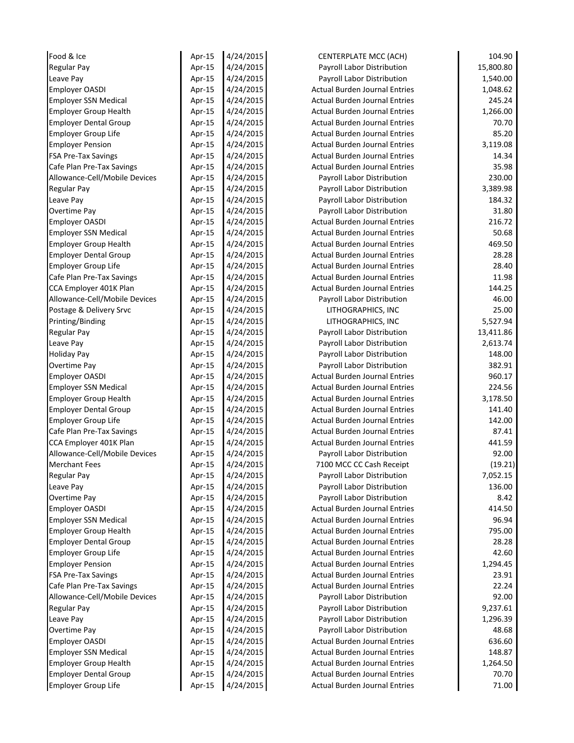| | | | | |
|---|---|---|---|---|
| Food & Ice | Apr-15 | 4/24/2015 | CENTERPLATE MCC (ACH) | 104.90 |
| Regular Pay | Apr-15 | 4/24/2015 | Payroll Labor Distribution | 15,800.80 |
| Leave Pay | Apr-15 | 4/24/2015 | Payroll Labor Distribution | 1,540.00 |
| Employer OASDI | Apr-15 | 4/24/2015 | Actual Burden Journal Entries | 1,048.62 |
| Employer SSN Medical | Apr-15 | 4/24/2015 | Actual Burden Journal Entries | 245.24 |
| Employer Group Health | Apr-15 | 4/24/2015 | Actual Burden Journal Entries | 1,266.00 |
| Employer Dental Group | Apr-15 | 4/24/2015 | Actual Burden Journal Entries | 70.70 |
| Employer Group Life | Apr-15 | 4/24/2015 | Actual Burden Journal Entries | 85.20 |
| Employer Pension | Apr-15 | 4/24/2015 | Actual Burden Journal Entries | 3,119.08 |
| FSA Pre-Tax Savings | Apr-15 | 4/24/2015 | Actual Burden Journal Entries | 14.34 |
| Cafe Plan Pre-Tax Savings | Apr-15 | 4/24/2015 | Actual Burden Journal Entries | 35.98 |
| Allowance-Cell/Mobile Devices | Apr-15 | 4/24/2015 | Payroll Labor Distribution | 230.00 |
| Regular Pay | Apr-15 | 4/24/2015 | Payroll Labor Distribution | 3,389.98 |
| Leave Pay | Apr-15 | 4/24/2015 | Payroll Labor Distribution | 184.32 |
| Overtime Pay | Apr-15 | 4/24/2015 | Payroll Labor Distribution | 31.80 |
| Employer OASDI | Apr-15 | 4/24/2015 | Actual Burden Journal Entries | 216.72 |
| Employer SSN Medical | Apr-15 | 4/24/2015 | Actual Burden Journal Entries | 50.68 |
| Employer Group Health | Apr-15 | 4/24/2015 | Actual Burden Journal Entries | 469.50 |
| Employer Dental Group | Apr-15 | 4/24/2015 | Actual Burden Journal Entries | 28.28 |
| Employer Group Life | Apr-15 | 4/24/2015 | Actual Burden Journal Entries | 28.40 |
| Cafe Plan Pre-Tax Savings | Apr-15 | 4/24/2015 | Actual Burden Journal Entries | 11.98 |
| CCA Employer 401K Plan | Apr-15 | 4/24/2015 | Actual Burden Journal Entries | 144.25 |
| Allowance-Cell/Mobile Devices | Apr-15 | 4/24/2015 | Payroll Labor Distribution | 46.00 |
| Postage & Delivery Srvc | Apr-15 | 4/24/2015 | LITHOGRAPHICS, INC | 25.00 |
| Printing/Binding | Apr-15 | 4/24/2015 | LITHOGRAPHICS, INC | 5,527.94 |
| Regular Pay | Apr-15 | 4/24/2015 | Payroll Labor Distribution | 13,411.86 |
| Leave Pay | Apr-15 | 4/24/2015 | Payroll Labor Distribution | 2,613.74 |
| Holiday Pay | Apr-15 | 4/24/2015 | Payroll Labor Distribution | 148.00 |
| Overtime Pay | Apr-15 | 4/24/2015 | Payroll Labor Distribution | 382.91 |
| Employer OASDI | Apr-15 | 4/24/2015 | Actual Burden Journal Entries | 960.17 |
| Employer SSN Medical | Apr-15 | 4/24/2015 | Actual Burden Journal Entries | 224.56 |
| Employer Group Health | Apr-15 | 4/24/2015 | Actual Burden Journal Entries | 3,178.50 |
| Employer Dental Group | Apr-15 | 4/24/2015 | Actual Burden Journal Entries | 141.40 |
| Employer Group Life | Apr-15 | 4/24/2015 | Actual Burden Journal Entries | 142.00 |
| Cafe Plan Pre-Tax Savings | Apr-15 | 4/24/2015 | Actual Burden Journal Entries | 87.41 |
| CCA Employer 401K Plan | Apr-15 | 4/24/2015 | Actual Burden Journal Entries | 441.59 |
| Allowance-Cell/Mobile Devices | Apr-15 | 4/24/2015 | Payroll Labor Distribution | 92.00 |
| Merchant Fees | Apr-15 | 4/24/2015 | 7100 MCC CC Cash Receipt | (19.21) |
| Regular Pay | Apr-15 | 4/24/2015 | Payroll Labor Distribution | 7,052.15 |
| Leave Pay | Apr-15 | 4/24/2015 | Payroll Labor Distribution | 136.00 |
| Overtime Pay | Apr-15 | 4/24/2015 | Payroll Labor Distribution | 8.42 |
| Employer OASDI | Apr-15 | 4/24/2015 | Actual Burden Journal Entries | 414.50 |
| Employer SSN Medical | Apr-15 | 4/24/2015 | Actual Burden Journal Entries | 96.94 |
| Employer Group Health | Apr-15 | 4/24/2015 | Actual Burden Journal Entries | 795.00 |
| Employer Dental Group | Apr-15 | 4/24/2015 | Actual Burden Journal Entries | 28.28 |
| Employer Group Life | Apr-15 | 4/24/2015 | Actual Burden Journal Entries | 42.60 |
| Employer Pension | Apr-15 | 4/24/2015 | Actual Burden Journal Entries | 1,294.45 |
| FSA Pre-Tax Savings | Apr-15 | 4/24/2015 | Actual Burden Journal Entries | 23.91 |
| Cafe Plan Pre-Tax Savings | Apr-15 | 4/24/2015 | Actual Burden Journal Entries | 22.24 |
| Allowance-Cell/Mobile Devices | Apr-15 | 4/24/2015 | Payroll Labor Distribution | 92.00 |
| Regular Pay | Apr-15 | 4/24/2015 | Payroll Labor Distribution | 9,237.61 |
| Leave Pay | Apr-15 | 4/24/2015 | Payroll Labor Distribution | 1,296.39 |
| Overtime Pay | Apr-15 | 4/24/2015 | Payroll Labor Distribution | 48.68 |
| Employer OASDI | Apr-15 | 4/24/2015 | Actual Burden Journal Entries | 636.60 |
| Employer SSN Medical | Apr-15 | 4/24/2015 | Actual Burden Journal Entries | 148.87 |
| Employer Group Health | Apr-15 | 4/24/2015 | Actual Burden Journal Entries | 1,264.50 |
| Employer Dental Group | Apr-15 | 4/24/2015 | Actual Burden Journal Entries | 70.70 |
| Employer Group Life | Apr-15 | 4/24/2015 | Actual Burden Journal Entries | 71.00 |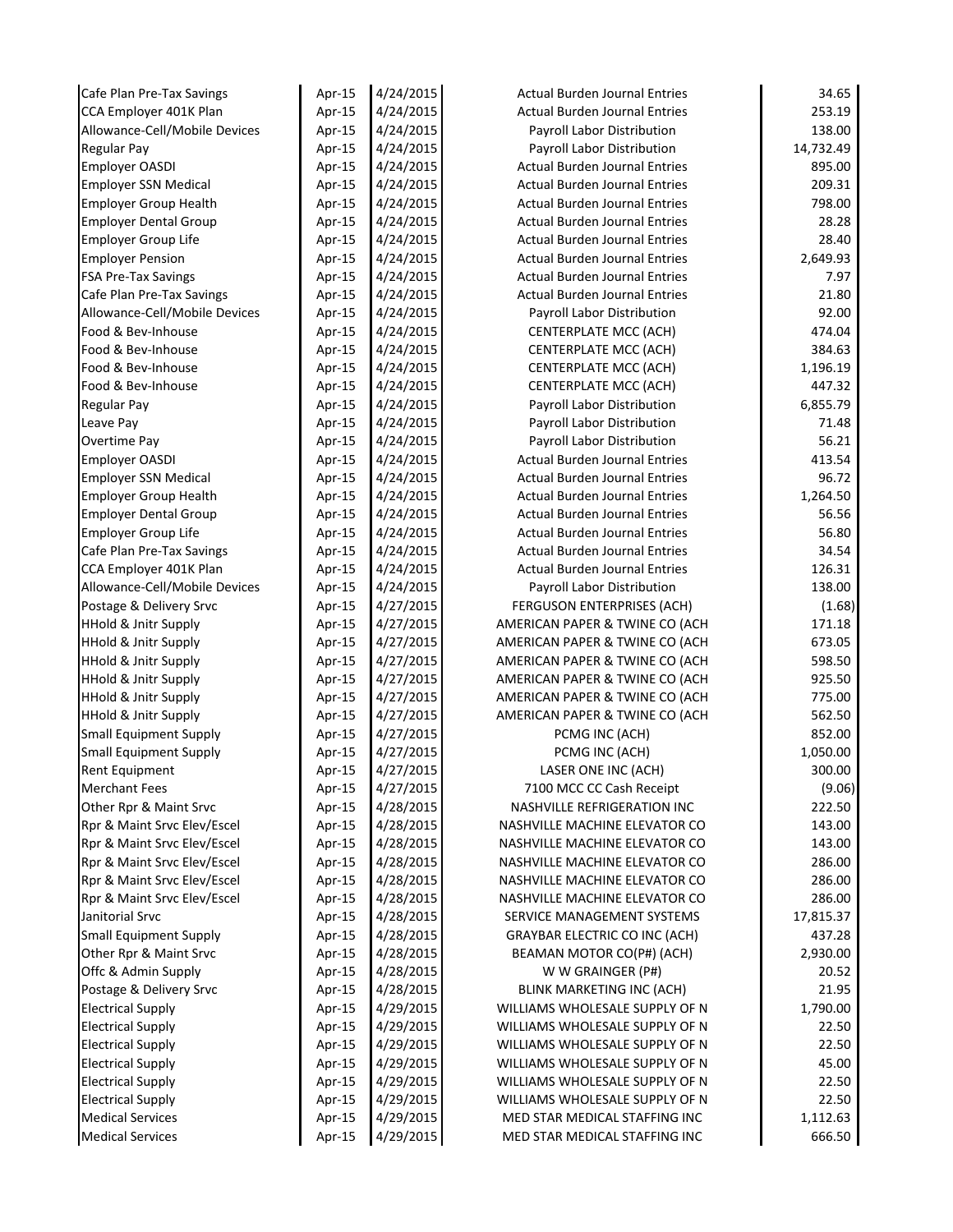| | | | | |
|---|---|---|---|---|
| Cafe Plan Pre-Tax Savings | Apr-15 | 4/24/2015 | Actual Burden Journal Entries | 34.65 |
| CCA Employer 401K Plan | Apr-15 | 4/24/2015 | Actual Burden Journal Entries | 253.19 |
| Allowance-Cell/Mobile Devices | Apr-15 | 4/24/2015 | Payroll Labor Distribution | 138.00 |
| Regular Pay | Apr-15 | 4/24/2015 | Payroll Labor Distribution | 14,732.49 |
| Employer OASDI | Apr-15 | 4/24/2015 | Actual Burden Journal Entries | 895.00 |
| Employer SSN Medical | Apr-15 | 4/24/2015 | Actual Burden Journal Entries | 209.31 |
| Employer Group Health | Apr-15 | 4/24/2015 | Actual Burden Journal Entries | 798.00 |
| Employer Dental Group | Apr-15 | 4/24/2015 | Actual Burden Journal Entries | 28.28 |
| Employer Group Life | Apr-15 | 4/24/2015 | Actual Burden Journal Entries | 28.40 |
| Employer Pension | Apr-15 | 4/24/2015 | Actual Burden Journal Entries | 2,649.93 |
| FSA Pre-Tax Savings | Apr-15 | 4/24/2015 | Actual Burden Journal Entries | 7.97 |
| Cafe Plan Pre-Tax Savings | Apr-15 | 4/24/2015 | Actual Burden Journal Entries | 21.80 |
| Allowance-Cell/Mobile Devices | Apr-15 | 4/24/2015 | Payroll Labor Distribution | 92.00 |
| Food & Bev-Inhouse | Apr-15 | 4/24/2015 | CENTERPLATE MCC (ACH) | 474.04 |
| Food & Bev-Inhouse | Apr-15 | 4/24/2015 | CENTERPLATE MCC (ACH) | 384.63 |
| Food & Bev-Inhouse | Apr-15 | 4/24/2015 | CENTERPLATE MCC (ACH) | 1,196.19 |
| Food & Bev-Inhouse | Apr-15 | 4/24/2015 | CENTERPLATE MCC (ACH) | 447.32 |
| Regular Pay | Apr-15 | 4/24/2015 | Payroll Labor Distribution | 6,855.79 |
| Leave Pay | Apr-15 | 4/24/2015 | Payroll Labor Distribution | 71.48 |
| Overtime Pay | Apr-15 | 4/24/2015 | Payroll Labor Distribution | 56.21 |
| Employer OASDI | Apr-15 | 4/24/2015 | Actual Burden Journal Entries | 413.54 |
| Employer SSN Medical | Apr-15 | 4/24/2015 | Actual Burden Journal Entries | 96.72 |
| Employer Group Health | Apr-15 | 4/24/2015 | Actual Burden Journal Entries | 1,264.50 |
| Employer Dental Group | Apr-15 | 4/24/2015 | Actual Burden Journal Entries | 56.56 |
| Employer Group Life | Apr-15 | 4/24/2015 | Actual Burden Journal Entries | 56.80 |
| Cafe Plan Pre-Tax Savings | Apr-15 | 4/24/2015 | Actual Burden Journal Entries | 34.54 |
| CCA Employer 401K Plan | Apr-15 | 4/24/2015 | Actual Burden Journal Entries | 126.31 |
| Allowance-Cell/Mobile Devices | Apr-15 | 4/24/2015 | Payroll Labor Distribution | 138.00 |
| Postage & Delivery Srvc | Apr-15 | 4/27/2015 | FERGUSON ENTERPRISES (ACH) | (1.68) |
| HHold & Jnitr Supply | Apr-15 | 4/27/2015 | AMERICAN PAPER & TWINE CO (ACH | 171.18 |
| HHold & Jnitr Supply | Apr-15 | 4/27/2015 | AMERICAN PAPER & TWINE CO (ACH | 673.05 |
| HHold & Jnitr Supply | Apr-15 | 4/27/2015 | AMERICAN PAPER & TWINE CO (ACH | 598.50 |
| HHold & Jnitr Supply | Apr-15 | 4/27/2015 | AMERICAN PAPER & TWINE CO (ACH | 925.50 |
| HHold & Jnitr Supply | Apr-15 | 4/27/2015 | AMERICAN PAPER & TWINE CO (ACH | 775.00 |
| HHold & Jnitr Supply | Apr-15 | 4/27/2015 | AMERICAN PAPER & TWINE CO (ACH | 562.50 |
| Small Equipment Supply | Apr-15 | 4/27/2015 | PCMG INC (ACH) | 852.00 |
| Small Equipment Supply | Apr-15 | 4/27/2015 | PCMG INC (ACH) | 1,050.00 |
| Rent Equipment | Apr-15 | 4/27/2015 | LASER ONE INC (ACH) | 300.00 |
| Merchant Fees | Apr-15 | 4/27/2015 | 7100 MCC CC Cash Receipt | (9.06) |
| Other Rpr & Maint Srvc | Apr-15 | 4/28/2015 | NASHVILLE REFRIGERATION INC | 222.50 |
| Rpr & Maint Srvc Elev/Escel | Apr-15 | 4/28/2015 | NASHVILLE MACHINE ELEVATOR CO | 143.00 |
| Rpr & Maint Srvc Elev/Escel | Apr-15 | 4/28/2015 | NASHVILLE MACHINE ELEVATOR CO | 143.00 |
| Rpr & Maint Srvc Elev/Escel | Apr-15 | 4/28/2015 | NASHVILLE MACHINE ELEVATOR CO | 286.00 |
| Rpr & Maint Srvc Elev/Escel | Apr-15 | 4/28/2015 | NASHVILLE MACHINE ELEVATOR CO | 286.00 |
| Rpr & Maint Srvc Elev/Escel | Apr-15 | 4/28/2015 | NASHVILLE MACHINE ELEVATOR CO | 286.00 |
| Janitorial Srvc | Apr-15 | 4/28/2015 | SERVICE MANAGEMENT SYSTEMS | 17,815.37 |
| Small Equipment Supply | Apr-15 | 4/28/2015 | GRAYBAR ELECTRIC CO INC (ACH) | 437.28 |
| Other Rpr & Maint Srvc | Apr-15 | 4/28/2015 | BEAMAN MOTOR CO(P#) (ACH) | 2,930.00 |
| Offc & Admin Supply | Apr-15 | 4/28/2015 | W W GRAINGER (P#) | 20.52 |
| Postage & Delivery Srvc | Apr-15 | 4/28/2015 | BLINK MARKETING INC (ACH) | 21.95 |
| Electrical Supply | Apr-15 | 4/29/2015 | WILLIAMS WHOLESALE SUPPLY OF N | 1,790.00 |
| Electrical Supply | Apr-15 | 4/29/2015 | WILLIAMS WHOLESALE SUPPLY OF N | 22.50 |
| Electrical Supply | Apr-15 | 4/29/2015 | WILLIAMS WHOLESALE SUPPLY OF N | 22.50 |
| Electrical Supply | Apr-15 | 4/29/2015 | WILLIAMS WHOLESALE SUPPLY OF N | 45.00 |
| Electrical Supply | Apr-15 | 4/29/2015 | WILLIAMS WHOLESALE SUPPLY OF N | 22.50 |
| Electrical Supply | Apr-15 | 4/29/2015 | WILLIAMS WHOLESALE SUPPLY OF N | 22.50 |
| Medical Services | Apr-15 | 4/29/2015 | MED STAR MEDICAL STAFFING INC | 1,112.63 |
| Medical Services | Apr-15 | 4/29/2015 | MED STAR MEDICAL STAFFING INC | 666.50 |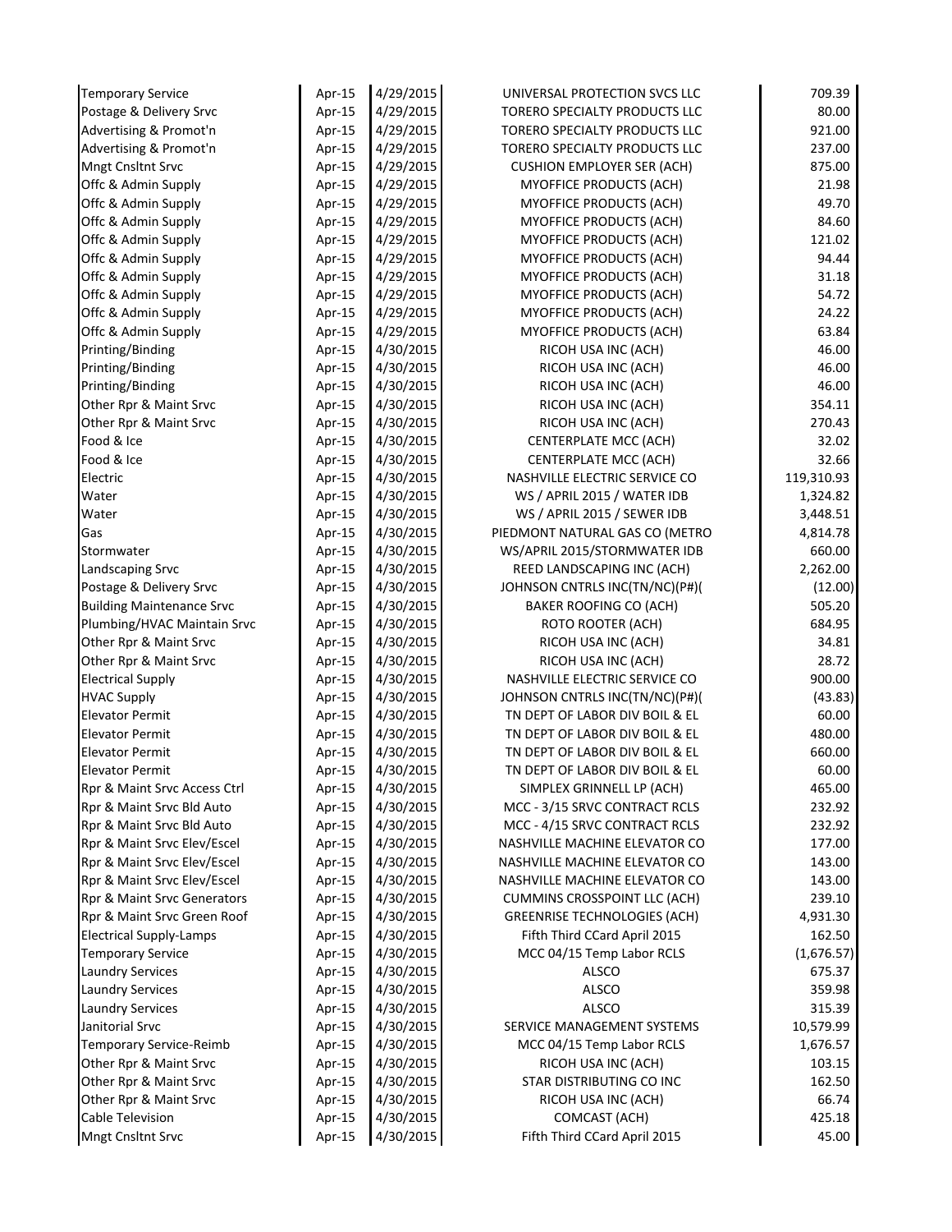| | | | | |
|---|---|---|---|---|
| Temporary Service | Apr-15 | 4/29/2015 | UNIVERSAL PROTECTION SVCS LLC | 709.39 |
| Postage & Delivery Srvc | Apr-15 | 4/29/2015 | TORERO SPECIALTY PRODUCTS LLC | 80.00 |
| Advertising & Promot'n | Apr-15 | 4/29/2015 | TORERO SPECIALTY PRODUCTS LLC | 921.00 |
| Advertising & Promot'n | Apr-15 | 4/29/2015 | TORERO SPECIALTY PRODUCTS LLC | 237.00 |
| Mngt Cnsltnt Srvc | Apr-15 | 4/29/2015 | CUSHION EMPLOYER SER (ACH) | 875.00 |
| Offc & Admin Supply | Apr-15 | 4/29/2015 | MYOFFICE PRODUCTS (ACH) | 21.98 |
| Offc & Admin Supply | Apr-15 | 4/29/2015 | MYOFFICE PRODUCTS (ACH) | 49.70 |
| Offc & Admin Supply | Apr-15 | 4/29/2015 | MYOFFICE PRODUCTS (ACH) | 84.60 |
| Offc & Admin Supply | Apr-15 | 4/29/2015 | MYOFFICE PRODUCTS (ACH) | 121.02 |
| Offc & Admin Supply | Apr-15 | 4/29/2015 | MYOFFICE PRODUCTS (ACH) | 94.44 |
| Offc & Admin Supply | Apr-15 | 4/29/2015 | MYOFFICE PRODUCTS (ACH) | 31.18 |
| Offc & Admin Supply | Apr-15 | 4/29/2015 | MYOFFICE PRODUCTS (ACH) | 54.72 |
| Offc & Admin Supply | Apr-15 | 4/29/2015 | MYOFFICE PRODUCTS (ACH) | 24.22 |
| Offc & Admin Supply | Apr-15 | 4/29/2015 | MYOFFICE PRODUCTS (ACH) | 63.84 |
| Printing/Binding | Apr-15 | 4/30/2015 | RICOH USA INC (ACH) | 46.00 |
| Printing/Binding | Apr-15 | 4/30/2015 | RICOH USA INC (ACH) | 46.00 |
| Printing/Binding | Apr-15 | 4/30/2015 | RICOH USA INC (ACH) | 46.00 |
| Other Rpr & Maint Srvc | Apr-15 | 4/30/2015 | RICOH USA INC (ACH) | 354.11 |
| Other Rpr & Maint Srvc | Apr-15 | 4/30/2015 | RICOH USA INC (ACH) | 270.43 |
| Food & Ice | Apr-15 | 4/30/2015 | CENTERPLATE MCC (ACH) | 32.02 |
| Food & Ice | Apr-15 | 4/30/2015 | CENTERPLATE MCC (ACH) | 32.66 |
| Electric | Apr-15 | 4/30/2015 | NASHVILLE ELECTRIC SERVICE CO | 119,310.93 |
| Water | Apr-15 | 4/30/2015 | WS / APRIL 2015 / WATER IDB | 1,324.82 |
| Water | Apr-15 | 4/30/2015 | WS / APRIL 2015 / SEWER IDB | 3,448.51 |
| Gas | Apr-15 | 4/30/2015 | PIEDMONT NATURAL GAS CO (METRO | 4,814.78 |
| Stormwater | Apr-15 | 4/30/2015 | WS/APRIL 2015/STORMWATER IDB | 660.00 |
| Landscaping Srvc | Apr-15 | 4/30/2015 | REED LANDSCAPING INC (ACH) | 2,262.00 |
| Postage & Delivery Srvc | Apr-15 | 4/30/2015 | JOHNSON CNTRLS INC(TN/NC)(P#)( | (12.00) |
| Building Maintenance Srvc | Apr-15 | 4/30/2015 | BAKER ROOFING CO (ACH) | 505.20 |
| Plumbing/HVAC Maintain Srvc | Apr-15 | 4/30/2015 | ROTO ROOTER (ACH) | 684.95 |
| Other Rpr & Maint Srvc | Apr-15 | 4/30/2015 | RICOH USA INC (ACH) | 34.81 |
| Other Rpr & Maint Srvc | Apr-15 | 4/30/2015 | RICOH USA INC (ACH) | 28.72 |
| Electrical Supply | Apr-15 | 4/30/2015 | NASHVILLE ELECTRIC SERVICE CO | 900.00 |
| HVAC Supply | Apr-15 | 4/30/2015 | JOHNSON CNTRLS INC(TN/NC)(P#)( | (43.83) |
| Elevator Permit | Apr-15 | 4/30/2015 | TN DEPT OF LABOR DIV BOIL & EL | 60.00 |
| Elevator Permit | Apr-15 | 4/30/2015 | TN DEPT OF LABOR DIV BOIL & EL | 480.00 |
| Elevator Permit | Apr-15 | 4/30/2015 | TN DEPT OF LABOR DIV BOIL & EL | 660.00 |
| Elevator Permit | Apr-15 | 4/30/2015 | TN DEPT OF LABOR DIV BOIL & EL | 60.00 |
| Rpr & Maint Srvc Access Ctrl | Apr-15 | 4/30/2015 | SIMPLEX GRINNELL LP (ACH) | 465.00 |
| Rpr & Maint Srvc Bld Auto | Apr-15 | 4/30/2015 | MCC - 3/15 SRVC CONTRACT RCLS | 232.92 |
| Rpr & Maint Srvc Bld Auto | Apr-15 | 4/30/2015 | MCC - 4/15 SRVC CONTRACT RCLS | 232.92 |
| Rpr & Maint Srvc Elev/Escel | Apr-15 | 4/30/2015 | NASHVILLE MACHINE ELEVATOR CO | 177.00 |
| Rpr & Maint Srvc Elev/Escel | Apr-15 | 4/30/2015 | NASHVILLE MACHINE ELEVATOR CO | 143.00 |
| Rpr & Maint Srvc Elev/Escel | Apr-15 | 4/30/2015 | NASHVILLE MACHINE ELEVATOR CO | 143.00 |
| Rpr & Maint Srvc Generators | Apr-15 | 4/30/2015 | CUMMINS CROSSPOINT LLC (ACH) | 239.10 |
| Rpr & Maint Srvc Green Roof | Apr-15 | 4/30/2015 | GREENRISE TECHNOLOGIES (ACH) | 4,931.30 |
| Electrical Supply-Lamps | Apr-15 | 4/30/2015 | Fifth Third CCard April 2015 | 162.50 |
| Temporary Service | Apr-15 | 4/30/2015 | MCC 04/15 Temp Labor RCLS | (1,676.57) |
| Laundry Services | Apr-15 | 4/30/2015 | ALSCO | 675.37 |
| Laundry Services | Apr-15 | 4/30/2015 | ALSCO | 359.98 |
| Laundry Services | Apr-15 | 4/30/2015 | ALSCO | 315.39 |
| Janitorial Srvc | Apr-15 | 4/30/2015 | SERVICE MANAGEMENT SYSTEMS | 10,579.99 |
| Temporary Service-Reimb | Apr-15 | 4/30/2015 | MCC 04/15 Temp Labor RCLS | 1,676.57 |
| Other Rpr & Maint Srvc | Apr-15 | 4/30/2015 | RICOH USA INC (ACH) | 103.15 |
| Other Rpr & Maint Srvc | Apr-15 | 4/30/2015 | STAR DISTRIBUTING CO INC | 162.50 |
| Other Rpr & Maint Srvc | Apr-15 | 4/30/2015 | RICOH USA INC (ACH) | 66.74 |
| Cable Television | Apr-15 | 4/30/2015 | COMCAST (ACH) | 425.18 |
| Mngt Cnsltnt Srvc | Apr-15 | 4/30/2015 | Fifth Third CCard April 2015 | 45.00 |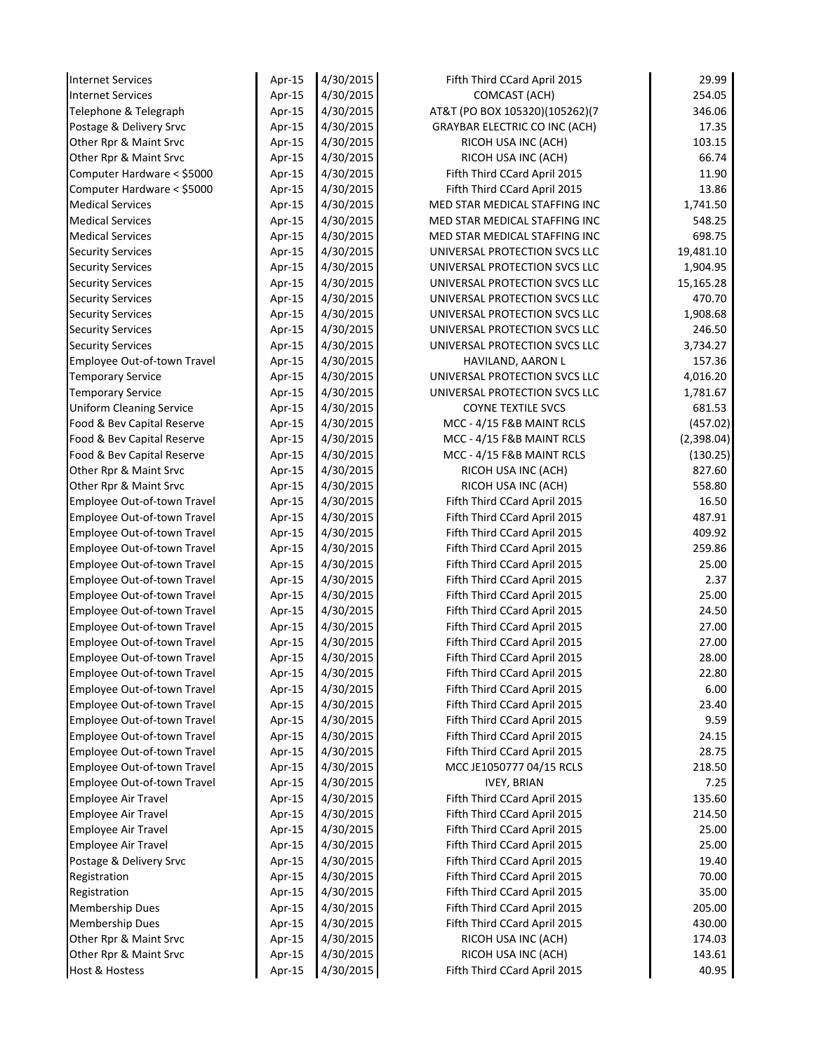| | | | | |
|---|---|---|---|---|
| Internet Services | Apr-15 | 4/30/2015 | Fifth Third CCard April 2015 | 29.99 |
| Internet Services | Apr-15 | 4/30/2015 | COMCAST (ACH) | 254.05 |
| Telephone & Telegraph | Apr-15 | 4/30/2015 | AT&T (PO BOX 105320)(105262)(7 | 346.06 |
| Postage & Delivery Srvc | Apr-15 | 4/30/2015 | GRAYBAR ELECTRIC CO INC (ACH) | 17.35 |
| Other Rpr & Maint Srvc | Apr-15 | 4/30/2015 | RICOH USA INC (ACH) | 103.15 |
| Other Rpr & Maint Srvc | Apr-15 | 4/30/2015 | RICOH USA INC (ACH) | 66.74 |
| Computer Hardware < $5000 | Apr-15 | 4/30/2015 | Fifth Third CCard April 2015 | 11.90 |
| Computer Hardware < $5000 | Apr-15 | 4/30/2015 | Fifth Third CCard April 2015 | 13.86 |
| Medical Services | Apr-15 | 4/30/2015 | MED STAR MEDICAL STAFFING INC | 1,741.50 |
| Medical Services | Apr-15 | 4/30/2015 | MED STAR MEDICAL STAFFING INC | 548.25 |
| Medical Services | Apr-15 | 4/30/2015 | MED STAR MEDICAL STAFFING INC | 698.75 |
| Security Services | Apr-15 | 4/30/2015 | UNIVERSAL PROTECTION SVCS LLC | 19,481.10 |
| Security Services | Apr-15 | 4/30/2015 | UNIVERSAL PROTECTION SVCS LLC | 1,904.95 |
| Security Services | Apr-15 | 4/30/2015 | UNIVERSAL PROTECTION SVCS LLC | 15,165.28 |
| Security Services | Apr-15 | 4/30/2015 | UNIVERSAL PROTECTION SVCS LLC | 470.70 |
| Security Services | Apr-15 | 4/30/2015 | UNIVERSAL PROTECTION SVCS LLC | 1,908.68 |
| Security Services | Apr-15 | 4/30/2015 | UNIVERSAL PROTECTION SVCS LLC | 246.50 |
| Security Services | Apr-15 | 4/30/2015 | UNIVERSAL PROTECTION SVCS LLC | 3,734.27 |
| Employee Out-of-town Travel | Apr-15 | 4/30/2015 | HAVILAND, AARON L | 157.36 |
| Temporary Service | Apr-15 | 4/30/2015 | UNIVERSAL PROTECTION SVCS LLC | 4,016.20 |
| Temporary Service | Apr-15 | 4/30/2015 | UNIVERSAL PROTECTION SVCS LLC | 1,781.67 |
| Uniform Cleaning Service | Apr-15 | 4/30/2015 | COYNE TEXTILE SVCS | 681.53 |
| Food & Bev Capital Reserve | Apr-15 | 4/30/2015 | MCC - 4/15 F&B MAINT RCLS | (457.02) |
| Food & Bev Capital Reserve | Apr-15 | 4/30/2015 | MCC - 4/15 F&B MAINT RCLS | (2,398.04) |
| Food & Bev Capital Reserve | Apr-15 | 4/30/2015 | MCC - 4/15 F&B MAINT RCLS | (130.25) |
| Other Rpr & Maint Srvc | Apr-15 | 4/30/2015 | RICOH USA INC (ACH) | 827.60 |
| Other Rpr & Maint Srvc | Apr-15 | 4/30/2015 | RICOH USA INC (ACH) | 558.80 |
| Employee Out-of-town Travel | Apr-15 | 4/30/2015 | Fifth Third CCard April 2015 | 16.50 |
| Employee Out-of-town Travel | Apr-15 | 4/30/2015 | Fifth Third CCard April 2015 | 487.91 |
| Employee Out-of-town Travel | Apr-15 | 4/30/2015 | Fifth Third CCard April 2015 | 409.92 |
| Employee Out-of-town Travel | Apr-15 | 4/30/2015 | Fifth Third CCard April 2015 | 259.86 |
| Employee Out-of-town Travel | Apr-15 | 4/30/2015 | Fifth Third CCard April 2015 | 25.00 |
| Employee Out-of-town Travel | Apr-15 | 4/30/2015 | Fifth Third CCard April 2015 | 2.37 |
| Employee Out-of-town Travel | Apr-15 | 4/30/2015 | Fifth Third CCard April 2015 | 25.00 |
| Employee Out-of-town Travel | Apr-15 | 4/30/2015 | Fifth Third CCard April 2015 | 24.50 |
| Employee Out-of-town Travel | Apr-15 | 4/30/2015 | Fifth Third CCard April 2015 | 27.00 |
| Employee Out-of-town Travel | Apr-15 | 4/30/2015 | Fifth Third CCard April 2015 | 27.00 |
| Employee Out-of-town Travel | Apr-15 | 4/30/2015 | Fifth Third CCard April 2015 | 28.00 |
| Employee Out-of-town Travel | Apr-15 | 4/30/2015 | Fifth Third CCard April 2015 | 22.80 |
| Employee Out-of-town Travel | Apr-15 | 4/30/2015 | Fifth Third CCard April 2015 | 6.00 |
| Employee Out-of-town Travel | Apr-15 | 4/30/2015 | Fifth Third CCard April 2015 | 23.40 |
| Employee Out-of-town Travel | Apr-15 | 4/30/2015 | Fifth Third CCard April 2015 | 9.59 |
| Employee Out-of-town Travel | Apr-15 | 4/30/2015 | Fifth Third CCard April 2015 | 24.15 |
| Employee Out-of-town Travel | Apr-15 | 4/30/2015 | Fifth Third CCard April 2015 | 28.75 |
| Employee Out-of-town Travel | Apr-15 | 4/30/2015 | MCC JE1050777 04/15 RCLS | 218.50 |
| Employee Out-of-town Travel | Apr-15 | 4/30/2015 | IVEY, BRIAN | 7.25 |
| Employee Air Travel | Apr-15 | 4/30/2015 | Fifth Third CCard April 2015 | 135.60 |
| Employee Air Travel | Apr-15 | 4/30/2015 | Fifth Third CCard April 2015 | 214.50 |
| Employee Air Travel | Apr-15 | 4/30/2015 | Fifth Third CCard April 2015 | 25.00 |
| Employee Air Travel | Apr-15 | 4/30/2015 | Fifth Third CCard April 2015 | 25.00 |
| Postage & Delivery Srvc | Apr-15 | 4/30/2015 | Fifth Third CCard April 2015 | 19.40 |
| Registration | Apr-15 | 4/30/2015 | Fifth Third CCard April 2015 | 70.00 |
| Registration | Apr-15 | 4/30/2015 | Fifth Third CCard April 2015 | 35.00 |
| Membership Dues | Apr-15 | 4/30/2015 | Fifth Third CCard April 2015 | 205.00 |
| Membership Dues | Apr-15 | 4/30/2015 | Fifth Third CCard April 2015 | 430.00 |
| Other Rpr & Maint Srvc | Apr-15 | 4/30/2015 | RICOH USA INC (ACH) | 174.03 |
| Other Rpr & Maint Srvc | Apr-15 | 4/30/2015 | RICOH USA INC (ACH) | 143.61 |
| Host & Hostess | Apr-15 | 4/30/2015 | Fifth Third CCard April 2015 | 40.95 |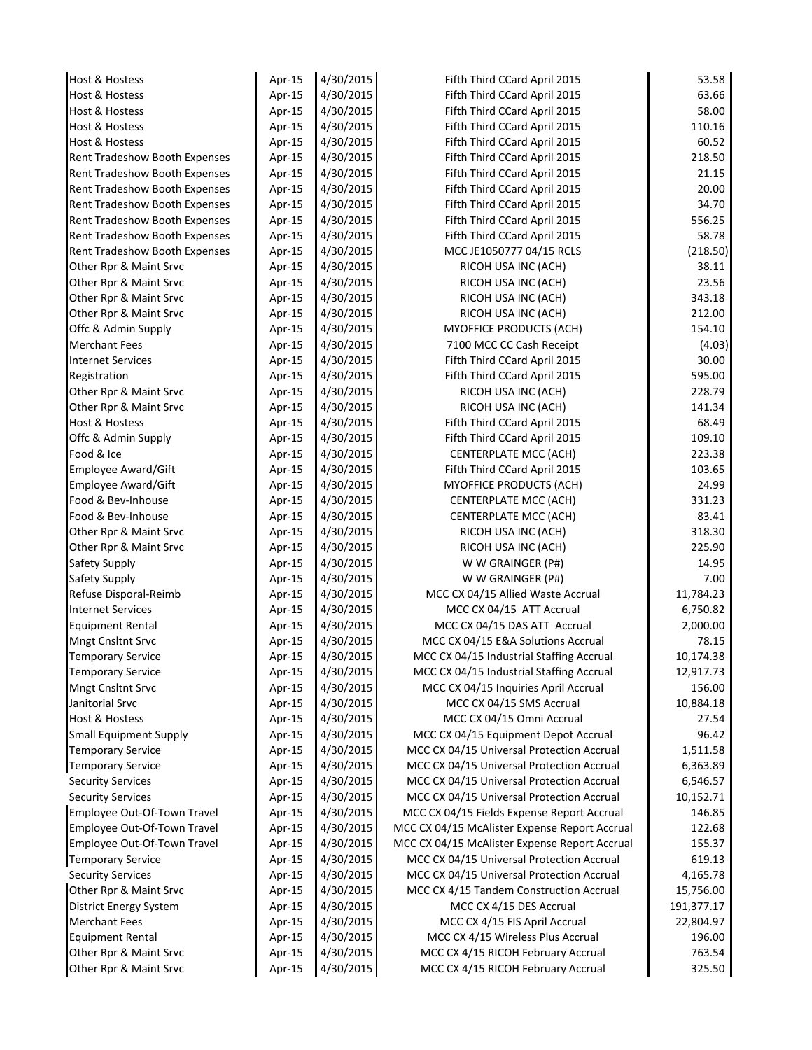| | | | | |
|---|---|---|---|---|
| Host & Hostess | Apr-15 | 4/30/2015 | Fifth Third CCard April 2015 | 53.58 |
| Host & Hostess | Apr-15 | 4/30/2015 | Fifth Third CCard April 2015 | 63.66 |
| Host & Hostess | Apr-15 | 4/30/2015 | Fifth Third CCard April 2015 | 58.00 |
| Host & Hostess | Apr-15 | 4/30/2015 | Fifth Third CCard April 2015 | 110.16 |
| Host & Hostess | Apr-15 | 4/30/2015 | Fifth Third CCard April 2015 | 60.52 |
| Rent Tradeshow Booth Expenses | Apr-15 | 4/30/2015 | Fifth Third CCard April 2015 | 218.50 |
| Rent Tradeshow Booth Expenses | Apr-15 | 4/30/2015 | Fifth Third CCard April 2015 | 21.15 |
| Rent Tradeshow Booth Expenses | Apr-15 | 4/30/2015 | Fifth Third CCard April 2015 | 20.00 |
| Rent Tradeshow Booth Expenses | Apr-15 | 4/30/2015 | Fifth Third CCard April 2015 | 34.70 |
| Rent Tradeshow Booth Expenses | Apr-15 | 4/30/2015 | Fifth Third CCard April 2015 | 556.25 |
| Rent Tradeshow Booth Expenses | Apr-15 | 4/30/2015 | Fifth Third CCard April 2015 | 58.78 |
| Rent Tradeshow Booth Expenses | Apr-15 | 4/30/2015 | MCC JE1050777 04/15 RCLS | (218.50) |
| Other Rpr & Maint Srvc | Apr-15 | 4/30/2015 | RICOH USA INC (ACH) | 38.11 |
| Other Rpr & Maint Srvc | Apr-15 | 4/30/2015 | RICOH USA INC (ACH) | 23.56 |
| Other Rpr & Maint Srvc | Apr-15 | 4/30/2015 | RICOH USA INC (ACH) | 343.18 |
| Other Rpr & Maint Srvc | Apr-15 | 4/30/2015 | RICOH USA INC (ACH) | 212.00 |
| Offc & Admin Supply | Apr-15 | 4/30/2015 | MYOFFICE PRODUCTS (ACH) | 154.10 |
| Merchant Fees | Apr-15 | 4/30/2015 | 7100 MCC CC Cash Receipt | (4.03) |
| Internet Services | Apr-15 | 4/30/2015 | Fifth Third CCard April 2015 | 30.00 |
| Registration | Apr-15 | 4/30/2015 | Fifth Third CCard April 2015 | 595.00 |
| Other Rpr & Maint Srvc | Apr-15 | 4/30/2015 | RICOH USA INC (ACH) | 228.79 |
| Other Rpr & Maint Srvc | Apr-15 | 4/30/2015 | RICOH USA INC (ACH) | 141.34 |
| Host & Hostess | Apr-15 | 4/30/2015 | Fifth Third CCard April 2015 | 68.49 |
| Offc & Admin Supply | Apr-15 | 4/30/2015 | Fifth Third CCard April 2015 | 109.10 |
| Food & Ice | Apr-15 | 4/30/2015 | CENTERPLATE MCC (ACH) | 223.38 |
| Employee Award/Gift | Apr-15 | 4/30/2015 | Fifth Third CCard April 2015 | 103.65 |
| Employee Award/Gift | Apr-15 | 4/30/2015 | MYOFFICE PRODUCTS (ACH) | 24.99 |
| Food & Bev-Inhouse | Apr-15 | 4/30/2015 | CENTERPLATE MCC (ACH) | 331.23 |
| Food & Bev-Inhouse | Apr-15 | 4/30/2015 | CENTERPLATE MCC (ACH) | 83.41 |
| Other Rpr & Maint Srvc | Apr-15 | 4/30/2015 | RICOH USA INC (ACH) | 318.30 |
| Other Rpr & Maint Srvc | Apr-15 | 4/30/2015 | RICOH USA INC (ACH) | 225.90 |
| Safety Supply | Apr-15 | 4/30/2015 | W W GRAINGER (P#) | 14.95 |
| Safety Supply | Apr-15 | 4/30/2015 | W W GRAINGER (P#) | 7.00 |
| Refuse Disporal-Reimb | Apr-15 | 4/30/2015 | MCC CX 04/15 Allied Waste Accrual | 11,784.23 |
| Internet Services | Apr-15 | 4/30/2015 | MCC CX 04/15 ATT Accrual | 6,750.82 |
| Equipment Rental | Apr-15 | 4/30/2015 | MCC CX 04/15 DAS ATT Accrual | 2,000.00 |
| Mngt Cnsltnt Srvc | Apr-15 | 4/30/2015 | MCC CX 04/15 E&A Solutions Accrual | 78.15 |
| Temporary Service | Apr-15 | 4/30/2015 | MCC CX 04/15 Industrial Staffing Accrual | 10,174.38 |
| Temporary Service | Apr-15 | 4/30/2015 | MCC CX 04/15 Industrial Staffing Accrual | 12,917.73 |
| Mngt Cnsltnt Srvc | Apr-15 | 4/30/2015 | MCC CX 04/15 Inquiries April Accrual | 156.00 |
| Janitorial Srvc | Apr-15 | 4/30/2015 | MCC CX 04/15 SMS Accrual | 10,884.18 |
| Host & Hostess | Apr-15 | 4/30/2015 | MCC CX 04/15 Omni Accrual | 27.54 |
| Small Equipment Supply | Apr-15 | 4/30/2015 | MCC CX 04/15 Equipment Depot Accrual | 96.42 |
| Temporary Service | Apr-15 | 4/30/2015 | MCC CX 04/15 Universal Protection Accrual | 1,511.58 |
| Temporary Service | Apr-15 | 4/30/2015 | MCC CX 04/15 Universal Protection Accrual | 6,363.89 |
| Security Services | Apr-15 | 4/30/2015 | MCC CX 04/15 Universal Protection Accrual | 6,546.57 |
| Security Services | Apr-15 | 4/30/2015 | MCC CX 04/15 Universal Protection Accrual | 10,152.71 |
| Employee Out-Of-Town Travel | Apr-15 | 4/30/2015 | MCC CX 04/15 Fields Expense Report Accrual | 146.85 |
| Employee Out-Of-Town Travel | Apr-15 | 4/30/2015 | MCC CX 04/15 McAlister Expense Report Accrual | 122.68 |
| Employee Out-Of-Town Travel | Apr-15 | 4/30/2015 | MCC CX 04/15 McAlister Expense Report Accrual | 155.37 |
| Temporary Service | Apr-15 | 4/30/2015 | MCC CX 04/15 Universal Protection Accrual | 619.13 |
| Security Services | Apr-15 | 4/30/2015 | MCC CX 04/15 Universal Protection Accrual | 4,165.78 |
| Other Rpr & Maint Srvc | Apr-15 | 4/30/2015 | MCC CX 4/15 Tandem Construction Accrual | 15,756.00 |
| District Energy System | Apr-15 | 4/30/2015 | MCC CX 4/15 DES Accrual | 191,377.17 |
| Merchant Fees | Apr-15 | 4/30/2015 | MCC CX 4/15 FIS April Accrual | 22,804.97 |
| Equipment Rental | Apr-15 | 4/30/2015 | MCC CX 4/15 Wireless Plus Accrual | 196.00 |
| Other Rpr & Maint Srvc | Apr-15 | 4/30/2015 | MCC CX 4/15 RICOH February Accrual | 763.54 |
| Other Rpr & Maint Srvc | Apr-15 | 4/30/2015 | MCC CX 4/15 RICOH February Accrual | 325.50 |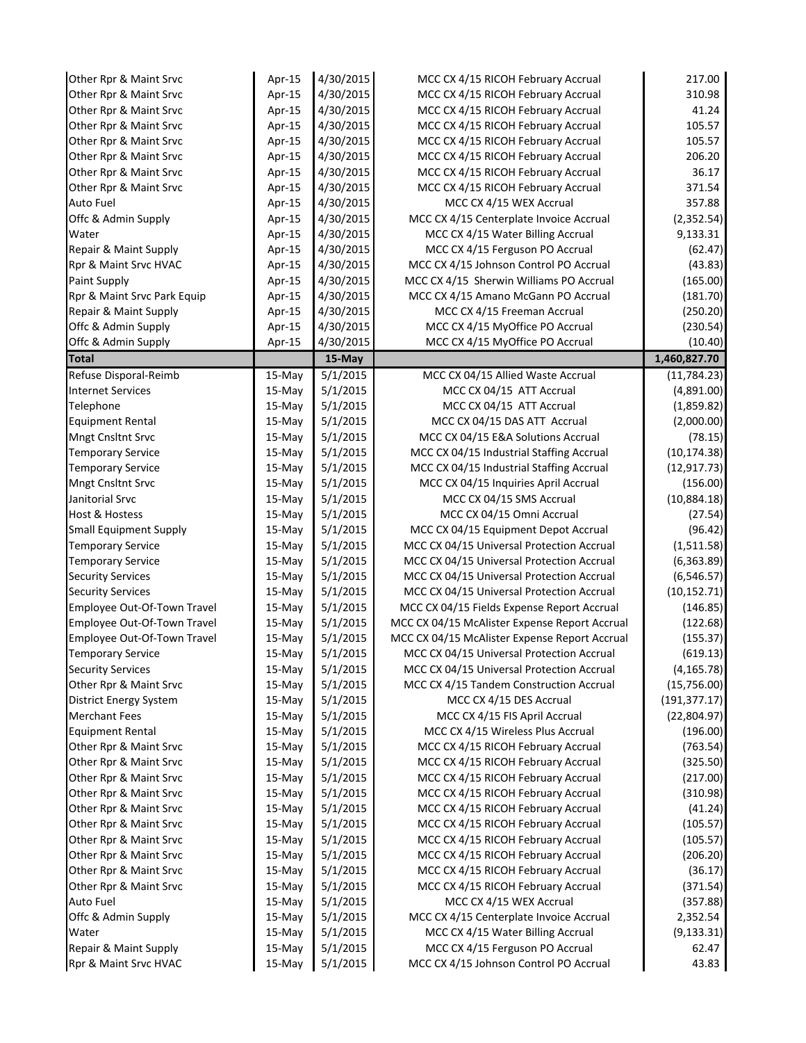| | | | | |
|---|---|---|---|---|
| Other Rpr & Maint Srvc | Apr-15 | 4/30/2015 | MCC CX 4/15 RICOH February Accrual | 217.00 |
| Other Rpr & Maint Srvc | Apr-15 | 4/30/2015 | MCC CX 4/15 RICOH February Accrual | 310.98 |
| Other Rpr & Maint Srvc | Apr-15 | 4/30/2015 | MCC CX 4/15 RICOH February Accrual | 41.24 |
| Other Rpr & Maint Srvc | Apr-15 | 4/30/2015 | MCC CX 4/15 RICOH February Accrual | 105.57 |
| Other Rpr & Maint Srvc | Apr-15 | 4/30/2015 | MCC CX 4/15 RICOH February Accrual | 105.57 |
| Other Rpr & Maint Srvc | Apr-15 | 4/30/2015 | MCC CX 4/15 RICOH February Accrual | 206.20 |
| Other Rpr & Maint Srvc | Apr-15 | 4/30/2015 | MCC CX 4/15 RICOH February Accrual | 36.17 |
| Other Rpr & Maint Srvc | Apr-15 | 4/30/2015 | MCC CX 4/15 RICOH February Accrual | 371.54 |
| Auto Fuel | Apr-15 | 4/30/2015 | MCC CX 4/15 WEX Accrual | 357.88 |
| Offc & Admin Supply | Apr-15 | 4/30/2015 | MCC CX 4/15 Centerplate Invoice Accrual | (2,352.54) |
| Water | Apr-15 | 4/30/2015 | MCC CX 4/15 Water Billing Accrual | 9,133.31 |
| Repair & Maint Supply | Apr-15 | 4/30/2015 | MCC CX 4/15 Ferguson PO Accrual | (62.47) |
| Rpr & Maint Srvc HVAC | Apr-15 | 4/30/2015 | MCC CX 4/15 Johnson Control PO Accrual | (43.83) |
| Paint Supply | Apr-15 | 4/30/2015 | MCC CX 4/15 Sherwin Williams PO Accrual | (165.00) |
| Rpr & Maint Srvc Park Equip | Apr-15 | 4/30/2015 | MCC CX 4/15 Amano McGann PO Accrual | (181.70) |
| Repair & Maint Supply | Apr-15 | 4/30/2015 | MCC CX 4/15 Freeman Accrual | (250.20) |
| Offc & Admin Supply | Apr-15 | 4/30/2015 | MCC CX 4/15 MyOffice PO Accrual | (230.54) |
| Offc & Admin Supply | Apr-15 | 4/30/2015 | MCC CX 4/15 MyOffice PO Accrual | (10.40) |
| **Total** | | **15-May** | | **1,460,827.70** |
| Refuse Disporal-Reimb | 15-May | 5/1/2015 | MCC CX 04/15 Allied Waste Accrual | (11,784.23) |
| Internet Services | 15-May | 5/1/2015 | MCC CX 04/15 ATT Accrual | (4,891.00) |
| Telephone | 15-May | 5/1/2015 | MCC CX 04/15 ATT Accrual | (1,859.82) |
| Equipment Rental | 15-May | 5/1/2015 | MCC CX 04/15 DAS ATT Accrual | (2,000.00) |
| Mngt Cnsltnt Srvc | 15-May | 5/1/2015 | MCC CX 04/15 E&A Solutions Accrual | (78.15) |
| Temporary Service | 15-May | 5/1/2015 | MCC CX 04/15 Industrial Staffing Accrual | (10,174.38) |
| Temporary Service | 15-May | 5/1/2015 | MCC CX 04/15 Industrial Staffing Accrual | (12,917.73) |
| Mngt Cnsltnt Srvc | 15-May | 5/1/2015 | MCC CX 04/15 Inquiries April Accrual | (156.00) |
| Janitorial Srvc | 15-May | 5/1/2015 | MCC CX 04/15 SMS Accrual | (10,884.18) |
| Host & Hostess | 15-May | 5/1/2015 | MCC CX 04/15 Omni Accrual | (27.54) |
| Small Equipment Supply | 15-May | 5/1/2015 | MCC CX 04/15 Equipment Depot Accrual | (96.42) |
| Temporary Service | 15-May | 5/1/2015 | MCC CX 04/15 Universal Protection Accrual | (1,511.58) |
| Temporary Service | 15-May | 5/1/2015 | MCC CX 04/15 Universal Protection Accrual | (6,363.89) |
| Security Services | 15-May | 5/1/2015 | MCC CX 04/15 Universal Protection Accrual | (6,546.57) |
| Security Services | 15-May | 5/1/2015 | MCC CX 04/15 Universal Protection Accrual | (10,152.71) |
| Employee Out-Of-Town Travel | 15-May | 5/1/2015 | MCC CX 04/15 Fields Expense Report Accrual | (146.85) |
| Employee Out-Of-Town Travel | 15-May | 5/1/2015 | MCC CX 04/15 McAlister Expense Report Accrual | (122.68) |
| Employee Out-Of-Town Travel | 15-May | 5/1/2015 | MCC CX 04/15 McAlister Expense Report Accrual | (155.37) |
| Temporary Service | 15-May | 5/1/2015 | MCC CX 04/15 Universal Protection Accrual | (619.13) |
| Security Services | 15-May | 5/1/2015 | MCC CX 04/15 Universal Protection Accrual | (4,165.78) |
| Other Rpr & Maint Srvc | 15-May | 5/1/2015 | MCC CX 4/15 Tandem Construction Accrual | (15,756.00) |
| District Energy System | 15-May | 5/1/2015 | MCC CX 4/15 DES Accrual | (191,377.17) |
| Merchant Fees | 15-May | 5/1/2015 | MCC CX 4/15 FIS April Accrual | (22,804.97) |
| Equipment Rental | 15-May | 5/1/2015 | MCC CX 4/15 Wireless Plus Accrual | (196.00) |
| Other Rpr & Maint Srvc | 15-May | 5/1/2015 | MCC CX 4/15 RICOH February Accrual | (763.54) |
| Other Rpr & Maint Srvc | 15-May | 5/1/2015 | MCC CX 4/15 RICOH February Accrual | (325.50) |
| Other Rpr & Maint Srvc | 15-May | 5/1/2015 | MCC CX 4/15 RICOH February Accrual | (217.00) |
| Other Rpr & Maint Srvc | 15-May | 5/1/2015 | MCC CX 4/15 RICOH February Accrual | (310.98) |
| Other Rpr & Maint Srvc | 15-May | 5/1/2015 | MCC CX 4/15 RICOH February Accrual | (41.24) |
| Other Rpr & Maint Srvc | 15-May | 5/1/2015 | MCC CX 4/15 RICOH February Accrual | (105.57) |
| Other Rpr & Maint Srvc | 15-May | 5/1/2015 | MCC CX 4/15 RICOH February Accrual | (105.57) |
| Other Rpr & Maint Srvc | 15-May | 5/1/2015 | MCC CX 4/15 RICOH February Accrual | (206.20) |
| Other Rpr & Maint Srvc | 15-May | 5/1/2015 | MCC CX 4/15 RICOH February Accrual | (36.17) |
| Other Rpr & Maint Srvc | 15-May | 5/1/2015 | MCC CX 4/15 RICOH February Accrual | (371.54) |
| Auto Fuel | 15-May | 5/1/2015 | MCC CX 4/15 WEX Accrual | (357.88) |
| Offc & Admin Supply | 15-May | 5/1/2015 | MCC CX 4/15 Centerplate Invoice Accrual | 2,352.54 |
| Water | 15-May | 5/1/2015 | MCC CX 4/15 Water Billing Accrual | (9,133.31) |
| Repair & Maint Supply | 15-May | 5/1/2015 | MCC CX 4/15 Ferguson PO Accrual | 62.47 |
| Rpr & Maint Srvc HVAC | 15-May | 5/1/2015 | MCC CX 4/15 Johnson Control PO Accrual | 43.83 |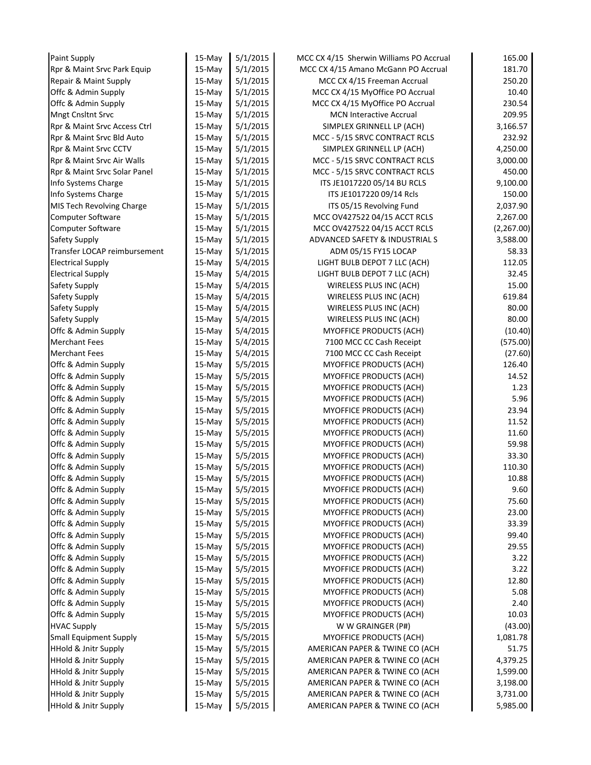| | | | | |
|---|---|---|---|---|
| Paint Supply | 15-May | 5/1/2015 | MCC CX 4/15 Sherwin Williams PO Accrual | 165.00 |
| Rpr & Maint Srvc Park Equip | 15-May | 5/1/2015 | MCC CX 4/15 Amano McGann PO Accrual | 181.70 |
| Repair & Maint Supply | 15-May | 5/1/2015 | MCC CX 4/15 Freeman Accrual | 250.20 |
| Offc & Admin Supply | 15-May | 5/1/2015 | MCC CX 4/15 MyOffice PO Accrual | 10.40 |
| Offc & Admin Supply | 15-May | 5/1/2015 | MCC CX 4/15 MyOffice PO Accrual | 230.54 |
| Mngt Cnsltnt Srvc | 15-May | 5/1/2015 | MCN Interactive Accrual | 209.95 |
| Rpr & Maint Srvc Access Ctrl | 15-May | 5/1/2015 | SIMPLEX GRINNELL LP (ACH) | 3,166.57 |
| Rpr & Maint Srvc Bld Auto | 15-May | 5/1/2015 | MCC - 5/15 SRVC CONTRACT RCLS | 232.92 |
| Rpr & Maint Srvc CCTV | 15-May | 5/1/2015 | SIMPLEX GRINNELL LP (ACH) | 4,250.00 |
| Rpr & Maint Srvc Air Walls | 15-May | 5/1/2015 | MCC - 5/15 SRVC CONTRACT RCLS | 3,000.00 |
| Rpr & Maint Srvc Solar Panel | 15-May | 5/1/2015 | MCC - 5/15 SRVC CONTRACT RCLS | 450.00 |
| Info Systems Charge | 15-May | 5/1/2015 | ITS JE1017220 05/14 BU RCLS | 9,100.00 |
| Info Systems Charge | 15-May | 5/1/2015 | ITS JE1017220 09/14 Rcls | 150.00 |
| MIS Tech Revolving Charge | 15-May | 5/1/2015 | ITS 05/15 Revolving Fund | 2,037.90 |
| Computer Software | 15-May | 5/1/2015 | MCC OV427522 04/15 ACCT RCLS | 2,267.00 |
| Computer Software | 15-May | 5/1/2015 | MCC OV427522 04/15 ACCT RCLS | (2,267.00) |
| Safety Supply | 15-May | 5/1/2015 | ADVANCED SAFETY & INDUSTRIAL S | 3,588.00 |
| Transfer LOCAP reimbursement | 15-May | 5/1/2015 | ADM 05/15 FY15 LOCAP | 58.33 |
| Electrical Supply | 15-May | 5/4/2015 | LIGHT BULB DEPOT 7 LLC (ACH) | 112.05 |
| Electrical Supply | 15-May | 5/4/2015 | LIGHT BULB DEPOT 7 LLC (ACH) | 32.45 |
| Safety Supply | 15-May | 5/4/2015 | WIRELESS PLUS INC (ACH) | 15.00 |
| Safety Supply | 15-May | 5/4/2015 | WIRELESS PLUS INC (ACH) | 619.84 |
| Safety Supply | 15-May | 5/4/2015 | WIRELESS PLUS INC (ACH) | 80.00 |
| Safety Supply | 15-May | 5/4/2015 | WIRELESS PLUS INC (ACH) | 80.00 |
| Offc & Admin Supply | 15-May | 5/4/2015 | MYOFFICE PRODUCTS (ACH) | (10.40) |
| Merchant Fees | 15-May | 5/4/2015 | 7100 MCC CC Cash Receipt | (575.00) |
| Merchant Fees | 15-May | 5/4/2015 | 7100 MCC CC Cash Receipt | (27.60) |
| Offc & Admin Supply | 15-May | 5/5/2015 | MYOFFICE PRODUCTS (ACH) | 126.40 |
| Offc & Admin Supply | 15-May | 5/5/2015 | MYOFFICE PRODUCTS (ACH) | 14.52 |
| Offc & Admin Supply | 15-May | 5/5/2015 | MYOFFICE PRODUCTS (ACH) | 1.23 |
| Offc & Admin Supply | 15-May | 5/5/2015 | MYOFFICE PRODUCTS (ACH) | 5.96 |
| Offc & Admin Supply | 15-May | 5/5/2015 | MYOFFICE PRODUCTS (ACH) | 23.94 |
| Offc & Admin Supply | 15-May | 5/5/2015 | MYOFFICE PRODUCTS (ACH) | 11.52 |
| Offc & Admin Supply | 15-May | 5/5/2015 | MYOFFICE PRODUCTS (ACH) | 11.60 |
| Offc & Admin Supply | 15-May | 5/5/2015 | MYOFFICE PRODUCTS (ACH) | 59.98 |
| Offc & Admin Supply | 15-May | 5/5/2015 | MYOFFICE PRODUCTS (ACH) | 33.30 |
| Offc & Admin Supply | 15-May | 5/5/2015 | MYOFFICE PRODUCTS (ACH) | 110.30 |
| Offc & Admin Supply | 15-May | 5/5/2015 | MYOFFICE PRODUCTS (ACH) | 10.88 |
| Offc & Admin Supply | 15-May | 5/5/2015 | MYOFFICE PRODUCTS (ACH) | 9.60 |
| Offc & Admin Supply | 15-May | 5/5/2015 | MYOFFICE PRODUCTS (ACH) | 75.60 |
| Offc & Admin Supply | 15-May | 5/5/2015 | MYOFFICE PRODUCTS (ACH) | 23.00 |
| Offc & Admin Supply | 15-May | 5/5/2015 | MYOFFICE PRODUCTS (ACH) | 33.39 |
| Offc & Admin Supply | 15-May | 5/5/2015 | MYOFFICE PRODUCTS (ACH) | 99.40 |
| Offc & Admin Supply | 15-May | 5/5/2015 | MYOFFICE PRODUCTS (ACH) | 29.55 |
| Offc & Admin Supply | 15-May | 5/5/2015 | MYOFFICE PRODUCTS (ACH) | 3.22 |
| Offc & Admin Supply | 15-May | 5/5/2015 | MYOFFICE PRODUCTS (ACH) | 3.22 |
| Offc & Admin Supply | 15-May | 5/5/2015 | MYOFFICE PRODUCTS (ACH) | 12.80 |
| Offc & Admin Supply | 15-May | 5/5/2015 | MYOFFICE PRODUCTS (ACH) | 5.08 |
| Offc & Admin Supply | 15-May | 5/5/2015 | MYOFFICE PRODUCTS (ACH) | 2.40 |
| Offc & Admin Supply | 15-May | 5/5/2015 | MYOFFICE PRODUCTS (ACH) | 10.03 |
| HVAC Supply | 15-May | 5/5/2015 | W W GRAINGER (P#) | (43.00) |
| Small Equipment Supply | 15-May | 5/5/2015 | MYOFFICE PRODUCTS (ACH) | 1,081.78 |
| HHold & Jnitr Supply | 15-May | 5/5/2015 | AMERICAN PAPER & TWINE CO (ACH | 51.75 |
| HHold & Jnitr Supply | 15-May | 5/5/2015 | AMERICAN PAPER & TWINE CO (ACH | 4,379.25 |
| HHold & Jnitr Supply | 15-May | 5/5/2015 | AMERICAN PAPER & TWINE CO (ACH | 1,599.00 |
| HHold & Jnitr Supply | 15-May | 5/5/2015 | AMERICAN PAPER & TWINE CO (ACH | 3,198.00 |
| HHold & Jnitr Supply | 15-May | 5/5/2015 | AMERICAN PAPER & TWINE CO (ACH | 3,731.00 |
| HHold & Jnitr Supply | 15-May | 5/5/2015 | AMERICAN PAPER & TWINE CO (ACH | 5,985.00 |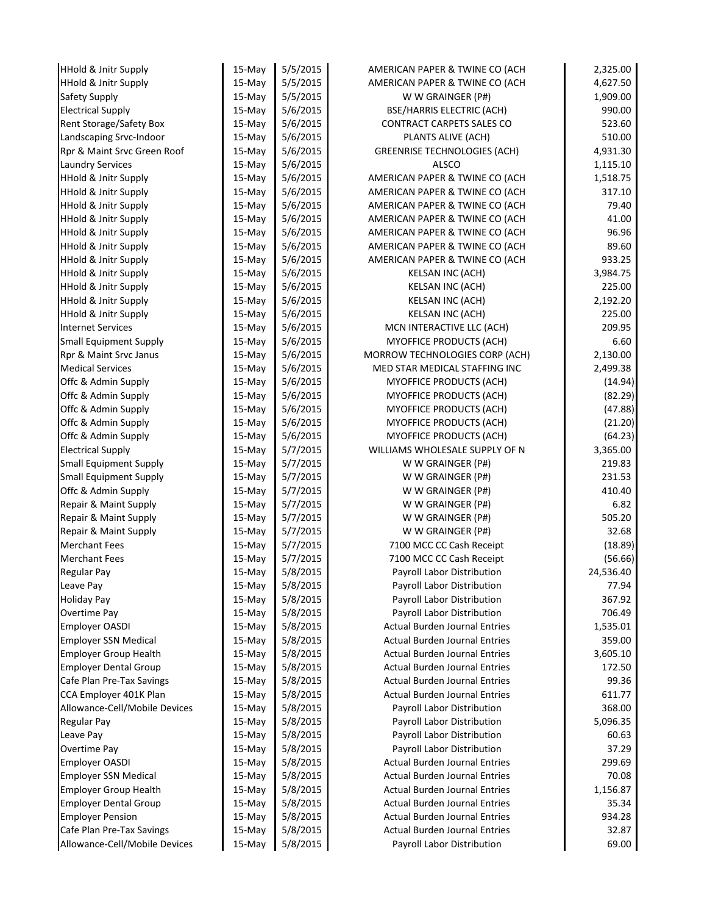| | | | | |
|---|---|---|---|---|
| HHold & Jnitr Supply | 15-May | 5/5/2015 | AMERICAN PAPER & TWINE CO (ACH | 2,325.00 |
| HHold & Jnitr Supply | 15-May | 5/5/2015 | AMERICAN PAPER & TWINE CO (ACH | 4,627.50 |
| Safety Supply | 15-May | 5/5/2015 | W W GRAINGER (P#) | 1,909.00 |
| Electrical Supply | 15-May | 5/6/2015 | BSE/HARRIS ELECTRIC (ACH) | 990.00 |
| Rent Storage/Safety Box | 15-May | 5/6/2015 | CONTRACT CARPETS SALES CO | 523.60 |
| Landscaping Srvc-Indoor | 15-May | 5/6/2015 | PLANTS ALIVE (ACH) | 510.00 |
| Rpr & Maint Srvc Green Roof | 15-May | 5/6/2015 | GREENRISE TECHNOLOGIES (ACH) | 4,931.30 |
| Laundry Services | 15-May | 5/6/2015 | ALSCO | 1,115.10 |
| HHold & Jnitr Supply | 15-May | 5/6/2015 | AMERICAN PAPER & TWINE CO (ACH | 1,518.75 |
| HHold & Jnitr Supply | 15-May | 5/6/2015 | AMERICAN PAPER & TWINE CO (ACH | 317.10 |
| HHold & Jnitr Supply | 15-May | 5/6/2015 | AMERICAN PAPER & TWINE CO (ACH | 79.40 |
| HHold & Jnitr Supply | 15-May | 5/6/2015 | AMERICAN PAPER & TWINE CO (ACH | 41.00 |
| HHold & Jnitr Supply | 15-May | 5/6/2015 | AMERICAN PAPER & TWINE CO (ACH | 96.96 |
| HHold & Jnitr Supply | 15-May | 5/6/2015 | AMERICAN PAPER & TWINE CO (ACH | 89.60 |
| HHold & Jnitr Supply | 15-May | 5/6/2015 | AMERICAN PAPER & TWINE CO (ACH | 933.25 |
| HHold & Jnitr Supply | 15-May | 5/6/2015 | KELSAN INC (ACH) | 3,984.75 |
| HHold & Jnitr Supply | 15-May | 5/6/2015 | KELSAN INC (ACH) | 225.00 |
| HHold & Jnitr Supply | 15-May | 5/6/2015 | KELSAN INC (ACH) | 2,192.20 |
| HHold & Jnitr Supply | 15-May | 5/6/2015 | KELSAN INC (ACH) | 225.00 |
| Internet Services | 15-May | 5/6/2015 | MCN INTERACTIVE LLC (ACH) | 209.95 |
| Small Equipment Supply | 15-May | 5/6/2015 | MYOFFICE PRODUCTS (ACH) | 6.60 |
| Rpr & Maint Srvc Janus | 15-May | 5/6/2015 | MORROW TECHNOLOGIES CORP (ACH) | 2,130.00 |
| Medical Services | 15-May | 5/6/2015 | MED STAR MEDICAL STAFFING INC | 2,499.38 |
| Offc & Admin Supply | 15-May | 5/6/2015 | MYOFFICE PRODUCTS (ACH) | (14.94) |
| Offc & Admin Supply | 15-May | 5/6/2015 | MYOFFICE PRODUCTS (ACH) | (82.29) |
| Offc & Admin Supply | 15-May | 5/6/2015 | MYOFFICE PRODUCTS (ACH) | (47.88) |
| Offc & Admin Supply | 15-May | 5/6/2015 | MYOFFICE PRODUCTS (ACH) | (21.20) |
| Offc & Admin Supply | 15-May | 5/6/2015 | MYOFFICE PRODUCTS (ACH) | (64.23) |
| Electrical Supply | 15-May | 5/7/2015 | WILLIAMS WHOLESALE SUPPLY OF N | 3,365.00 |
| Small Equipment Supply | 15-May | 5/7/2015 | W W GRAINGER (P#) | 219.83 |
| Small Equipment Supply | 15-May | 5/7/2015 | W W GRAINGER (P#) | 231.53 |
| Offc & Admin Supply | 15-May | 5/7/2015 | W W GRAINGER (P#) | 410.40 |
| Repair & Maint Supply | 15-May | 5/7/2015 | W W GRAINGER (P#) | 6.82 |
| Repair & Maint Supply | 15-May | 5/7/2015 | W W GRAINGER (P#) | 505.20 |
| Repair & Maint Supply | 15-May | 5/7/2015 | W W GRAINGER (P#) | 32.68 |
| Merchant Fees | 15-May | 5/7/2015 | 7100 MCC CC Cash Receipt | (18.89) |
| Merchant Fees | 15-May | 5/7/2015 | 7100 MCC CC Cash Receipt | (56.66) |
| Regular Pay | 15-May | 5/8/2015 | Payroll Labor Distribution | 24,536.40 |
| Leave Pay | 15-May | 5/8/2015 | Payroll Labor Distribution | 77.94 |
| Holiday Pay | 15-May | 5/8/2015 | Payroll Labor Distribution | 367.92 |
| Overtime Pay | 15-May | 5/8/2015 | Payroll Labor Distribution | 706.49 |
| Employer OASDI | 15-May | 5/8/2015 | Actual Burden Journal Entries | 1,535.01 |
| Employer SSN Medical | 15-May | 5/8/2015 | Actual Burden Journal Entries | 359.00 |
| Employer Group Health | 15-May | 5/8/2015 | Actual Burden Journal Entries | 3,605.10 |
| Employer Dental Group | 15-May | 5/8/2015 | Actual Burden Journal Entries | 172.50 |
| Cafe Plan Pre-Tax Savings | 15-May | 5/8/2015 | Actual Burden Journal Entries | 99.36 |
| CCA Employer 401K Plan | 15-May | 5/8/2015 | Actual Burden Journal Entries | 611.77 |
| Allowance-Cell/Mobile Devices | 15-May | 5/8/2015 | Payroll Labor Distribution | 368.00 |
| Regular Pay | 15-May | 5/8/2015 | Payroll Labor Distribution | 5,096.35 |
| Leave Pay | 15-May | 5/8/2015 | Payroll Labor Distribution | 60.63 |
| Overtime Pay | 15-May | 5/8/2015 | Payroll Labor Distribution | 37.29 |
| Employer OASDI | 15-May | 5/8/2015 | Actual Burden Journal Entries | 299.69 |
| Employer SSN Medical | 15-May | 5/8/2015 | Actual Burden Journal Entries | 70.08 |
| Employer Group Health | 15-May | 5/8/2015 | Actual Burden Journal Entries | 1,156.87 |
| Employer Dental Group | 15-May | 5/8/2015 | Actual Burden Journal Entries | 35.34 |
| Employer Pension | 15-May | 5/8/2015 | Actual Burden Journal Entries | 934.28 |
| Cafe Plan Pre-Tax Savings | 15-May | 5/8/2015 | Actual Burden Journal Entries | 32.87 |
| Allowance-Cell/Mobile Devices | 15-May | 5/8/2015 | Payroll Labor Distribution | 69.00 |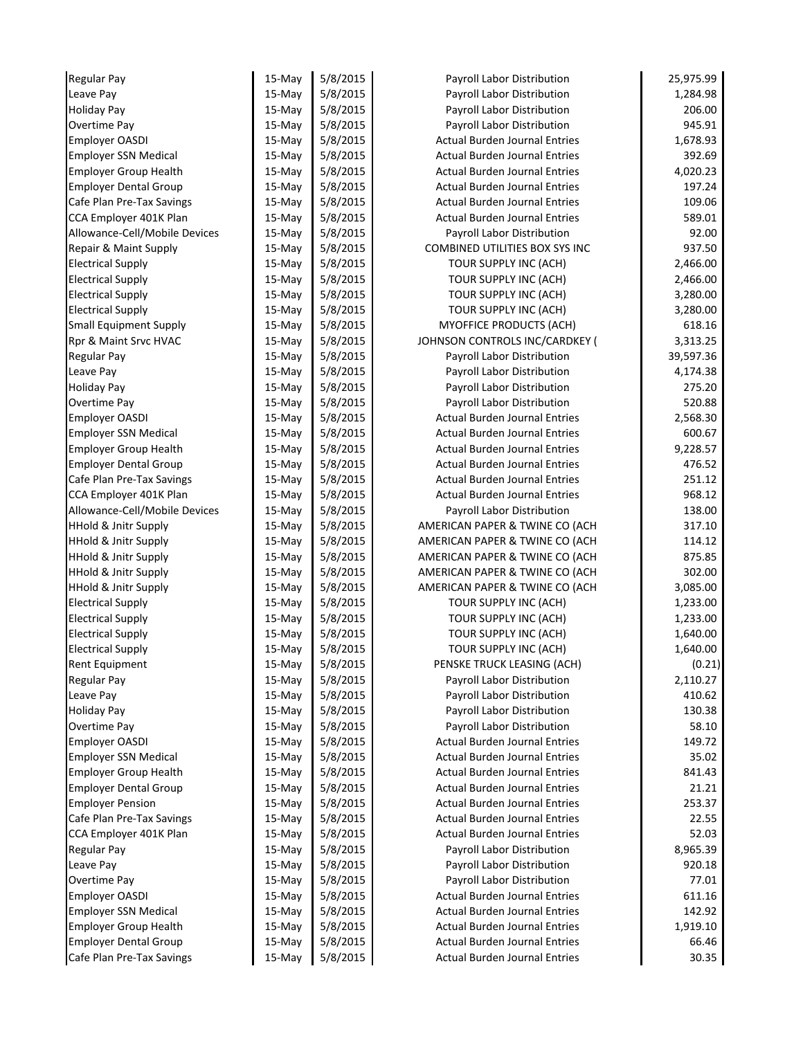| | | | | |
|---|---|---|---|---|
| Regular Pay | 15-May | 5/8/2015 | Payroll Labor Distribution | 25,975.99 |
| Leave Pay | 15-May | 5/8/2015 | Payroll Labor Distribution | 1,284.98 |
| Holiday Pay | 15-May | 5/8/2015 | Payroll Labor Distribution | 206.00 |
| Overtime Pay | 15-May | 5/8/2015 | Payroll Labor Distribution | 945.91 |
| Employer OASDI | 15-May | 5/8/2015 | Actual Burden Journal Entries | 1,678.93 |
| Employer SSN Medical | 15-May | 5/8/2015 | Actual Burden Journal Entries | 392.69 |
| Employer Group Health | 15-May | 5/8/2015 | Actual Burden Journal Entries | 4,020.23 |
| Employer Dental Group | 15-May | 5/8/2015 | Actual Burden Journal Entries | 197.24 |
| Cafe Plan Pre-Tax Savings | 15-May | 5/8/2015 | Actual Burden Journal Entries | 109.06 |
| CCA Employer 401K Plan | 15-May | 5/8/2015 | Actual Burden Journal Entries | 589.01 |
| Allowance-Cell/Mobile Devices | 15-May | 5/8/2015 | Payroll Labor Distribution | 92.00 |
| Repair & Maint Supply | 15-May | 5/8/2015 | COMBINED UTILITIES BOX SYS INC | 937.50 |
| Electrical Supply | 15-May | 5/8/2015 | TOUR SUPPLY INC (ACH) | 2,466.00 |
| Electrical Supply | 15-May | 5/8/2015 | TOUR SUPPLY INC (ACH) | 2,466.00 |
| Electrical Supply | 15-May | 5/8/2015 | TOUR SUPPLY INC (ACH) | 3,280.00 |
| Electrical Supply | 15-May | 5/8/2015 | TOUR SUPPLY INC (ACH) | 3,280.00 |
| Small Equipment Supply | 15-May | 5/8/2015 | MYOFFICE PRODUCTS (ACH) | 618.16 |
| Rpr & Maint Srvc HVAC | 15-May | 5/8/2015 | JOHNSON CONTROLS INC/CARDKEY ( | 3,313.25 |
| Regular Pay | 15-May | 5/8/2015 | Payroll Labor Distribution | 39,597.36 |
| Leave Pay | 15-May | 5/8/2015 | Payroll Labor Distribution | 4,174.38 |
| Holiday Pay | 15-May | 5/8/2015 | Payroll Labor Distribution | 275.20 |
| Overtime Pay | 15-May | 5/8/2015 | Payroll Labor Distribution | 520.88 |
| Employer OASDI | 15-May | 5/8/2015 | Actual Burden Journal Entries | 2,568.30 |
| Employer SSN Medical | 15-May | 5/8/2015 | Actual Burden Journal Entries | 600.67 |
| Employer Group Health | 15-May | 5/8/2015 | Actual Burden Journal Entries | 9,228.57 |
| Employer Dental Group | 15-May | 5/8/2015 | Actual Burden Journal Entries | 476.52 |
| Cafe Plan Pre-Tax Savings | 15-May | 5/8/2015 | Actual Burden Journal Entries | 251.12 |
| CCA Employer 401K Plan | 15-May | 5/8/2015 | Actual Burden Journal Entries | 968.12 |
| Allowance-Cell/Mobile Devices | 15-May | 5/8/2015 | Payroll Labor Distribution | 138.00 |
| HHold & Jnitr Supply | 15-May | 5/8/2015 | AMERICAN PAPER & TWINE CO (ACH | 317.10 |
| HHold & Jnitr Supply | 15-May | 5/8/2015 | AMERICAN PAPER & TWINE CO (ACH | 114.12 |
| HHold & Jnitr Supply | 15-May | 5/8/2015 | AMERICAN PAPER & TWINE CO (ACH | 875.85 |
| HHold & Jnitr Supply | 15-May | 5/8/2015 | AMERICAN PAPER & TWINE CO (ACH | 302.00 |
| HHold & Jnitr Supply | 15-May | 5/8/2015 | AMERICAN PAPER & TWINE CO (ACH | 3,085.00 |
| Electrical Supply | 15-May | 5/8/2015 | TOUR SUPPLY INC (ACH) | 1,233.00 |
| Electrical Supply | 15-May | 5/8/2015 | TOUR SUPPLY INC (ACH) | 1,233.00 |
| Electrical Supply | 15-May | 5/8/2015 | TOUR SUPPLY INC (ACH) | 1,640.00 |
| Electrical Supply | 15-May | 5/8/2015 | TOUR SUPPLY INC (ACH) | 1,640.00 |
| Rent Equipment | 15-May | 5/8/2015 | PENSKE TRUCK LEASING (ACH) | (0.21) |
| Regular Pay | 15-May | 5/8/2015 | Payroll Labor Distribution | 2,110.27 |
| Leave Pay | 15-May | 5/8/2015 | Payroll Labor Distribution | 410.62 |
| Holiday Pay | 15-May | 5/8/2015 | Payroll Labor Distribution | 130.38 |
| Overtime Pay | 15-May | 5/8/2015 | Payroll Labor Distribution | 58.10 |
| Employer OASDI | 15-May | 5/8/2015 | Actual Burden Journal Entries | 149.72 |
| Employer SSN Medical | 15-May | 5/8/2015 | Actual Burden Journal Entries | 35.02 |
| Employer Group Health | 15-May | 5/8/2015 | Actual Burden Journal Entries | 841.43 |
| Employer Dental Group | 15-May | 5/8/2015 | Actual Burden Journal Entries | 21.21 |
| Employer Pension | 15-May | 5/8/2015 | Actual Burden Journal Entries | 253.37 |
| Cafe Plan Pre-Tax Savings | 15-May | 5/8/2015 | Actual Burden Journal Entries | 22.55 |
| CCA Employer 401K Plan | 15-May | 5/8/2015 | Actual Burden Journal Entries | 52.03 |
| Regular Pay | 15-May | 5/8/2015 | Payroll Labor Distribution | 8,965.39 |
| Leave Pay | 15-May | 5/8/2015 | Payroll Labor Distribution | 920.18 |
| Overtime Pay | 15-May | 5/8/2015 | Payroll Labor Distribution | 77.01 |
| Employer OASDI | 15-May | 5/8/2015 | Actual Burden Journal Entries | 611.16 |
| Employer SSN Medical | 15-May | 5/8/2015 | Actual Burden Journal Entries | 142.92 |
| Employer Group Health | 15-May | 5/8/2015 | Actual Burden Journal Entries | 1,919.10 |
| Employer Dental Group | 15-May | 5/8/2015 | Actual Burden Journal Entries | 66.46 |
| Cafe Plan Pre-Tax Savings | 15-May | 5/8/2015 | Actual Burden Journal Entries | 30.35 |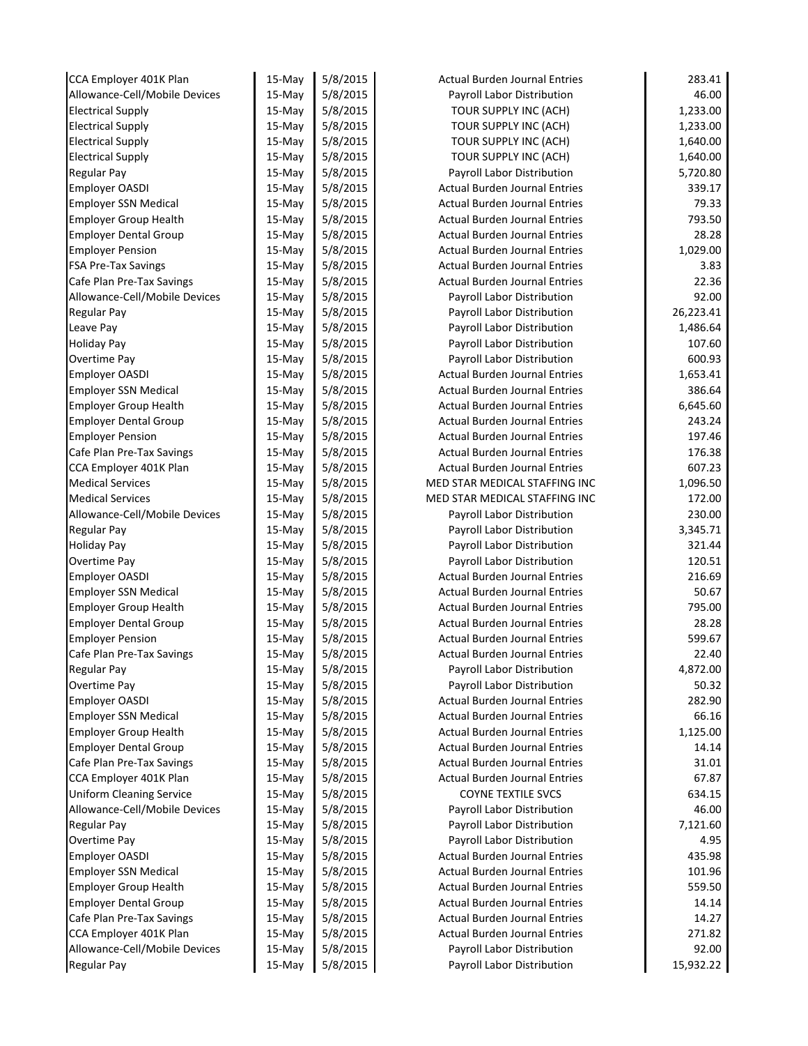| | | | | |
|---|---|---|---|---|
| CCA Employer 401K Plan | 15-May | 5/8/2015 | Actual Burden Journal Entries | 283.41 |
| Allowance-Cell/Mobile Devices | 15-May | 5/8/2015 | Payroll Labor Distribution | 46.00 |
| Electrical Supply | 15-May | 5/8/2015 | TOUR SUPPLY INC (ACH) | 1,233.00 |
| Electrical Supply | 15-May | 5/8/2015 | TOUR SUPPLY INC (ACH) | 1,233.00 |
| Electrical Supply | 15-May | 5/8/2015 | TOUR SUPPLY INC (ACH) | 1,640.00 |
| Electrical Supply | 15-May | 5/8/2015 | TOUR SUPPLY INC (ACH) | 1,640.00 |
| Regular Pay | 15-May | 5/8/2015 | Payroll Labor Distribution | 5,720.80 |
| Employer OASDI | 15-May | 5/8/2015 | Actual Burden Journal Entries | 339.17 |
| Employer SSN Medical | 15-May | 5/8/2015 | Actual Burden Journal Entries | 79.33 |
| Employer Group Health | 15-May | 5/8/2015 | Actual Burden Journal Entries | 793.50 |
| Employer Dental Group | 15-May | 5/8/2015 | Actual Burden Journal Entries | 28.28 |
| Employer Pension | 15-May | 5/8/2015 | Actual Burden Journal Entries | 1,029.00 |
| FSA Pre-Tax Savings | 15-May | 5/8/2015 | Actual Burden Journal Entries | 3.83 |
| Cafe Plan Pre-Tax Savings | 15-May | 5/8/2015 | Actual Burden Journal Entries | 22.36 |
| Allowance-Cell/Mobile Devices | 15-May | 5/8/2015 | Payroll Labor Distribution | 92.00 |
| Regular Pay | 15-May | 5/8/2015 | Payroll Labor Distribution | 26,223.41 |
| Leave Pay | 15-May | 5/8/2015 | Payroll Labor Distribution | 1,486.64 |
| Holiday Pay | 15-May | 5/8/2015 | Payroll Labor Distribution | 107.60 |
| Overtime Pay | 15-May | 5/8/2015 | Payroll Labor Distribution | 600.93 |
| Employer OASDI | 15-May | 5/8/2015 | Actual Burden Journal Entries | 1,653.41 |
| Employer SSN Medical | 15-May | 5/8/2015 | Actual Burden Journal Entries | 386.64 |
| Employer Group Health | 15-May | 5/8/2015 | Actual Burden Journal Entries | 6,645.60 |
| Employer Dental Group | 15-May | 5/8/2015 | Actual Burden Journal Entries | 243.24 |
| Employer Pension | 15-May | 5/8/2015 | Actual Burden Journal Entries | 197.46 |
| Cafe Plan Pre-Tax Savings | 15-May | 5/8/2015 | Actual Burden Journal Entries | 176.38 |
| CCA Employer 401K Plan | 15-May | 5/8/2015 | Actual Burden Journal Entries | 607.23 |
| Medical Services | 15-May | 5/8/2015 | MED STAR MEDICAL STAFFING INC | 1,096.50 |
| Medical Services | 15-May | 5/8/2015 | MED STAR MEDICAL STAFFING INC | 172.00 |
| Allowance-Cell/Mobile Devices | 15-May | 5/8/2015 | Payroll Labor Distribution | 230.00 |
| Regular Pay | 15-May | 5/8/2015 | Payroll Labor Distribution | 3,345.71 |
| Holiday Pay | 15-May | 5/8/2015 | Payroll Labor Distribution | 321.44 |
| Overtime Pay | 15-May | 5/8/2015 | Payroll Labor Distribution | 120.51 |
| Employer OASDI | 15-May | 5/8/2015 | Actual Burden Journal Entries | 216.69 |
| Employer SSN Medical | 15-May | 5/8/2015 | Actual Burden Journal Entries | 50.67 |
| Employer Group Health | 15-May | 5/8/2015 | Actual Burden Journal Entries | 795.00 |
| Employer Dental Group | 15-May | 5/8/2015 | Actual Burden Journal Entries | 28.28 |
| Employer Pension | 15-May | 5/8/2015 | Actual Burden Journal Entries | 599.67 |
| Cafe Plan Pre-Tax Savings | 15-May | 5/8/2015 | Actual Burden Journal Entries | 22.40 |
| Regular Pay | 15-May | 5/8/2015 | Payroll Labor Distribution | 4,872.00 |
| Overtime Pay | 15-May | 5/8/2015 | Payroll Labor Distribution | 50.32 |
| Employer OASDI | 15-May | 5/8/2015 | Actual Burden Journal Entries | 282.90 |
| Employer SSN Medical | 15-May | 5/8/2015 | Actual Burden Journal Entries | 66.16 |
| Employer Group Health | 15-May | 5/8/2015 | Actual Burden Journal Entries | 1,125.00 |
| Employer Dental Group | 15-May | 5/8/2015 | Actual Burden Journal Entries | 14.14 |
| Cafe Plan Pre-Tax Savings | 15-May | 5/8/2015 | Actual Burden Journal Entries | 31.01 |
| CCA Employer 401K Plan | 15-May | 5/8/2015 | Actual Burden Journal Entries | 67.87 |
| Uniform Cleaning Service | 15-May | 5/8/2015 | COYNE TEXTILE SVCS | 634.15 |
| Allowance-Cell/Mobile Devices | 15-May | 5/8/2015 | Payroll Labor Distribution | 46.00 |
| Regular Pay | 15-May | 5/8/2015 | Payroll Labor Distribution | 7,121.60 |
| Overtime Pay | 15-May | 5/8/2015 | Payroll Labor Distribution | 4.95 |
| Employer OASDI | 15-May | 5/8/2015 | Actual Burden Journal Entries | 435.98 |
| Employer SSN Medical | 15-May | 5/8/2015 | Actual Burden Journal Entries | 101.96 |
| Employer Group Health | 15-May | 5/8/2015 | Actual Burden Journal Entries | 559.50 |
| Employer Dental Group | 15-May | 5/8/2015 | Actual Burden Journal Entries | 14.14 |
| Cafe Plan Pre-Tax Savings | 15-May | 5/8/2015 | Actual Burden Journal Entries | 14.27 |
| CCA Employer 401K Plan | 15-May | 5/8/2015 | Actual Burden Journal Entries | 271.82 |
| Allowance-Cell/Mobile Devices | 15-May | 5/8/2015 | Payroll Labor Distribution | 92.00 |
| Regular Pay | 15-May | 5/8/2015 | Payroll Labor Distribution | 15,932.22 |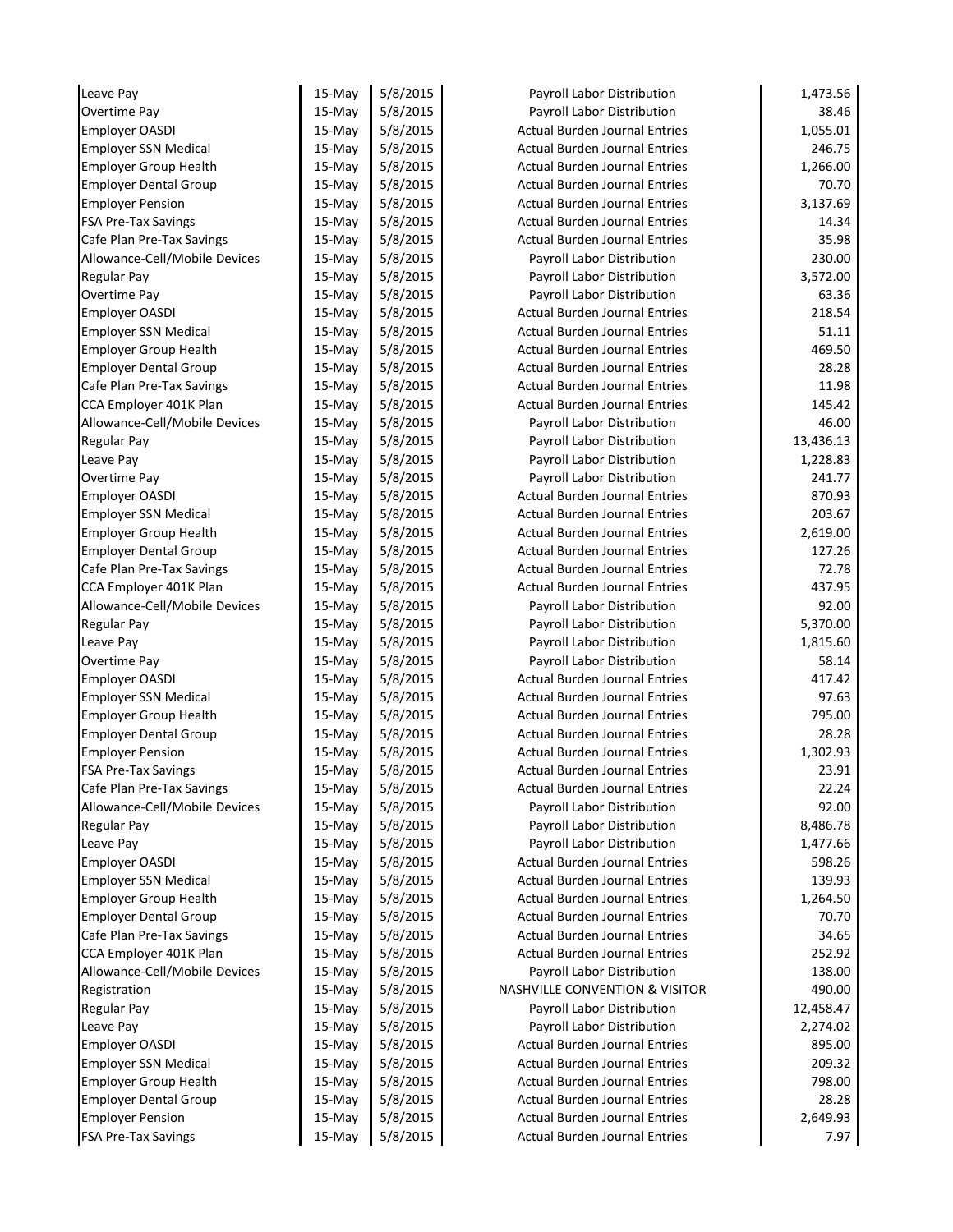| | | | | |
|---|---|---|---|---|
| Leave Pay | 15-May | 5/8/2015 | Payroll Labor Distribution | 1,473.56 |
| Overtime Pay | 15-May | 5/8/2015 | Payroll Labor Distribution | 38.46 |
| Employer OASDI | 15-May | 5/8/2015 | Actual Burden Journal Entries | 1,055.01 |
| Employer SSN Medical | 15-May | 5/8/2015 | Actual Burden Journal Entries | 246.75 |
| Employer Group Health | 15-May | 5/8/2015 | Actual Burden Journal Entries | 1,266.00 |
| Employer Dental Group | 15-May | 5/8/2015 | Actual Burden Journal Entries | 70.70 |
| Employer Pension | 15-May | 5/8/2015 | Actual Burden Journal Entries | 3,137.69 |
| FSA Pre-Tax Savings | 15-May | 5/8/2015 | Actual Burden Journal Entries | 14.34 |
| Cafe Plan Pre-Tax Savings | 15-May | 5/8/2015 | Actual Burden Journal Entries | 35.98 |
| Allowance-Cell/Mobile Devices | 15-May | 5/8/2015 | Payroll Labor Distribution | 230.00 |
| Regular Pay | 15-May | 5/8/2015 | Payroll Labor Distribution | 3,572.00 |
| Overtime Pay | 15-May | 5/8/2015 | Payroll Labor Distribution | 63.36 |
| Employer OASDI | 15-May | 5/8/2015 | Actual Burden Journal Entries | 218.54 |
| Employer SSN Medical | 15-May | 5/8/2015 | Actual Burden Journal Entries | 51.11 |
| Employer Group Health | 15-May | 5/8/2015 | Actual Burden Journal Entries | 469.50 |
| Employer Dental Group | 15-May | 5/8/2015 | Actual Burden Journal Entries | 28.28 |
| Cafe Plan Pre-Tax Savings | 15-May | 5/8/2015 | Actual Burden Journal Entries | 11.98 |
| CCA Employer 401K Plan | 15-May | 5/8/2015 | Actual Burden Journal Entries | 145.42 |
| Allowance-Cell/Mobile Devices | 15-May | 5/8/2015 | Payroll Labor Distribution | 46.00 |
| Regular Pay | 15-May | 5/8/2015 | Payroll Labor Distribution | 13,436.13 |
| Leave Pay | 15-May | 5/8/2015 | Payroll Labor Distribution | 1,228.83 |
| Overtime Pay | 15-May | 5/8/2015 | Payroll Labor Distribution | 241.77 |
| Employer OASDI | 15-May | 5/8/2015 | Actual Burden Journal Entries | 870.93 |
| Employer SSN Medical | 15-May | 5/8/2015 | Actual Burden Journal Entries | 203.67 |
| Employer Group Health | 15-May | 5/8/2015 | Actual Burden Journal Entries | 2,619.00 |
| Employer Dental Group | 15-May | 5/8/2015 | Actual Burden Journal Entries | 127.26 |
| Cafe Plan Pre-Tax Savings | 15-May | 5/8/2015 | Actual Burden Journal Entries | 72.78 |
| CCA Employer 401K Plan | 15-May | 5/8/2015 | Actual Burden Journal Entries | 437.95 |
| Allowance-Cell/Mobile Devices | 15-May | 5/8/2015 | Payroll Labor Distribution | 92.00 |
| Regular Pay | 15-May | 5/8/2015 | Payroll Labor Distribution | 5,370.00 |
| Leave Pay | 15-May | 5/8/2015 | Payroll Labor Distribution | 1,815.60 |
| Overtime Pay | 15-May | 5/8/2015 | Payroll Labor Distribution | 58.14 |
| Employer OASDI | 15-May | 5/8/2015 | Actual Burden Journal Entries | 417.42 |
| Employer SSN Medical | 15-May | 5/8/2015 | Actual Burden Journal Entries | 97.63 |
| Employer Group Health | 15-May | 5/8/2015 | Actual Burden Journal Entries | 795.00 |
| Employer Dental Group | 15-May | 5/8/2015 | Actual Burden Journal Entries | 28.28 |
| Employer Pension | 15-May | 5/8/2015 | Actual Burden Journal Entries | 1,302.93 |
| FSA Pre-Tax Savings | 15-May | 5/8/2015 | Actual Burden Journal Entries | 23.91 |
| Cafe Plan Pre-Tax Savings | 15-May | 5/8/2015 | Actual Burden Journal Entries | 22.24 |
| Allowance-Cell/Mobile Devices | 15-May | 5/8/2015 | Payroll Labor Distribution | 92.00 |
| Regular Pay | 15-May | 5/8/2015 | Payroll Labor Distribution | 8,486.78 |
| Leave Pay | 15-May | 5/8/2015 | Payroll Labor Distribution | 1,477.66 |
| Employer OASDI | 15-May | 5/8/2015 | Actual Burden Journal Entries | 598.26 |
| Employer SSN Medical | 15-May | 5/8/2015 | Actual Burden Journal Entries | 139.93 |
| Employer Group Health | 15-May | 5/8/2015 | Actual Burden Journal Entries | 1,264.50 |
| Employer Dental Group | 15-May | 5/8/2015 | Actual Burden Journal Entries | 70.70 |
| Cafe Plan Pre-Tax Savings | 15-May | 5/8/2015 | Actual Burden Journal Entries | 34.65 |
| CCA Employer 401K Plan | 15-May | 5/8/2015 | Actual Burden Journal Entries | 252.92 |
| Allowance-Cell/Mobile Devices | 15-May | 5/8/2015 | Payroll Labor Distribution | 138.00 |
| Registration | 15-May | 5/8/2015 | NASHVILLE CONVENTION & VISITOR | 490.00 |
| Regular Pay | 15-May | 5/8/2015 | Payroll Labor Distribution | 12,458.47 |
| Leave Pay | 15-May | 5/8/2015 | Payroll Labor Distribution | 2,274.02 |
| Employer OASDI | 15-May | 5/8/2015 | Actual Burden Journal Entries | 895.00 |
| Employer SSN Medical | 15-May | 5/8/2015 | Actual Burden Journal Entries | 209.32 |
| Employer Group Health | 15-May | 5/8/2015 | Actual Burden Journal Entries | 798.00 |
| Employer Dental Group | 15-May | 5/8/2015 | Actual Burden Journal Entries | 28.28 |
| Employer Pension | 15-May | 5/8/2015 | Actual Burden Journal Entries | 2,649.93 |
| FSA Pre-Tax Savings | 15-May | 5/8/2015 | Actual Burden Journal Entries | 7.97 |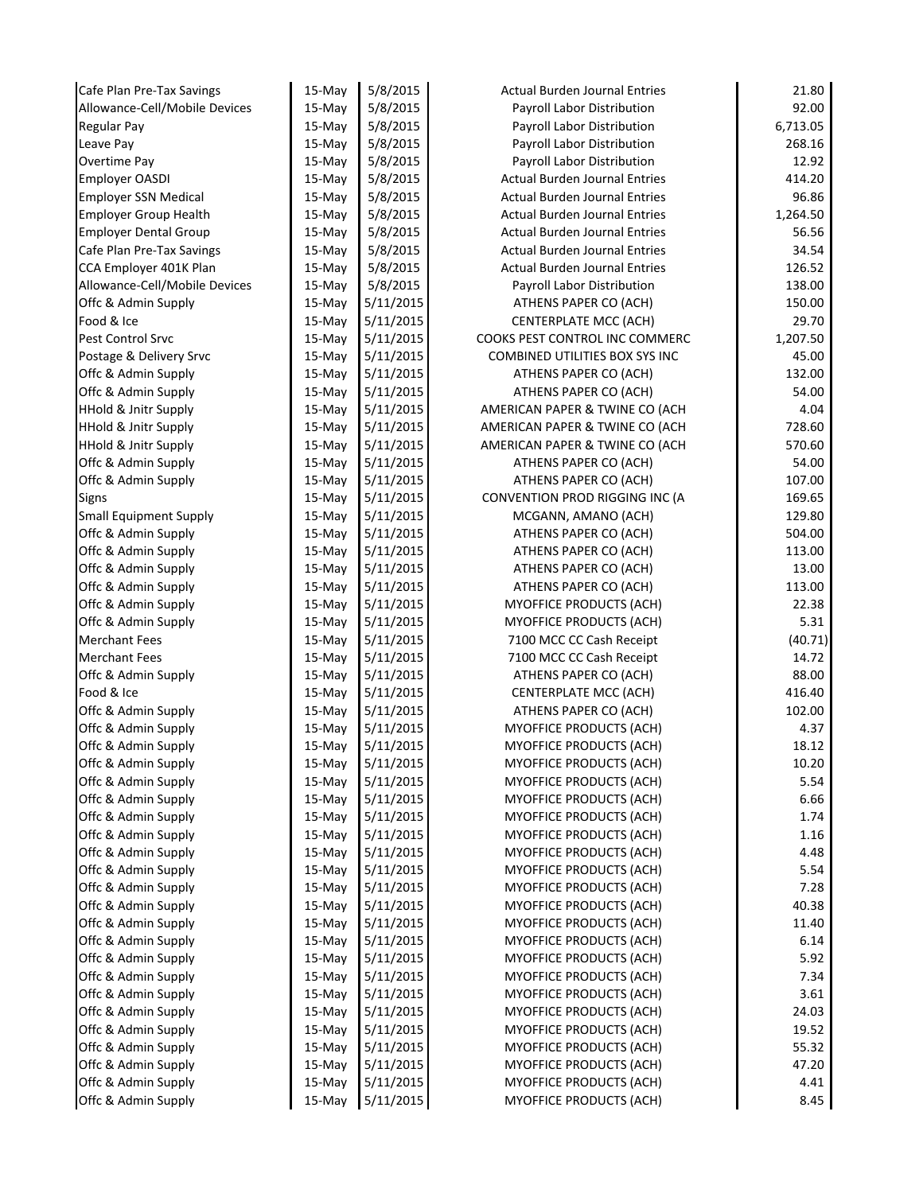| | | | | |
|---|---|---|---|---|
| Cafe Plan Pre-Tax Savings | 15-May | 5/8/2015 | Actual Burden Journal Entries | 21.80 |
| Allowance-Cell/Mobile Devices | 15-May | 5/8/2015 | Payroll Labor Distribution | 92.00 |
| Regular Pay | 15-May | 5/8/2015 | Payroll Labor Distribution | 6,713.05 |
| Leave Pay | 15-May | 5/8/2015 | Payroll Labor Distribution | 268.16 |
| Overtime Pay | 15-May | 5/8/2015 | Payroll Labor Distribution | 12.92 |
| Employer OASDI | 15-May | 5/8/2015 | Actual Burden Journal Entries | 414.20 |
| Employer SSN Medical | 15-May | 5/8/2015 | Actual Burden Journal Entries | 96.86 |
| Employer Group Health | 15-May | 5/8/2015 | Actual Burden Journal Entries | 1,264.50 |
| Employer Dental Group | 15-May | 5/8/2015 | Actual Burden Journal Entries | 56.56 |
| Cafe Plan Pre-Tax Savings | 15-May | 5/8/2015 | Actual Burden Journal Entries | 34.54 |
| CCA Employer 401K Plan | 15-May | 5/8/2015 | Actual Burden Journal Entries | 126.52 |
| Allowance-Cell/Mobile Devices | 15-May | 5/8/2015 | Payroll Labor Distribution | 138.00 |
| Offc & Admin Supply | 15-May | 5/11/2015 | ATHENS PAPER CO (ACH) | 150.00 |
| Food & Ice | 15-May | 5/11/2015 | CENTERPLATE MCC (ACH) | 29.70 |
| Pest Control Srvc | 15-May | 5/11/2015 | COOKS PEST CONTROL INC COMMERC | 1,207.50 |
| Postage & Delivery Srvc | 15-May | 5/11/2015 | COMBINED UTILITIES BOX SYS INC | 45.00 |
| Offc & Admin Supply | 15-May | 5/11/2015 | ATHENS PAPER CO (ACH) | 132.00 |
| Offc & Admin Supply | 15-May | 5/11/2015 | ATHENS PAPER CO (ACH) | 54.00 |
| HHold & Jnitr Supply | 15-May | 5/11/2015 | AMERICAN PAPER & TWINE CO (ACH | 4.04 |
| HHold & Jnitr Supply | 15-May | 5/11/2015 | AMERICAN PAPER & TWINE CO (ACH | 728.60 |
| HHold & Jnitr Supply | 15-May | 5/11/2015 | AMERICAN PAPER & TWINE CO (ACH | 570.60 |
| Offc & Admin Supply | 15-May | 5/11/2015 | ATHENS PAPER CO (ACH) | 54.00 |
| Offc & Admin Supply | 15-May | 5/11/2015 | ATHENS PAPER CO (ACH) | 107.00 |
| Signs | 15-May | 5/11/2015 | CONVENTION PROD RIGGING INC (A | 169.65 |
| Small Equipment Supply | 15-May | 5/11/2015 | MCGANN, AMANO (ACH) | 129.80 |
| Offc & Admin Supply | 15-May | 5/11/2015 | ATHENS PAPER CO (ACH) | 504.00 |
| Offc & Admin Supply | 15-May | 5/11/2015 | ATHENS PAPER CO (ACH) | 113.00 |
| Offc & Admin Supply | 15-May | 5/11/2015 | ATHENS PAPER CO (ACH) | 13.00 |
| Offc & Admin Supply | 15-May | 5/11/2015 | ATHENS PAPER CO (ACH) | 113.00 |
| Offc & Admin Supply | 15-May | 5/11/2015 | MYOFFICE PRODUCTS (ACH) | 22.38 |
| Offc & Admin Supply | 15-May | 5/11/2015 | MYOFFICE PRODUCTS (ACH) | 5.31 |
| Merchant Fees | 15-May | 5/11/2015 | 7100 MCC CC Cash Receipt | (40.71) |
| Merchant Fees | 15-May | 5/11/2015 | 7100 MCC CC Cash Receipt | 14.72 |
| Offc & Admin Supply | 15-May | 5/11/2015 | ATHENS PAPER CO (ACH) | 88.00 |
| Food & Ice | 15-May | 5/11/2015 | CENTERPLATE MCC (ACH) | 416.40 |
| Offc & Admin Supply | 15-May | 5/11/2015 | ATHENS PAPER CO (ACH) | 102.00 |
| Offc & Admin Supply | 15-May | 5/11/2015 | MYOFFICE PRODUCTS (ACH) | 4.37 |
| Offc & Admin Supply | 15-May | 5/11/2015 | MYOFFICE PRODUCTS (ACH) | 18.12 |
| Offc & Admin Supply | 15-May | 5/11/2015 | MYOFFICE PRODUCTS (ACH) | 10.20 |
| Offc & Admin Supply | 15-May | 5/11/2015 | MYOFFICE PRODUCTS (ACH) | 5.54 |
| Offc & Admin Supply | 15-May | 5/11/2015 | MYOFFICE PRODUCTS (ACH) | 6.66 |
| Offc & Admin Supply | 15-May | 5/11/2015 | MYOFFICE PRODUCTS (ACH) | 1.74 |
| Offc & Admin Supply | 15-May | 5/11/2015 | MYOFFICE PRODUCTS (ACH) | 1.16 |
| Offc & Admin Supply | 15-May | 5/11/2015 | MYOFFICE PRODUCTS (ACH) | 4.48 |
| Offc & Admin Supply | 15-May | 5/11/2015 | MYOFFICE PRODUCTS (ACH) | 5.54 |
| Offc & Admin Supply | 15-May | 5/11/2015 | MYOFFICE PRODUCTS (ACH) | 7.28 |
| Offc & Admin Supply | 15-May | 5/11/2015 | MYOFFICE PRODUCTS (ACH) | 40.38 |
| Offc & Admin Supply | 15-May | 5/11/2015 | MYOFFICE PRODUCTS (ACH) | 11.40 |
| Offc & Admin Supply | 15-May | 5/11/2015 | MYOFFICE PRODUCTS (ACH) | 6.14 |
| Offc & Admin Supply | 15-May | 5/11/2015 | MYOFFICE PRODUCTS (ACH) | 5.92 |
| Offc & Admin Supply | 15-May | 5/11/2015 | MYOFFICE PRODUCTS (ACH) | 7.34 |
| Offc & Admin Supply | 15-May | 5/11/2015 | MYOFFICE PRODUCTS (ACH) | 3.61 |
| Offc & Admin Supply | 15-May | 5/11/2015 | MYOFFICE PRODUCTS (ACH) | 24.03 |
| Offc & Admin Supply | 15-May | 5/11/2015 | MYOFFICE PRODUCTS (ACH) | 19.52 |
| Offc & Admin Supply | 15-May | 5/11/2015 | MYOFFICE PRODUCTS (ACH) | 55.32 |
| Offc & Admin Supply | 15-May | 5/11/2015 | MYOFFICE PRODUCTS (ACH) | 47.20 |
| Offc & Admin Supply | 15-May | 5/11/2015 | MYOFFICE PRODUCTS (ACH) | 4.41 |
| Offc & Admin Supply | 15-May | 5/11/2015 | MYOFFICE PRODUCTS (ACH) | 8.45 |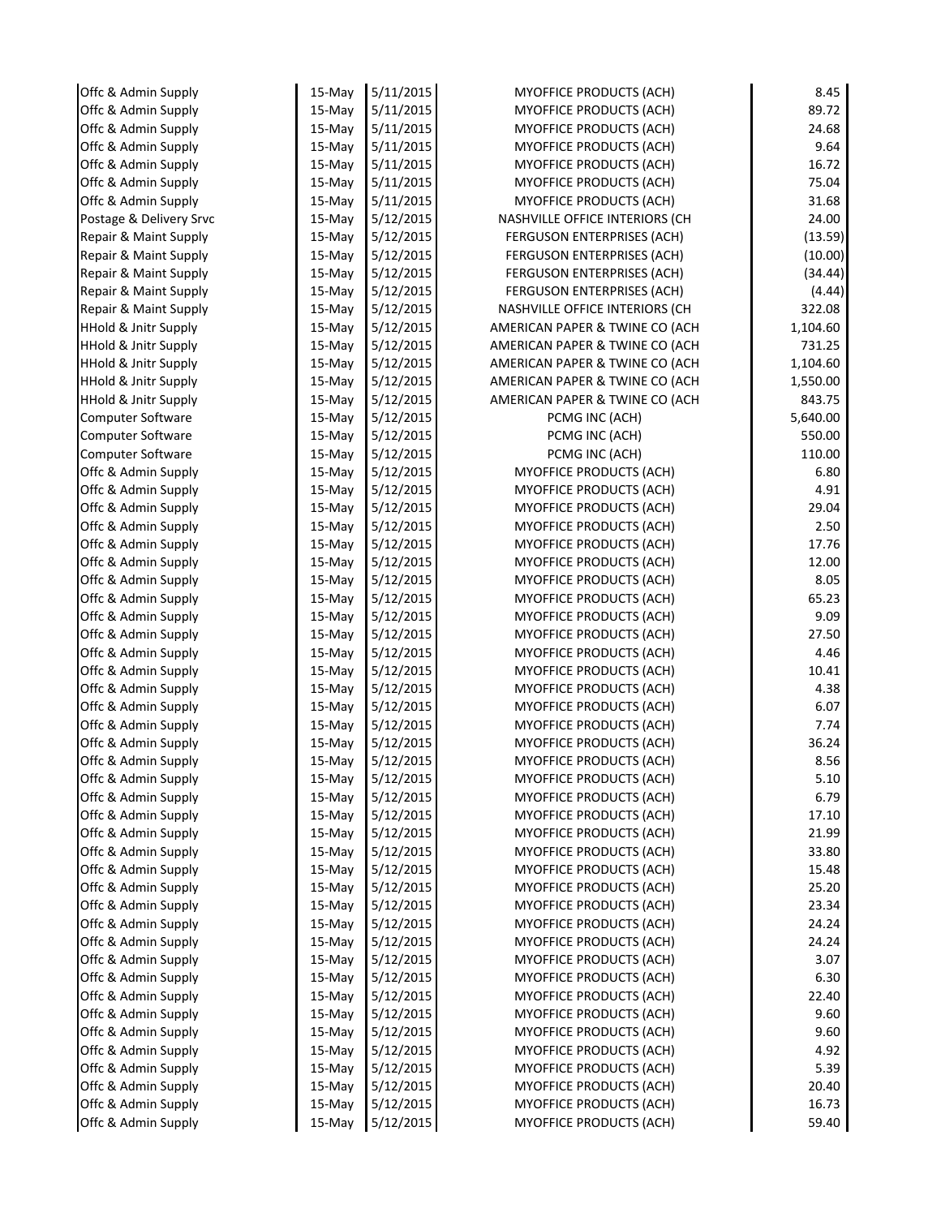| | | | | |
|---|---|---|---|---|
| Offc & Admin Supply | 15-May | 5/11/2015 | MYOFFICE PRODUCTS (ACH) | 8.45 |
| Offc & Admin Supply | 15-May | 5/11/2015 | MYOFFICE PRODUCTS (ACH) | 89.72 |
| Offc & Admin Supply | 15-May | 5/11/2015 | MYOFFICE PRODUCTS (ACH) | 24.68 |
| Offc & Admin Supply | 15-May | 5/11/2015 | MYOFFICE PRODUCTS (ACH) | 9.64 |
| Offc & Admin Supply | 15-May | 5/11/2015 | MYOFFICE PRODUCTS (ACH) | 16.72 |
| Offc & Admin Supply | 15-May | 5/11/2015 | MYOFFICE PRODUCTS (ACH) | 75.04 |
| Offc & Admin Supply | 15-May | 5/11/2015 | MYOFFICE PRODUCTS (ACH) | 31.68 |
| Postage & Delivery Srvc | 15-May | 5/12/2015 | NASHVILLE OFFICE INTERIORS (CH | 24.00 |
| Repair & Maint Supply | 15-May | 5/12/2015 | FERGUSON ENTERPRISES (ACH) | (13.59) |
| Repair & Maint Supply | 15-May | 5/12/2015 | FERGUSON ENTERPRISES (ACH) | (10.00) |
| Repair & Maint Supply | 15-May | 5/12/2015 | FERGUSON ENTERPRISES (ACH) | (34.44) |
| Repair & Maint Supply | 15-May | 5/12/2015 | FERGUSON ENTERPRISES (ACH) | (4.44) |
| Repair & Maint Supply | 15-May | 5/12/2015 | NASHVILLE OFFICE INTERIORS (CH | 322.08 |
| HHold & Jnitr Supply | 15-May | 5/12/2015 | AMERICAN PAPER & TWINE CO (ACH | 1,104.60 |
| HHold & Jnitr Supply | 15-May | 5/12/2015 | AMERICAN PAPER & TWINE CO (ACH | 731.25 |
| HHold & Jnitr Supply | 15-May | 5/12/2015 | AMERICAN PAPER & TWINE CO (ACH | 1,104.60 |
| HHold & Jnitr Supply | 15-May | 5/12/2015 | AMERICAN PAPER & TWINE CO (ACH | 1,550.00 |
| HHold & Jnitr Supply | 15-May | 5/12/2015 | AMERICAN PAPER & TWINE CO (ACH | 843.75 |
| Computer Software | 15-May | 5/12/2015 | PCMG INC (ACH) | 5,640.00 |
| Computer Software | 15-May | 5/12/2015 | PCMG INC (ACH) | 550.00 |
| Computer Software | 15-May | 5/12/2015 | PCMG INC (ACH) | 110.00 |
| Offc & Admin Supply | 15-May | 5/12/2015 | MYOFFICE PRODUCTS (ACH) | 6.80 |
| Offc & Admin Supply | 15-May | 5/12/2015 | MYOFFICE PRODUCTS (ACH) | 4.91 |
| Offc & Admin Supply | 15-May | 5/12/2015 | MYOFFICE PRODUCTS (ACH) | 29.04 |
| Offc & Admin Supply | 15-May | 5/12/2015 | MYOFFICE PRODUCTS (ACH) | 2.50 |
| Offc & Admin Supply | 15-May | 5/12/2015 | MYOFFICE PRODUCTS (ACH) | 17.76 |
| Offc & Admin Supply | 15-May | 5/12/2015 | MYOFFICE PRODUCTS (ACH) | 12.00 |
| Offc & Admin Supply | 15-May | 5/12/2015 | MYOFFICE PRODUCTS (ACH) | 8.05 |
| Offc & Admin Supply | 15-May | 5/12/2015 | MYOFFICE PRODUCTS (ACH) | 65.23 |
| Offc & Admin Supply | 15-May | 5/12/2015 | MYOFFICE PRODUCTS (ACH) | 9.09 |
| Offc & Admin Supply | 15-May | 5/12/2015 | MYOFFICE PRODUCTS (ACH) | 27.50 |
| Offc & Admin Supply | 15-May | 5/12/2015 | MYOFFICE PRODUCTS (ACH) | 4.46 |
| Offc & Admin Supply | 15-May | 5/12/2015 | MYOFFICE PRODUCTS (ACH) | 10.41 |
| Offc & Admin Supply | 15-May | 5/12/2015 | MYOFFICE PRODUCTS (ACH) | 4.38 |
| Offc & Admin Supply | 15-May | 5/12/2015 | MYOFFICE PRODUCTS (ACH) | 6.07 |
| Offc & Admin Supply | 15-May | 5/12/2015 | MYOFFICE PRODUCTS (ACH) | 7.74 |
| Offc & Admin Supply | 15-May | 5/12/2015 | MYOFFICE PRODUCTS (ACH) | 36.24 |
| Offc & Admin Supply | 15-May | 5/12/2015 | MYOFFICE PRODUCTS (ACH) | 8.56 |
| Offc & Admin Supply | 15-May | 5/12/2015 | MYOFFICE PRODUCTS (ACH) | 5.10 |
| Offc & Admin Supply | 15-May | 5/12/2015 | MYOFFICE PRODUCTS (ACH) | 6.79 |
| Offc & Admin Supply | 15-May | 5/12/2015 | MYOFFICE PRODUCTS (ACH) | 17.10 |
| Offc & Admin Supply | 15-May | 5/12/2015 | MYOFFICE PRODUCTS (ACH) | 21.99 |
| Offc & Admin Supply | 15-May | 5/12/2015 | MYOFFICE PRODUCTS (ACH) | 33.80 |
| Offc & Admin Supply | 15-May | 5/12/2015 | MYOFFICE PRODUCTS (ACH) | 15.48 |
| Offc & Admin Supply | 15-May | 5/12/2015 | MYOFFICE PRODUCTS (ACH) | 25.20 |
| Offc & Admin Supply | 15-May | 5/12/2015 | MYOFFICE PRODUCTS (ACH) | 23.34 |
| Offc & Admin Supply | 15-May | 5/12/2015 | MYOFFICE PRODUCTS (ACH) | 24.24 |
| Offc & Admin Supply | 15-May | 5/12/2015 | MYOFFICE PRODUCTS (ACH) | 24.24 |
| Offc & Admin Supply | 15-May | 5/12/2015 | MYOFFICE PRODUCTS (ACH) | 3.07 |
| Offc & Admin Supply | 15-May | 5/12/2015 | MYOFFICE PRODUCTS (ACH) | 6.30 |
| Offc & Admin Supply | 15-May | 5/12/2015 | MYOFFICE PRODUCTS (ACH) | 22.40 |
| Offc & Admin Supply | 15-May | 5/12/2015 | MYOFFICE PRODUCTS (ACH) | 9.60 |
| Offc & Admin Supply | 15-May | 5/12/2015 | MYOFFICE PRODUCTS (ACH) | 9.60 |
| Offc & Admin Supply | 15-May | 5/12/2015 | MYOFFICE PRODUCTS (ACH) | 4.92 |
| Offc & Admin Supply | 15-May | 5/12/2015 | MYOFFICE PRODUCTS (ACH) | 5.39 |
| Offc & Admin Supply | 15-May | 5/12/2015 | MYOFFICE PRODUCTS (ACH) | 20.40 |
| Offc & Admin Supply | 15-May | 5/12/2015 | MYOFFICE PRODUCTS (ACH) | 16.73 |
| Offc & Admin Supply | 15-May | 5/12/2015 | MYOFFICE PRODUCTS (ACH) | 59.40 |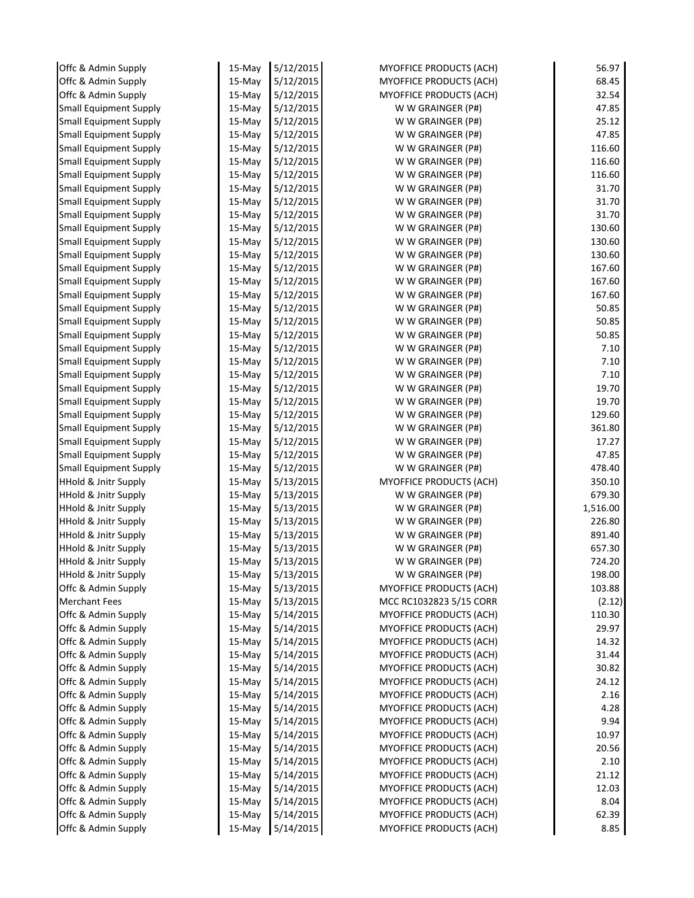| | | | | |
|---|---|---|---|---|
| Offc & Admin Supply | 15-May | 5/12/2015 | MYOFFICE PRODUCTS (ACH) | 56.97 |
| Offc & Admin Supply | 15-May | 5/12/2015 | MYOFFICE PRODUCTS (ACH) | 68.45 |
| Offc & Admin Supply | 15-May | 5/12/2015 | MYOFFICE PRODUCTS (ACH) | 32.54 |
| Small Equipment Supply | 15-May | 5/12/2015 | W W GRAINGER (P#) | 47.85 |
| Small Equipment Supply | 15-May | 5/12/2015 | W W GRAINGER (P#) | 25.12 |
| Small Equipment Supply | 15-May | 5/12/2015 | W W GRAINGER (P#) | 47.85 |
| Small Equipment Supply | 15-May | 5/12/2015 | W W GRAINGER (P#) | 116.60 |
| Small Equipment Supply | 15-May | 5/12/2015 | W W GRAINGER (P#) | 116.60 |
| Small Equipment Supply | 15-May | 5/12/2015 | W W GRAINGER (P#) | 116.60 |
| Small Equipment Supply | 15-May | 5/12/2015 | W W GRAINGER (P#) | 31.70 |
| Small Equipment Supply | 15-May | 5/12/2015 | W W GRAINGER (P#) | 31.70 |
| Small Equipment Supply | 15-May | 5/12/2015 | W W GRAINGER (P#) | 31.70 |
| Small Equipment Supply | 15-May | 5/12/2015 | W W GRAINGER (P#) | 130.60 |
| Small Equipment Supply | 15-May | 5/12/2015 | W W GRAINGER (P#) | 130.60 |
| Small Equipment Supply | 15-May | 5/12/2015 | W W GRAINGER (P#) | 130.60 |
| Small Equipment Supply | 15-May | 5/12/2015 | W W GRAINGER (P#) | 167.60 |
| Small Equipment Supply | 15-May | 5/12/2015 | W W GRAINGER (P#) | 167.60 |
| Small Equipment Supply | 15-May | 5/12/2015 | W W GRAINGER (P#) | 167.60 |
| Small Equipment Supply | 15-May | 5/12/2015 | W W GRAINGER (P#) | 50.85 |
| Small Equipment Supply | 15-May | 5/12/2015 | W W GRAINGER (P#) | 50.85 |
| Small Equipment Supply | 15-May | 5/12/2015 | W W GRAINGER (P#) | 50.85 |
| Small Equipment Supply | 15-May | 5/12/2015 | W W GRAINGER (P#) | 7.10 |
| Small Equipment Supply | 15-May | 5/12/2015 | W W GRAINGER (P#) | 7.10 |
| Small Equipment Supply | 15-May | 5/12/2015 | W W GRAINGER (P#) | 7.10 |
| Small Equipment Supply | 15-May | 5/12/2015 | W W GRAINGER (P#) | 19.70 |
| Small Equipment Supply | 15-May | 5/12/2015 | W W GRAINGER (P#) | 19.70 |
| Small Equipment Supply | 15-May | 5/12/2015 | W W GRAINGER (P#) | 129.60 |
| Small Equipment Supply | 15-May | 5/12/2015 | W W GRAINGER (P#) | 361.80 |
| Small Equipment Supply | 15-May | 5/12/2015 | W W GRAINGER (P#) | 17.27 |
| Small Equipment Supply | 15-May | 5/12/2015 | W W GRAINGER (P#) | 47.85 |
| Small Equipment Supply | 15-May | 5/12/2015 | W W GRAINGER (P#) | 478.40 |
| HHold & Jnitr Supply | 15-May | 5/13/2015 | MYOFFICE PRODUCTS (ACH) | 350.10 |
| HHold & Jnitr Supply | 15-May | 5/13/2015 | W W GRAINGER (P#) | 679.30 |
| HHold & Jnitr Supply | 15-May | 5/13/2015 | W W GRAINGER (P#) | 1,516.00 |
| HHold & Jnitr Supply | 15-May | 5/13/2015 | W W GRAINGER (P#) | 226.80 |
| HHold & Jnitr Supply | 15-May | 5/13/2015 | W W GRAINGER (P#) | 891.40 |
| HHold & Jnitr Supply | 15-May | 5/13/2015 | W W GRAINGER (P#) | 657.30 |
| HHold & Jnitr Supply | 15-May | 5/13/2015 | W W GRAINGER (P#) | 724.20 |
| HHold & Jnitr Supply | 15-May | 5/13/2015 | W W GRAINGER (P#) | 198.00 |
| Offc & Admin Supply | 15-May | 5/13/2015 | MYOFFICE PRODUCTS (ACH) | 103.88 |
| Merchant Fees | 15-May | 5/13/2015 | MCC RC1032823 5/15 CORR | (2.12) |
| Offc & Admin Supply | 15-May | 5/14/2015 | MYOFFICE PRODUCTS (ACH) | 110.30 |
| Offc & Admin Supply | 15-May | 5/14/2015 | MYOFFICE PRODUCTS (ACH) | 29.97 |
| Offc & Admin Supply | 15-May | 5/14/2015 | MYOFFICE PRODUCTS (ACH) | 14.32 |
| Offc & Admin Supply | 15-May | 5/14/2015 | MYOFFICE PRODUCTS (ACH) | 31.44 |
| Offc & Admin Supply | 15-May | 5/14/2015 | MYOFFICE PRODUCTS (ACH) | 30.82 |
| Offc & Admin Supply | 15-May | 5/14/2015 | MYOFFICE PRODUCTS (ACH) | 24.12 |
| Offc & Admin Supply | 15-May | 5/14/2015 | MYOFFICE PRODUCTS (ACH) | 2.16 |
| Offc & Admin Supply | 15-May | 5/14/2015 | MYOFFICE PRODUCTS (ACH) | 4.28 |
| Offc & Admin Supply | 15-May | 5/14/2015 | MYOFFICE PRODUCTS (ACH) | 9.94 |
| Offc & Admin Supply | 15-May | 5/14/2015 | MYOFFICE PRODUCTS (ACH) | 10.97 |
| Offc & Admin Supply | 15-May | 5/14/2015 | MYOFFICE PRODUCTS (ACH) | 20.56 |
| Offc & Admin Supply | 15-May | 5/14/2015 | MYOFFICE PRODUCTS (ACH) | 2.10 |
| Offc & Admin Supply | 15-May | 5/14/2015 | MYOFFICE PRODUCTS (ACH) | 21.12 |
| Offc & Admin Supply | 15-May | 5/14/2015 | MYOFFICE PRODUCTS (ACH) | 12.03 |
| Offc & Admin Supply | 15-May | 5/14/2015 | MYOFFICE PRODUCTS (ACH) | 8.04 |
| Offc & Admin Supply | 15-May | 5/14/2015 | MYOFFICE PRODUCTS (ACH) | 62.39 |
| Offc & Admin Supply | 15-May | 5/14/2015 | MYOFFICE PRODUCTS (ACH) | 8.85 |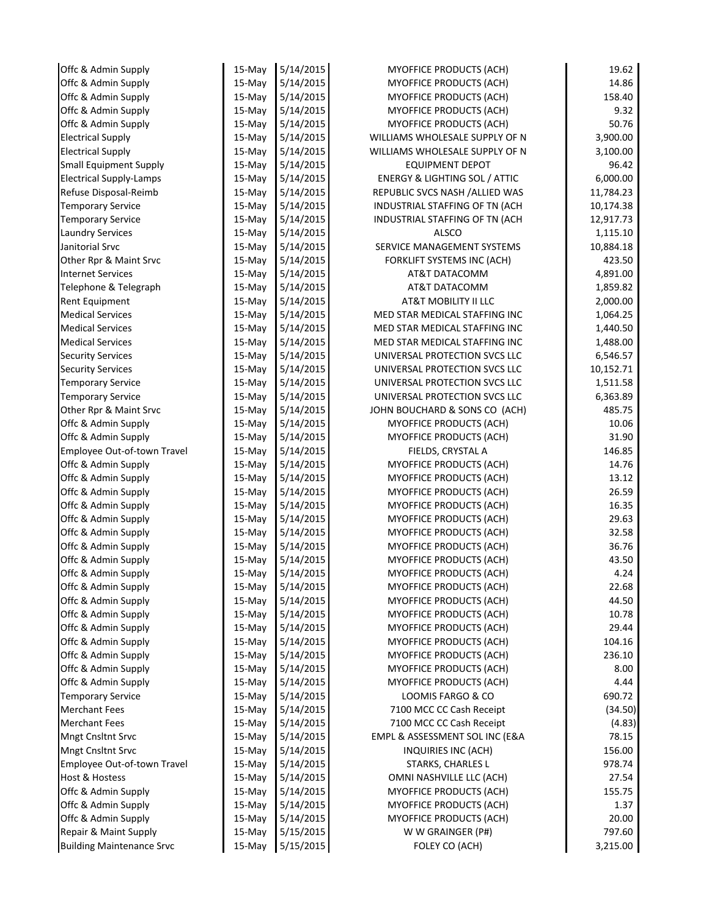| | | | | |
|---|---|---|---|---|
| Offc & Admin Supply | 15-May | 5/14/2015 | MYOFFICE PRODUCTS (ACH) | 19.62 |
| Offc & Admin Supply | 15-May | 5/14/2015 | MYOFFICE PRODUCTS (ACH) | 14.86 |
| Offc & Admin Supply | 15-May | 5/14/2015 | MYOFFICE PRODUCTS (ACH) | 158.40 |
| Offc & Admin Supply | 15-May | 5/14/2015 | MYOFFICE PRODUCTS (ACH) | 9.32 |
| Offc & Admin Supply | 15-May | 5/14/2015 | MYOFFICE PRODUCTS (ACH) | 50.76 |
| Electrical Supply | 15-May | 5/14/2015 | WILLIAMS WHOLESALE SUPPLY OF N | 3,900.00 |
| Electrical Supply | 15-May | 5/14/2015 | WILLIAMS WHOLESALE SUPPLY OF N | 3,100.00 |
| Small Equipment Supply | 15-May | 5/14/2015 | EQUIPMENT DEPOT | 96.42 |
| Electrical Supply-Lamps | 15-May | 5/14/2015 | ENERGY & LIGHTING SOL / ATTIC | 6,000.00 |
| Refuse Disposal-Reimb | 15-May | 5/14/2015 | REPUBLIC SVCS NASH /ALLIED WAS | 11,784.23 |
| Temporary Service | 15-May | 5/14/2015 | INDUSTRIAL STAFFING OF TN (ACH | 10,174.38 |
| Temporary Service | 15-May | 5/14/2015 | INDUSTRIAL STAFFING OF TN (ACH | 12,917.73 |
| Laundry Services | 15-May | 5/14/2015 | ALSCO | 1,115.10 |
| Janitorial Srvc | 15-May | 5/14/2015 | SERVICE MANAGEMENT SYSTEMS | 10,884.18 |
| Other Rpr & Maint Srvc | 15-May | 5/14/2015 | FORKLIFT SYSTEMS INC (ACH) | 423.50 |
| Internet Services | 15-May | 5/14/2015 | AT&T DATACOMM | 4,891.00 |
| Telephone & Telegraph | 15-May | 5/14/2015 | AT&T DATACOMM | 1,859.82 |
| Rent Equipment | 15-May | 5/14/2015 | AT&T MOBILITY II LLC | 2,000.00 |
| Medical Services | 15-May | 5/14/2015 | MED STAR MEDICAL STAFFING INC | 1,064.25 |
| Medical Services | 15-May | 5/14/2015 | MED STAR MEDICAL STAFFING INC | 1,440.50 |
| Medical Services | 15-May | 5/14/2015 | MED STAR MEDICAL STAFFING INC | 1,488.00 |
| Security Services | 15-May | 5/14/2015 | UNIVERSAL PROTECTION SVCS LLC | 6,546.57 |
| Security Services | 15-May | 5/14/2015 | UNIVERSAL PROTECTION SVCS LLC | 10,152.71 |
| Temporary Service | 15-May | 5/14/2015 | UNIVERSAL PROTECTION SVCS LLC | 1,511.58 |
| Temporary Service | 15-May | 5/14/2015 | UNIVERSAL PROTECTION SVCS LLC | 6,363.89 |
| Other Rpr & Maint Srvc | 15-May | 5/14/2015 | JOHN BOUCHARD & SONS CO (ACH) | 485.75 |
| Offc & Admin Supply | 15-May | 5/14/2015 | MYOFFICE PRODUCTS (ACH) | 10.06 |
| Offc & Admin Supply | 15-May | 5/14/2015 | MYOFFICE PRODUCTS (ACH) | 31.90 |
| Employee Out-of-town Travel | 15-May | 5/14/2015 | FIELDS, CRYSTAL A | 146.85 |
| Offc & Admin Supply | 15-May | 5/14/2015 | MYOFFICE PRODUCTS (ACH) | 14.76 |
| Offc & Admin Supply | 15-May | 5/14/2015 | MYOFFICE PRODUCTS (ACH) | 13.12 |
| Offc & Admin Supply | 15-May | 5/14/2015 | MYOFFICE PRODUCTS (ACH) | 26.59 |
| Offc & Admin Supply | 15-May | 5/14/2015 | MYOFFICE PRODUCTS (ACH) | 16.35 |
| Offc & Admin Supply | 15-May | 5/14/2015 | MYOFFICE PRODUCTS (ACH) | 29.63 |
| Offc & Admin Supply | 15-May | 5/14/2015 | MYOFFICE PRODUCTS (ACH) | 32.58 |
| Offc & Admin Supply | 15-May | 5/14/2015 | MYOFFICE PRODUCTS (ACH) | 36.76 |
| Offc & Admin Supply | 15-May | 5/14/2015 | MYOFFICE PRODUCTS (ACH) | 43.50 |
| Offc & Admin Supply | 15-May | 5/14/2015 | MYOFFICE PRODUCTS (ACH) | 4.24 |
| Offc & Admin Supply | 15-May | 5/14/2015 | MYOFFICE PRODUCTS (ACH) | 22.68 |
| Offc & Admin Supply | 15-May | 5/14/2015 | MYOFFICE PRODUCTS (ACH) | 44.50 |
| Offc & Admin Supply | 15-May | 5/14/2015 | MYOFFICE PRODUCTS (ACH) | 10.78 |
| Offc & Admin Supply | 15-May | 5/14/2015 | MYOFFICE PRODUCTS (ACH) | 29.44 |
| Offc & Admin Supply | 15-May | 5/14/2015 | MYOFFICE PRODUCTS (ACH) | 104.16 |
| Offc & Admin Supply | 15-May | 5/14/2015 | MYOFFICE PRODUCTS (ACH) | 236.10 |
| Offc & Admin Supply | 15-May | 5/14/2015 | MYOFFICE PRODUCTS (ACH) | 8.00 |
| Offc & Admin Supply | 15-May | 5/14/2015 | MYOFFICE PRODUCTS (ACH) | 4.44 |
| Temporary Service | 15-May | 5/14/2015 | LOOMIS FARGO & CO | 690.72 |
| Merchant Fees | 15-May | 5/14/2015 | 7100 MCC CC Cash Receipt | (34.50) |
| Merchant Fees | 15-May | 5/14/2015 | 7100 MCC CC Cash Receipt | (4.83) |
| Mngt Cnsltnt Srvc | 15-May | 5/14/2015 | EMPL & ASSESSMENT SOL INC (E&A | 78.15 |
| Mngt Cnsltnt Srvc | 15-May | 5/14/2015 | INQUIRIES INC (ACH) | 156.00 |
| Employee Out-of-town Travel | 15-May | 5/14/2015 | STARKS, CHARLES L | 978.74 |
| Host & Hostess | 15-May | 5/14/2015 | OMNI NASHVILLE LLC (ACH) | 27.54 |
| Offc & Admin Supply | 15-May | 5/14/2015 | MYOFFICE PRODUCTS (ACH) | 155.75 |
| Offc & Admin Supply | 15-May | 5/14/2015 | MYOFFICE PRODUCTS (ACH) | 1.37 |
| Offc & Admin Supply | 15-May | 5/14/2015 | MYOFFICE PRODUCTS (ACH) | 20.00 |
| Repair & Maint Supply | 15-May | 5/15/2015 | W W GRAINGER (P#) | 797.60 |
| Building Maintenance Srvc | 15-May | 5/15/2015 | FOLEY CO (ACH) | 3,215.00 |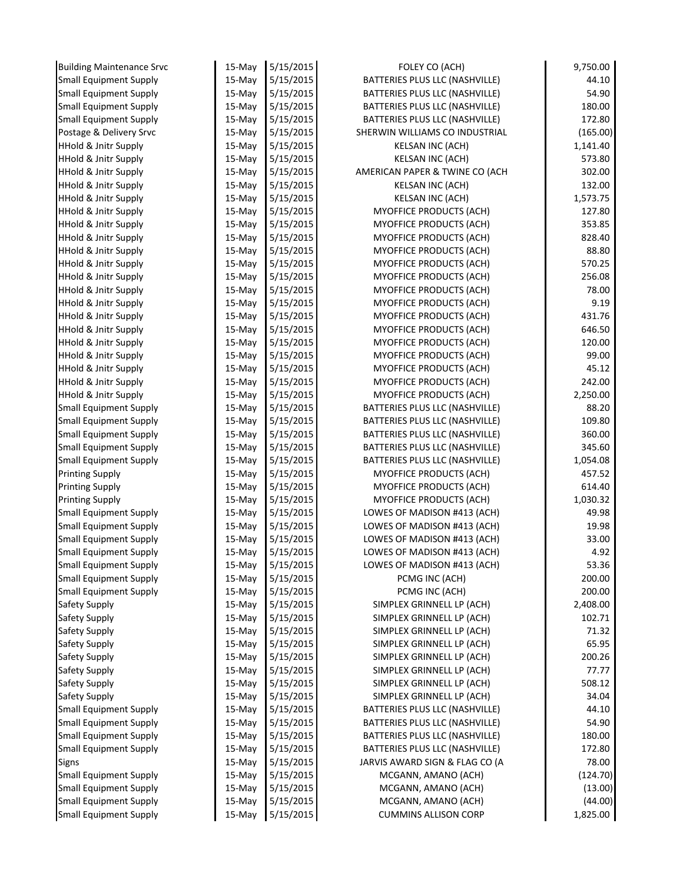| | | | | |
|---|---|---|---|---|
| Building Maintenance Srvc | 15-May | 5/15/2015 | FOLEY CO (ACH) | 9,750.00 |
| Small Equipment Supply | 15-May | 5/15/2015 | BATTERIES PLUS LLC (NASHVILLE) | 44.10 |
| Small Equipment Supply | 15-May | 5/15/2015 | BATTERIES PLUS LLC (NASHVILLE) | 54.90 |
| Small Equipment Supply | 15-May | 5/15/2015 | BATTERIES PLUS LLC (NASHVILLE) | 180.00 |
| Small Equipment Supply | 15-May | 5/15/2015 | BATTERIES PLUS LLC (NASHVILLE) | 172.80 |
| Postage & Delivery Srvc | 15-May | 5/15/2015 | SHERWIN WILLIAMS CO INDUSTRIAL | (165.00) |
| HHold & Jnitr Supply | 15-May | 5/15/2015 | KELSAN INC (ACH) | 1,141.40 |
| HHold & Jnitr Supply | 15-May | 5/15/2015 | KELSAN INC (ACH) | 573.80 |
| HHold & Jnitr Supply | 15-May | 5/15/2015 | AMERICAN PAPER & TWINE CO (ACH | 302.00 |
| HHold & Jnitr Supply | 15-May | 5/15/2015 | KELSAN INC (ACH) | 132.00 |
| HHold & Jnitr Supply | 15-May | 5/15/2015 | KELSAN INC (ACH) | 1,573.75 |
| HHold & Jnitr Supply | 15-May | 5/15/2015 | MYOFFICE PRODUCTS (ACH) | 127.80 |
| HHold & Jnitr Supply | 15-May | 5/15/2015 | MYOFFICE PRODUCTS (ACH) | 353.85 |
| HHold & Jnitr Supply | 15-May | 5/15/2015 | MYOFFICE PRODUCTS (ACH) | 828.40 |
| HHold & Jnitr Supply | 15-May | 5/15/2015 | MYOFFICE PRODUCTS (ACH) | 88.80 |
| HHold & Jnitr Supply | 15-May | 5/15/2015 | MYOFFICE PRODUCTS (ACH) | 570.25 |
| HHold & Jnitr Supply | 15-May | 5/15/2015 | MYOFFICE PRODUCTS (ACH) | 256.08 |
| HHold & Jnitr Supply | 15-May | 5/15/2015 | MYOFFICE PRODUCTS (ACH) | 78.00 |
| HHold & Jnitr Supply | 15-May | 5/15/2015 | MYOFFICE PRODUCTS (ACH) | 9.19 |
| HHold & Jnitr Supply | 15-May | 5/15/2015 | MYOFFICE PRODUCTS (ACH) | 431.76 |
| HHold & Jnitr Supply | 15-May | 5/15/2015 | MYOFFICE PRODUCTS (ACH) | 646.50 |
| HHold & Jnitr Supply | 15-May | 5/15/2015 | MYOFFICE PRODUCTS (ACH) | 120.00 |
| HHold & Jnitr Supply | 15-May | 5/15/2015 | MYOFFICE PRODUCTS (ACH) | 99.00 |
| HHold & Jnitr Supply | 15-May | 5/15/2015 | MYOFFICE PRODUCTS (ACH) | 45.12 |
| HHold & Jnitr Supply | 15-May | 5/15/2015 | MYOFFICE PRODUCTS (ACH) | 242.00 |
| HHold & Jnitr Supply | 15-May | 5/15/2015 | MYOFFICE PRODUCTS (ACH) | 2,250.00 |
| Small Equipment Supply | 15-May | 5/15/2015 | BATTERIES PLUS LLC (NASHVILLE) | 88.20 |
| Small Equipment Supply | 15-May | 5/15/2015 | BATTERIES PLUS LLC (NASHVILLE) | 109.80 |
| Small Equipment Supply | 15-May | 5/15/2015 | BATTERIES PLUS LLC (NASHVILLE) | 360.00 |
| Small Equipment Supply | 15-May | 5/15/2015 | BATTERIES PLUS LLC (NASHVILLE) | 345.60 |
| Small Equipment Supply | 15-May | 5/15/2015 | BATTERIES PLUS LLC (NASHVILLE) | 1,054.08 |
| Printing Supply | 15-May | 5/15/2015 | MYOFFICE PRODUCTS (ACH) | 457.52 |
| Printing Supply | 15-May | 5/15/2015 | MYOFFICE PRODUCTS (ACH) | 614.40 |
| Printing Supply | 15-May | 5/15/2015 | MYOFFICE PRODUCTS (ACH) | 1,030.32 |
| Small Equipment Supply | 15-May | 5/15/2015 | LOWES OF MADISON #413 (ACH) | 49.98 |
| Small Equipment Supply | 15-May | 5/15/2015 | LOWES OF MADISON #413 (ACH) | 19.98 |
| Small Equipment Supply | 15-May | 5/15/2015 | LOWES OF MADISON #413 (ACH) | 33.00 |
| Small Equipment Supply | 15-May | 5/15/2015 | LOWES OF MADISON #413 (ACH) | 4.92 |
| Small Equipment Supply | 15-May | 5/15/2015 | LOWES OF MADISON #413 (ACH) | 53.36 |
| Small Equipment Supply | 15-May | 5/15/2015 | PCMG INC (ACH) | 200.00 |
| Small Equipment Supply | 15-May | 5/15/2015 | PCMG INC (ACH) | 200.00 |
| Safety Supply | 15-May | 5/15/2015 | SIMPLEX GRINNELL LP (ACH) | 2,408.00 |
| Safety Supply | 15-May | 5/15/2015 | SIMPLEX GRINNELL LP (ACH) | 102.71 |
| Safety Supply | 15-May | 5/15/2015 | SIMPLEX GRINNELL LP (ACH) | 71.32 |
| Safety Supply | 15-May | 5/15/2015 | SIMPLEX GRINNELL LP (ACH) | 65.95 |
| Safety Supply | 15-May | 5/15/2015 | SIMPLEX GRINNELL LP (ACH) | 200.26 |
| Safety Supply | 15-May | 5/15/2015 | SIMPLEX GRINNELL LP (ACH) | 77.77 |
| Safety Supply | 15-May | 5/15/2015 | SIMPLEX GRINNELL LP (ACH) | 508.12 |
| Safety Supply | 15-May | 5/15/2015 | SIMPLEX GRINNELL LP (ACH) | 34.04 |
| Small Equipment Supply | 15-May | 5/15/2015 | BATTERIES PLUS LLC (NASHVILLE) | 44.10 |
| Small Equipment Supply | 15-May | 5/15/2015 | BATTERIES PLUS LLC (NASHVILLE) | 54.90 |
| Small Equipment Supply | 15-May | 5/15/2015 | BATTERIES PLUS LLC (NASHVILLE) | 180.00 |
| Small Equipment Supply | 15-May | 5/15/2015 | BATTERIES PLUS LLC (NASHVILLE) | 172.80 |
| Signs | 15-May | 5/15/2015 | JARVIS AWARD SIGN & FLAG CO (A | 78.00 |
| Small Equipment Supply | 15-May | 5/15/2015 | MCGANN, AMANO (ACH) | (124.70) |
| Small Equipment Supply | 15-May | 5/15/2015 | MCGANN, AMANO (ACH) | (13.00) |
| Small Equipment Supply | 15-May | 5/15/2015 | MCGANN, AMANO (ACH) | (44.00) |
| Small Equipment Supply | 15-May | 5/15/2015 | CUMMINS ALLISON CORP | 1,825.00 |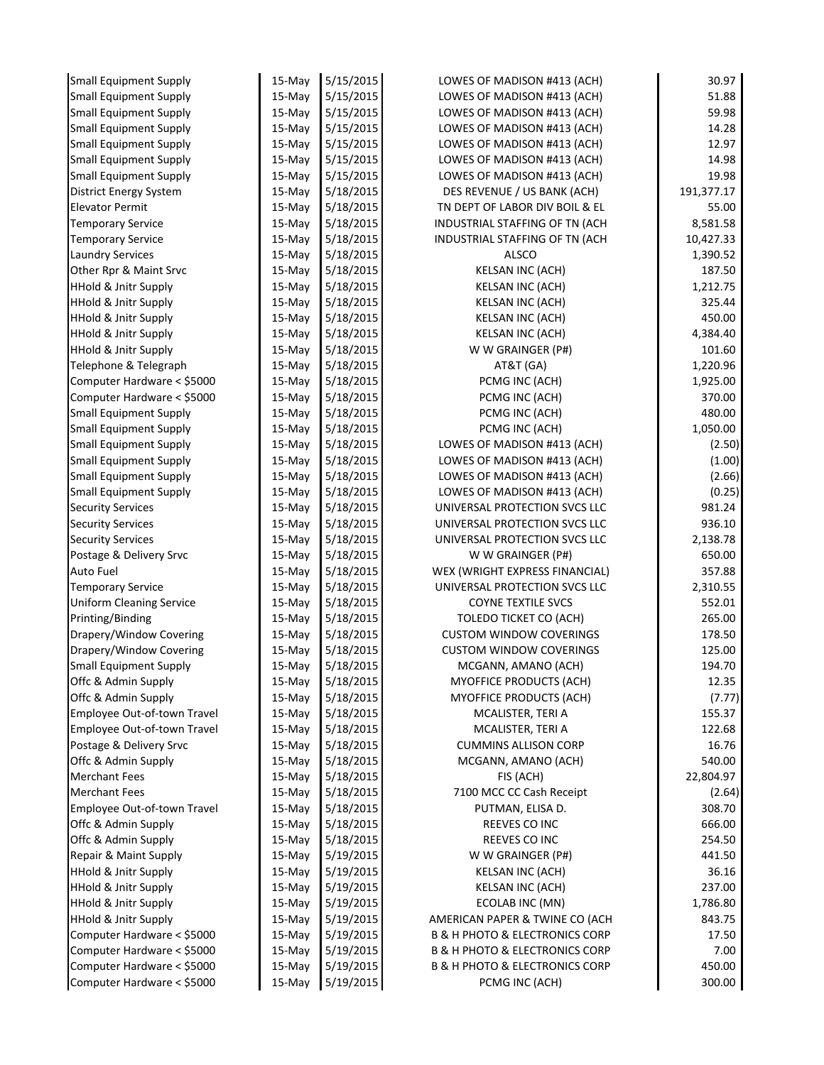| | | | | |
|---|---|---|---|---|
| Small Equipment Supply | 15-May | 5/15/2015 | LOWES OF MADISON #413 (ACH) | 30.97 |
| Small Equipment Supply | 15-May | 5/15/2015 | LOWES OF MADISON #413 (ACH) | 51.88 |
| Small Equipment Supply | 15-May | 5/15/2015 | LOWES OF MADISON #413 (ACH) | 59.98 |
| Small Equipment Supply | 15-May | 5/15/2015 | LOWES OF MADISON #413 (ACH) | 14.28 |
| Small Equipment Supply | 15-May | 5/15/2015 | LOWES OF MADISON #413 (ACH) | 12.97 |
| Small Equipment Supply | 15-May | 5/15/2015 | LOWES OF MADISON #413 (ACH) | 14.98 |
| Small Equipment Supply | 15-May | 5/15/2015 | LOWES OF MADISON #413 (ACH) | 19.98 |
| District Energy System | 15-May | 5/18/2015 | DES REVENUE / US BANK (ACH) | 191,377.17 |
| Elevator Permit | 15-May | 5/18/2015 | TN DEPT OF LABOR DIV BOIL & EL | 55.00 |
| Temporary Service | 15-May | 5/18/2015 | INDUSTRIAL STAFFING OF TN (ACH | 8,581.58 |
| Temporary Service | 15-May | 5/18/2015 | INDUSTRIAL STAFFING OF TN (ACH | 10,427.33 |
| Laundry Services | 15-May | 5/18/2015 | ALSCO | 1,390.52 |
| Other Rpr & Maint Srvc | 15-May | 5/18/2015 | KELSAN INC (ACH) | 187.50 |
| HHold & Jnitr Supply | 15-May | 5/18/2015 | KELSAN INC (ACH) | 1,212.75 |
| HHold & Jnitr Supply | 15-May | 5/18/2015 | KELSAN INC (ACH) | 325.44 |
| HHold & Jnitr Supply | 15-May | 5/18/2015 | KELSAN INC (ACH) | 450.00 |
| HHold & Jnitr Supply | 15-May | 5/18/2015 | KELSAN INC (ACH) | 4,384.40 |
| HHold & Jnitr Supply | 15-May | 5/18/2015 | W W GRAINGER (P#) | 101.60 |
| Telephone & Telegraph | 15-May | 5/18/2015 | AT&T (GA) | 1,220.96 |
| Computer Hardware < $5000 | 15-May | 5/18/2015 | PCMG INC (ACH) | 1,925.00 |
| Computer Hardware < $5000 | 15-May | 5/18/2015 | PCMG INC (ACH) | 370.00 |
| Small Equipment Supply | 15-May | 5/18/2015 | PCMG INC (ACH) | 480.00 |
| Small Equipment Supply | 15-May | 5/18/2015 | PCMG INC (ACH) | 1,050.00 |
| Small Equipment Supply | 15-May | 5/18/2015 | LOWES OF MADISON #413 (ACH) | (2.50) |
| Small Equipment Supply | 15-May | 5/18/2015 | LOWES OF MADISON #413 (ACH) | (1.00) |
| Small Equipment Supply | 15-May | 5/18/2015 | LOWES OF MADISON #413 (ACH) | (2.66) |
| Small Equipment Supply | 15-May | 5/18/2015 | LOWES OF MADISON #413 (ACH) | (0.25) |
| Security Services | 15-May | 5/18/2015 | UNIVERSAL PROTECTION SVCS LLC | 981.24 |
| Security Services | 15-May | 5/18/2015 | UNIVERSAL PROTECTION SVCS LLC | 936.10 |
| Security Services | 15-May | 5/18/2015 | UNIVERSAL PROTECTION SVCS LLC | 2,138.78 |
| Postage & Delivery Srvc | 15-May | 5/18/2015 | W W GRAINGER (P#) | 650.00 |
| Auto Fuel | 15-May | 5/18/2015 | WEX (WRIGHT EXPRESS FINANCIAL) | 357.88 |
| Temporary Service | 15-May | 5/18/2015 | UNIVERSAL PROTECTION SVCS LLC | 2,310.55 |
| Uniform Cleaning Service | 15-May | 5/18/2015 | COYNE TEXTILE SVCS | 552.01 |
| Printing/Binding | 15-May | 5/18/2015 | TOLEDO TICKET CO (ACH) | 265.00 |
| Drapery/Window Covering | 15-May | 5/18/2015 | CUSTOM WINDOW COVERINGS | 178.50 |
| Drapery/Window Covering | 15-May | 5/18/2015 | CUSTOM WINDOW COVERINGS | 125.00 |
| Small Equipment Supply | 15-May | 5/18/2015 | MCGANN, AMANO (ACH) | 194.70 |
| Offc & Admin Supply | 15-May | 5/18/2015 | MYOFFICE PRODUCTS (ACH) | 12.35 |
| Offc & Admin Supply | 15-May | 5/18/2015 | MYOFFICE PRODUCTS (ACH) | (7.77) |
| Employee Out-of-town Travel | 15-May | 5/18/2015 | MCALISTER, TERI A | 155.37 |
| Employee Out-of-town Travel | 15-May | 5/18/2015 | MCALISTER, TERI A | 122.68 |
| Postage & Delivery Srvc | 15-May | 5/18/2015 | CUMMINS ALLISON CORP | 16.76 |
| Offc & Admin Supply | 15-May | 5/18/2015 | MCGANN, AMANO (ACH) | 540.00 |
| Merchant Fees | 15-May | 5/18/2015 | FIS (ACH) | 22,804.97 |
| Merchant Fees | 15-May | 5/18/2015 | 7100 MCC CC Cash Receipt | (2.64) |
| Employee Out-of-town Travel | 15-May | 5/18/2015 | PUTMAN, ELISA D. | 308.70 |
| Offc & Admin Supply | 15-May | 5/18/2015 | REEVES CO INC | 666.00 |
| Offc & Admin Supply | 15-May | 5/18/2015 | REEVES CO INC | 254.50 |
| Repair & Maint Supply | 15-May | 5/19/2015 | W W GRAINGER (P#) | 441.50 |
| HHold & Jnitr Supply | 15-May | 5/19/2015 | KELSAN INC (ACH) | 36.16 |
| HHold & Jnitr Supply | 15-May | 5/19/2015 | KELSAN INC (ACH) | 237.00 |
| HHold & Jnitr Supply | 15-May | 5/19/2015 | ECOLAB INC (MN) | 1,786.80 |
| HHold & Jnitr Supply | 15-May | 5/19/2015 | AMERICAN PAPER & TWINE CO (ACH | 843.75 |
| Computer Hardware < $5000 | 15-May | 5/19/2015 | B & H PHOTO & ELECTRONICS CORP | 17.50 |
| Computer Hardware < $5000 | 15-May | 5/19/2015 | B & H PHOTO & ELECTRONICS CORP | 7.00 |
| Computer Hardware < $5000 | 15-May | 5/19/2015 | B & H PHOTO & ELECTRONICS CORP | 450.00 |
| Computer Hardware < $5000 | 15-May | 5/19/2015 | PCMG INC (ACH) | 300.00 |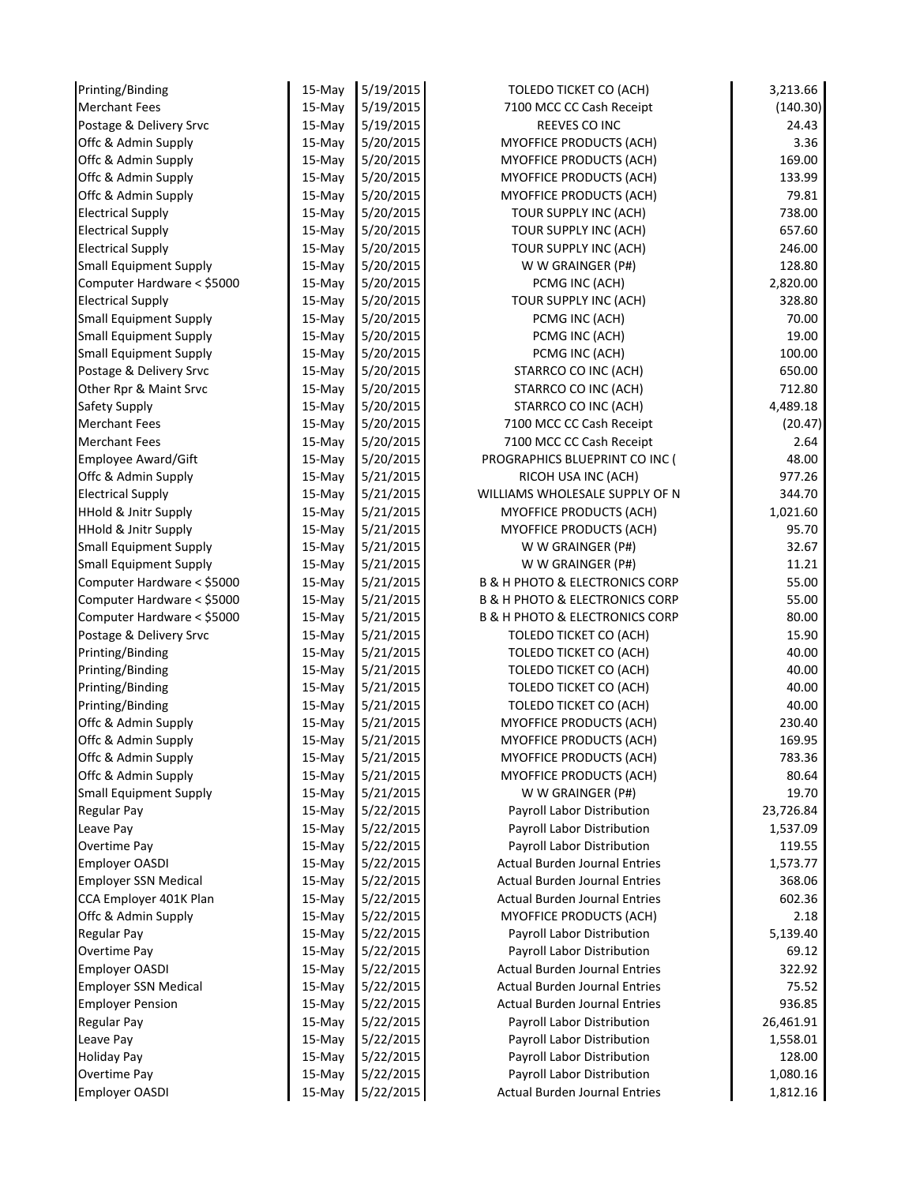| | | | | |
|---|---|---|---|---|
| Printing/Binding | 15-May | 5/19/2015 | TOLEDO TICKET CO (ACH) | 3,213.66 |
| Merchant Fees | 15-May | 5/19/2015 | 7100 MCC CC Cash Receipt | (140.30) |
| Postage & Delivery Srvc | 15-May | 5/19/2015 | REEVES CO INC | 24.43 |
| Offc & Admin Supply | 15-May | 5/20/2015 | MYOFFICE PRODUCTS (ACH) | 3.36 |
| Offc & Admin Supply | 15-May | 5/20/2015 | MYOFFICE PRODUCTS (ACH) | 169.00 |
| Offc & Admin Supply | 15-May | 5/20/2015 | MYOFFICE PRODUCTS (ACH) | 133.99 |
| Offc & Admin Supply | 15-May | 5/20/2015 | MYOFFICE PRODUCTS (ACH) | 79.81 |
| Electrical Supply | 15-May | 5/20/2015 | TOUR SUPPLY INC (ACH) | 738.00 |
| Electrical Supply | 15-May | 5/20/2015 | TOUR SUPPLY INC (ACH) | 657.60 |
| Electrical Supply | 15-May | 5/20/2015 | TOUR SUPPLY INC (ACH) | 246.00 |
| Small Equipment Supply | 15-May | 5/20/2015 | W W GRAINGER (P#) | 128.80 |
| Computer Hardware < $5000 | 15-May | 5/20/2015 | PCMG INC (ACH) | 2,820.00 |
| Electrical Supply | 15-May | 5/20/2015 | TOUR SUPPLY INC (ACH) | 328.80 |
| Small Equipment Supply | 15-May | 5/20/2015 | PCMG INC (ACH) | 70.00 |
| Small Equipment Supply | 15-May | 5/20/2015 | PCMG INC (ACH) | 19.00 |
| Small Equipment Supply | 15-May | 5/20/2015 | PCMG INC (ACH) | 100.00 |
| Postage & Delivery Srvc | 15-May | 5/20/2015 | STARRCO CO INC (ACH) | 650.00 |
| Other Rpr & Maint Srvc | 15-May | 5/20/2015 | STARRCO CO INC (ACH) | 712.80 |
| Safety Supply | 15-May | 5/20/2015 | STARRCO CO INC (ACH) | 4,489.18 |
| Merchant Fees | 15-May | 5/20/2015 | 7100 MCC CC Cash Receipt | (20.47) |
| Merchant Fees | 15-May | 5/20/2015 | 7100 MCC CC Cash Receipt | 2.64 |
| Employee Award/Gift | 15-May | 5/20/2015 | PROGRAPHICS BLUEPRINT CO INC ( | 48.00 |
| Offc & Admin Supply | 15-May | 5/21/2015 | RICOH USA INC (ACH) | 977.26 |
| Electrical Supply | 15-May | 5/21/2015 | WILLIAMS WHOLESALE SUPPLY OF N | 344.70 |
| HHold & Jnitr Supply | 15-May | 5/21/2015 | MYOFFICE PRODUCTS (ACH) | 1,021.60 |
| HHold & Jnitr Supply | 15-May | 5/21/2015 | MYOFFICE PRODUCTS (ACH) | 95.70 |
| Small Equipment Supply | 15-May | 5/21/2015 | W W GRAINGER (P#) | 32.67 |
| Small Equipment Supply | 15-May | 5/21/2015 | W W GRAINGER (P#) | 11.21 |
| Computer Hardware < $5000 | 15-May | 5/21/2015 | B & H PHOTO & ELECTRONICS CORP | 55.00 |
| Computer Hardware < $5000 | 15-May | 5/21/2015 | B & H PHOTO & ELECTRONICS CORP | 55.00 |
| Computer Hardware < $5000 | 15-May | 5/21/2015 | B & H PHOTO & ELECTRONICS CORP | 80.00 |
| Postage & Delivery Srvc | 15-May | 5/21/2015 | TOLEDO TICKET CO (ACH) | 15.90 |
| Printing/Binding | 15-May | 5/21/2015 | TOLEDO TICKET CO (ACH) | 40.00 |
| Printing/Binding | 15-May | 5/21/2015 | TOLEDO TICKET CO (ACH) | 40.00 |
| Printing/Binding | 15-May | 5/21/2015 | TOLEDO TICKET CO (ACH) | 40.00 |
| Printing/Binding | 15-May | 5/21/2015 | TOLEDO TICKET CO (ACH) | 40.00 |
| Offc & Admin Supply | 15-May | 5/21/2015 | MYOFFICE PRODUCTS (ACH) | 230.40 |
| Offc & Admin Supply | 15-May | 5/21/2015 | MYOFFICE PRODUCTS (ACH) | 169.95 |
| Offc & Admin Supply | 15-May | 5/21/2015 | MYOFFICE PRODUCTS (ACH) | 783.36 |
| Offc & Admin Supply | 15-May | 5/21/2015 | MYOFFICE PRODUCTS (ACH) | 80.64 |
| Small Equipment Supply | 15-May | 5/21/2015 | W W GRAINGER (P#) | 19.70 |
| Regular Pay | 15-May | 5/22/2015 | Payroll Labor Distribution | 23,726.84 |
| Leave Pay | 15-May | 5/22/2015 | Payroll Labor Distribution | 1,537.09 |
| Overtime Pay | 15-May | 5/22/2015 | Payroll Labor Distribution | 119.55 |
| Employer OASDI | 15-May | 5/22/2015 | Actual Burden Journal Entries | 1,573.77 |
| Employer SSN Medical | 15-May | 5/22/2015 | Actual Burden Journal Entries | 368.06 |
| CCA Employer 401K Plan | 15-May | 5/22/2015 | Actual Burden Journal Entries | 602.36 |
| Offc & Admin Supply | 15-May | 5/22/2015 | MYOFFICE PRODUCTS (ACH) | 2.18 |
| Regular Pay | 15-May | 5/22/2015 | Payroll Labor Distribution | 5,139.40 |
| Overtime Pay | 15-May | 5/22/2015 | Payroll Labor Distribution | 69.12 |
| Employer OASDI | 15-May | 5/22/2015 | Actual Burden Journal Entries | 322.92 |
| Employer SSN Medical | 15-May | 5/22/2015 | Actual Burden Journal Entries | 75.52 |
| Employer Pension | 15-May | 5/22/2015 | Actual Burden Journal Entries | 936.85 |
| Regular Pay | 15-May | 5/22/2015 | Payroll Labor Distribution | 26,461.91 |
| Leave Pay | 15-May | 5/22/2015 | Payroll Labor Distribution | 1,558.01 |
| Holiday Pay | 15-May | 5/22/2015 | Payroll Labor Distribution | 128.00 |
| Overtime Pay | 15-May | 5/22/2015 | Payroll Labor Distribution | 1,080.16 |
| Employer OASDI | 15-May | 5/22/2015 | Actual Burden Journal Entries | 1,812.16 |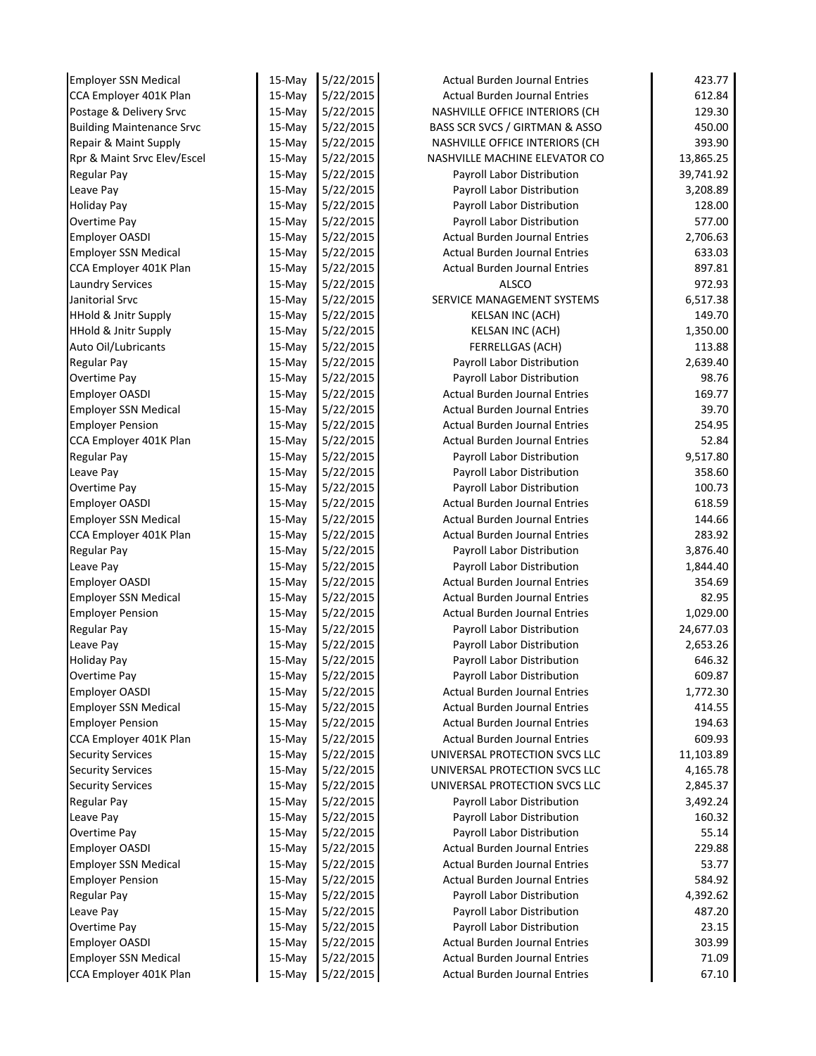| | | | | |
|---|---|---|---|---|
| Employer SSN Medical | 15-May | 5/22/2015 | Actual Burden Journal Entries | 423.77 |
| CCA Employer 401K Plan | 15-May | 5/22/2015 | Actual Burden Journal Entries | 612.84 |
| Postage & Delivery Srvc | 15-May | 5/22/2015 | NASHVILLE OFFICE INTERIORS (CH | 129.30 |
| Building Maintenance Srvc | 15-May | 5/22/2015 | BASS SCR SVCS / GIRTMAN & ASSO | 450.00 |
| Repair & Maint Supply | 15-May | 5/22/2015 | NASHVILLE OFFICE INTERIORS (CH | 393.90 |
| Rpr & Maint Srvc Elev/Escel | 15-May | 5/22/2015 | NASHVILLE MACHINE ELEVATOR CO | 13,865.25 |
| Regular Pay | 15-May | 5/22/2015 | Payroll Labor Distribution | 39,741.92 |
| Leave Pay | 15-May | 5/22/2015 | Payroll Labor Distribution | 3,208.89 |
| Holiday Pay | 15-May | 5/22/2015 | Payroll Labor Distribution | 128.00 |
| Overtime Pay | 15-May | 5/22/2015 | Payroll Labor Distribution | 577.00 |
| Employer OASDI | 15-May | 5/22/2015 | Actual Burden Journal Entries | 2,706.63 |
| Employer SSN Medical | 15-May | 5/22/2015 | Actual Burden Journal Entries | 633.03 |
| CCA Employer 401K Plan | 15-May | 5/22/2015 | Actual Burden Journal Entries | 897.81 |
| Laundry Services | 15-May | 5/22/2015 | ALSCO | 972.93 |
| Janitorial Srvc | 15-May | 5/22/2015 | SERVICE MANAGEMENT SYSTEMS | 6,517.38 |
| HHold & Jnitr Supply | 15-May | 5/22/2015 | KELSAN INC (ACH) | 149.70 |
| HHold & Jnitr Supply | 15-May | 5/22/2015 | KELSAN INC (ACH) | 1,350.00 |
| Auto Oil/Lubricants | 15-May | 5/22/2015 | FERRELLGAS (ACH) | 113.88 |
| Regular Pay | 15-May | 5/22/2015 | Payroll Labor Distribution | 2,639.40 |
| Overtime Pay | 15-May | 5/22/2015 | Payroll Labor Distribution | 98.76 |
| Employer OASDI | 15-May | 5/22/2015 | Actual Burden Journal Entries | 169.77 |
| Employer SSN Medical | 15-May | 5/22/2015 | Actual Burden Journal Entries | 39.70 |
| Employer Pension | 15-May | 5/22/2015 | Actual Burden Journal Entries | 254.95 |
| CCA Employer 401K Plan | 15-May | 5/22/2015 | Actual Burden Journal Entries | 52.84 |
| Regular Pay | 15-May | 5/22/2015 | Payroll Labor Distribution | 9,517.80 |
| Leave Pay | 15-May | 5/22/2015 | Payroll Labor Distribution | 358.60 |
| Overtime Pay | 15-May | 5/22/2015 | Payroll Labor Distribution | 100.73 |
| Employer OASDI | 15-May | 5/22/2015 | Actual Burden Journal Entries | 618.59 |
| Employer SSN Medical | 15-May | 5/22/2015 | Actual Burden Journal Entries | 144.66 |
| CCA Employer 401K Plan | 15-May | 5/22/2015 | Actual Burden Journal Entries | 283.92 |
| Regular Pay | 15-May | 5/22/2015 | Payroll Labor Distribution | 3,876.40 |
| Leave Pay | 15-May | 5/22/2015 | Payroll Labor Distribution | 1,844.40 |
| Employer OASDI | 15-May | 5/22/2015 | Actual Burden Journal Entries | 354.69 |
| Employer SSN Medical | 15-May | 5/22/2015 | Actual Burden Journal Entries | 82.95 |
| Employer Pension | 15-May | 5/22/2015 | Actual Burden Journal Entries | 1,029.00 |
| Regular Pay | 15-May | 5/22/2015 | Payroll Labor Distribution | 24,677.03 |
| Leave Pay | 15-May | 5/22/2015 | Payroll Labor Distribution | 2,653.26 |
| Holiday Pay | 15-May | 5/22/2015 | Payroll Labor Distribution | 646.32 |
| Overtime Pay | 15-May | 5/22/2015 | Payroll Labor Distribution | 609.87 |
| Employer OASDI | 15-May | 5/22/2015 | Actual Burden Journal Entries | 1,772.30 |
| Employer SSN Medical | 15-May | 5/22/2015 | Actual Burden Journal Entries | 414.55 |
| Employer Pension | 15-May | 5/22/2015 | Actual Burden Journal Entries | 194.63 |
| CCA Employer 401K Plan | 15-May | 5/22/2015 | Actual Burden Journal Entries | 609.93 |
| Security Services | 15-May | 5/22/2015 | UNIVERSAL PROTECTION SVCS LLC | 11,103.89 |
| Security Services | 15-May | 5/22/2015 | UNIVERSAL PROTECTION SVCS LLC | 4,165.78 |
| Security Services | 15-May | 5/22/2015 | UNIVERSAL PROTECTION SVCS LLC | 2,845.37 |
| Regular Pay | 15-May | 5/22/2015 | Payroll Labor Distribution | 3,492.24 |
| Leave Pay | 15-May | 5/22/2015 | Payroll Labor Distribution | 160.32 |
| Overtime Pay | 15-May | 5/22/2015 | Payroll Labor Distribution | 55.14 |
| Employer OASDI | 15-May | 5/22/2015 | Actual Burden Journal Entries | 229.88 |
| Employer SSN Medical | 15-May | 5/22/2015 | Actual Burden Journal Entries | 53.77 |
| Employer Pension | 15-May | 5/22/2015 | Actual Burden Journal Entries | 584.92 |
| Regular Pay | 15-May | 5/22/2015 | Payroll Labor Distribution | 4,392.62 |
| Leave Pay | 15-May | 5/22/2015 | Payroll Labor Distribution | 487.20 |
| Overtime Pay | 15-May | 5/22/2015 | Payroll Labor Distribution | 23.15 |
| Employer OASDI | 15-May | 5/22/2015 | Actual Burden Journal Entries | 303.99 |
| Employer SSN Medical | 15-May | 5/22/2015 | Actual Burden Journal Entries | 71.09 |
| CCA Employer 401K Plan | 15-May | 5/22/2015 | Actual Burden Journal Entries | 67.10 |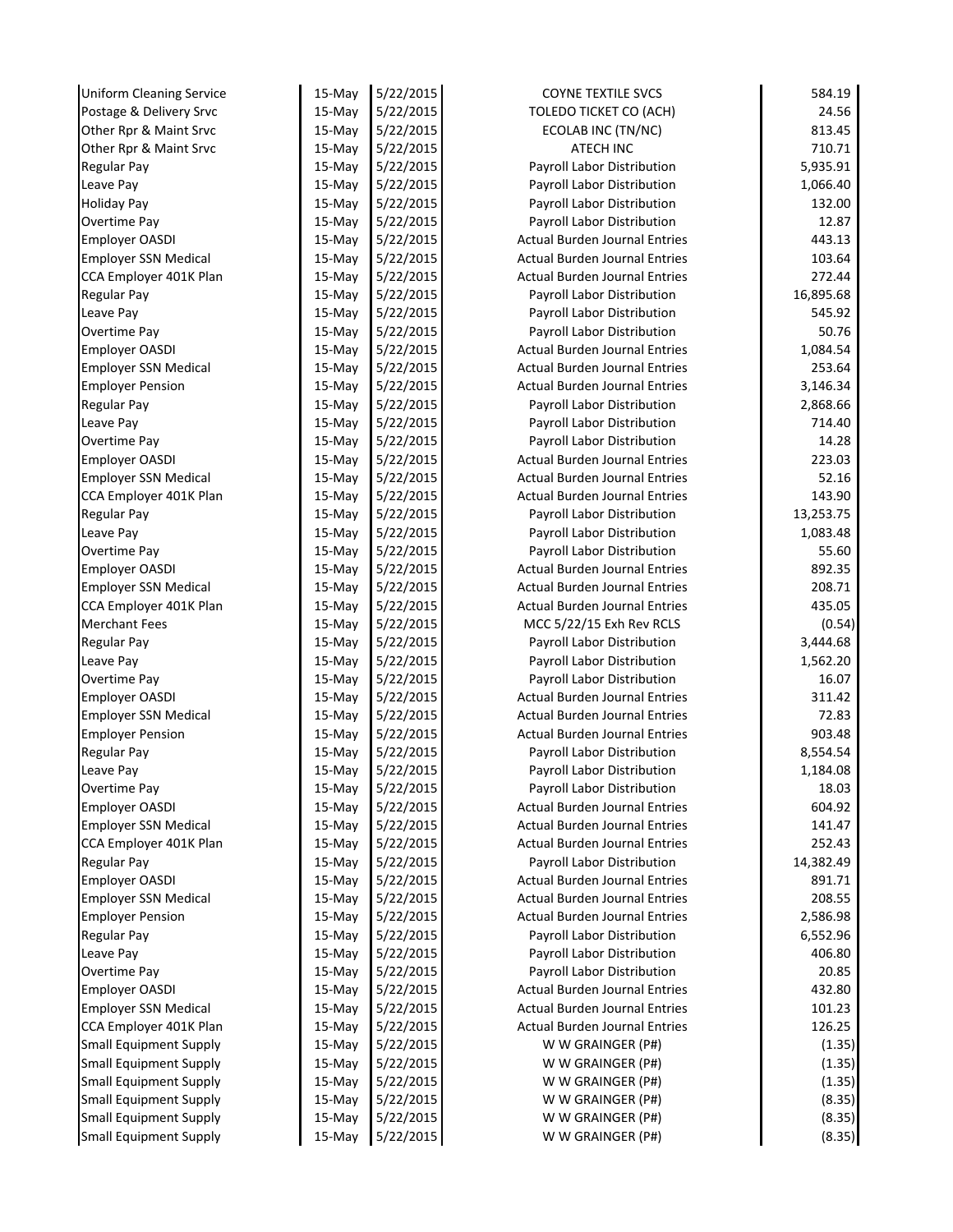| | | | | |
|---|---|---|---|---|
| Uniform Cleaning Service | 15-May | 5/22/2015 | COYNE TEXTILE SVCS | 584.19 |
| Postage & Delivery Srvc | 15-May | 5/22/2015 | TOLEDO TICKET CO (ACH) | 24.56 |
| Other Rpr & Maint Srvc | 15-May | 5/22/2015 | ECOLAB INC (TN/NC) | 813.45 |
| Other Rpr & Maint Srvc | 15-May | 5/22/2015 | ATECH INC | 710.71 |
| Regular Pay | 15-May | 5/22/2015 | Payroll Labor Distribution | 5,935.91 |
| Leave Pay | 15-May | 5/22/2015 | Payroll Labor Distribution | 1,066.40 |
| Holiday Pay | 15-May | 5/22/2015 | Payroll Labor Distribution | 132.00 |
| Overtime Pay | 15-May | 5/22/2015 | Payroll Labor Distribution | 12.87 |
| Employer OASDI | 15-May | 5/22/2015 | Actual Burden Journal Entries | 443.13 |
| Employer SSN Medical | 15-May | 5/22/2015 | Actual Burden Journal Entries | 103.64 |
| CCA Employer 401K Plan | 15-May | 5/22/2015 | Actual Burden Journal Entries | 272.44 |
| Regular Pay | 15-May | 5/22/2015 | Payroll Labor Distribution | 16,895.68 |
| Leave Pay | 15-May | 5/22/2015 | Payroll Labor Distribution | 545.92 |
| Overtime Pay | 15-May | 5/22/2015 | Payroll Labor Distribution | 50.76 |
| Employer OASDI | 15-May | 5/22/2015 | Actual Burden Journal Entries | 1,084.54 |
| Employer SSN Medical | 15-May | 5/22/2015 | Actual Burden Journal Entries | 253.64 |
| Employer Pension | 15-May | 5/22/2015 | Actual Burden Journal Entries | 3,146.34 |
| Regular Pay | 15-May | 5/22/2015 | Payroll Labor Distribution | 2,868.66 |
| Leave Pay | 15-May | 5/22/2015 | Payroll Labor Distribution | 714.40 |
| Overtime Pay | 15-May | 5/22/2015 | Payroll Labor Distribution | 14.28 |
| Employer OASDI | 15-May | 5/22/2015 | Actual Burden Journal Entries | 223.03 |
| Employer SSN Medical | 15-May | 5/22/2015 | Actual Burden Journal Entries | 52.16 |
| CCA Employer 401K Plan | 15-May | 5/22/2015 | Actual Burden Journal Entries | 143.90 |
| Regular Pay | 15-May | 5/22/2015 | Payroll Labor Distribution | 13,253.75 |
| Leave Pay | 15-May | 5/22/2015 | Payroll Labor Distribution | 1,083.48 |
| Overtime Pay | 15-May | 5/22/2015 | Payroll Labor Distribution | 55.60 |
| Employer OASDI | 15-May | 5/22/2015 | Actual Burden Journal Entries | 892.35 |
| Employer SSN Medical | 15-May | 5/22/2015 | Actual Burden Journal Entries | 208.71 |
| CCA Employer 401K Plan | 15-May | 5/22/2015 | Actual Burden Journal Entries | 435.05 |
| Merchant Fees | 15-May | 5/22/2015 | MCC 5/22/15 Exh Rev RCLS | (0.54) |
| Regular Pay | 15-May | 5/22/2015 | Payroll Labor Distribution | 3,444.68 |
| Leave Pay | 15-May | 5/22/2015 | Payroll Labor Distribution | 1,562.20 |
| Overtime Pay | 15-May | 5/22/2015 | Payroll Labor Distribution | 16.07 |
| Employer OASDI | 15-May | 5/22/2015 | Actual Burden Journal Entries | 311.42 |
| Employer SSN Medical | 15-May | 5/22/2015 | Actual Burden Journal Entries | 72.83 |
| Employer Pension | 15-May | 5/22/2015 | Actual Burden Journal Entries | 903.48 |
| Regular Pay | 15-May | 5/22/2015 | Payroll Labor Distribution | 8,554.54 |
| Leave Pay | 15-May | 5/22/2015 | Payroll Labor Distribution | 1,184.08 |
| Overtime Pay | 15-May | 5/22/2015 | Payroll Labor Distribution | 18.03 |
| Employer OASDI | 15-May | 5/22/2015 | Actual Burden Journal Entries | 604.92 |
| Employer SSN Medical | 15-May | 5/22/2015 | Actual Burden Journal Entries | 141.47 |
| CCA Employer 401K Plan | 15-May | 5/22/2015 | Actual Burden Journal Entries | 252.43 |
| Regular Pay | 15-May | 5/22/2015 | Payroll Labor Distribution | 14,382.49 |
| Employer OASDI | 15-May | 5/22/2015 | Actual Burden Journal Entries | 891.71 |
| Employer SSN Medical | 15-May | 5/22/2015 | Actual Burden Journal Entries | 208.55 |
| Employer Pension | 15-May | 5/22/2015 | Actual Burden Journal Entries | 2,586.98 |
| Regular Pay | 15-May | 5/22/2015 | Payroll Labor Distribution | 6,552.96 |
| Leave Pay | 15-May | 5/22/2015 | Payroll Labor Distribution | 406.80 |
| Overtime Pay | 15-May | 5/22/2015 | Payroll Labor Distribution | 20.85 |
| Employer OASDI | 15-May | 5/22/2015 | Actual Burden Journal Entries | 432.80 |
| Employer SSN Medical | 15-May | 5/22/2015 | Actual Burden Journal Entries | 101.23 |
| CCA Employer 401K Plan | 15-May | 5/22/2015 | Actual Burden Journal Entries | 126.25 |
| Small Equipment Supply | 15-May | 5/22/2015 | W W GRAINGER (P#) | (1.35) |
| Small Equipment Supply | 15-May | 5/22/2015 | W W GRAINGER (P#) | (1.35) |
| Small Equipment Supply | 15-May | 5/22/2015 | W W GRAINGER (P#) | (1.35) |
| Small Equipment Supply | 15-May | 5/22/2015 | W W GRAINGER (P#) | (8.35) |
| Small Equipment Supply | 15-May | 5/22/2015 | W W GRAINGER (P#) | (8.35) |
| Small Equipment Supply | 15-May | 5/22/2015 | W W GRAINGER (P#) | (8.35) |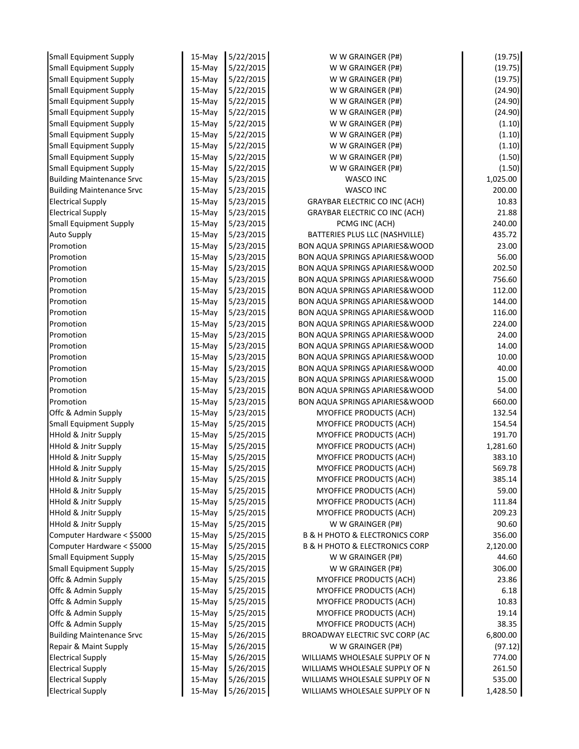| | | | | |
|---|---|---|---|---|
| Small Equipment Supply | 15-May | 5/22/2015 | W W GRAINGER (P#) | (19.75) |
| Small Equipment Supply | 15-May | 5/22/2015 | W W GRAINGER (P#) | (19.75) |
| Small Equipment Supply | 15-May | 5/22/2015 | W W GRAINGER (P#) | (19.75) |
| Small Equipment Supply | 15-May | 5/22/2015 | W W GRAINGER (P#) | (24.90) |
| Small Equipment Supply | 15-May | 5/22/2015 | W W GRAINGER (P#) | (24.90) |
| Small Equipment Supply | 15-May | 5/22/2015 | W W GRAINGER (P#) | (24.90) |
| Small Equipment Supply | 15-May | 5/22/2015 | W W GRAINGER (P#) | (1.10) |
| Small Equipment Supply | 15-May | 5/22/2015 | W W GRAINGER (P#) | (1.10) |
| Small Equipment Supply | 15-May | 5/22/2015 | W W GRAINGER (P#) | (1.10) |
| Small Equipment Supply | 15-May | 5/22/2015 | W W GRAINGER (P#) | (1.50) |
| Small Equipment Supply | 15-May | 5/22/2015 | W W GRAINGER (P#) | (1.50) |
| Building Maintenance Srvc | 15-May | 5/23/2015 | WASCO INC | 1,025.00 |
| Building Maintenance Srvc | 15-May | 5/23/2015 | WASCO INC | 200.00 |
| Electrical Supply | 15-May | 5/23/2015 | GRAYBAR ELECTRIC CO INC (ACH) | 10.83 |
| Electrical Supply | 15-May | 5/23/2015 | GRAYBAR ELECTRIC CO INC (ACH) | 21.88 |
| Small Equipment Supply | 15-May | 5/23/2015 | PCMG INC (ACH) | 240.00 |
| Auto Supply | 15-May | 5/23/2015 | BATTERIES PLUS LLC (NASHVILLE) | 435.72 |
| Promotion | 15-May | 5/23/2015 | BON AQUA SPRINGS APIARIES&WOOD | 23.00 |
| Promotion | 15-May | 5/23/2015 | BON AQUA SPRINGS APIARIES&WOOD | 56.00 |
| Promotion | 15-May | 5/23/2015 | BON AQUA SPRINGS APIARIES&WOOD | 202.50 |
| Promotion | 15-May | 5/23/2015 | BON AQUA SPRINGS APIARIES&WOOD | 756.60 |
| Promotion | 15-May | 5/23/2015 | BON AQUA SPRINGS APIARIES&WOOD | 112.00 |
| Promotion | 15-May | 5/23/2015 | BON AQUA SPRINGS APIARIES&WOOD | 144.00 |
| Promotion | 15-May | 5/23/2015 | BON AQUA SPRINGS APIARIES&WOOD | 116.00 |
| Promotion | 15-May | 5/23/2015 | BON AQUA SPRINGS APIARIES&WOOD | 224.00 |
| Promotion | 15-May | 5/23/2015 | BON AQUA SPRINGS APIARIES&WOOD | 24.00 |
| Promotion | 15-May | 5/23/2015 | BON AQUA SPRINGS APIARIES&WOOD | 14.00 |
| Promotion | 15-May | 5/23/2015 | BON AQUA SPRINGS APIARIES&WOOD | 10.00 |
| Promotion | 15-May | 5/23/2015 | BON AQUA SPRINGS APIARIES&WOOD | 40.00 |
| Promotion | 15-May | 5/23/2015 | BON AQUA SPRINGS APIARIES&WOOD | 15.00 |
| Promotion | 15-May | 5/23/2015 | BON AQUA SPRINGS APIARIES&WOOD | 54.00 |
| Promotion | 15-May | 5/23/2015 | BON AQUA SPRINGS APIARIES&WOOD | 660.00 |
| Offc & Admin Supply | 15-May | 5/23/2015 | MYOFFICE PRODUCTS (ACH) | 132.54 |
| Small Equipment Supply | 15-May | 5/25/2015 | MYOFFICE PRODUCTS (ACH) | 154.54 |
| HHold & Jnitr Supply | 15-May | 5/25/2015 | MYOFFICE PRODUCTS (ACH) | 191.70 |
| HHold & Jnitr Supply | 15-May | 5/25/2015 | MYOFFICE PRODUCTS (ACH) | 1,281.60 |
| HHold & Jnitr Supply | 15-May | 5/25/2015 | MYOFFICE PRODUCTS (ACH) | 383.10 |
| HHold & Jnitr Supply | 15-May | 5/25/2015 | MYOFFICE PRODUCTS (ACH) | 569.78 |
| HHold & Jnitr Supply | 15-May | 5/25/2015 | MYOFFICE PRODUCTS (ACH) | 385.14 |
| HHold & Jnitr Supply | 15-May | 5/25/2015 | MYOFFICE PRODUCTS (ACH) | 59.00 |
| HHold & Jnitr Supply | 15-May | 5/25/2015 | MYOFFICE PRODUCTS (ACH) | 111.84 |
| HHold & Jnitr Supply | 15-May | 5/25/2015 | MYOFFICE PRODUCTS (ACH) | 209.23 |
| HHold & Jnitr Supply | 15-May | 5/25/2015 | W W GRAINGER (P#) | 90.60 |
| Computer Hardware < $5000 | 15-May | 5/25/2015 | B & H PHOTO & ELECTRONICS CORP | 356.00 |
| Computer Hardware < $5000 | 15-May | 5/25/2015 | B & H PHOTO & ELECTRONICS CORP | 2,120.00 |
| Small Equipment Supply | 15-May | 5/25/2015 | W W GRAINGER (P#) | 44.60 |
| Small Equipment Supply | 15-May | 5/25/2015 | W W GRAINGER (P#) | 306.00 |
| Offc & Admin Supply | 15-May | 5/25/2015 | MYOFFICE PRODUCTS (ACH) | 23.86 |
| Offc & Admin Supply | 15-May | 5/25/2015 | MYOFFICE PRODUCTS (ACH) | 6.18 |
| Offc & Admin Supply | 15-May | 5/25/2015 | MYOFFICE PRODUCTS (ACH) | 10.83 |
| Offc & Admin Supply | 15-May | 5/25/2015 | MYOFFICE PRODUCTS (ACH) | 19.14 |
| Offc & Admin Supply | 15-May | 5/25/2015 | MYOFFICE PRODUCTS (ACH) | 38.35 |
| Building Maintenance Srvc | 15-May | 5/26/2015 | BROADWAY ELECTRIC SVC CORP (AC | 6,800.00 |
| Repair & Maint Supply | 15-May | 5/26/2015 | W W GRAINGER (P#) | (97.12) |
| Electrical Supply | 15-May | 5/26/2015 | WILLIAMS WHOLESALE SUPPLY OF N | 774.00 |
| Electrical Supply | 15-May | 5/26/2015 | WILLIAMS WHOLESALE SUPPLY OF N | 261.50 |
| Electrical Supply | 15-May | 5/26/2015 | WILLIAMS WHOLESALE SUPPLY OF N | 535.00 |
| Electrical Supply | 15-May | 5/26/2015 | WILLIAMS WHOLESALE SUPPLY OF N | 1,428.50 |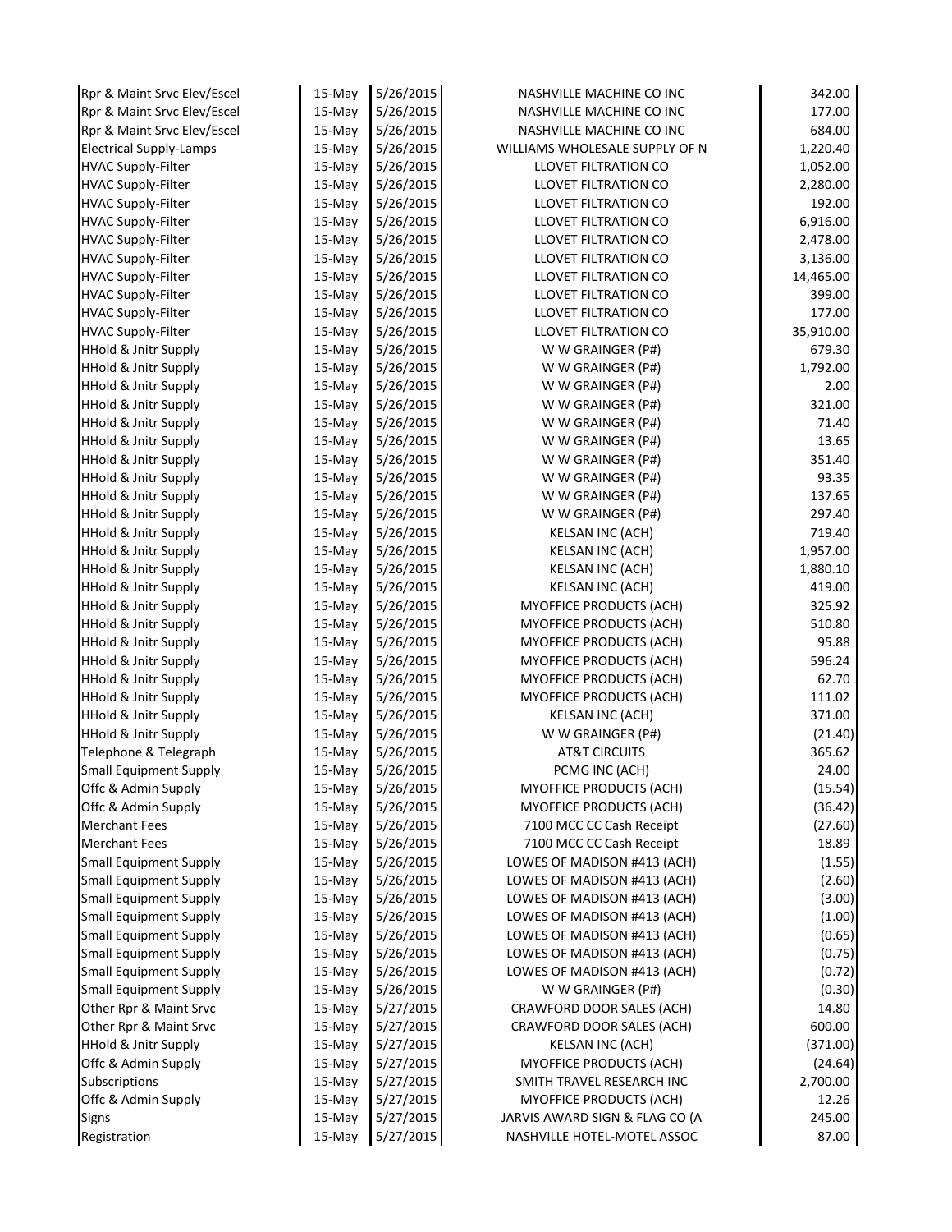| | | | | |
|---|---|---|---|---|
| Rpr & Maint Srvc Elev/Escel | 15-May | 5/26/2015 | NASHVILLE MACHINE CO INC | 342.00 |
| Rpr & Maint Srvc Elev/Escel | 15-May | 5/26/2015 | NASHVILLE MACHINE CO INC | 177.00 |
| Rpr & Maint Srvc Elev/Escel | 15-May | 5/26/2015 | NASHVILLE MACHINE CO INC | 684.00 |
| Electrical Supply-Lamps | 15-May | 5/26/2015 | WILLIAMS WHOLESALE SUPPLY OF N | 1,220.40 |
| HVAC Supply-Filter | 15-May | 5/26/2015 | LLOVET FILTRATION CO | 1,052.00 |
| HVAC Supply-Filter | 15-May | 5/26/2015 | LLOVET FILTRATION CO | 2,280.00 |
| HVAC Supply-Filter | 15-May | 5/26/2015 | LLOVET FILTRATION CO | 192.00 |
| HVAC Supply-Filter | 15-May | 5/26/2015 | LLOVET FILTRATION CO | 6,916.00 |
| HVAC Supply-Filter | 15-May | 5/26/2015 | LLOVET FILTRATION CO | 2,478.00 |
| HVAC Supply-Filter | 15-May | 5/26/2015 | LLOVET FILTRATION CO | 3,136.00 |
| HVAC Supply-Filter | 15-May | 5/26/2015 | LLOVET FILTRATION CO | 14,465.00 |
| HVAC Supply-Filter | 15-May | 5/26/2015 | LLOVET FILTRATION CO | 399.00 |
| HVAC Supply-Filter | 15-May | 5/26/2015 | LLOVET FILTRATION CO | 177.00 |
| HVAC Supply-Filter | 15-May | 5/26/2015 | LLOVET FILTRATION CO | 35,910.00 |
| HHold & Jnitr Supply | 15-May | 5/26/2015 | W W GRAINGER (P#) | 679.30 |
| HHold & Jnitr Supply | 15-May | 5/26/2015 | W W GRAINGER (P#) | 1,792.00 |
| HHold & Jnitr Supply | 15-May | 5/26/2015 | W W GRAINGER (P#) | 2.00 |
| HHold & Jnitr Supply | 15-May | 5/26/2015 | W W GRAINGER (P#) | 321.00 |
| HHold & Jnitr Supply | 15-May | 5/26/2015 | W W GRAINGER (P#) | 71.40 |
| HHold & Jnitr Supply | 15-May | 5/26/2015 | W W GRAINGER (P#) | 13.65 |
| HHold & Jnitr Supply | 15-May | 5/26/2015 | W W GRAINGER (P#) | 351.40 |
| HHold & Jnitr Supply | 15-May | 5/26/2015 | W W GRAINGER (P#) | 93.35 |
| HHold & Jnitr Supply | 15-May | 5/26/2015 | W W GRAINGER (P#) | 137.65 |
| HHold & Jnitr Supply | 15-May | 5/26/2015 | W W GRAINGER (P#) | 297.40 |
| HHold & Jnitr Supply | 15-May | 5/26/2015 | KELSAN INC (ACH) | 719.40 |
| HHold & Jnitr Supply | 15-May | 5/26/2015 | KELSAN INC (ACH) | 1,957.00 |
| HHold & Jnitr Supply | 15-May | 5/26/2015 | KELSAN INC (ACH) | 1,880.10 |
| HHold & Jnitr Supply | 15-May | 5/26/2015 | KELSAN INC (ACH) | 419.00 |
| HHold & Jnitr Supply | 15-May | 5/26/2015 | MYOFFICE PRODUCTS (ACH) | 325.92 |
| HHold & Jnitr Supply | 15-May | 5/26/2015 | MYOFFICE PRODUCTS (ACH) | 510.80 |
| HHold & Jnitr Supply | 15-May | 5/26/2015 | MYOFFICE PRODUCTS (ACH) | 95.88 |
| HHold & Jnitr Supply | 15-May | 5/26/2015 | MYOFFICE PRODUCTS (ACH) | 596.24 |
| HHold & Jnitr Supply | 15-May | 5/26/2015 | MYOFFICE PRODUCTS (ACH) | 62.70 |
| HHold & Jnitr Supply | 15-May | 5/26/2015 | MYOFFICE PRODUCTS (ACH) | 111.02 |
| HHold & Jnitr Supply | 15-May | 5/26/2015 | KELSAN INC (ACH) | 371.00 |
| HHold & Jnitr Supply | 15-May | 5/26/2015 | W W GRAINGER (P#) | (21.40) |
| Telephone & Telegraph | 15-May | 5/26/2015 | AT&T CIRCUITS | 365.62 |
| Small Equipment Supply | 15-May | 5/26/2015 | PCMG INC (ACH) | 24.00 |
| Offc & Admin Supply | 15-May | 5/26/2015 | MYOFFICE PRODUCTS (ACH) | (15.54) |
| Offc & Admin Supply | 15-May | 5/26/2015 | MYOFFICE PRODUCTS (ACH) | (36.42) |
| Merchant Fees | 15-May | 5/26/2015 | 7100 MCC CC Cash Receipt | (27.60) |
| Merchant Fees | 15-May | 5/26/2015 | 7100 MCC CC Cash Receipt | 18.89 |
| Small Equipment Supply | 15-May | 5/26/2015 | LOWES OF MADISON #413 (ACH) | (1.55) |
| Small Equipment Supply | 15-May | 5/26/2015 | LOWES OF MADISON #413 (ACH) | (2.60) |
| Small Equipment Supply | 15-May | 5/26/2015 | LOWES OF MADISON #413 (ACH) | (3.00) |
| Small Equipment Supply | 15-May | 5/26/2015 | LOWES OF MADISON #413 (ACH) | (1.00) |
| Small Equipment Supply | 15-May | 5/26/2015 | LOWES OF MADISON #413 (ACH) | (0.65) |
| Small Equipment Supply | 15-May | 5/26/2015 | LOWES OF MADISON #413 (ACH) | (0.75) |
| Small Equipment Supply | 15-May | 5/26/2015 | LOWES OF MADISON #413 (ACH) | (0.72) |
| Small Equipment Supply | 15-May | 5/26/2015 | W W GRAINGER (P#) | (0.30) |
| Other Rpr & Maint Srvc | 15-May | 5/27/2015 | CRAWFORD DOOR SALES (ACH) | 14.80 |
| Other Rpr & Maint Srvc | 15-May | 5/27/2015 | CRAWFORD DOOR SALES (ACH) | 600.00 |
| HHold & Jnitr Supply | 15-May | 5/27/2015 | KELSAN INC (ACH) | (371.00) |
| Offc & Admin Supply | 15-May | 5/27/2015 | MYOFFICE PRODUCTS (ACH) | (24.64) |
| Subscriptions | 15-May | 5/27/2015 | SMITH TRAVEL RESEARCH INC | 2,700.00 |
| Offc & Admin Supply | 15-May | 5/27/2015 | MYOFFICE PRODUCTS (ACH) | 12.26 |
| Signs | 15-May | 5/27/2015 | JARVIS AWARD SIGN & FLAG CO (A | 245.00 |
| Registration | 15-May | 5/27/2015 | NASHVILLE HOTEL-MOTEL ASSOC | 87.00 |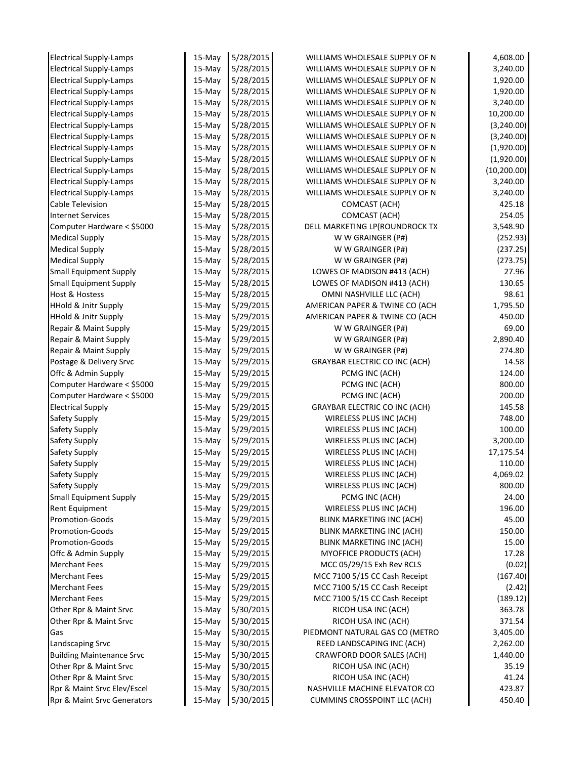| | | | | |
|---|---|---|---|---|
| Electrical Supply-Lamps | 15-May | 5/28/2015 | WILLIAMS WHOLESALE SUPPLY OF N | 4,608.00 |
| Electrical Supply-Lamps | 15-May | 5/28/2015 | WILLIAMS WHOLESALE SUPPLY OF N | 3,240.00 |
| Electrical Supply-Lamps | 15-May | 5/28/2015 | WILLIAMS WHOLESALE SUPPLY OF N | 1,920.00 |
| Electrical Supply-Lamps | 15-May | 5/28/2015 | WILLIAMS WHOLESALE SUPPLY OF N | 1,920.00 |
| Electrical Supply-Lamps | 15-May | 5/28/2015 | WILLIAMS WHOLESALE SUPPLY OF N | 3,240.00 |
| Electrical Supply-Lamps | 15-May | 5/28/2015 | WILLIAMS WHOLESALE SUPPLY OF N | 10,200.00 |
| Electrical Supply-Lamps | 15-May | 5/28/2015 | WILLIAMS WHOLESALE SUPPLY OF N | (3,240.00) |
| Electrical Supply-Lamps | 15-May | 5/28/2015 | WILLIAMS WHOLESALE SUPPLY OF N | (3,240.00) |
| Electrical Supply-Lamps | 15-May | 5/28/2015 | WILLIAMS WHOLESALE SUPPLY OF N | (1,920.00) |
| Electrical Supply-Lamps | 15-May | 5/28/2015 | WILLIAMS WHOLESALE SUPPLY OF N | (1,920.00) |
| Electrical Supply-Lamps | 15-May | 5/28/2015 | WILLIAMS WHOLESALE SUPPLY OF N | (10,200.00) |
| Electrical Supply-Lamps | 15-May | 5/28/2015 | WILLIAMS WHOLESALE SUPPLY OF N | 3,240.00 |
| Electrical Supply-Lamps | 15-May | 5/28/2015 | WILLIAMS WHOLESALE SUPPLY OF N | 3,240.00 |
| Cable Television | 15-May | 5/28/2015 | COMCAST (ACH) | 425.18 |
| Internet Services | 15-May | 5/28/2015 | COMCAST (ACH) | 254.05 |
| Computer Hardware < $5000 | 15-May | 5/28/2015 | DELL MARKETING LP(ROUNDROCK TX | 3,548.90 |
| Medical Supply | 15-May | 5/28/2015 | W W GRAINGER (P#) | (252.93) |
| Medical Supply | 15-May | 5/28/2015 | W W GRAINGER (P#) | (237.25) |
| Medical Supply | 15-May | 5/28/2015 | W W GRAINGER (P#) | (273.75) |
| Small Equipment Supply | 15-May | 5/28/2015 | LOWES OF MADISON #413 (ACH) | 27.96 |
| Small Equipment Supply | 15-May | 5/28/2015 | LOWES OF MADISON #413 (ACH) | 130.65 |
| Host & Hostess | 15-May | 5/28/2015 | OMNI NASHVILLE LLC (ACH) | 98.61 |
| HHold & Jnitr Supply | 15-May | 5/29/2015 | AMERICAN PAPER & TWINE CO (ACH | 1,795.50 |
| HHold & Jnitr Supply | 15-May | 5/29/2015 | AMERICAN PAPER & TWINE CO (ACH | 450.00 |
| Repair & Maint Supply | 15-May | 5/29/2015 | W W GRAINGER (P#) | 69.00 |
| Repair & Maint Supply | 15-May | 5/29/2015 | W W GRAINGER (P#) | 2,890.40 |
| Repair & Maint Supply | 15-May | 5/29/2015 | W W GRAINGER (P#) | 274.80 |
| Postage & Delivery Srvc | 15-May | 5/29/2015 | GRAYBAR ELECTRIC CO INC (ACH) | 14.58 |
| Offc & Admin Supply | 15-May | 5/29/2015 | PCMG INC (ACH) | 124.00 |
| Computer Hardware < $5000 | 15-May | 5/29/2015 | PCMG INC (ACH) | 800.00 |
| Computer Hardware < $5000 | 15-May | 5/29/2015 | PCMG INC (ACH) | 200.00 |
| Electrical Supply | 15-May | 5/29/2015 | GRAYBAR ELECTRIC CO INC (ACH) | 145.58 |
| Safety Supply | 15-May | 5/29/2015 | WIRELESS PLUS INC (ACH) | 748.00 |
| Safety Supply | 15-May | 5/29/2015 | WIRELESS PLUS INC (ACH) | 100.00 |
| Safety Supply | 15-May | 5/29/2015 | WIRELESS PLUS INC (ACH) | 3,200.00 |
| Safety Supply | 15-May | 5/29/2015 | WIRELESS PLUS INC (ACH) | 17,175.54 |
| Safety Supply | 15-May | 5/29/2015 | WIRELESS PLUS INC (ACH) | 110.00 |
| Safety Supply | 15-May | 5/29/2015 | WIRELESS PLUS INC (ACH) | 4,069.02 |
| Safety Supply | 15-May | 5/29/2015 | WIRELESS PLUS INC (ACH) | 800.00 |
| Small Equipment Supply | 15-May | 5/29/2015 | PCMG INC (ACH) | 24.00 |
| Rent Equipment | 15-May | 5/29/2015 | WIRELESS PLUS INC (ACH) | 196.00 |
| Promotion-Goods | 15-May | 5/29/2015 | BLINK MARKETING INC (ACH) | 45.00 |
| Promotion-Goods | 15-May | 5/29/2015 | BLINK MARKETING INC (ACH) | 150.00 |
| Promotion-Goods | 15-May | 5/29/2015 | BLINK MARKETING INC (ACH) | 15.00 |
| Offc & Admin Supply | 15-May | 5/29/2015 | MYOFFICE PRODUCTS (ACH) | 17.28 |
| Merchant Fees | 15-May | 5/29/2015 | MCC 05/29/15 Exh Rev RCLS | (0.02) |
| Merchant Fees | 15-May | 5/29/2015 | MCC 7100 5/15 CC Cash Receipt | (167.40) |
| Merchant Fees | 15-May | 5/29/2015 | MCC 7100 5/15 CC Cash Receipt | (2.42) |
| Merchant Fees | 15-May | 5/29/2015 | MCC 7100 5/15 CC Cash Receipt | (189.12) |
| Other Rpr & Maint Srvc | 15-May | 5/30/2015 | RICOH USA INC (ACH) | 363.78 |
| Other Rpr & Maint Srvc | 15-May | 5/30/2015 | RICOH USA INC (ACH) | 371.54 |
| Gas | 15-May | 5/30/2015 | PIEDMONT NATURAL GAS CO (METRO | 3,405.00 |
| Landscaping Srvc | 15-May | 5/30/2015 | REED LANDSCAPING INC (ACH) | 2,262.00 |
| Building Maintenance Srvc | 15-May | 5/30/2015 | CRAWFORD DOOR SALES (ACH) | 1,440.00 |
| Other Rpr & Maint Srvc | 15-May | 5/30/2015 | RICOH USA INC (ACH) | 35.19 |
| Other Rpr & Maint Srvc | 15-May | 5/30/2015 | RICOH USA INC (ACH) | 41.24 |
| Rpr & Maint Srvc Elev/Escel | 15-May | 5/30/2015 | NASHVILLE MACHINE ELEVATOR CO | 423.87 |
| Rpr & Maint Srvc Generators | 15-May | 5/30/2015 | CUMMINS CROSSPOINT LLC (ACH) | 450.40 |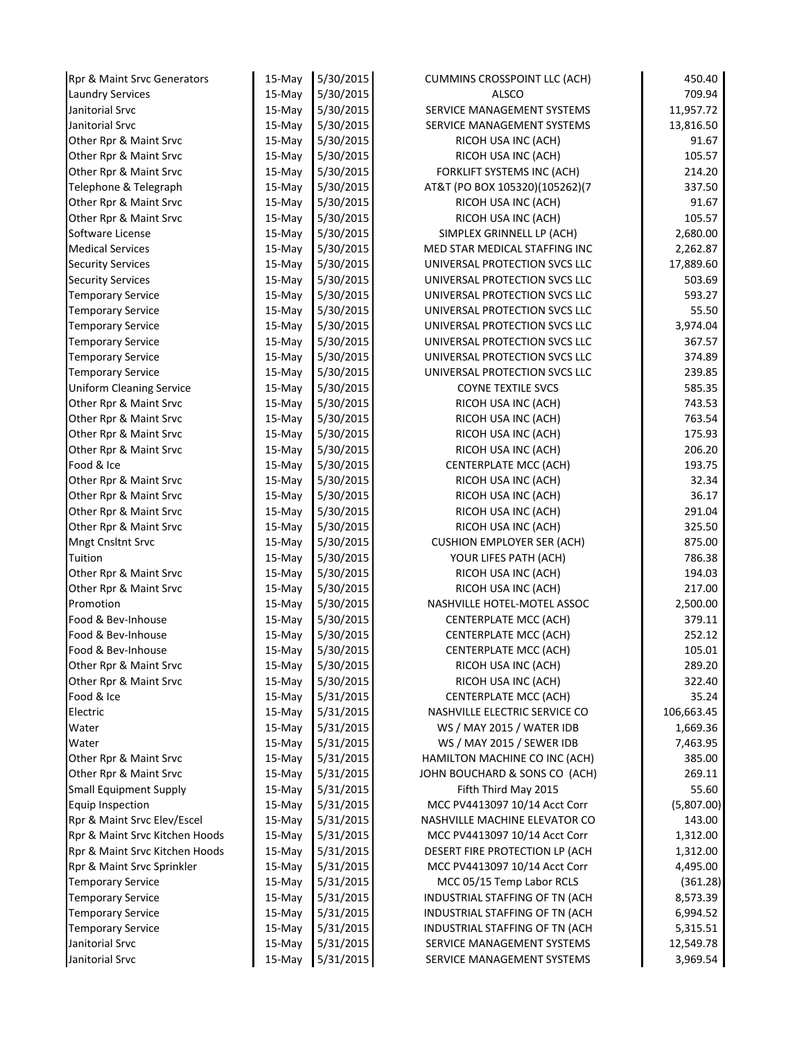| | | | | |
|---|---|---|---|---|
| Rpr & Maint Srvc Generators | 15-May | 5/30/2015 | CUMMINS CROSSPOINT LLC (ACH) | 450.40 |
| Laundry Services | 15-May | 5/30/2015 | ALSCO | 709.94 |
| Janitorial Srvc | 15-May | 5/30/2015 | SERVICE MANAGEMENT SYSTEMS | 11,957.72 |
| Janitorial Srvc | 15-May | 5/30/2015 | SERVICE MANAGEMENT SYSTEMS | 13,816.50 |
| Other Rpr & Maint Srvc | 15-May | 5/30/2015 | RICOH USA INC (ACH) | 91.67 |
| Other Rpr & Maint Srvc | 15-May | 5/30/2015 | RICOH USA INC (ACH) | 105.57 |
| Other Rpr & Maint Srvc | 15-May | 5/30/2015 | FORKLIFT SYSTEMS INC (ACH) | 214.20 |
| Telephone & Telegraph | 15-May | 5/30/2015 | AT&T (PO BOX 105320)(105262)(7 | 337.50 |
| Other Rpr & Maint Srvc | 15-May | 5/30/2015 | RICOH USA INC (ACH) | 91.67 |
| Other Rpr & Maint Srvc | 15-May | 5/30/2015 | RICOH USA INC (ACH) | 105.57 |
| Software License | 15-May | 5/30/2015 | SIMPLEX GRINNELL LP (ACH) | 2,680.00 |
| Medical Services | 15-May | 5/30/2015 | MED STAR MEDICAL STAFFING INC | 2,262.87 |
| Security Services | 15-May | 5/30/2015 | UNIVERSAL PROTECTION SVCS LLC | 17,889.60 |
| Security Services | 15-May | 5/30/2015 | UNIVERSAL PROTECTION SVCS LLC | 503.69 |
| Temporary Service | 15-May | 5/30/2015 | UNIVERSAL PROTECTION SVCS LLC | 593.27 |
| Temporary Service | 15-May | 5/30/2015 | UNIVERSAL PROTECTION SVCS LLC | 55.50 |
| Temporary Service | 15-May | 5/30/2015 | UNIVERSAL PROTECTION SVCS LLC | 3,974.04 |
| Temporary Service | 15-May | 5/30/2015 | UNIVERSAL PROTECTION SVCS LLC | 367.57 |
| Temporary Service | 15-May | 5/30/2015 | UNIVERSAL PROTECTION SVCS LLC | 374.89 |
| Temporary Service | 15-May | 5/30/2015 | UNIVERSAL PROTECTION SVCS LLC | 239.85 |
| Uniform Cleaning Service | 15-May | 5/30/2015 | COYNE TEXTILE SVCS | 585.35 |
| Other Rpr & Maint Srvc | 15-May | 5/30/2015 | RICOH USA INC (ACH) | 743.53 |
| Other Rpr & Maint Srvc | 15-May | 5/30/2015 | RICOH USA INC (ACH) | 763.54 |
| Other Rpr & Maint Srvc | 15-May | 5/30/2015 | RICOH USA INC (ACH) | 175.93 |
| Other Rpr & Maint Srvc | 15-May | 5/30/2015 | RICOH USA INC (ACH) | 206.20 |
| Food & Ice | 15-May | 5/30/2015 | CENTERPLATE MCC (ACH) | 193.75 |
| Other Rpr & Maint Srvc | 15-May | 5/30/2015 | RICOH USA INC (ACH) | 32.34 |
| Other Rpr & Maint Srvc | 15-May | 5/30/2015 | RICOH USA INC (ACH) | 36.17 |
| Other Rpr & Maint Srvc | 15-May | 5/30/2015 | RICOH USA INC (ACH) | 291.04 |
| Other Rpr & Maint Srvc | 15-May | 5/30/2015 | RICOH USA INC (ACH) | 325.50 |
| Mngt Cnsltnt Srvc | 15-May | 5/30/2015 | CUSHION EMPLOYER SER (ACH) | 875.00 |
| Tuition | 15-May | 5/30/2015 | YOUR LIFES PATH (ACH) | 786.38 |
| Other Rpr & Maint Srvc | 15-May | 5/30/2015 | RICOH USA INC (ACH) | 194.03 |
| Other Rpr & Maint Srvc | 15-May | 5/30/2015 | RICOH USA INC (ACH) | 217.00 |
| Promotion | 15-May | 5/30/2015 | NASHVILLE HOTEL-MOTEL ASSOC | 2,500.00 |
| Food & Bev-Inhouse | 15-May | 5/30/2015 | CENTERPLATE MCC (ACH) | 379.11 |
| Food & Bev-Inhouse | 15-May | 5/30/2015 | CENTERPLATE MCC (ACH) | 252.12 |
| Food & Bev-Inhouse | 15-May | 5/30/2015 | CENTERPLATE MCC (ACH) | 105.01 |
| Other Rpr & Maint Srvc | 15-May | 5/30/2015 | RICOH USA INC (ACH) | 289.20 |
| Other Rpr & Maint Srvc | 15-May | 5/30/2015 | RICOH USA INC (ACH) | 322.40 |
| Food & Ice | 15-May | 5/31/2015 | CENTERPLATE MCC (ACH) | 35.24 |
| Electric | 15-May | 5/31/2015 | NASHVILLE ELECTRIC SERVICE CO | 106,663.45 |
| Water | 15-May | 5/31/2015 | WS / MAY 2015 / WATER IDB | 1,669.36 |
| Water | 15-May | 5/31/2015 | WS / MAY 2015 / SEWER IDB | 7,463.95 |
| Other Rpr & Maint Srvc | 15-May | 5/31/2015 | HAMILTON MACHINE CO INC (ACH) | 385.00 |
| Other Rpr & Maint Srvc | 15-May | 5/31/2015 | JOHN BOUCHARD & SONS CO (ACH) | 269.11 |
| Small Equipment Supply | 15-May | 5/31/2015 | Fifth Third May 2015 | 55.60 |
| Equip Inspection | 15-May | 5/31/2015 | MCC PV4413097 10/14 Acct Corr | (5,807.00) |
| Rpr & Maint Srvc Elev/Escel | 15-May | 5/31/2015 | NASHVILLE MACHINE ELEVATOR CO | 143.00 |
| Rpr & Maint Srvc Kitchen Hoods | 15-May | 5/31/2015 | MCC PV4413097 10/14 Acct Corr | 1,312.00 |
| Rpr & Maint Srvc Kitchen Hoods | 15-May | 5/31/2015 | DESERT FIRE PROTECTION LP (ACH | 1,312.00 |
| Rpr & Maint Srvc Sprinkler | 15-May | 5/31/2015 | MCC PV4413097 10/14 Acct Corr | 4,495.00 |
| Temporary Service | 15-May | 5/31/2015 | MCC 05/15 Temp Labor RCLS | (361.28) |
| Temporary Service | 15-May | 5/31/2015 | INDUSTRIAL STAFFING OF TN (ACH | 8,573.39 |
| Temporary Service | 15-May | 5/31/2015 | INDUSTRIAL STAFFING OF TN (ACH | 6,994.52 |
| Temporary Service | 15-May | 5/31/2015 | INDUSTRIAL STAFFING OF TN (ACH | 5,315.51 |
| Janitorial Srvc | 15-May | 5/31/2015 | SERVICE MANAGEMENT SYSTEMS | 12,549.78 |
| Janitorial Srvc | 15-May | 5/31/2015 | SERVICE MANAGEMENT SYSTEMS | 3,969.54 |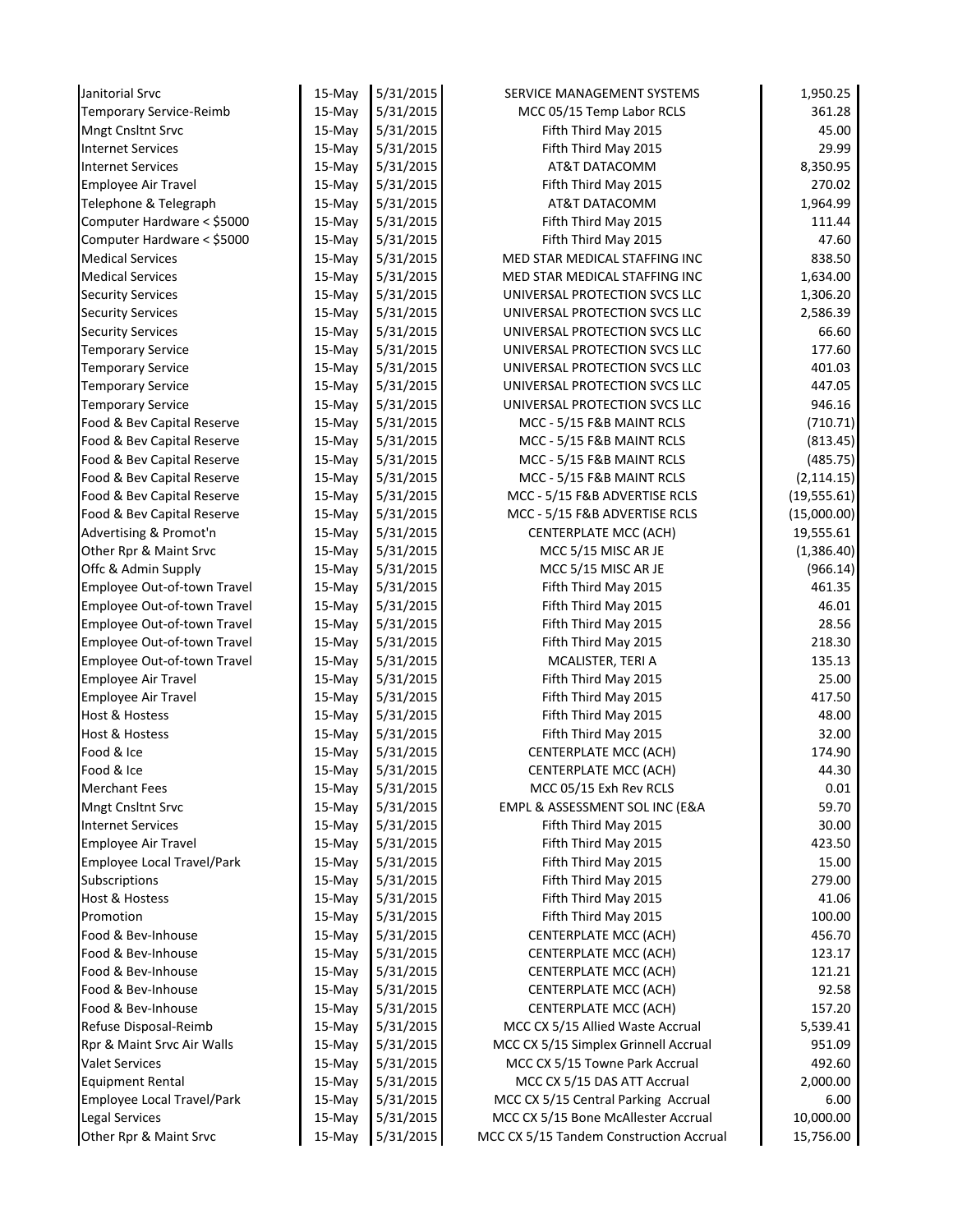| | | | | |
|---|---|---|---|---|
| Janitorial Srvc | 15-May | 5/31/2015 | SERVICE MANAGEMENT SYSTEMS | 1,950.25 |
| Temporary Service-Reimb | 15-May | 5/31/2015 | MCC 05/15 Temp Labor RCLS | 361.28 |
| Mngt Cnsltnt Srvc | 15-May | 5/31/2015 | Fifth Third May 2015 | 45.00 |
| Internet Services | 15-May | 5/31/2015 | Fifth Third May 2015 | 29.99 |
| Internet Services | 15-May | 5/31/2015 | AT&T DATACOMM | 8,350.95 |
| Employee Air Travel | 15-May | 5/31/2015 | Fifth Third May 2015 | 270.02 |
| Telephone & Telegraph | 15-May | 5/31/2015 | AT&T DATACOMM | 1,964.99 |
| Computer Hardware < $5000 | 15-May | 5/31/2015 | Fifth Third May 2015 | 111.44 |
| Computer Hardware < $5000 | 15-May | 5/31/2015 | Fifth Third May 2015 | 47.60 |
| Medical Services | 15-May | 5/31/2015 | MED STAR MEDICAL STAFFING INC | 838.50 |
| Medical Services | 15-May | 5/31/2015 | MED STAR MEDICAL STAFFING INC | 1,634.00 |
| Security Services | 15-May | 5/31/2015 | UNIVERSAL PROTECTION SVCS LLC | 1,306.20 |
| Security Services | 15-May | 5/31/2015 | UNIVERSAL PROTECTION SVCS LLC | 2,586.39 |
| Security Services | 15-May | 5/31/2015 | UNIVERSAL PROTECTION SVCS LLC | 66.60 |
| Temporary Service | 15-May | 5/31/2015 | UNIVERSAL PROTECTION SVCS LLC | 177.60 |
| Temporary Service | 15-May | 5/31/2015 | UNIVERSAL PROTECTION SVCS LLC | 401.03 |
| Temporary Service | 15-May | 5/31/2015 | UNIVERSAL PROTECTION SVCS LLC | 447.05 |
| Temporary Service | 15-May | 5/31/2015 | UNIVERSAL PROTECTION SVCS LLC | 946.16 |
| Food & Bev Capital Reserve | 15-May | 5/31/2015 | MCC - 5/15 F&B MAINT RCLS | (710.71) |
| Food & Bev Capital Reserve | 15-May | 5/31/2015 | MCC - 5/15 F&B MAINT RCLS | (813.45) |
| Food & Bev Capital Reserve | 15-May | 5/31/2015 | MCC - 5/15 F&B MAINT RCLS | (485.75) |
| Food & Bev Capital Reserve | 15-May | 5/31/2015 | MCC - 5/15 F&B MAINT RCLS | (2,114.15) |
| Food & Bev Capital Reserve | 15-May | 5/31/2015 | MCC - 5/15 F&B ADVERTISE RCLS | (19,555.61) |
| Food & Bev Capital Reserve | 15-May | 5/31/2015 | MCC - 5/15 F&B ADVERTISE RCLS | (15,000.00) |
| Advertising & Promot'n | 15-May | 5/31/2015 | CENTERPLATE MCC (ACH) | 19,555.61 |
| Other Rpr & Maint Srvc | 15-May | 5/31/2015 | MCC 5/15 MISC AR JE | (1,386.40) |
| Offc & Admin Supply | 15-May | 5/31/2015 | MCC 5/15 MISC AR JE | (966.14) |
| Employee Out-of-town Travel | 15-May | 5/31/2015 | Fifth Third May 2015 | 461.35 |
| Employee Out-of-town Travel | 15-May | 5/31/2015 | Fifth Third May 2015 | 46.01 |
| Employee Out-of-town Travel | 15-May | 5/31/2015 | Fifth Third May 2015 | 28.56 |
| Employee Out-of-town Travel | 15-May | 5/31/2015 | Fifth Third May 2015 | 218.30 |
| Employee Out-of-town Travel | 15-May | 5/31/2015 | MCALISTER, TERI A | 135.13 |
| Employee Air Travel | 15-May | 5/31/2015 | Fifth Third May 2015 | 25.00 |
| Employee Air Travel | 15-May | 5/31/2015 | Fifth Third May 2015 | 417.50 |
| Host & Hostess | 15-May | 5/31/2015 | Fifth Third May 2015 | 48.00 |
| Host & Hostess | 15-May | 5/31/2015 | Fifth Third May 2015 | 32.00 |
| Food & Ice | 15-May | 5/31/2015 | CENTERPLATE MCC (ACH) | 174.90 |
| Food & Ice | 15-May | 5/31/2015 | CENTERPLATE MCC (ACH) | 44.30 |
| Merchant Fees | 15-May | 5/31/2015 | MCC 05/15 Exh Rev RCLS | 0.01 |
| Mngt Cnsltnt Srvc | 15-May | 5/31/2015 | EMPL & ASSESSMENT SOL INC (E&A | 59.70 |
| Internet Services | 15-May | 5/31/2015 | Fifth Third May 2015 | 30.00 |
| Employee Air Travel | 15-May | 5/31/2015 | Fifth Third May 2015 | 423.50 |
| Employee Local Travel/Park | 15-May | 5/31/2015 | Fifth Third May 2015 | 15.00 |
| Subscriptions | 15-May | 5/31/2015 | Fifth Third May 2015 | 279.00 |
| Host & Hostess | 15-May | 5/31/2015 | Fifth Third May 2015 | 41.06 |
| Promotion | 15-May | 5/31/2015 | Fifth Third May 2015 | 100.00 |
| Food & Bev-Inhouse | 15-May | 5/31/2015 | CENTERPLATE MCC (ACH) | 456.70 |
| Food & Bev-Inhouse | 15-May | 5/31/2015 | CENTERPLATE MCC (ACH) | 123.17 |
| Food & Bev-Inhouse | 15-May | 5/31/2015 | CENTERPLATE MCC (ACH) | 121.21 |
| Food & Bev-Inhouse | 15-May | 5/31/2015 | CENTERPLATE MCC (ACH) | 92.58 |
| Food & Bev-Inhouse | 15-May | 5/31/2015 | CENTERPLATE MCC (ACH) | 157.20 |
| Refuse Disposal-Reimb | 15-May | 5/31/2015 | MCC CX 5/15 Allied Waste Accrual | 5,539.41 |
| Rpr & Maint Srvc Air Walls | 15-May | 5/31/2015 | MCC CX 5/15 Simplex Grinnell Accrual | 951.09 |
| Valet Services | 15-May | 5/31/2015 | MCC CX 5/15 Towne Park Accrual | 492.60 |
| Equipment Rental | 15-May | 5/31/2015 | MCC CX 5/15 DAS ATT Accrual | 2,000.00 |
| Employee Local Travel/Park | 15-May | 5/31/2015 | MCC CX 5/15 Central Parking Accrual | 6.00 |
| Legal Services | 15-May | 5/31/2015 | MCC CX 5/15 Bone McAllester Accrual | 10,000.00 |
| Other Rpr & Maint Srvc | 15-May | 5/31/2015 | MCC CX 5/15 Tandem Construction Accrual | 15,756.00 |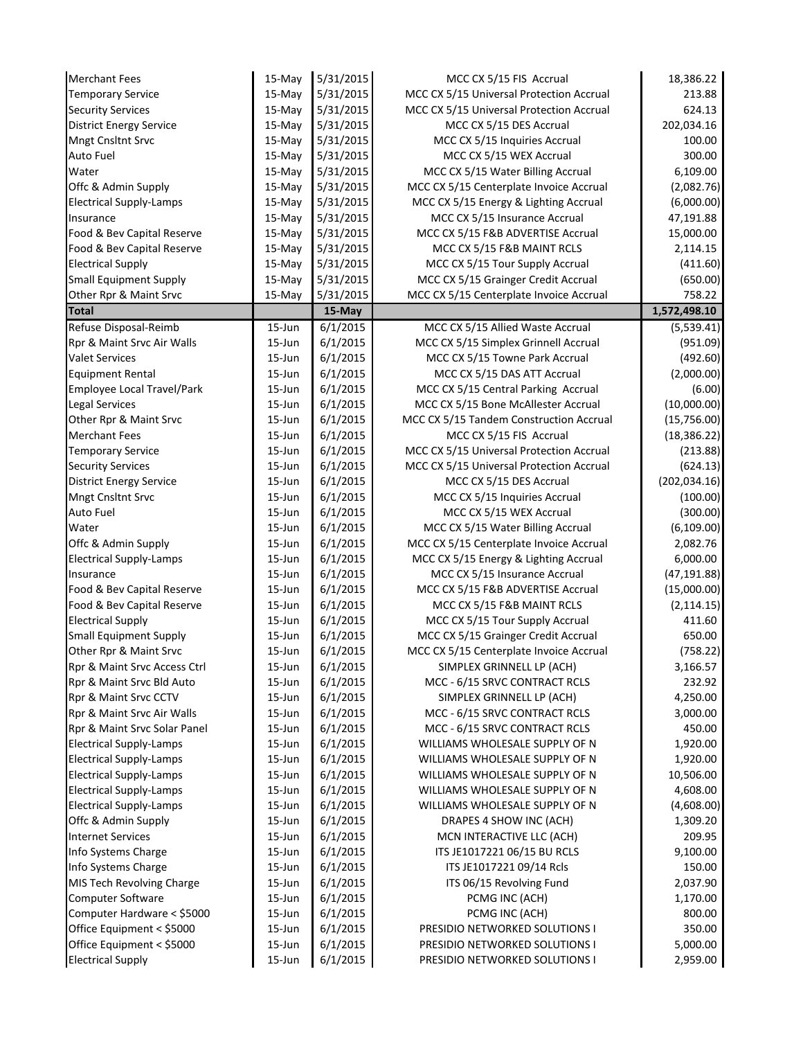| | | | | |
|---|---|---|---|---|
| Merchant Fees | 15-May | 5/31/2015 | MCC CX 5/15 FIS Accrual | 18,386.22 |
| Temporary Service | 15-May | 5/31/2015 | MCC CX 5/15 Universal Protection Accrual | 213.88 |
| Security Services | 15-May | 5/31/2015 | MCC CX 5/15 Universal Protection Accrual | 624.13 |
| District Energy Service | 15-May | 5/31/2015 | MCC CX 5/15 DES Accrual | 202,034.16 |
| Mngt Cnsltnt Srvc | 15-May | 5/31/2015 | MCC CX 5/15 Inquiries Accrual | 100.00 |
| Auto Fuel | 15-May | 5/31/2015 | MCC CX 5/15 WEX Accrual | 300.00 |
| Water | 15-May | 5/31/2015 | MCC CX 5/15 Water Billing Accrual | 6,109.00 |
| Offc & Admin Supply | 15-May | 5/31/2015 | MCC CX 5/15 Centerplate Invoice Accrual | (2,082.76) |
| Electrical Supply-Lamps | 15-May | 5/31/2015 | MCC CX 5/15 Energy & Lighting Accrual | (6,000.00) |
| Insurance | 15-May | 5/31/2015 | MCC CX 5/15 Insurance Accrual | 47,191.88 |
| Food & Bev Capital Reserve | 15-May | 5/31/2015 | MCC CX 5/15 F&B ADVERTISE Accrual | 15,000.00 |
| Food & Bev Capital Reserve | 15-May | 5/31/2015 | MCC CX 5/15 F&B MAINT RCLS | 2,114.15 |
| Electrical Supply | 15-May | 5/31/2015 | MCC CX 5/15 Tour Supply Accrual | (411.60) |
| Small Equipment Supply | 15-May | 5/31/2015 | MCC CX 5/15 Grainger Credit Accrual | (650.00) |
| Other Rpr & Maint Srvc | 15-May | 5/31/2015 | MCC CX 5/15 Centerplate Invoice Accrual | 758.22 |
| **Total** | | **15-May** | | **1,572,498.10** |
| Refuse Disposal-Reimb | 15-Jun | 6/1/2015 | MCC CX 5/15 Allied Waste Accrual | (5,539.41) |
| Rpr & Maint Srvc Air Walls | 15-Jun | 6/1/2015 | MCC CX 5/15 Simplex Grinnell Accrual | (951.09) |
| Valet Services | 15-Jun | 6/1/2015 | MCC CX 5/15 Towne Park Accrual | (492.60) |
| Equipment Rental | 15-Jun | 6/1/2015 | MCC CX 5/15 DAS ATT Accrual | (2,000.00) |
| Employee Local Travel/Park | 15-Jun | 6/1/2015 | MCC CX 5/15 Central Parking Accrual | (6.00) |
| Legal Services | 15-Jun | 6/1/2015 | MCC CX 5/15 Bone McAllester Accrual | (10,000.00) |
| Other Rpr & Maint Srvc | 15-Jun | 6/1/2015 | MCC CX 5/15 Tandem Construction Accrual | (15,756.00) |
| Merchant Fees | 15-Jun | 6/1/2015 | MCC CX 5/15 FIS Accrual | (18,386.22) |
| Temporary Service | 15-Jun | 6/1/2015 | MCC CX 5/15 Universal Protection Accrual | (213.88) |
| Security Services | 15-Jun | 6/1/2015 | MCC CX 5/15 Universal Protection Accrual | (624.13) |
| District Energy Service | 15-Jun | 6/1/2015 | MCC CX 5/15 DES Accrual | (202,034.16) |
| Mngt Cnsltnt Srvc | 15-Jun | 6/1/2015 | MCC CX 5/15 Inquiries Accrual | (100.00) |
| Auto Fuel | 15-Jun | 6/1/2015 | MCC CX 5/15 WEX Accrual | (300.00) |
| Water | 15-Jun | 6/1/2015 | MCC CX 5/15 Water Billing Accrual | (6,109.00) |
| Offc & Admin Supply | 15-Jun | 6/1/2015 | MCC CX 5/15 Centerplate Invoice Accrual | 2,082.76 |
| Electrical Supply-Lamps | 15-Jun | 6/1/2015 | MCC CX 5/15 Energy & Lighting Accrual | 6,000.00 |
| Insurance | 15-Jun | 6/1/2015 | MCC CX 5/15 Insurance Accrual | (47,191.88) |
| Food & Bev Capital Reserve | 15-Jun | 6/1/2015 | MCC CX 5/15 F&B ADVERTISE Accrual | (15,000.00) |
| Food & Bev Capital Reserve | 15-Jun | 6/1/2015 | MCC CX 5/15 F&B MAINT RCLS | (2,114.15) |
| Electrical Supply | 15-Jun | 6/1/2015 | MCC CX 5/15 Tour Supply Accrual | 411.60 |
| Small Equipment Supply | 15-Jun | 6/1/2015 | MCC CX 5/15 Grainger Credit Accrual | 650.00 |
| Other Rpr & Maint Srvc | 15-Jun | 6/1/2015 | MCC CX 5/15 Centerplate Invoice Accrual | (758.22) |
| Rpr & Maint Srvc Access Ctrl | 15-Jun | 6/1/2015 | SIMPLEX GRINNELL LP (ACH) | 3,166.57 |
| Rpr & Maint Srvc Bld Auto | 15-Jun | 6/1/2015 | MCC - 6/15 SRVC CONTRACT RCLS | 232.92 |
| Rpr & Maint Srvc CCTV | 15-Jun | 6/1/2015 | SIMPLEX GRINNELL LP (ACH) | 4,250.00 |
| Rpr & Maint Srvc Air Walls | 15-Jun | 6/1/2015 | MCC - 6/15 SRVC CONTRACT RCLS | 3,000.00 |
| Rpr & Maint Srvc Solar Panel | 15-Jun | 6/1/2015 | MCC - 6/15 SRVC CONTRACT RCLS | 450.00 |
| Electrical Supply-Lamps | 15-Jun | 6/1/2015 | WILLIAMS WHOLESALE SUPPLY OF N | 1,920.00 |
| Electrical Supply-Lamps | 15-Jun | 6/1/2015 | WILLIAMS WHOLESALE SUPPLY OF N | 1,920.00 |
| Electrical Supply-Lamps | 15-Jun | 6/1/2015 | WILLIAMS WHOLESALE SUPPLY OF N | 10,506.00 |
| Electrical Supply-Lamps | 15-Jun | 6/1/2015 | WILLIAMS WHOLESALE SUPPLY OF N | 4,608.00 |
| Electrical Supply-Lamps | 15-Jun | 6/1/2015 | WILLIAMS WHOLESALE SUPPLY OF N | (4,608.00) |
| Offc & Admin Supply | 15-Jun | 6/1/2015 | DRAPES 4 SHOW INC (ACH) | 1,309.20 |
| Internet Services | 15-Jun | 6/1/2015 | MCN INTERACTIVE LLC (ACH) | 209.95 |
| Info Systems Charge | 15-Jun | 6/1/2015 | ITS JE1017221 06/15 BU RCLS | 9,100.00 |
| Info Systems Charge | 15-Jun | 6/1/2015 | ITS JE1017221 09/14 Rcls | 150.00 |
| MIS Tech Revolving Charge | 15-Jun | 6/1/2015 | ITS 06/15 Revolving Fund | 2,037.90 |
| Computer Software | 15-Jun | 6/1/2015 | PCMG INC (ACH) | 1,170.00 |
| Computer Hardware < $5000 | 15-Jun | 6/1/2015 | PCMG INC (ACH) | 800.00 |
| Office Equipment < $5000 | 15-Jun | 6/1/2015 | PRESIDIO NETWORKED SOLUTIONS I | 350.00 |
| Office Equipment < $5000 | 15-Jun | 6/1/2015 | PRESIDIO NETWORKED SOLUTIONS I | 5,000.00 |
| Electrical Supply | 15-Jun | 6/1/2015 | PRESIDIO NETWORKED SOLUTIONS I | 2,959.00 |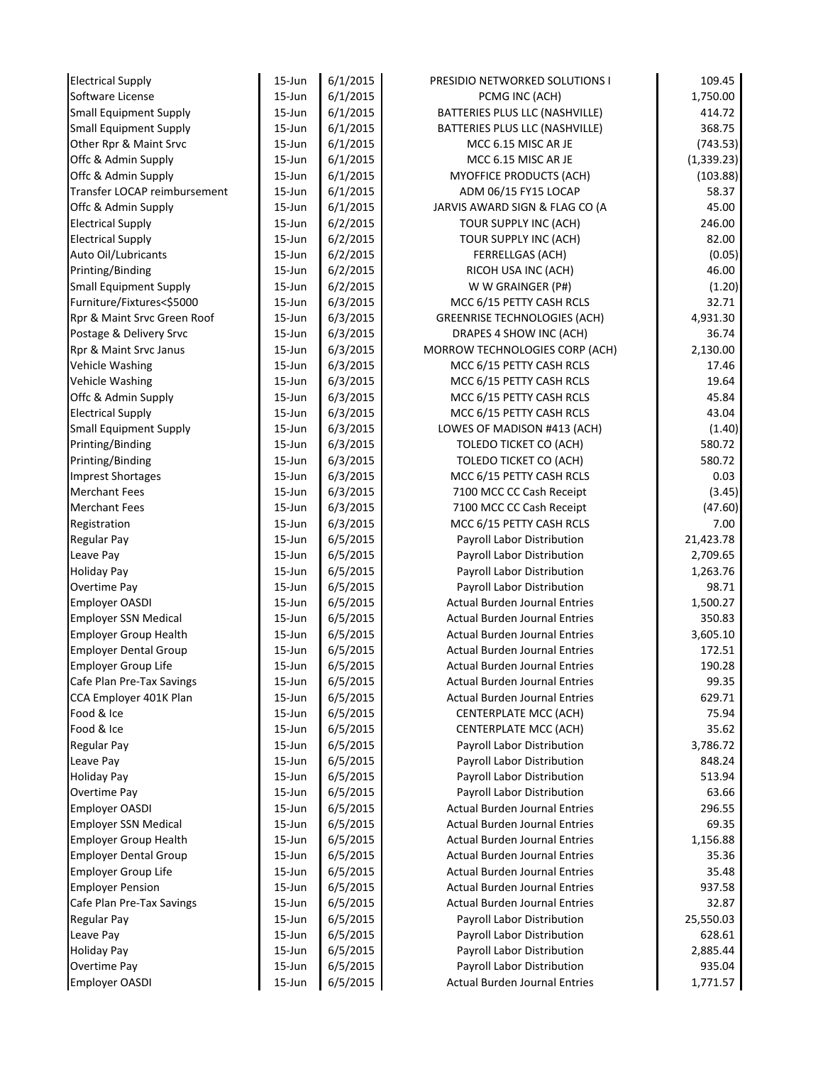| | | | | |
|---|---|---|---|---|
| Electrical Supply | 15-Jun | 6/1/2015 | PRESIDIO NETWORKED SOLUTIONS I | 109.45 |
| Software License | 15-Jun | 6/1/2015 | PCMG INC (ACH) | 1,750.00 |
| Small Equipment Supply | 15-Jun | 6/1/2015 | BATTERIES PLUS LLC (NASHVILLE) | 414.72 |
| Small Equipment Supply | 15-Jun | 6/1/2015 | BATTERIES PLUS LLC (NASHVILLE) | 368.75 |
| Other Rpr & Maint Srvc | 15-Jun | 6/1/2015 | MCC 6.15 MISC AR JE | (743.53) |
| Offc & Admin Supply | 15-Jun | 6/1/2015 | MCC 6.15 MISC AR JE | (1,339.23) |
| Offc & Admin Supply | 15-Jun | 6/1/2015 | MYOFFICE PRODUCTS (ACH) | (103.88) |
| Transfer LOCAP reimbursement | 15-Jun | 6/1/2015 | ADM 06/15 FY15 LOCAP | 58.37 |
| Offc & Admin Supply | 15-Jun | 6/1/2015 | JARVIS AWARD SIGN & FLAG CO (A | 45.00 |
| Electrical Supply | 15-Jun | 6/2/2015 | TOUR SUPPLY INC (ACH) | 246.00 |
| Electrical Supply | 15-Jun | 6/2/2015 | TOUR SUPPLY INC (ACH) | 82.00 |
| Auto Oil/Lubricants | 15-Jun | 6/2/2015 | FERRELLGAS (ACH) | (0.05) |
| Printing/Binding | 15-Jun | 6/2/2015 | RICOH USA INC (ACH) | 46.00 |
| Small Equipment Supply | 15-Jun | 6/2/2015 | W W GRAINGER (P#) | (1.20) |
| Furniture/Fixtures<$5000 | 15-Jun | 6/3/2015 | MCC 6/15 PETTY CASH RCLS | 32.71 |
| Rpr & Maint Srvc Green Roof | 15-Jun | 6/3/2015 | GREENRISE TECHNOLOGIES (ACH) | 4,931.30 |
| Postage & Delivery Srvc | 15-Jun | 6/3/2015 | DRAPES 4 SHOW INC (ACH) | 36.74 |
| Rpr & Maint Srvc Janus | 15-Jun | 6/3/2015 | MORROW TECHNOLOGIES CORP (ACH) | 2,130.00 |
| Vehicle Washing | 15-Jun | 6/3/2015 | MCC 6/15 PETTY CASH RCLS | 17.46 |
| Vehicle Washing | 15-Jun | 6/3/2015 | MCC 6/15 PETTY CASH RCLS | 19.64 |
| Offc & Admin Supply | 15-Jun | 6/3/2015 | MCC 6/15 PETTY CASH RCLS | 45.84 |
| Electrical Supply | 15-Jun | 6/3/2015 | MCC 6/15 PETTY CASH RCLS | 43.04 |
| Small Equipment Supply | 15-Jun | 6/3/2015 | LOWES OF MADISON #413 (ACH) | (1.40) |
| Printing/Binding | 15-Jun | 6/3/2015 | TOLEDO TICKET CO (ACH) | 580.72 |
| Printing/Binding | 15-Jun | 6/3/2015 | TOLEDO TICKET CO (ACH) | 580.72 |
| Imprest Shortages | 15-Jun | 6/3/2015 | MCC 6/15 PETTY CASH RCLS | 0.03 |
| Merchant Fees | 15-Jun | 6/3/2015 | 7100 MCC CC Cash Receipt | (3.45) |
| Merchant Fees | 15-Jun | 6/3/2015 | 7100 MCC CC Cash Receipt | (47.60) |
| Registration | 15-Jun | 6/3/2015 | MCC 6/15 PETTY CASH RCLS | 7.00 |
| Regular Pay | 15-Jun | 6/5/2015 | Payroll Labor Distribution | 21,423.78 |
| Leave Pay | 15-Jun | 6/5/2015 | Payroll Labor Distribution | 2,709.65 |
| Holiday Pay | 15-Jun | 6/5/2015 | Payroll Labor Distribution | 1,263.76 |
| Overtime Pay | 15-Jun | 6/5/2015 | Payroll Labor Distribution | 98.71 |
| Employer OASDI | 15-Jun | 6/5/2015 | Actual Burden Journal Entries | 1,500.27 |
| Employer SSN Medical | 15-Jun | 6/5/2015 | Actual Burden Journal Entries | 350.83 |
| Employer Group Health | 15-Jun | 6/5/2015 | Actual Burden Journal Entries | 3,605.10 |
| Employer Dental Group | 15-Jun | 6/5/2015 | Actual Burden Journal Entries | 172.51 |
| Employer Group Life | 15-Jun | 6/5/2015 | Actual Burden Journal Entries | 190.28 |
| Cafe Plan Pre-Tax Savings | 15-Jun | 6/5/2015 | Actual Burden Journal Entries | 99.35 |
| CCA Employer 401K Plan | 15-Jun | 6/5/2015 | Actual Burden Journal Entries | 629.71 |
| Food & Ice | 15-Jun | 6/5/2015 | CENTERPLATE MCC (ACH) | 75.94 |
| Food & Ice | 15-Jun | 6/5/2015 | CENTERPLATE MCC (ACH) | 35.62 |
| Regular Pay | 15-Jun | 6/5/2015 | Payroll Labor Distribution | 3,786.72 |
| Leave Pay | 15-Jun | 6/5/2015 | Payroll Labor Distribution | 848.24 |
| Holiday Pay | 15-Jun | 6/5/2015 | Payroll Labor Distribution | 513.94 |
| Overtime Pay | 15-Jun | 6/5/2015 | Payroll Labor Distribution | 63.66 |
| Employer OASDI | 15-Jun | 6/5/2015 | Actual Burden Journal Entries | 296.55 |
| Employer SSN Medical | 15-Jun | 6/5/2015 | Actual Burden Journal Entries | 69.35 |
| Employer Group Health | 15-Jun | 6/5/2015 | Actual Burden Journal Entries | 1,156.88 |
| Employer Dental Group | 15-Jun | 6/5/2015 | Actual Burden Journal Entries | 35.36 |
| Employer Group Life | 15-Jun | 6/5/2015 | Actual Burden Journal Entries | 35.48 |
| Employer Pension | 15-Jun | 6/5/2015 | Actual Burden Journal Entries | 937.58 |
| Cafe Plan Pre-Tax Savings | 15-Jun | 6/5/2015 | Actual Burden Journal Entries | 32.87 |
| Regular Pay | 15-Jun | 6/5/2015 | Payroll Labor Distribution | 25,550.03 |
| Leave Pay | 15-Jun | 6/5/2015 | Payroll Labor Distribution | 628.61 |
| Holiday Pay | 15-Jun | 6/5/2015 | Payroll Labor Distribution | 2,885.44 |
| Overtime Pay | 15-Jun | 6/5/2015 | Payroll Labor Distribution | 935.04 |
| Employer OASDI | 15-Jun | 6/5/2015 | Actual Burden Journal Entries | 1,771.57 |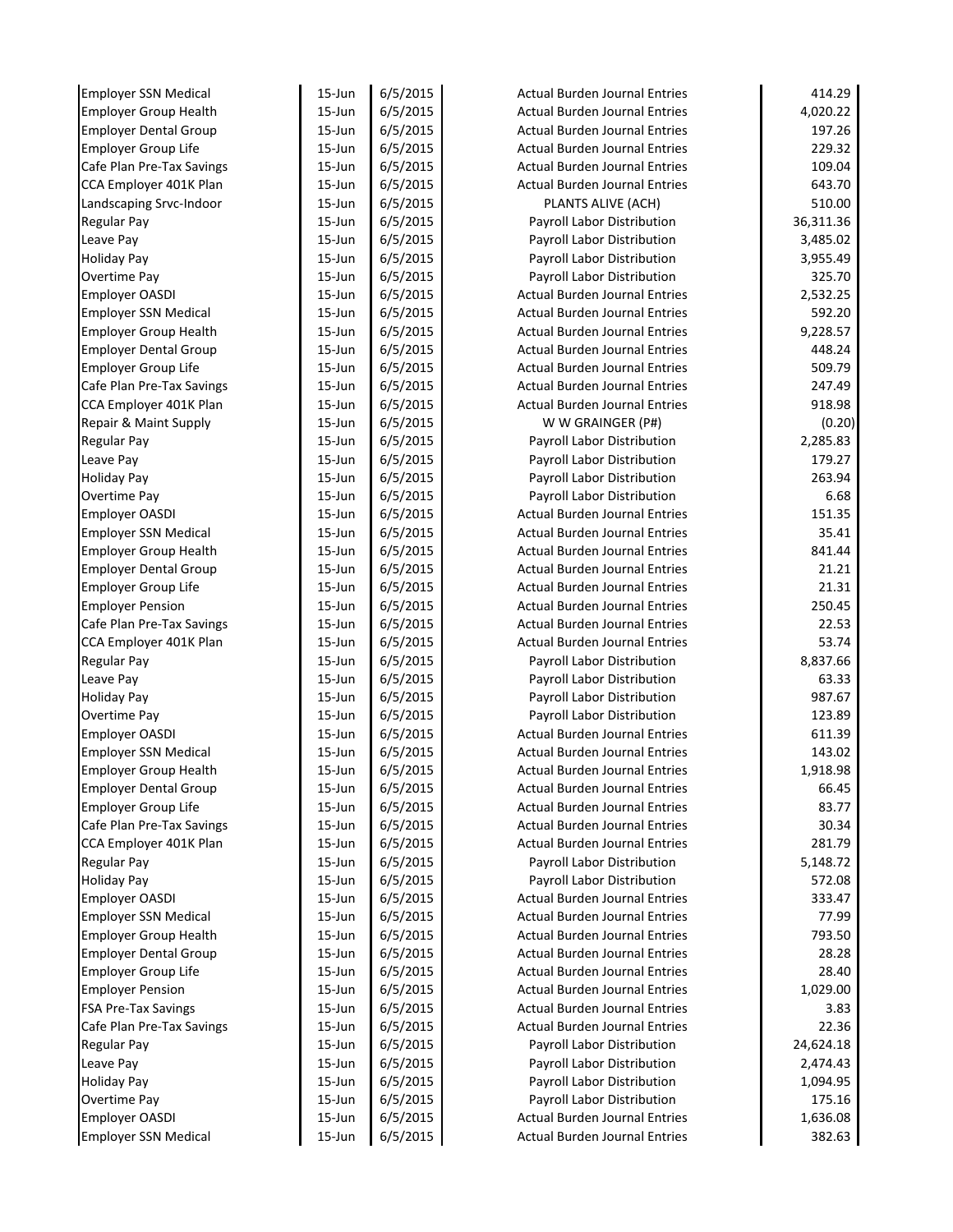| | | | | |
|---|---|---|---|---|
| Employer SSN Medical | 15-Jun | 6/5/2015 | Actual Burden Journal Entries | 414.29 |
| Employer Group Health | 15-Jun | 6/5/2015 | Actual Burden Journal Entries | 4,020.22 |
| Employer Dental Group | 15-Jun | 6/5/2015 | Actual Burden Journal Entries | 197.26 |
| Employer Group Life | 15-Jun | 6/5/2015 | Actual Burden Journal Entries | 229.32 |
| Cafe Plan Pre-Tax Savings | 15-Jun | 6/5/2015 | Actual Burden Journal Entries | 109.04 |
| CCA Employer 401K Plan | 15-Jun | 6/5/2015 | Actual Burden Journal Entries | 643.70 |
| Landscaping Srvc-Indoor | 15-Jun | 6/5/2015 | PLANTS ALIVE (ACH) | 510.00 |
| Regular Pay | 15-Jun | 6/5/2015 | Payroll Labor Distribution | 36,311.36 |
| Leave Pay | 15-Jun | 6/5/2015 | Payroll Labor Distribution | 3,485.02 |
| Holiday Pay | 15-Jun | 6/5/2015 | Payroll Labor Distribution | 3,955.49 |
| Overtime Pay | 15-Jun | 6/5/2015 | Payroll Labor Distribution | 325.70 |
| Employer OASDI | 15-Jun | 6/5/2015 | Actual Burden Journal Entries | 2,532.25 |
| Employer SSN Medical | 15-Jun | 6/5/2015 | Actual Burden Journal Entries | 592.20 |
| Employer Group Health | 15-Jun | 6/5/2015 | Actual Burden Journal Entries | 9,228.57 |
| Employer Dental Group | 15-Jun | 6/5/2015 | Actual Burden Journal Entries | 448.24 |
| Employer Group Life | 15-Jun | 6/5/2015 | Actual Burden Journal Entries | 509.79 |
| Cafe Plan Pre-Tax Savings | 15-Jun | 6/5/2015 | Actual Burden Journal Entries | 247.49 |
| CCA Employer 401K Plan | 15-Jun | 6/5/2015 | Actual Burden Journal Entries | 918.98 |
| Repair & Maint Supply | 15-Jun | 6/5/2015 | W W GRAINGER (P#) | (0.20) |
| Regular Pay | 15-Jun | 6/5/2015 | Payroll Labor Distribution | 2,285.83 |
| Leave Pay | 15-Jun | 6/5/2015 | Payroll Labor Distribution | 179.27 |
| Holiday Pay | 15-Jun | 6/5/2015 | Payroll Labor Distribution | 263.94 |
| Overtime Pay | 15-Jun | 6/5/2015 | Payroll Labor Distribution | 6.68 |
| Employer OASDI | 15-Jun | 6/5/2015 | Actual Burden Journal Entries | 151.35 |
| Employer SSN Medical | 15-Jun | 6/5/2015 | Actual Burden Journal Entries | 35.41 |
| Employer Group Health | 15-Jun | 6/5/2015 | Actual Burden Journal Entries | 841.44 |
| Employer Dental Group | 15-Jun | 6/5/2015 | Actual Burden Journal Entries | 21.21 |
| Employer Group Life | 15-Jun | 6/5/2015 | Actual Burden Journal Entries | 21.31 |
| Employer Pension | 15-Jun | 6/5/2015 | Actual Burden Journal Entries | 250.45 |
| Cafe Plan Pre-Tax Savings | 15-Jun | 6/5/2015 | Actual Burden Journal Entries | 22.53 |
| CCA Employer 401K Plan | 15-Jun | 6/5/2015 | Actual Burden Journal Entries | 53.74 |
| Regular Pay | 15-Jun | 6/5/2015 | Payroll Labor Distribution | 8,837.66 |
| Leave Pay | 15-Jun | 6/5/2015 | Payroll Labor Distribution | 63.33 |
| Holiday Pay | 15-Jun | 6/5/2015 | Payroll Labor Distribution | 987.67 |
| Overtime Pay | 15-Jun | 6/5/2015 | Payroll Labor Distribution | 123.89 |
| Employer OASDI | 15-Jun | 6/5/2015 | Actual Burden Journal Entries | 611.39 |
| Employer SSN Medical | 15-Jun | 6/5/2015 | Actual Burden Journal Entries | 143.02 |
| Employer Group Health | 15-Jun | 6/5/2015 | Actual Burden Journal Entries | 1,918.98 |
| Employer Dental Group | 15-Jun | 6/5/2015 | Actual Burden Journal Entries | 66.45 |
| Employer Group Life | 15-Jun | 6/5/2015 | Actual Burden Journal Entries | 83.77 |
| Cafe Plan Pre-Tax Savings | 15-Jun | 6/5/2015 | Actual Burden Journal Entries | 30.34 |
| CCA Employer 401K Plan | 15-Jun | 6/5/2015 | Actual Burden Journal Entries | 281.79 |
| Regular Pay | 15-Jun | 6/5/2015 | Payroll Labor Distribution | 5,148.72 |
| Holiday Pay | 15-Jun | 6/5/2015 | Payroll Labor Distribution | 572.08 |
| Employer OASDI | 15-Jun | 6/5/2015 | Actual Burden Journal Entries | 333.47 |
| Employer SSN Medical | 15-Jun | 6/5/2015 | Actual Burden Journal Entries | 77.99 |
| Employer Group Health | 15-Jun | 6/5/2015 | Actual Burden Journal Entries | 793.50 |
| Employer Dental Group | 15-Jun | 6/5/2015 | Actual Burden Journal Entries | 28.28 |
| Employer Group Life | 15-Jun | 6/5/2015 | Actual Burden Journal Entries | 28.40 |
| Employer Pension | 15-Jun | 6/5/2015 | Actual Burden Journal Entries | 1,029.00 |
| FSA Pre-Tax Savings | 15-Jun | 6/5/2015 | Actual Burden Journal Entries | 3.83 |
| Cafe Plan Pre-Tax Savings | 15-Jun | 6/5/2015 | Actual Burden Journal Entries | 22.36 |
| Regular Pay | 15-Jun | 6/5/2015 | Payroll Labor Distribution | 24,624.18 |
| Leave Pay | 15-Jun | 6/5/2015 | Payroll Labor Distribution | 2,474.43 |
| Holiday Pay | 15-Jun | 6/5/2015 | Payroll Labor Distribution | 1,094.95 |
| Overtime Pay | 15-Jun | 6/5/2015 | Payroll Labor Distribution | 175.16 |
| Employer OASDI | 15-Jun | 6/5/2015 | Actual Burden Journal Entries | 1,636.08 |
| Employer SSN Medical | 15-Jun | 6/5/2015 | Actual Burden Journal Entries | 382.63 |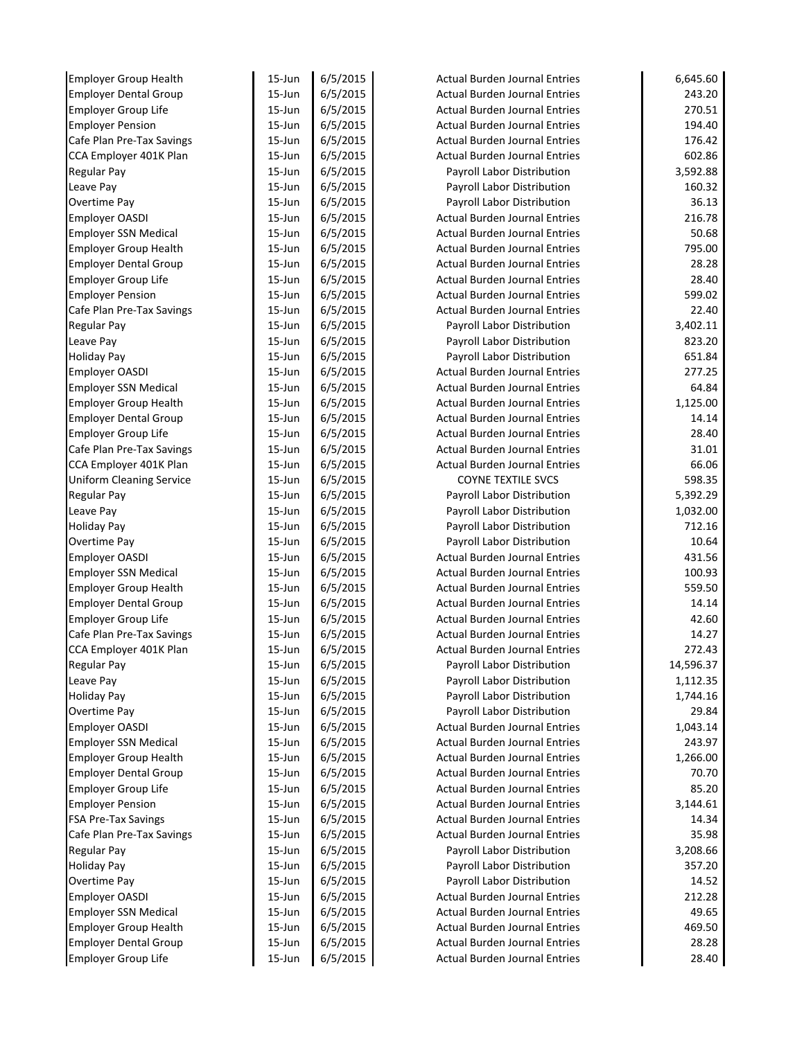| | | | | |
|---|---|---|---|---|
| Employer Group Health | 15-Jun | 6/5/2015 | Actual Burden Journal Entries | 6,645.60 |
| Employer Dental Group | 15-Jun | 6/5/2015 | Actual Burden Journal Entries | 243.20 |
| Employer Group Life | 15-Jun | 6/5/2015 | Actual Burden Journal Entries | 270.51 |
| Employer Pension | 15-Jun | 6/5/2015 | Actual Burden Journal Entries | 194.40 |
| Cafe Plan Pre-Tax Savings | 15-Jun | 6/5/2015 | Actual Burden Journal Entries | 176.42 |
| CCA Employer 401K Plan | 15-Jun | 6/5/2015 | Actual Burden Journal Entries | 602.86 |
| Regular Pay | 15-Jun | 6/5/2015 | Payroll Labor Distribution | 3,592.88 |
| Leave Pay | 15-Jun | 6/5/2015 | Payroll Labor Distribution | 160.32 |
| Overtime Pay | 15-Jun | 6/5/2015 | Payroll Labor Distribution | 36.13 |
| Employer OASDI | 15-Jun | 6/5/2015 | Actual Burden Journal Entries | 216.78 |
| Employer SSN Medical | 15-Jun | 6/5/2015 | Actual Burden Journal Entries | 50.68 |
| Employer Group Health | 15-Jun | 6/5/2015 | Actual Burden Journal Entries | 795.00 |
| Employer Dental Group | 15-Jun | 6/5/2015 | Actual Burden Journal Entries | 28.28 |
| Employer Group Life | 15-Jun | 6/5/2015 | Actual Burden Journal Entries | 28.40 |
| Employer Pension | 15-Jun | 6/5/2015 | Actual Burden Journal Entries | 599.02 |
| Cafe Plan Pre-Tax Savings | 15-Jun | 6/5/2015 | Actual Burden Journal Entries | 22.40 |
| Regular Pay | 15-Jun | 6/5/2015 | Payroll Labor Distribution | 3,402.11 |
| Leave Pay | 15-Jun | 6/5/2015 | Payroll Labor Distribution | 823.20 |
| Holiday Pay | 15-Jun | 6/5/2015 | Payroll Labor Distribution | 651.84 |
| Employer OASDI | 15-Jun | 6/5/2015 | Actual Burden Journal Entries | 277.25 |
| Employer SSN Medical | 15-Jun | 6/5/2015 | Actual Burden Journal Entries | 64.84 |
| Employer Group Health | 15-Jun | 6/5/2015 | Actual Burden Journal Entries | 1,125.00 |
| Employer Dental Group | 15-Jun | 6/5/2015 | Actual Burden Journal Entries | 14.14 |
| Employer Group Life | 15-Jun | 6/5/2015 | Actual Burden Journal Entries | 28.40 |
| Cafe Plan Pre-Tax Savings | 15-Jun | 6/5/2015 | Actual Burden Journal Entries | 31.01 |
| CCA Employer 401K Plan | 15-Jun | 6/5/2015 | Actual Burden Journal Entries | 66.06 |
| Uniform Cleaning Service | 15-Jun | 6/5/2015 | COYNE TEXTILE SVCS | 598.35 |
| Regular Pay | 15-Jun | 6/5/2015 | Payroll Labor Distribution | 5,392.29 |
| Leave Pay | 15-Jun | 6/5/2015 | Payroll Labor Distribution | 1,032.00 |
| Holiday Pay | 15-Jun | 6/5/2015 | Payroll Labor Distribution | 712.16 |
| Overtime Pay | 15-Jun | 6/5/2015 | Payroll Labor Distribution | 10.64 |
| Employer OASDI | 15-Jun | 6/5/2015 | Actual Burden Journal Entries | 431.56 |
| Employer SSN Medical | 15-Jun | 6/5/2015 | Actual Burden Journal Entries | 100.93 |
| Employer Group Health | 15-Jun | 6/5/2015 | Actual Burden Journal Entries | 559.50 |
| Employer Dental Group | 15-Jun | 6/5/2015 | Actual Burden Journal Entries | 14.14 |
| Employer Group Life | 15-Jun | 6/5/2015 | Actual Burden Journal Entries | 42.60 |
| Cafe Plan Pre-Tax Savings | 15-Jun | 6/5/2015 | Actual Burden Journal Entries | 14.27 |
| CCA Employer 401K Plan | 15-Jun | 6/5/2015 | Actual Burden Journal Entries | 272.43 |
| Regular Pay | 15-Jun | 6/5/2015 | Payroll Labor Distribution | 14,596.37 |
| Leave Pay | 15-Jun | 6/5/2015 | Payroll Labor Distribution | 1,112.35 |
| Holiday Pay | 15-Jun | 6/5/2015 | Payroll Labor Distribution | 1,744.16 |
| Overtime Pay | 15-Jun | 6/5/2015 | Payroll Labor Distribution | 29.84 |
| Employer OASDI | 15-Jun | 6/5/2015 | Actual Burden Journal Entries | 1,043.14 |
| Employer SSN Medical | 15-Jun | 6/5/2015 | Actual Burden Journal Entries | 243.97 |
| Employer Group Health | 15-Jun | 6/5/2015 | Actual Burden Journal Entries | 1,266.00 |
| Employer Dental Group | 15-Jun | 6/5/2015 | Actual Burden Journal Entries | 70.70 |
| Employer Group Life | 15-Jun | 6/5/2015 | Actual Burden Journal Entries | 85.20 |
| Employer Pension | 15-Jun | 6/5/2015 | Actual Burden Journal Entries | 3,144.61 |
| FSA Pre-Tax Savings | 15-Jun | 6/5/2015 | Actual Burden Journal Entries | 14.34 |
| Cafe Plan Pre-Tax Savings | 15-Jun | 6/5/2015 | Actual Burden Journal Entries | 35.98 |
| Regular Pay | 15-Jun | 6/5/2015 | Payroll Labor Distribution | 3,208.66 |
| Holiday Pay | 15-Jun | 6/5/2015 | Payroll Labor Distribution | 357.20 |
| Overtime Pay | 15-Jun | 6/5/2015 | Payroll Labor Distribution | 14.52 |
| Employer OASDI | 15-Jun | 6/5/2015 | Actual Burden Journal Entries | 212.28 |
| Employer SSN Medical | 15-Jun | 6/5/2015 | Actual Burden Journal Entries | 49.65 |
| Employer Group Health | 15-Jun | 6/5/2015 | Actual Burden Journal Entries | 469.50 |
| Employer Dental Group | 15-Jun | 6/5/2015 | Actual Burden Journal Entries | 28.28 |
| Employer Group Life | 15-Jun | 6/5/2015 | Actual Burden Journal Entries | 28.40 |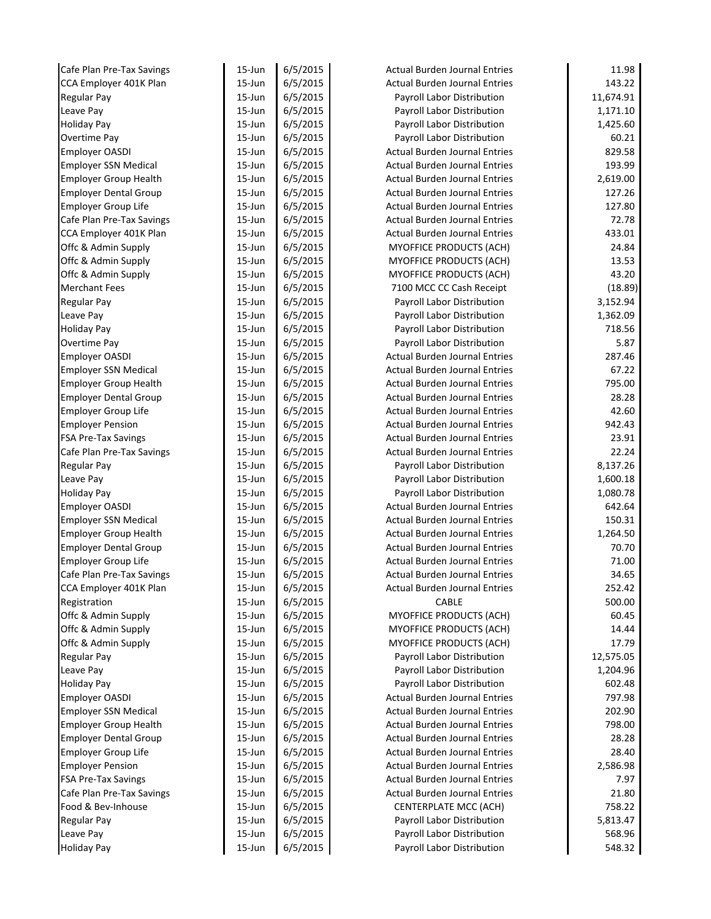| | | | | |
|---|---|---|---|---|
| Cafe Plan Pre-Tax Savings | 15-Jun | 6/5/2015 | Actual Burden Journal Entries | 11.98 |
| CCA Employer 401K Plan | 15-Jun | 6/5/2015 | Actual Burden Journal Entries | 143.22 |
| Regular Pay | 15-Jun | 6/5/2015 | Payroll Labor Distribution | 11,674.91 |
| Leave Pay | 15-Jun | 6/5/2015 | Payroll Labor Distribution | 1,171.10 |
| Holiday Pay | 15-Jun | 6/5/2015 | Payroll Labor Distribution | 1,425.60 |
| Overtime Pay | 15-Jun | 6/5/2015 | Payroll Labor Distribution | 60.21 |
| Employer OASDI | 15-Jun | 6/5/2015 | Actual Burden Journal Entries | 829.58 |
| Employer SSN Medical | 15-Jun | 6/5/2015 | Actual Burden Journal Entries | 193.99 |
| Employer Group Health | 15-Jun | 6/5/2015 | Actual Burden Journal Entries | 2,619.00 |
| Employer Dental Group | 15-Jun | 6/5/2015 | Actual Burden Journal Entries | 127.26 |
| Employer Group Life | 15-Jun | 6/5/2015 | Actual Burden Journal Entries | 127.80 |
| Cafe Plan Pre-Tax Savings | 15-Jun | 6/5/2015 | Actual Burden Journal Entries | 72.78 |
| CCA Employer 401K Plan | 15-Jun | 6/5/2015 | Actual Burden Journal Entries | 433.01 |
| Offc & Admin Supply | 15-Jun | 6/5/2015 | MYOFFICE PRODUCTS (ACH) | 24.84 |
| Offc & Admin Supply | 15-Jun | 6/5/2015 | MYOFFICE PRODUCTS (ACH) | 13.53 |
| Offc & Admin Supply | 15-Jun | 6/5/2015 | MYOFFICE PRODUCTS (ACH) | 43.20 |
| Merchant Fees | 15-Jun | 6/5/2015 | 7100 MCC CC Cash Receipt | (18.89) |
| Regular Pay | 15-Jun | 6/5/2015 | Payroll Labor Distribution | 3,152.94 |
| Leave Pay | 15-Jun | 6/5/2015 | Payroll Labor Distribution | 1,362.09 |
| Holiday Pay | 15-Jun | 6/5/2015 | Payroll Labor Distribution | 718.56 |
| Overtime Pay | 15-Jun | 6/5/2015 | Payroll Labor Distribution | 5.87 |
| Employer OASDI | 15-Jun | 6/5/2015 | Actual Burden Journal Entries | 287.46 |
| Employer SSN Medical | 15-Jun | 6/5/2015 | Actual Burden Journal Entries | 67.22 |
| Employer Group Health | 15-Jun | 6/5/2015 | Actual Burden Journal Entries | 795.00 |
| Employer Dental Group | 15-Jun | 6/5/2015 | Actual Burden Journal Entries | 28.28 |
| Employer Group Life | 15-Jun | 6/5/2015 | Actual Burden Journal Entries | 42.60 |
| Employer Pension | 15-Jun | 6/5/2015 | Actual Burden Journal Entries | 942.43 |
| FSA Pre-Tax Savings | 15-Jun | 6/5/2015 | Actual Burden Journal Entries | 23.91 |
| Cafe Plan Pre-Tax Savings | 15-Jun | 6/5/2015 | Actual Burden Journal Entries | 22.24 |
| Regular Pay | 15-Jun | 6/5/2015 | Payroll Labor Distribution | 8,137.26 |
| Leave Pay | 15-Jun | 6/5/2015 | Payroll Labor Distribution | 1,600.18 |
| Holiday Pay | 15-Jun | 6/5/2015 | Payroll Labor Distribution | 1,080.78 |
| Employer OASDI | 15-Jun | 6/5/2015 | Actual Burden Journal Entries | 642.64 |
| Employer SSN Medical | 15-Jun | 6/5/2015 | Actual Burden Journal Entries | 150.31 |
| Employer Group Health | 15-Jun | 6/5/2015 | Actual Burden Journal Entries | 1,264.50 |
| Employer Dental Group | 15-Jun | 6/5/2015 | Actual Burden Journal Entries | 70.70 |
| Employer Group Life | 15-Jun | 6/5/2015 | Actual Burden Journal Entries | 71.00 |
| Cafe Plan Pre-Tax Savings | 15-Jun | 6/5/2015 | Actual Burden Journal Entries | 34.65 |
| CCA Employer 401K Plan | 15-Jun | 6/5/2015 | Actual Burden Journal Entries | 252.42 |
| Registration | 15-Jun | 6/5/2015 | CABLE | 500.00 |
| Offc & Admin Supply | 15-Jun | 6/5/2015 | MYOFFICE PRODUCTS (ACH) | 60.45 |
| Offc & Admin Supply | 15-Jun | 6/5/2015 | MYOFFICE PRODUCTS (ACH) | 14.44 |
| Offc & Admin Supply | 15-Jun | 6/5/2015 | MYOFFICE PRODUCTS (ACH) | 17.79 |
| Regular Pay | 15-Jun | 6/5/2015 | Payroll Labor Distribution | 12,575.05 |
| Leave Pay | 15-Jun | 6/5/2015 | Payroll Labor Distribution | 1,204.96 |
| Holiday Pay | 15-Jun | 6/5/2015 | Payroll Labor Distribution | 602.48 |
| Employer OASDI | 15-Jun | 6/5/2015 | Actual Burden Journal Entries | 797.98 |
| Employer SSN Medical | 15-Jun | 6/5/2015 | Actual Burden Journal Entries | 202.90 |
| Employer Group Health | 15-Jun | 6/5/2015 | Actual Burden Journal Entries | 798.00 |
| Employer Dental Group | 15-Jun | 6/5/2015 | Actual Burden Journal Entries | 28.28 |
| Employer Group Life | 15-Jun | 6/5/2015 | Actual Burden Journal Entries | 28.40 |
| Employer Pension | 15-Jun | 6/5/2015 | Actual Burden Journal Entries | 2,586.98 |
| FSA Pre-Tax Savings | 15-Jun | 6/5/2015 | Actual Burden Journal Entries | 7.97 |
| Cafe Plan Pre-Tax Savings | 15-Jun | 6/5/2015 | Actual Burden Journal Entries | 21.80 |
| Food & Bev-Inhouse | 15-Jun | 6/5/2015 | CENTERPLATE MCC (ACH) | 758.22 |
| Regular Pay | 15-Jun | 6/5/2015 | Payroll Labor Distribution | 5,813.47 |
| Leave Pay | 15-Jun | 6/5/2015 | Payroll Labor Distribution | 568.96 |
| Holiday Pay | 15-Jun | 6/5/2015 | Payroll Labor Distribution | 548.32 |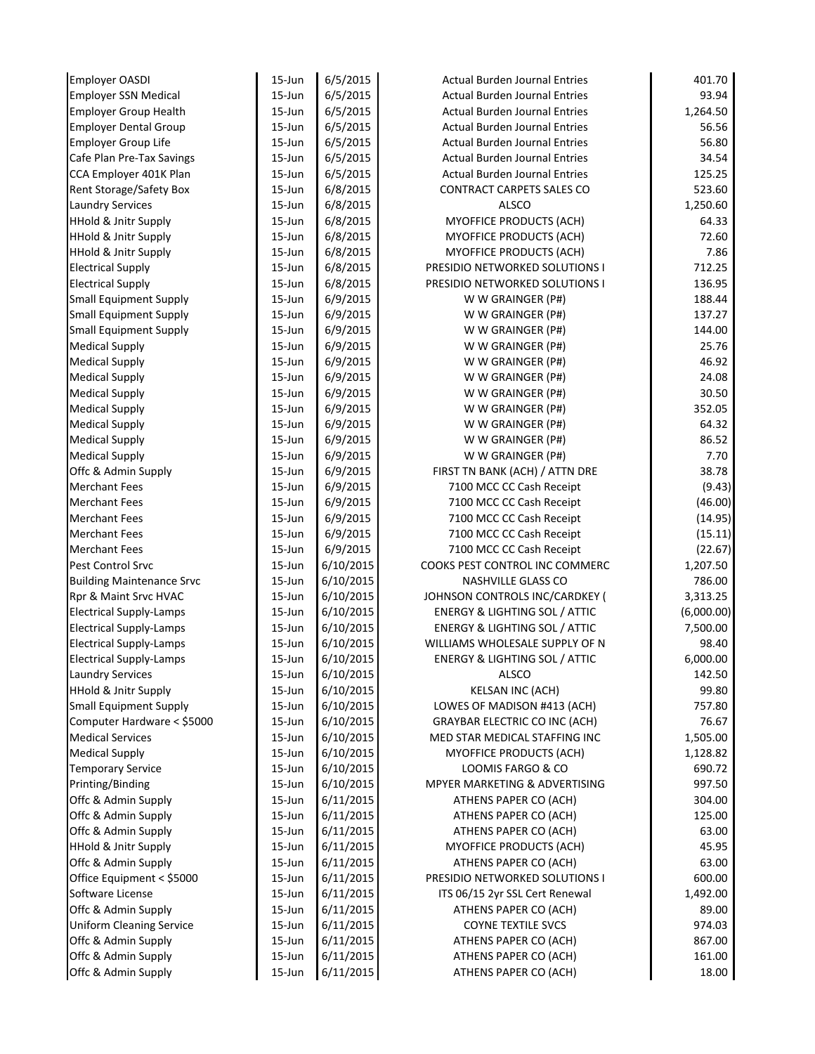| | | | | |
|---|---|---|---|---|
| Employer OASDI | 15-Jun | 6/5/2015 | Actual Burden Journal Entries | 401.70 |
| Employer SSN Medical | 15-Jun | 6/5/2015 | Actual Burden Journal Entries | 93.94 |
| Employer Group Health | 15-Jun | 6/5/2015 | Actual Burden Journal Entries | 1,264.50 |
| Employer Dental Group | 15-Jun | 6/5/2015 | Actual Burden Journal Entries | 56.56 |
| Employer Group Life | 15-Jun | 6/5/2015 | Actual Burden Journal Entries | 56.80 |
| Cafe Plan Pre-Tax Savings | 15-Jun | 6/5/2015 | Actual Burden Journal Entries | 34.54 |
| CCA Employer 401K Plan | 15-Jun | 6/5/2015 | Actual Burden Journal Entries | 125.25 |
| Rent Storage/Safety Box | 15-Jun | 6/8/2015 | CONTRACT CARPETS SALES CO | 523.60 |
| Laundry Services | 15-Jun | 6/8/2015 | ALSCO | 1,250.60 |
| HHold & Jnitr Supply | 15-Jun | 6/8/2015 | MYOFFICE PRODUCTS (ACH) | 64.33 |
| HHold & Jnitr Supply | 15-Jun | 6/8/2015 | MYOFFICE PRODUCTS (ACH) | 72.60 |
| HHold & Jnitr Supply | 15-Jun | 6/8/2015 | MYOFFICE PRODUCTS (ACH) | 7.86 |
| Electrical Supply | 15-Jun | 6/8/2015 | PRESIDIO NETWORKED SOLUTIONS I | 712.25 |
| Electrical Supply | 15-Jun | 6/8/2015 | PRESIDIO NETWORKED SOLUTIONS I | 136.95 |
| Small Equipment Supply | 15-Jun | 6/9/2015 | W W GRAINGER (P#) | 188.44 |
| Small Equipment Supply | 15-Jun | 6/9/2015 | W W GRAINGER (P#) | 137.27 |
| Small Equipment Supply | 15-Jun | 6/9/2015 | W W GRAINGER (P#) | 144.00 |
| Medical Supply | 15-Jun | 6/9/2015 | W W GRAINGER (P#) | 25.76 |
| Medical Supply | 15-Jun | 6/9/2015 | W W GRAINGER (P#) | 46.92 |
| Medical Supply | 15-Jun | 6/9/2015 | W W GRAINGER (P#) | 24.08 |
| Medical Supply | 15-Jun | 6/9/2015 | W W GRAINGER (P#) | 30.50 |
| Medical Supply | 15-Jun | 6/9/2015 | W W GRAINGER (P#) | 352.05 |
| Medical Supply | 15-Jun | 6/9/2015 | W W GRAINGER (P#) | 64.32 |
| Medical Supply | 15-Jun | 6/9/2015 | W W GRAINGER (P#) | 86.52 |
| Medical Supply | 15-Jun | 6/9/2015 | W W GRAINGER (P#) | 7.70 |
| Offc & Admin Supply | 15-Jun | 6/9/2015 | FIRST TN BANK (ACH) / ATTN DRE | 38.78 |
| Merchant Fees | 15-Jun | 6/9/2015 | 7100 MCC CC Cash Receipt | (9.43) |
| Merchant Fees | 15-Jun | 6/9/2015 | 7100 MCC CC Cash Receipt | (46.00) |
| Merchant Fees | 15-Jun | 6/9/2015 | 7100 MCC CC Cash Receipt | (14.95) |
| Merchant Fees | 15-Jun | 6/9/2015 | 7100 MCC CC Cash Receipt | (15.11) |
| Merchant Fees | 15-Jun | 6/9/2015 | 7100 MCC CC Cash Receipt | (22.67) |
| Pest Control Srvc | 15-Jun | 6/10/2015 | COOKS PEST CONTROL INC COMMERC | 1,207.50 |
| Building Maintenance Srvc | 15-Jun | 6/10/2015 | NASHVILLE GLASS CO | 786.00 |
| Rpr & Maint Srvc HVAC | 15-Jun | 6/10/2015 | JOHNSON CONTROLS INC/CARDKEY ( | 3,313.25 |
| Electrical Supply-Lamps | 15-Jun | 6/10/2015 | ENERGY & LIGHTING SOL / ATTIC | (6,000.00) |
| Electrical Supply-Lamps | 15-Jun | 6/10/2015 | ENERGY & LIGHTING SOL / ATTIC | 7,500.00 |
| Electrical Supply-Lamps | 15-Jun | 6/10/2015 | WILLIAMS WHOLESALE SUPPLY OF N | 98.40 |
| Electrical Supply-Lamps | 15-Jun | 6/10/2015 | ENERGY & LIGHTING SOL / ATTIC | 6,000.00 |
| Laundry Services | 15-Jun | 6/10/2015 | ALSCO | 142.50 |
| HHold & Jnitr Supply | 15-Jun | 6/10/2015 | KELSAN INC (ACH) | 99.80 |
| Small Equipment Supply | 15-Jun | 6/10/2015 | LOWES OF MADISON #413 (ACH) | 757.80 |
| Computer Hardware < $5000 | 15-Jun | 6/10/2015 | GRAYBAR ELECTRIC CO INC (ACH) | 76.67 |
| Medical Services | 15-Jun | 6/10/2015 | MED STAR MEDICAL STAFFING INC | 1,505.00 |
| Medical Supply | 15-Jun | 6/10/2015 | MYOFFICE PRODUCTS (ACH) | 1,128.82 |
| Temporary Service | 15-Jun | 6/10/2015 | LOOMIS FARGO & CO | 690.72 |
| Printing/Binding | 15-Jun | 6/10/2015 | MPYER MARKETING & ADVERTISING | 997.50 |
| Offc & Admin Supply | 15-Jun | 6/11/2015 | ATHENS PAPER CO (ACH) | 304.00 |
| Offc & Admin Supply | 15-Jun | 6/11/2015 | ATHENS PAPER CO (ACH) | 125.00 |
| Offc & Admin Supply | 15-Jun | 6/11/2015 | ATHENS PAPER CO (ACH) | 63.00 |
| HHold & Jnitr Supply | 15-Jun | 6/11/2015 | MYOFFICE PRODUCTS (ACH) | 45.95 |
| Offc & Admin Supply | 15-Jun | 6/11/2015 | ATHENS PAPER CO (ACH) | 63.00 |
| Office Equipment < $5000 | 15-Jun | 6/11/2015 | PRESIDIO NETWORKED SOLUTIONS I | 600.00 |
| Software License | 15-Jun | 6/11/2015 | ITS 06/15 2yr SSL Cert Renewal | 1,492.00 |
| Offc & Admin Supply | 15-Jun | 6/11/2015 | ATHENS PAPER CO (ACH) | 89.00 |
| Uniform Cleaning Service | 15-Jun | 6/11/2015 | COYNE TEXTILE SVCS | 974.03 |
| Offc & Admin Supply | 15-Jun | 6/11/2015 | ATHENS PAPER CO (ACH) | 867.00 |
| Offc & Admin Supply | 15-Jun | 6/11/2015 | ATHENS PAPER CO (ACH) | 161.00 |
| Offc & Admin Supply | 15-Jun | 6/11/2015 | ATHENS PAPER CO (ACH) | 18.00 |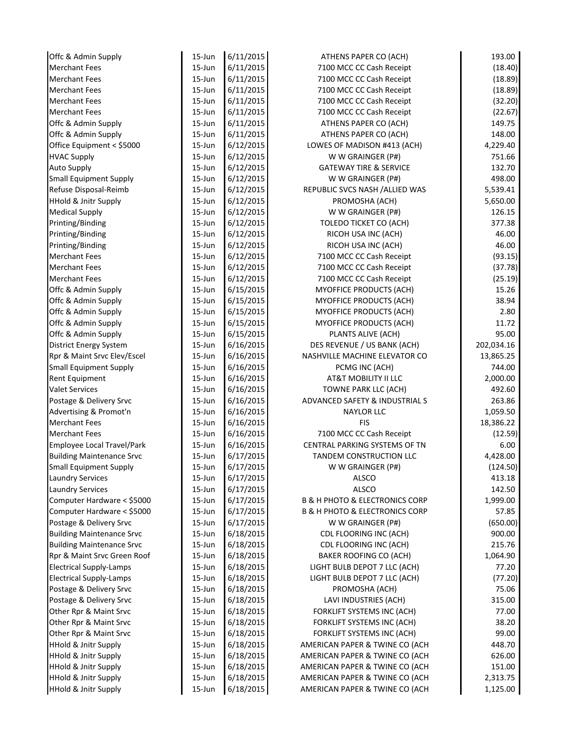| | | | | |
|---|---|---|---|---|
| Offc & Admin Supply | 15-Jun | 6/11/2015 | ATHENS PAPER CO (ACH) | 193.00 |
| Merchant Fees | 15-Jun | 6/11/2015 | 7100 MCC CC Cash Receipt | (18.40) |
| Merchant Fees | 15-Jun | 6/11/2015 | 7100 MCC CC Cash Receipt | (18.89) |
| Merchant Fees | 15-Jun | 6/11/2015 | 7100 MCC CC Cash Receipt | (18.89) |
| Merchant Fees | 15-Jun | 6/11/2015 | 7100 MCC CC Cash Receipt | (32.20) |
| Merchant Fees | 15-Jun | 6/11/2015 | 7100 MCC CC Cash Receipt | (22.67) |
| Offc & Admin Supply | 15-Jun | 6/11/2015 | ATHENS PAPER CO (ACH) | 149.75 |
| Offc & Admin Supply | 15-Jun | 6/11/2015 | ATHENS PAPER CO (ACH) | 148.00 |
| Office Equipment < $5000 | 15-Jun | 6/12/2015 | LOWES OF MADISON #413 (ACH) | 4,229.40 |
| HVAC Supply | 15-Jun | 6/12/2015 | W W GRAINGER (P#) | 751.66 |
| Auto Supply | 15-Jun | 6/12/2015 | GATEWAY TIRE & SERVICE | 132.70 |
| Small Equipment Supply | 15-Jun | 6/12/2015 | W W GRAINGER (P#) | 498.00 |
| Refuse Disposal-Reimb | 15-Jun | 6/12/2015 | REPUBLIC SVCS NASH /ALLIED WAS | 5,539.41 |
| HHold & Jnitr Supply | 15-Jun | 6/12/2015 | PROMOSHA (ACH) | 5,650.00 |
| Medical Supply | 15-Jun | 6/12/2015 | W W GRAINGER (P#) | 126.15 |
| Printing/Binding | 15-Jun | 6/12/2015 | TOLEDO TICKET CO (ACH) | 377.38 |
| Printing/Binding | 15-Jun | 6/12/2015 | RICOH USA INC (ACH) | 46.00 |
| Printing/Binding | 15-Jun | 6/12/2015 | RICOH USA INC (ACH) | 46.00 |
| Merchant Fees | 15-Jun | 6/12/2015 | 7100 MCC CC Cash Receipt | (93.15) |
| Merchant Fees | 15-Jun | 6/12/2015 | 7100 MCC CC Cash Receipt | (37.78) |
| Merchant Fees | 15-Jun | 6/12/2015 | 7100 MCC CC Cash Receipt | (25.19) |
| Offc & Admin Supply | 15-Jun | 6/15/2015 | MYOFFICE PRODUCTS (ACH) | 15.26 |
| Offc & Admin Supply | 15-Jun | 6/15/2015 | MYOFFICE PRODUCTS (ACH) | 38.94 |
| Offc & Admin Supply | 15-Jun | 6/15/2015 | MYOFFICE PRODUCTS (ACH) | 2.80 |
| Offc & Admin Supply | 15-Jun | 6/15/2015 | MYOFFICE PRODUCTS (ACH) | 11.72 |
| Offc & Admin Supply | 15-Jun | 6/15/2015 | PLANTS ALIVE (ACH) | 95.00 |
| District Energy System | 15-Jun | 6/16/2015 | DES REVENUE / US BANK (ACH) | 202,034.16 |
| Rpr & Maint Srvc Elev/Escel | 15-Jun | 6/16/2015 | NASHVILLE MACHINE ELEVATOR CO | 13,865.25 |
| Small Equipment Supply | 15-Jun | 6/16/2015 | PCMG INC (ACH) | 744.00 |
| Rent Equipment | 15-Jun | 6/16/2015 | AT&T MOBILITY II LLC | 2,000.00 |
| Valet Services | 15-Jun | 6/16/2015 | TOWNE PARK LLC (ACH) | 492.60 |
| Postage & Delivery Srvc | 15-Jun | 6/16/2015 | ADVANCED SAFETY & INDUSTRIAL S | 263.86 |
| Advertising & Promot'n | 15-Jun | 6/16/2015 | NAYLOR LLC | 1,059.50 |
| Merchant Fees | 15-Jun | 6/16/2015 | FIS | 18,386.22 |
| Merchant Fees | 15-Jun | 6/16/2015 | 7100 MCC CC Cash Receipt | (12.59) |
| Employee Local Travel/Park | 15-Jun | 6/16/2015 | CENTRAL PARKING SYSTEMS OF TN | 6.00 |
| Building Maintenance Srvc | 15-Jun | 6/17/2015 | TANDEM CONSTRUCTION LLC | 4,428.00 |
| Small Equipment Supply | 15-Jun | 6/17/2015 | W W GRAINGER (P#) | (124.50) |
| Laundry Services | 15-Jun | 6/17/2015 | ALSCO | 413.18 |
| Laundry Services | 15-Jun | 6/17/2015 | ALSCO | 142.50 |
| Computer Hardware < $5000 | 15-Jun | 6/17/2015 | B & H PHOTO & ELECTRONICS CORP | 1,999.00 |
| Computer Hardware < $5000 | 15-Jun | 6/17/2015 | B & H PHOTO & ELECTRONICS CORP | 57.85 |
| Postage & Delivery Srvc | 15-Jun | 6/17/2015 | W W GRAINGER (P#) | (650.00) |
| Building Maintenance Srvc | 15-Jun | 6/18/2015 | CDL FLOORING INC (ACH) | 900.00 |
| Building Maintenance Srvc | 15-Jun | 6/18/2015 | CDL FLOORING INC (ACH) | 215.76 |
| Rpr & Maint Srvc Green Roof | 15-Jun | 6/18/2015 | BAKER ROOFING CO (ACH) | 1,064.90 |
| Electrical Supply-Lamps | 15-Jun | 6/18/2015 | LIGHT BULB DEPOT 7 LLC (ACH) | 77.20 |
| Electrical Supply-Lamps | 15-Jun | 6/18/2015 | LIGHT BULB DEPOT 7 LLC (ACH) | (77.20) |
| Postage & Delivery Srvc | 15-Jun | 6/18/2015 | PROMOSHA (ACH) | 75.06 |
| Postage & Delivery Srvc | 15-Jun | 6/18/2015 | LAVI INDUSTRIES (ACH) | 315.00 |
| Other Rpr & Maint Srvc | 15-Jun | 6/18/2015 | FORKLIFT SYSTEMS INC (ACH) | 77.00 |
| Other Rpr & Maint Srvc | 15-Jun | 6/18/2015 | FORKLIFT SYSTEMS INC (ACH) | 38.20 |
| Other Rpr & Maint Srvc | 15-Jun | 6/18/2015 | FORKLIFT SYSTEMS INC (ACH) | 99.00 |
| HHold & Jnitr Supply | 15-Jun | 6/18/2015 | AMERICAN PAPER & TWINE CO (ACH | 448.70 |
| HHold & Jnitr Supply | 15-Jun | 6/18/2015 | AMERICAN PAPER & TWINE CO (ACH | 626.00 |
| HHold & Jnitr Supply | 15-Jun | 6/18/2015 | AMERICAN PAPER & TWINE CO (ACH | 151.00 |
| HHold & Jnitr Supply | 15-Jun | 6/18/2015 | AMERICAN PAPER & TWINE CO (ACH | 2,313.75 |
| HHold & Jnitr Supply | 15-Jun | 6/18/2015 | AMERICAN PAPER & TWINE CO (ACH | 1,125.00 |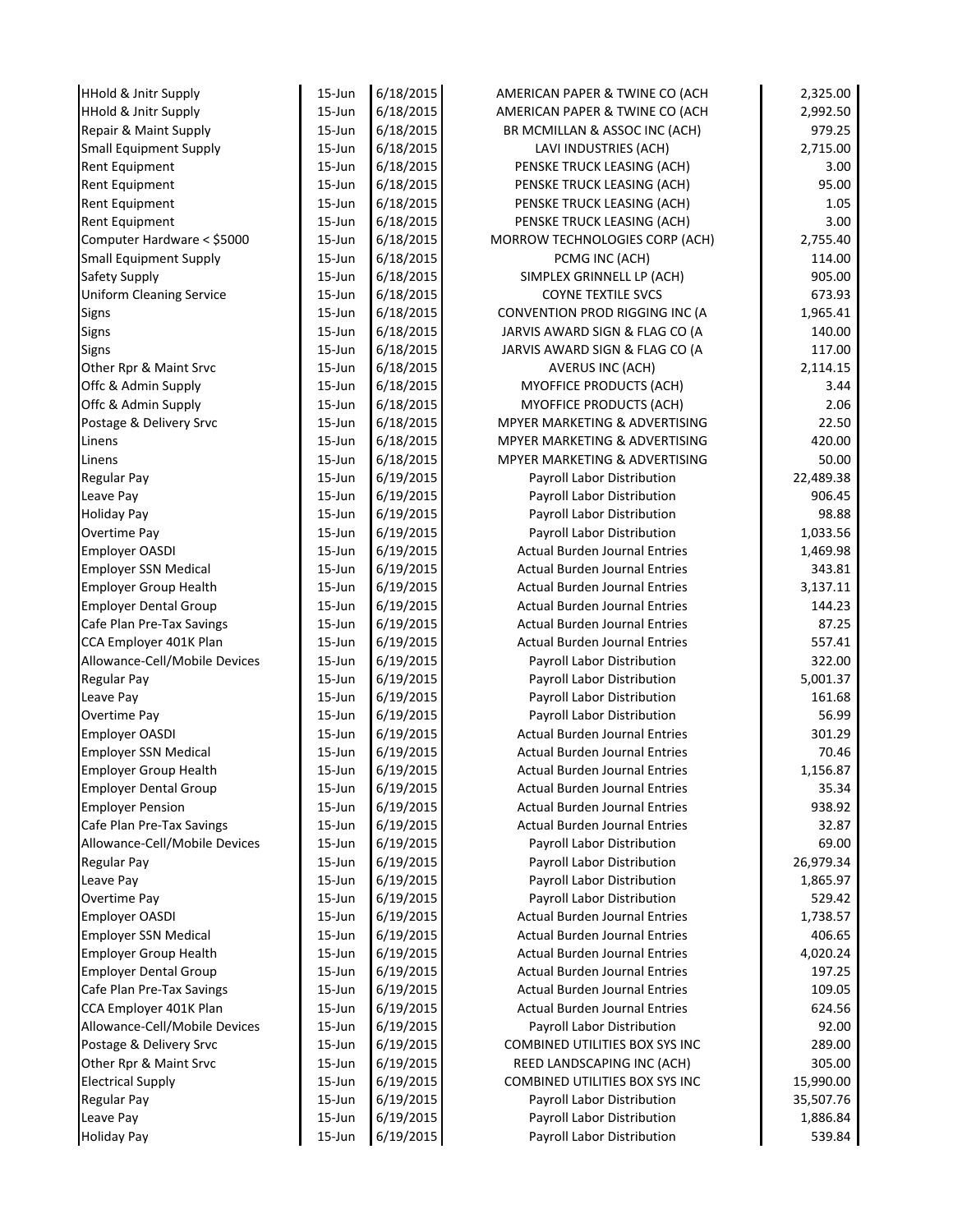| | | | | |
|---|---|---|---|---|
| HHold & Jnitr Supply | 15-Jun | 6/18/2015 | AMERICAN PAPER & TWINE CO (ACH | 2,325.00 |
| HHold & Jnitr Supply | 15-Jun | 6/18/2015 | AMERICAN PAPER & TWINE CO (ACH | 2,992.50 |
| Repair & Maint Supply | 15-Jun | 6/18/2015 | BR MCMILLAN & ASSOC INC (ACH) | 979.25 |
| Small Equipment Supply | 15-Jun | 6/18/2015 | LAVI INDUSTRIES (ACH) | 2,715.00 |
| Rent Equipment | 15-Jun | 6/18/2015 | PENSKE TRUCK LEASING (ACH) | 3.00 |
| Rent Equipment | 15-Jun | 6/18/2015 | PENSKE TRUCK LEASING (ACH) | 95.00 |
| Rent Equipment | 15-Jun | 6/18/2015 | PENSKE TRUCK LEASING (ACH) | 1.05 |
| Rent Equipment | 15-Jun | 6/18/2015 | PENSKE TRUCK LEASING (ACH) | 3.00 |
| Computer Hardware < $5000 | 15-Jun | 6/18/2015 | MORROW TECHNOLOGIES CORP (ACH) | 2,755.40 |
| Small Equipment Supply | 15-Jun | 6/18/2015 | PCMG INC (ACH) | 114.00 |
| Safety Supply | 15-Jun | 6/18/2015 | SIMPLEX GRINNELL LP (ACH) | 905.00 |
| Uniform Cleaning Service | 15-Jun | 6/18/2015 | COYNE TEXTILE SVCS | 673.93 |
| Signs | 15-Jun | 6/18/2015 | CONVENTION PROD RIGGING INC (A | 1,965.41 |
| Signs | 15-Jun | 6/18/2015 | JARVIS AWARD SIGN & FLAG CO (A | 140.00 |
| Signs | 15-Jun | 6/18/2015 | JARVIS AWARD SIGN & FLAG CO (A | 117.00 |
| Other Rpr & Maint Srvc | 15-Jun | 6/18/2015 | AVERUS INC (ACH) | 2,114.15 |
| Offc & Admin Supply | 15-Jun | 6/18/2015 | MYOFFICE PRODUCTS (ACH) | 3.44 |
| Offc & Admin Supply | 15-Jun | 6/18/2015 | MYOFFICE PRODUCTS (ACH) | 2.06 |
| Postage & Delivery Srvc | 15-Jun | 6/18/2015 | MPYER MARKETING & ADVERTISING | 22.50 |
| Linens | 15-Jun | 6/18/2015 | MPYER MARKETING & ADVERTISING | 420.00 |
| Linens | 15-Jun | 6/18/2015 | MPYER MARKETING & ADVERTISING | 50.00 |
| Regular Pay | 15-Jun | 6/19/2015 | Payroll Labor Distribution | 22,489.38 |
| Leave Pay | 15-Jun | 6/19/2015 | Payroll Labor Distribution | 906.45 |
| Holiday Pay | 15-Jun | 6/19/2015 | Payroll Labor Distribution | 98.88 |
| Overtime Pay | 15-Jun | 6/19/2015 | Payroll Labor Distribution | 1,033.56 |
| Employer OASDI | 15-Jun | 6/19/2015 | Actual Burden Journal Entries | 1,469.98 |
| Employer SSN Medical | 15-Jun | 6/19/2015 | Actual Burden Journal Entries | 343.81 |
| Employer Group Health | 15-Jun | 6/19/2015 | Actual Burden Journal Entries | 3,137.11 |
| Employer Dental Group | 15-Jun | 6/19/2015 | Actual Burden Journal Entries | 144.23 |
| Cafe Plan Pre-Tax Savings | 15-Jun | 6/19/2015 | Actual Burden Journal Entries | 87.25 |
| CCA Employer 401K Plan | 15-Jun | 6/19/2015 | Actual Burden Journal Entries | 557.41 |
| Allowance-Cell/Mobile Devices | 15-Jun | 6/19/2015 | Payroll Labor Distribution | 322.00 |
| Regular Pay | 15-Jun | 6/19/2015 | Payroll Labor Distribution | 5,001.37 |
| Leave Pay | 15-Jun | 6/19/2015 | Payroll Labor Distribution | 161.68 |
| Overtime Pay | 15-Jun | 6/19/2015 | Payroll Labor Distribution | 56.99 |
| Employer OASDI | 15-Jun | 6/19/2015 | Actual Burden Journal Entries | 301.29 |
| Employer SSN Medical | 15-Jun | 6/19/2015 | Actual Burden Journal Entries | 70.46 |
| Employer Group Health | 15-Jun | 6/19/2015 | Actual Burden Journal Entries | 1,156.87 |
| Employer Dental Group | 15-Jun | 6/19/2015 | Actual Burden Journal Entries | 35.34 |
| Employer Pension | 15-Jun | 6/19/2015 | Actual Burden Journal Entries | 938.92 |
| Cafe Plan Pre-Tax Savings | 15-Jun | 6/19/2015 | Actual Burden Journal Entries | 32.87 |
| Allowance-Cell/Mobile Devices | 15-Jun | 6/19/2015 | Payroll Labor Distribution | 69.00 |
| Regular Pay | 15-Jun | 6/19/2015 | Payroll Labor Distribution | 26,979.34 |
| Leave Pay | 15-Jun | 6/19/2015 | Payroll Labor Distribution | 1,865.97 |
| Overtime Pay | 15-Jun | 6/19/2015 | Payroll Labor Distribution | 529.42 |
| Employer OASDI | 15-Jun | 6/19/2015 | Actual Burden Journal Entries | 1,738.57 |
| Employer SSN Medical | 15-Jun | 6/19/2015 | Actual Burden Journal Entries | 406.65 |
| Employer Group Health | 15-Jun | 6/19/2015 | Actual Burden Journal Entries | 4,020.24 |
| Employer Dental Group | 15-Jun | 6/19/2015 | Actual Burden Journal Entries | 197.25 |
| Cafe Plan Pre-Tax Savings | 15-Jun | 6/19/2015 | Actual Burden Journal Entries | 109.05 |
| CCA Employer 401K Plan | 15-Jun | 6/19/2015 | Actual Burden Journal Entries | 624.56 |
| Allowance-Cell/Mobile Devices | 15-Jun | 6/19/2015 | Payroll Labor Distribution | 92.00 |
| Postage & Delivery Srvc | 15-Jun | 6/19/2015 | COMBINED UTILITIES BOX SYS INC | 289.00 |
| Other Rpr & Maint Srvc | 15-Jun | 6/19/2015 | REED LANDSCAPING INC (ACH) | 305.00 |
| Electrical Supply | 15-Jun | 6/19/2015 | COMBINED UTILITIES BOX SYS INC | 15,990.00 |
| Regular Pay | 15-Jun | 6/19/2015 | Payroll Labor Distribution | 35,507.76 |
| Leave Pay | 15-Jun | 6/19/2015 | Payroll Labor Distribution | 1,886.84 |
| Holiday Pay | 15-Jun | 6/19/2015 | Payroll Labor Distribution | 539.84 |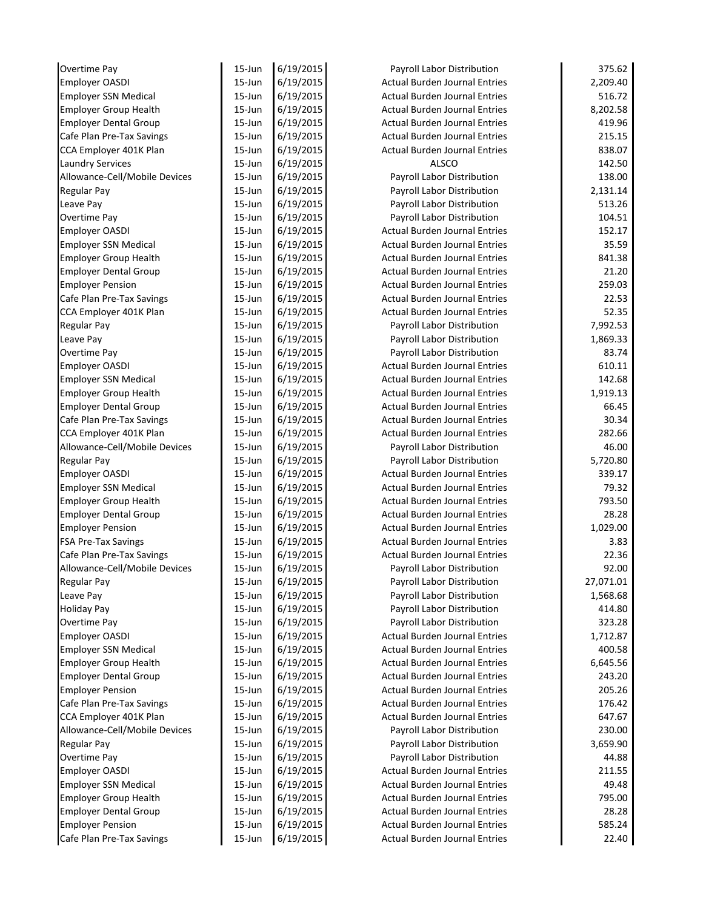| | | | | |
|---|---|---|---|---|
| Overtime Pay | 15-Jun | 6/19/2015 | Payroll Labor Distribution | 375.62 |
| Employer OASDI | 15-Jun | 6/19/2015 | Actual Burden Journal Entries | 2,209.40 |
| Employer SSN Medical | 15-Jun | 6/19/2015 | Actual Burden Journal Entries | 516.72 |
| Employer Group Health | 15-Jun | 6/19/2015 | Actual Burden Journal Entries | 8,202.58 |
| Employer Dental Group | 15-Jun | 6/19/2015 | Actual Burden Journal Entries | 419.96 |
| Cafe Plan Pre-Tax Savings | 15-Jun | 6/19/2015 | Actual Burden Journal Entries | 215.15 |
| CCA Employer 401K Plan | 15-Jun | 6/19/2015 | Actual Burden Journal Entries | 838.07 |
| Laundry Services | 15-Jun | 6/19/2015 | ALSCO | 142.50 |
| Allowance-Cell/Mobile Devices | 15-Jun | 6/19/2015 | Payroll Labor Distribution | 138.00 |
| Regular Pay | 15-Jun | 6/19/2015 | Payroll Labor Distribution | 2,131.14 |
| Leave Pay | 15-Jun | 6/19/2015 | Payroll Labor Distribution | 513.26 |
| Overtime Pay | 15-Jun | 6/19/2015 | Payroll Labor Distribution | 104.51 |
| Employer OASDI | 15-Jun | 6/19/2015 | Actual Burden Journal Entries | 152.17 |
| Employer SSN Medical | 15-Jun | 6/19/2015 | Actual Burden Journal Entries | 35.59 |
| Employer Group Health | 15-Jun | 6/19/2015 | Actual Burden Journal Entries | 841.38 |
| Employer Dental Group | 15-Jun | 6/19/2015 | Actual Burden Journal Entries | 21.20 |
| Employer Pension | 15-Jun | 6/19/2015 | Actual Burden Journal Entries | 259.03 |
| Cafe Plan Pre-Tax Savings | 15-Jun | 6/19/2015 | Actual Burden Journal Entries | 22.53 |
| CCA Employer 401K Plan | 15-Jun | 6/19/2015 | Actual Burden Journal Entries | 52.35 |
| Regular Pay | 15-Jun | 6/19/2015 | Payroll Labor Distribution | 7,992.53 |
| Leave Pay | 15-Jun | 6/19/2015 | Payroll Labor Distribution | 1,869.33 |
| Overtime Pay | 15-Jun | 6/19/2015 | Payroll Labor Distribution | 83.74 |
| Employer OASDI | 15-Jun | 6/19/2015 | Actual Burden Journal Entries | 610.11 |
| Employer SSN Medical | 15-Jun | 6/19/2015 | Actual Burden Journal Entries | 142.68 |
| Employer Group Health | 15-Jun | 6/19/2015 | Actual Burden Journal Entries | 1,919.13 |
| Employer Dental Group | 15-Jun | 6/19/2015 | Actual Burden Journal Entries | 66.45 |
| Cafe Plan Pre-Tax Savings | 15-Jun | 6/19/2015 | Actual Burden Journal Entries | 30.34 |
| CCA Employer 401K Plan | 15-Jun | 6/19/2015 | Actual Burden Journal Entries | 282.66 |
| Allowance-Cell/Mobile Devices | 15-Jun | 6/19/2015 | Payroll Labor Distribution | 46.00 |
| Regular Pay | 15-Jun | 6/19/2015 | Payroll Labor Distribution | 5,720.80 |
| Employer OASDI | 15-Jun | 6/19/2015 | Actual Burden Journal Entries | 339.17 |
| Employer SSN Medical | 15-Jun | 6/19/2015 | Actual Burden Journal Entries | 79.32 |
| Employer Group Health | 15-Jun | 6/19/2015 | Actual Burden Journal Entries | 793.50 |
| Employer Dental Group | 15-Jun | 6/19/2015 | Actual Burden Journal Entries | 28.28 |
| Employer Pension | 15-Jun | 6/19/2015 | Actual Burden Journal Entries | 1,029.00 |
| FSA Pre-Tax Savings | 15-Jun | 6/19/2015 | Actual Burden Journal Entries | 3.83 |
| Cafe Plan Pre-Tax Savings | 15-Jun | 6/19/2015 | Actual Burden Journal Entries | 22.36 |
| Allowance-Cell/Mobile Devices | 15-Jun | 6/19/2015 | Payroll Labor Distribution | 92.00 |
| Regular Pay | 15-Jun | 6/19/2015 | Payroll Labor Distribution | 27,071.01 |
| Leave Pay | 15-Jun | 6/19/2015 | Payroll Labor Distribution | 1,568.68 |
| Holiday Pay | 15-Jun | 6/19/2015 | Payroll Labor Distribution | 414.80 |
| Overtime Pay | 15-Jun | 6/19/2015 | Payroll Labor Distribution | 323.28 |
| Employer OASDI | 15-Jun | 6/19/2015 | Actual Burden Journal Entries | 1,712.87 |
| Employer SSN Medical | 15-Jun | 6/19/2015 | Actual Burden Journal Entries | 400.58 |
| Employer Group Health | 15-Jun | 6/19/2015 | Actual Burden Journal Entries | 6,645.56 |
| Employer Dental Group | 15-Jun | 6/19/2015 | Actual Burden Journal Entries | 243.20 |
| Employer Pension | 15-Jun | 6/19/2015 | Actual Burden Journal Entries | 205.26 |
| Cafe Plan Pre-Tax Savings | 15-Jun | 6/19/2015 | Actual Burden Journal Entries | 176.42 |
| CCA Employer 401K Plan | 15-Jun | 6/19/2015 | Actual Burden Journal Entries | 647.67 |
| Allowance-Cell/Mobile Devices | 15-Jun | 6/19/2015 | Payroll Labor Distribution | 230.00 |
| Regular Pay | 15-Jun | 6/19/2015 | Payroll Labor Distribution | 3,659.90 |
| Overtime Pay | 15-Jun | 6/19/2015 | Payroll Labor Distribution | 44.88 |
| Employer OASDI | 15-Jun | 6/19/2015 | Actual Burden Journal Entries | 211.55 |
| Employer SSN Medical | 15-Jun | 6/19/2015 | Actual Burden Journal Entries | 49.48 |
| Employer Group Health | 15-Jun | 6/19/2015 | Actual Burden Journal Entries | 795.00 |
| Employer Dental Group | 15-Jun | 6/19/2015 | Actual Burden Journal Entries | 28.28 |
| Employer Pension | 15-Jun | 6/19/2015 | Actual Burden Journal Entries | 585.24 |
| Cafe Plan Pre-Tax Savings | 15-Jun | 6/19/2015 | Actual Burden Journal Entries | 22.40 |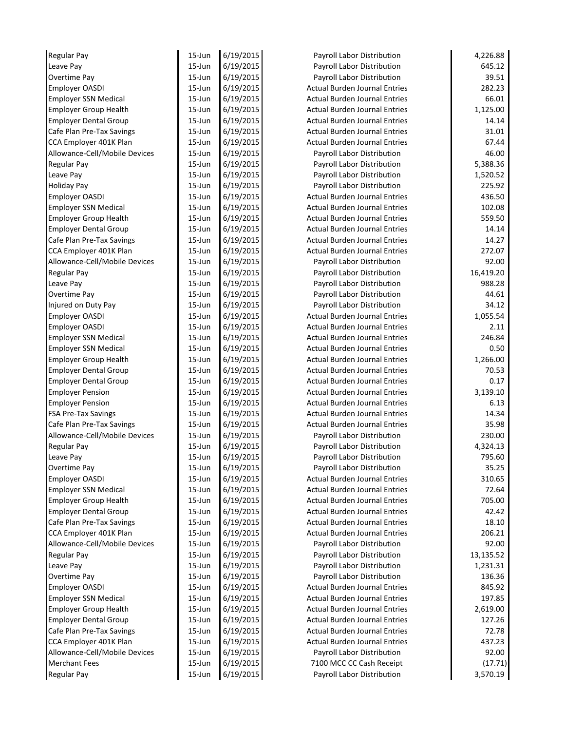| | | | | |
|---|---|---|---|---|
| Regular Pay | 15-Jun | 6/19/2015 | Payroll Labor Distribution | 4,226.88 |
| Leave Pay | 15-Jun | 6/19/2015 | Payroll Labor Distribution | 645.12 |
| Overtime Pay | 15-Jun | 6/19/2015 | Payroll Labor Distribution | 39.51 |
| Employer OASDI | 15-Jun | 6/19/2015 | Actual Burden Journal Entries | 282.23 |
| Employer SSN Medical | 15-Jun | 6/19/2015 | Actual Burden Journal Entries | 66.01 |
| Employer Group Health | 15-Jun | 6/19/2015 | Actual Burden Journal Entries | 1,125.00 |
| Employer Dental Group | 15-Jun | 6/19/2015 | Actual Burden Journal Entries | 14.14 |
| Cafe Plan Pre-Tax Savings | 15-Jun | 6/19/2015 | Actual Burden Journal Entries | 31.01 |
| CCA Employer 401K Plan | 15-Jun | 6/19/2015 | Actual Burden Journal Entries | 67.44 |
| Allowance-Cell/Mobile Devices | 15-Jun | 6/19/2015 | Payroll Labor Distribution | 46.00 |
| Regular Pay | 15-Jun | 6/19/2015 | Payroll Labor Distribution | 5,388.36 |
| Leave Pay | 15-Jun | 6/19/2015 | Payroll Labor Distribution | 1,520.52 |
| Holiday Pay | 15-Jun | 6/19/2015 | Payroll Labor Distribution | 225.92 |
| Employer OASDI | 15-Jun | 6/19/2015 | Actual Burden Journal Entries | 436.50 |
| Employer SSN Medical | 15-Jun | 6/19/2015 | Actual Burden Journal Entries | 102.08 |
| Employer Group Health | 15-Jun | 6/19/2015 | Actual Burden Journal Entries | 559.50 |
| Employer Dental Group | 15-Jun | 6/19/2015 | Actual Burden Journal Entries | 14.14 |
| Cafe Plan Pre-Tax Savings | 15-Jun | 6/19/2015 | Actual Burden Journal Entries | 14.27 |
| CCA Employer 401K Plan | 15-Jun | 6/19/2015 | Actual Burden Journal Entries | 272.07 |
| Allowance-Cell/Mobile Devices | 15-Jun | 6/19/2015 | Payroll Labor Distribution | 92.00 |
| Regular Pay | 15-Jun | 6/19/2015 | Payroll Labor Distribution | 16,419.20 |
| Leave Pay | 15-Jun | 6/19/2015 | Payroll Labor Distribution | 988.28 |
| Overtime Pay | 15-Jun | 6/19/2015 | Payroll Labor Distribution | 44.61 |
| Injured on Duty Pay | 15-Jun | 6/19/2015 | Payroll Labor Distribution | 34.12 |
| Employer OASDI | 15-Jun | 6/19/2015 | Actual Burden Journal Entries | 1,055.54 |
| Employer OASDI | 15-Jun | 6/19/2015 | Actual Burden Journal Entries | 2.11 |
| Employer SSN Medical | 15-Jun | 6/19/2015 | Actual Burden Journal Entries | 246.84 |
| Employer SSN Medical | 15-Jun | 6/19/2015 | Actual Burden Journal Entries | 0.50 |
| Employer Group Health | 15-Jun | 6/19/2015 | Actual Burden Journal Entries | 1,266.00 |
| Employer Dental Group | 15-Jun | 6/19/2015 | Actual Burden Journal Entries | 70.53 |
| Employer Dental Group | 15-Jun | 6/19/2015 | Actual Burden Journal Entries | 0.17 |
| Employer Pension | 15-Jun | 6/19/2015 | Actual Burden Journal Entries | 3,139.10 |
| Employer Pension | 15-Jun | 6/19/2015 | Actual Burden Journal Entries | 6.13 |
| FSA Pre-Tax Savings | 15-Jun | 6/19/2015 | Actual Burden Journal Entries | 14.34 |
| Cafe Plan Pre-Tax Savings | 15-Jun | 6/19/2015 | Actual Burden Journal Entries | 35.98 |
| Allowance-Cell/Mobile Devices | 15-Jun | 6/19/2015 | Payroll Labor Distribution | 230.00 |
| Regular Pay | 15-Jun | 6/19/2015 | Payroll Labor Distribution | 4,324.13 |
| Leave Pay | 15-Jun | 6/19/2015 | Payroll Labor Distribution | 795.60 |
| Overtime Pay | 15-Jun | 6/19/2015 | Payroll Labor Distribution | 35.25 |
| Employer OASDI | 15-Jun | 6/19/2015 | Actual Burden Journal Entries | 310.65 |
| Employer SSN Medical | 15-Jun | 6/19/2015 | Actual Burden Journal Entries | 72.64 |
| Employer Group Health | 15-Jun | 6/19/2015 | Actual Burden Journal Entries | 705.00 |
| Employer Dental Group | 15-Jun | 6/19/2015 | Actual Burden Journal Entries | 42.42 |
| Cafe Plan Pre-Tax Savings | 15-Jun | 6/19/2015 | Actual Burden Journal Entries | 18.10 |
| CCA Employer 401K Plan | 15-Jun | 6/19/2015 | Actual Burden Journal Entries | 206.21 |
| Allowance-Cell/Mobile Devices | 15-Jun | 6/19/2015 | Payroll Labor Distribution | 92.00 |
| Regular Pay | 15-Jun | 6/19/2015 | Payroll Labor Distribution | 13,135.52 |
| Leave Pay | 15-Jun | 6/19/2015 | Payroll Labor Distribution | 1,231.31 |
| Overtime Pay | 15-Jun | 6/19/2015 | Payroll Labor Distribution | 136.36 |
| Employer OASDI | 15-Jun | 6/19/2015 | Actual Burden Journal Entries | 845.92 |
| Employer SSN Medical | 15-Jun | 6/19/2015 | Actual Burden Journal Entries | 197.85 |
| Employer Group Health | 15-Jun | 6/19/2015 | Actual Burden Journal Entries | 2,619.00 |
| Employer Dental Group | 15-Jun | 6/19/2015 | Actual Burden Journal Entries | 127.26 |
| Cafe Plan Pre-Tax Savings | 15-Jun | 6/19/2015 | Actual Burden Journal Entries | 72.78 |
| CCA Employer 401K Plan | 15-Jun | 6/19/2015 | Actual Burden Journal Entries | 437.23 |
| Allowance-Cell/Mobile Devices | 15-Jun | 6/19/2015 | Payroll Labor Distribution | 92.00 |
| Merchant Fees | 15-Jun | 6/19/2015 | 7100 MCC CC Cash Receipt | (17.71) |
| Regular Pay | 15-Jun | 6/19/2015 | Payroll Labor Distribution | 3,570.19 |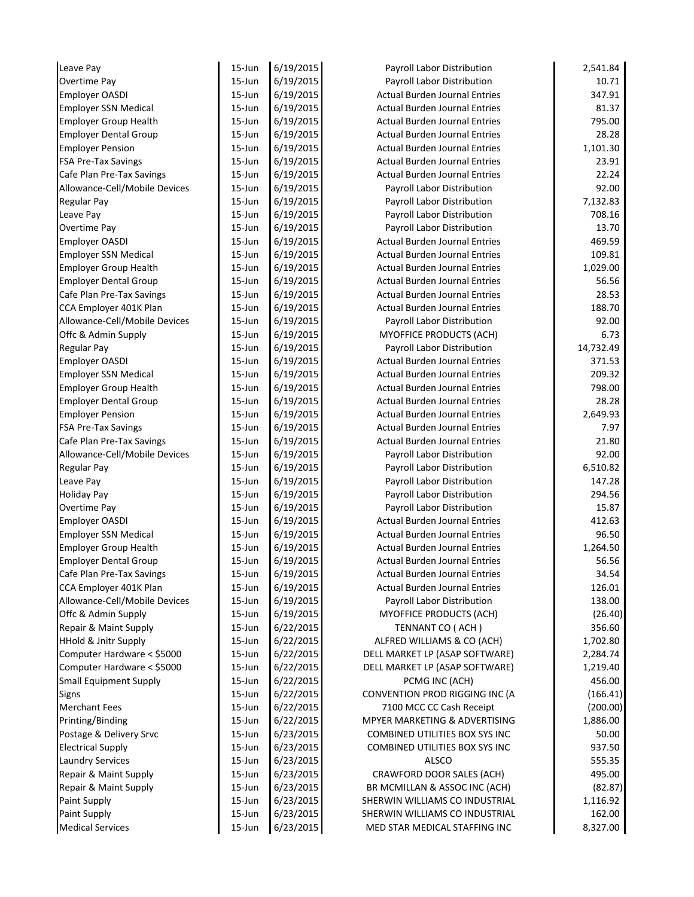| | | | | |
|---|---|---|---|---|
| Leave Pay | 15-Jun | 6/19/2015 | Payroll Labor Distribution | 2,541.84 |
| Overtime Pay | 15-Jun | 6/19/2015 | Payroll Labor Distribution | 10.71 |
| Employer OASDI | 15-Jun | 6/19/2015 | Actual Burden Journal Entries | 347.91 |
| Employer SSN Medical | 15-Jun | 6/19/2015 | Actual Burden Journal Entries | 81.37 |
| Employer Group Health | 15-Jun | 6/19/2015 | Actual Burden Journal Entries | 795.00 |
| Employer Dental Group | 15-Jun | 6/19/2015 | Actual Burden Journal Entries | 28.28 |
| Employer Pension | 15-Jun | 6/19/2015 | Actual Burden Journal Entries | 1,101.30 |
| FSA Pre-Tax Savings | 15-Jun | 6/19/2015 | Actual Burden Journal Entries | 23.91 |
| Cafe Plan Pre-Tax Savings | 15-Jun | 6/19/2015 | Actual Burden Journal Entries | 22.24 |
| Allowance-Cell/Mobile Devices | 15-Jun | 6/19/2015 | Payroll Labor Distribution | 92.00 |
| Regular Pay | 15-Jun | 6/19/2015 | Payroll Labor Distribution | 7,132.83 |
| Leave Pay | 15-Jun | 6/19/2015 | Payroll Labor Distribution | 708.16 |
| Overtime Pay | 15-Jun | 6/19/2015 | Payroll Labor Distribution | 13.70 |
| Employer OASDI | 15-Jun | 6/19/2015 | Actual Burden Journal Entries | 469.59 |
| Employer SSN Medical | 15-Jun | 6/19/2015 | Actual Burden Journal Entries | 109.81 |
| Employer Group Health | 15-Jun | 6/19/2015 | Actual Burden Journal Entries | 1,029.00 |
| Employer Dental Group | 15-Jun | 6/19/2015 | Actual Burden Journal Entries | 56.56 |
| Cafe Plan Pre-Tax Savings | 15-Jun | 6/19/2015 | Actual Burden Journal Entries | 28.53 |
| CCA Employer 401K Plan | 15-Jun | 6/19/2015 | Actual Burden Journal Entries | 188.70 |
| Allowance-Cell/Mobile Devices | 15-Jun | 6/19/2015 | Payroll Labor Distribution | 92.00 |
| Offc & Admin Supply | 15-Jun | 6/19/2015 | MYOFFICE PRODUCTS (ACH) | 6.73 |
| Regular Pay | 15-Jun | 6/19/2015 | Payroll Labor Distribution | 14,732.49 |
| Employer OASDI | 15-Jun | 6/19/2015 | Actual Burden Journal Entries | 371.53 |
| Employer SSN Medical | 15-Jun | 6/19/2015 | Actual Burden Journal Entries | 209.32 |
| Employer Group Health | 15-Jun | 6/19/2015 | Actual Burden Journal Entries | 798.00 |
| Employer Dental Group | 15-Jun | 6/19/2015 | Actual Burden Journal Entries | 28.28 |
| Employer Pension | 15-Jun | 6/19/2015 | Actual Burden Journal Entries | 2,649.93 |
| FSA Pre-Tax Savings | 15-Jun | 6/19/2015 | Actual Burden Journal Entries | 7.97 |
| Cafe Plan Pre-Tax Savings | 15-Jun | 6/19/2015 | Actual Burden Journal Entries | 21.80 |
| Allowance-Cell/Mobile Devices | 15-Jun | 6/19/2015 | Payroll Labor Distribution | 92.00 |
| Regular Pay | 15-Jun | 6/19/2015 | Payroll Labor Distribution | 6,510.82 |
| Leave Pay | 15-Jun | 6/19/2015 | Payroll Labor Distribution | 147.28 |
| Holiday Pay | 15-Jun | 6/19/2015 | Payroll Labor Distribution | 294.56 |
| Overtime Pay | 15-Jun | 6/19/2015 | Payroll Labor Distribution | 15.87 |
| Employer OASDI | 15-Jun | 6/19/2015 | Actual Burden Journal Entries | 412.63 |
| Employer SSN Medical | 15-Jun | 6/19/2015 | Actual Burden Journal Entries | 96.50 |
| Employer Group Health | 15-Jun | 6/19/2015 | Actual Burden Journal Entries | 1,264.50 |
| Employer Dental Group | 15-Jun | 6/19/2015 | Actual Burden Journal Entries | 56.56 |
| Cafe Plan Pre-Tax Savings | 15-Jun | 6/19/2015 | Actual Burden Journal Entries | 34.54 |
| CCA Employer 401K Plan | 15-Jun | 6/19/2015 | Actual Burden Journal Entries | 126.01 |
| Allowance-Cell/Mobile Devices | 15-Jun | 6/19/2015 | Payroll Labor Distribution | 138.00 |
| Offc & Admin Supply | 15-Jun | 6/19/2015 | MYOFFICE PRODUCTS (ACH) | (26.40) |
| Repair & Maint Supply | 15-Jun | 6/22/2015 | TENNANT CO ( ACH ) | 356.60 |
| HHold & Jnitr Supply | 15-Jun | 6/22/2015 | ALFRED WILLIAMS & CO (ACH) | 1,702.80 |
| Computer Hardware < $5000 | 15-Jun | 6/22/2015 | DELL MARKET LP (ASAP SOFTWARE) | 2,284.74 |
| Computer Hardware < $5000 | 15-Jun | 6/22/2015 | DELL MARKET LP (ASAP SOFTWARE) | 1,219.40 |
| Small Equipment Supply | 15-Jun | 6/22/2015 | PCMG INC (ACH) | 456.00 |
| Signs | 15-Jun | 6/22/2015 | CONVENTION PROD RIGGING INC (A | (166.41) |
| Merchant Fees | 15-Jun | 6/22/2015 | 7100 MCC CC Cash Receipt | (200.00) |
| Printing/Binding | 15-Jun | 6/22/2015 | MPYER MARKETING & ADVERTISING | 1,886.00 |
| Postage & Delivery Srvc | 15-Jun | 6/23/2015 | COMBINED UTILITIES BOX SYS INC | 50.00 |
| Electrical Supply | 15-Jun | 6/23/2015 | COMBINED UTILITIES BOX SYS INC | 937.50 |
| Laundry Services | 15-Jun | 6/23/2015 | ALSCO | 555.35 |
| Repair & Maint Supply | 15-Jun | 6/23/2015 | CRAWFORD DOOR SALES (ACH) | 495.00 |
| Repair & Maint Supply | 15-Jun | 6/23/2015 | BR MCMILLAN & ASSOC INC (ACH) | (82.87) |
| Paint Supply | 15-Jun | 6/23/2015 | SHERWIN WILLIAMS CO INDUSTRIAL | 1,116.92 |
| Paint Supply | 15-Jun | 6/23/2015 | SHERWIN WILLIAMS CO INDUSTRIAL | 162.00 |
| Medical Services | 15-Jun | 6/23/2015 | MED STAR MEDICAL STAFFING INC | 8,327.00 |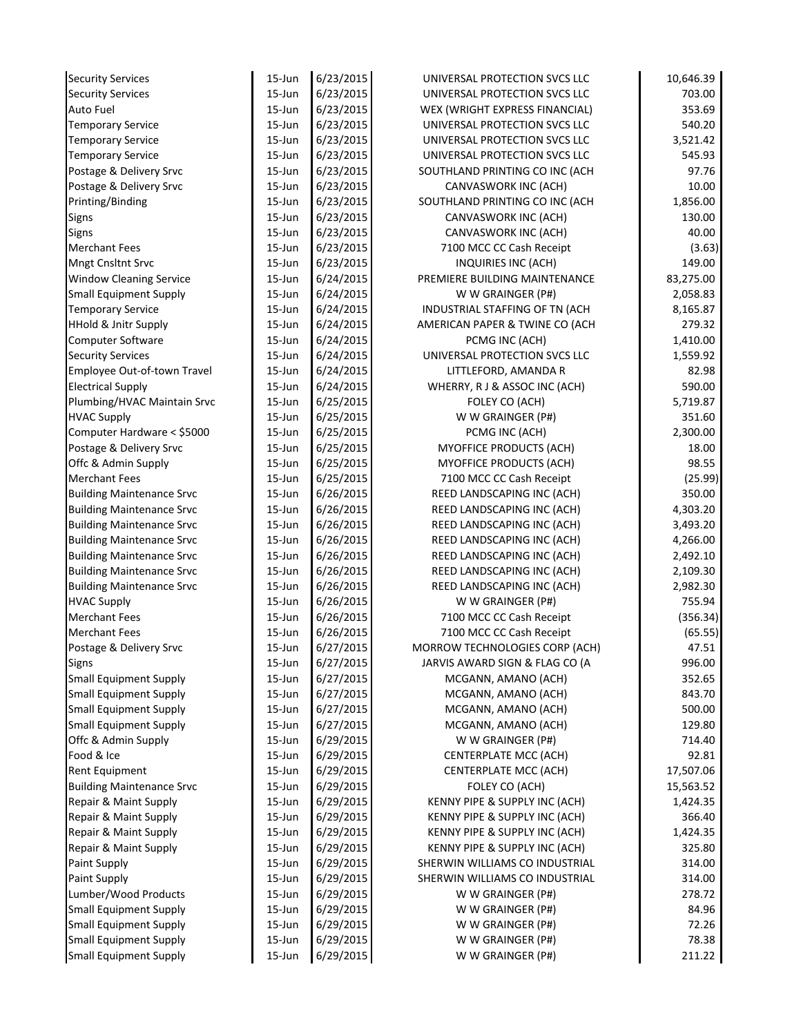| | | | | |
|---|---|---|---|---|
| Security Services | 15-Jun | 6/23/2015 | UNIVERSAL PROTECTION SVCS LLC | 10,646.39 |
| Security Services | 15-Jun | 6/23/2015 | UNIVERSAL PROTECTION SVCS LLC | 703.00 |
| Auto Fuel | 15-Jun | 6/23/2015 | WEX (WRIGHT EXPRESS FINANCIAL) | 353.69 |
| Temporary Service | 15-Jun | 6/23/2015 | UNIVERSAL PROTECTION SVCS LLC | 540.20 |
| Temporary Service | 15-Jun | 6/23/2015 | UNIVERSAL PROTECTION SVCS LLC | 3,521.42 |
| Temporary Service | 15-Jun | 6/23/2015 | UNIVERSAL PROTECTION SVCS LLC | 545.93 |
| Postage & Delivery Srvc | 15-Jun | 6/23/2015 | SOUTHLAND PRINTING CO INC (ACH | 97.76 |
| Postage & Delivery Srvc | 15-Jun | 6/23/2015 | CANVASWORK INC (ACH) | 10.00 |
| Printing/Binding | 15-Jun | 6/23/2015 | SOUTHLAND PRINTING CO INC (ACH | 1,856.00 |
| Signs | 15-Jun | 6/23/2015 | CANVASWORK INC (ACH) | 130.00 |
| Signs | 15-Jun | 6/23/2015 | CANVASWORK INC (ACH) | 40.00 |
| Merchant Fees | 15-Jun | 6/23/2015 | 7100 MCC CC Cash Receipt | (3.63) |
| Mngt Cnsltnt Srvc | 15-Jun | 6/23/2015 | INQUIRIES INC (ACH) | 149.00 |
| Window Cleaning Service | 15-Jun | 6/24/2015 | PREMIERE BUILDING MAINTENANCE | 83,275.00 |
| Small Equipment Supply | 15-Jun | 6/24/2015 | W W GRAINGER (P#) | 2,058.83 |
| Temporary Service | 15-Jun | 6/24/2015 | INDUSTRIAL STAFFING OF TN (ACH | 8,165.87 |
| HHold & Jnitr Supply | 15-Jun | 6/24/2015 | AMERICAN PAPER & TWINE CO (ACH | 279.32 |
| Computer Software | 15-Jun | 6/24/2015 | PCMG INC (ACH) | 1,410.00 |
| Security Services | 15-Jun | 6/24/2015 | UNIVERSAL PROTECTION SVCS LLC | 1,559.92 |
| Employee Out-of-town Travel | 15-Jun | 6/24/2015 | LITTLEFORD, AMANDA R | 82.98 |
| Electrical Supply | 15-Jun | 6/24/2015 | WHERRY, R J & ASSOC INC (ACH) | 590.00 |
| Plumbing/HVAC Maintain Srvc | 15-Jun | 6/25/2015 | FOLEY CO (ACH) | 5,719.87 |
| HVAC Supply | 15-Jun | 6/25/2015 | W W GRAINGER (P#) | 351.60 |
| Computer Hardware < $5000 | 15-Jun | 6/25/2015 | PCMG INC (ACH) | 2,300.00 |
| Postage & Delivery Srvc | 15-Jun | 6/25/2015 | MYOFFICE PRODUCTS (ACH) | 18.00 |
| Offc & Admin Supply | 15-Jun | 6/25/2015 | MYOFFICE PRODUCTS (ACH) | 98.55 |
| Merchant Fees | 15-Jun | 6/25/2015 | 7100 MCC CC Cash Receipt | (25.99) |
| Building Maintenance Srvc | 15-Jun | 6/26/2015 | REED LANDSCAPING INC (ACH) | 350.00 |
| Building Maintenance Srvc | 15-Jun | 6/26/2015 | REED LANDSCAPING INC (ACH) | 4,303.20 |
| Building Maintenance Srvc | 15-Jun | 6/26/2015 | REED LANDSCAPING INC (ACH) | 3,493.20 |
| Building Maintenance Srvc | 15-Jun | 6/26/2015 | REED LANDSCAPING INC (ACH) | 4,266.00 |
| Building Maintenance Srvc | 15-Jun | 6/26/2015 | REED LANDSCAPING INC (ACH) | 2,492.10 |
| Building Maintenance Srvc | 15-Jun | 6/26/2015 | REED LANDSCAPING INC (ACH) | 2,109.30 |
| Building Maintenance Srvc | 15-Jun | 6/26/2015 | REED LANDSCAPING INC (ACH) | 2,982.30 |
| HVAC Supply | 15-Jun | 6/26/2015 | W W GRAINGER (P#) | 755.94 |
| Merchant Fees | 15-Jun | 6/26/2015 | 7100 MCC CC Cash Receipt | (356.34) |
| Merchant Fees | 15-Jun | 6/26/2015 | 7100 MCC CC Cash Receipt | (65.55) |
| Postage & Delivery Srvc | 15-Jun | 6/27/2015 | MORROW TECHNOLOGIES CORP (ACH) | 47.51 |
| Signs | 15-Jun | 6/27/2015 | JARVIS AWARD SIGN & FLAG CO (A | 996.00 |
| Small Equipment Supply | 15-Jun | 6/27/2015 | MCGANN, AMANO (ACH) | 352.65 |
| Small Equipment Supply | 15-Jun | 6/27/2015 | MCGANN, AMANO (ACH) | 843.70 |
| Small Equipment Supply | 15-Jun | 6/27/2015 | MCGANN, AMANO (ACH) | 500.00 |
| Small Equipment Supply | 15-Jun | 6/27/2015 | MCGANN, AMANO (ACH) | 129.80 |
| Offc & Admin Supply | 15-Jun | 6/29/2015 | W W GRAINGER (P#) | 714.40 |
| Food & Ice | 15-Jun | 6/29/2015 | CENTERPLATE MCC (ACH) | 92.81 |
| Rent Equipment | 15-Jun | 6/29/2015 | CENTERPLATE MCC (ACH) | 17,507.06 |
| Building Maintenance Srvc | 15-Jun | 6/29/2015 | FOLEY CO (ACH) | 15,563.52 |
| Repair & Maint Supply | 15-Jun | 6/29/2015 | KENNY PIPE & SUPPLY INC (ACH) | 1,424.35 |
| Repair & Maint Supply | 15-Jun | 6/29/2015 | KENNY PIPE & SUPPLY INC (ACH) | 366.40 |
| Repair & Maint Supply | 15-Jun | 6/29/2015 | KENNY PIPE & SUPPLY INC (ACH) | 1,424.35 |
| Repair & Maint Supply | 15-Jun | 6/29/2015 | KENNY PIPE & SUPPLY INC (ACH) | 325.80 |
| Paint Supply | 15-Jun | 6/29/2015 | SHERWIN WILLIAMS CO INDUSTRIAL | 314.00 |
| Paint Supply | 15-Jun | 6/29/2015 | SHERWIN WILLIAMS CO INDUSTRIAL | 314.00 |
| Lumber/Wood Products | 15-Jun | 6/29/2015 | W W GRAINGER (P#) | 278.72 |
| Small Equipment Supply | 15-Jun | 6/29/2015 | W W GRAINGER (P#) | 84.96 |
| Small Equipment Supply | 15-Jun | 6/29/2015 | W W GRAINGER (P#) | 72.26 |
| Small Equipment Supply | 15-Jun | 6/29/2015 | W W GRAINGER (P#) | 78.38 |
| Small Equipment Supply | 15-Jun | 6/29/2015 | W W GRAINGER (P#) | 211.22 |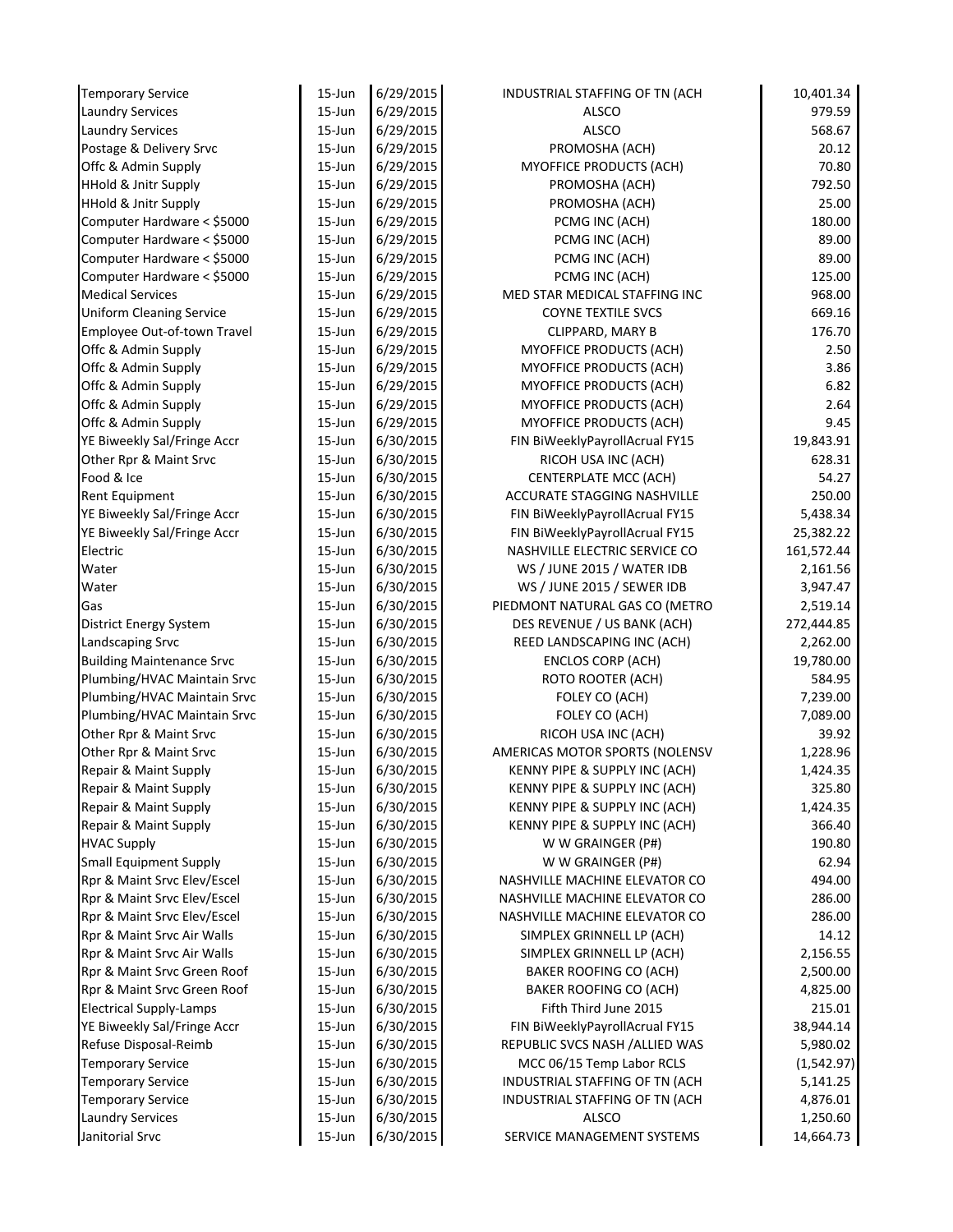| | | | | |
|---|---|---|---|---|
| Temporary Service | 15-Jun | 6/29/2015 | INDUSTRIAL STAFFING OF TN (ACH | 10,401.34 |
| Laundry Services | 15-Jun | 6/29/2015 | ALSCO | 979.59 |
| Laundry Services | 15-Jun | 6/29/2015 | ALSCO | 568.67 |
| Postage & Delivery Srvc | 15-Jun | 6/29/2015 | PROMOSHA (ACH) | 20.12 |
| Offc & Admin Supply | 15-Jun | 6/29/2015 | MYOFFICE PRODUCTS (ACH) | 70.80 |
| HHold & Jnitr Supply | 15-Jun | 6/29/2015 | PROMOSHA (ACH) | 792.50 |
| HHold & Jnitr Supply | 15-Jun | 6/29/2015 | PROMOSHA (ACH) | 25.00 |
| Computer Hardware < $5000 | 15-Jun | 6/29/2015 | PCMG INC (ACH) | 180.00 |
| Computer Hardware < $5000 | 15-Jun | 6/29/2015 | PCMG INC (ACH) | 89.00 |
| Computer Hardware < $5000 | 15-Jun | 6/29/2015 | PCMG INC (ACH) | 89.00 |
| Computer Hardware < $5000 | 15-Jun | 6/29/2015 | PCMG INC (ACH) | 125.00 |
| Medical Services | 15-Jun | 6/29/2015 | MED STAR MEDICAL STAFFING INC | 968.00 |
| Uniform Cleaning Service | 15-Jun | 6/29/2015 | COYNE TEXTILE SVCS | 669.16 |
| Employee Out-of-town Travel | 15-Jun | 6/29/2015 | CLIPPARD, MARY B | 176.70 |
| Offc & Admin Supply | 15-Jun | 6/29/2015 | MYOFFICE PRODUCTS (ACH) | 2.50 |
| Offc & Admin Supply | 15-Jun | 6/29/2015 | MYOFFICE PRODUCTS (ACH) | 3.86 |
| Offc & Admin Supply | 15-Jun | 6/29/2015 | MYOFFICE PRODUCTS (ACH) | 6.82 |
| Offc & Admin Supply | 15-Jun | 6/29/2015 | MYOFFICE PRODUCTS (ACH) | 2.64 |
| Offc & Admin Supply | 15-Jun | 6/29/2015 | MYOFFICE PRODUCTS (ACH) | 9.45 |
| YE Biweekly Sal/Fringe Accr | 15-Jun | 6/30/2015 | FIN BiWeeklyPayrollAcrual FY15 | 19,843.91 |
| Other Rpr & Maint Srvc | 15-Jun | 6/30/2015 | RICOH USA INC (ACH) | 628.31 |
| Food & Ice | 15-Jun | 6/30/2015 | CENTERPLATE MCC (ACH) | 54.27 |
| Rent Equipment | 15-Jun | 6/30/2015 | ACCURATE STAGGING NASHVILLE | 250.00 |
| YE Biweekly Sal/Fringe Accr | 15-Jun | 6/30/2015 | FIN BiWeeklyPayrollAcrual FY15 | 5,438.34 |
| YE Biweekly Sal/Fringe Accr | 15-Jun | 6/30/2015 | FIN BiWeeklyPayrollAcrual FY15 | 25,382.22 |
| Electric | 15-Jun | 6/30/2015 | NASHVILLE ELECTRIC SERVICE CO | 161,572.44 |
| Water | 15-Jun | 6/30/2015 | WS / JUNE 2015 / WATER IDB | 2,161.56 |
| Water | 15-Jun | 6/30/2015 | WS / JUNE 2015 / SEWER IDB | 3,947.47 |
| Gas | 15-Jun | 6/30/2015 | PIEDMONT NATURAL GAS CO (METRO | 2,519.14 |
| District Energy System | 15-Jun | 6/30/2015 | DES REVENUE / US BANK (ACH) | 272,444.85 |
| Landscaping Srvc | 15-Jun | 6/30/2015 | REED LANDSCAPING INC (ACH) | 2,262.00 |
| Building Maintenance Srvc | 15-Jun | 6/30/2015 | ENCLOS CORP (ACH) | 19,780.00 |
| Plumbing/HVAC Maintain Srvc | 15-Jun | 6/30/2015 | ROTO ROOTER (ACH) | 584.95 |
| Plumbing/HVAC Maintain Srvc | 15-Jun | 6/30/2015 | FOLEY CO (ACH) | 7,239.00 |
| Plumbing/HVAC Maintain Srvc | 15-Jun | 6/30/2015 | FOLEY CO (ACH) | 7,089.00 |
| Other Rpr & Maint Srvc | 15-Jun | 6/30/2015 | RICOH USA INC (ACH) | 39.92 |
| Other Rpr & Maint Srvc | 15-Jun | 6/30/2015 | AMERICAS MOTOR SPORTS (NOLENSV | 1,228.96 |
| Repair & Maint Supply | 15-Jun | 6/30/2015 | KENNY PIPE & SUPPLY INC (ACH) | 1,424.35 |
| Repair & Maint Supply | 15-Jun | 6/30/2015 | KENNY PIPE & SUPPLY INC (ACH) | 325.80 |
| Repair & Maint Supply | 15-Jun | 6/30/2015 | KENNY PIPE & SUPPLY INC (ACH) | 1,424.35 |
| Repair & Maint Supply | 15-Jun | 6/30/2015 | KENNY PIPE & SUPPLY INC (ACH) | 366.40 |
| HVAC Supply | 15-Jun | 6/30/2015 | W W GRAINGER (P#) | 190.80 |
| Small Equipment Supply | 15-Jun | 6/30/2015 | W W GRAINGER (P#) | 62.94 |
| Rpr & Maint Srvc Elev/Escel | 15-Jun | 6/30/2015 | NASHVILLE MACHINE ELEVATOR CO | 494.00 |
| Rpr & Maint Srvc Elev/Escel | 15-Jun | 6/30/2015 | NASHVILLE MACHINE ELEVATOR CO | 286.00 |
| Rpr & Maint Srvc Elev/Escel | 15-Jun | 6/30/2015 | NASHVILLE MACHINE ELEVATOR CO | 286.00 |
| Rpr & Maint Srvc Air Walls | 15-Jun | 6/30/2015 | SIMPLEX GRINNELL LP (ACH) | 14.12 |
| Rpr & Maint Srvc Air Walls | 15-Jun | 6/30/2015 | SIMPLEX GRINNELL LP (ACH) | 2,156.55 |
| Rpr & Maint Srvc Green Roof | 15-Jun | 6/30/2015 | BAKER ROOFING CO (ACH) | 2,500.00 |
| Rpr & Maint Srvc Green Roof | 15-Jun | 6/30/2015 | BAKER ROOFING CO (ACH) | 4,825.00 |
| Electrical Supply-Lamps | 15-Jun | 6/30/2015 | Fifth Third June 2015 | 215.01 |
| YE Biweekly Sal/Fringe Accr | 15-Jun | 6/30/2015 | FIN BiWeeklyPayrollAcrual FY15 | 38,944.14 |
| Refuse Disposal-Reimb | 15-Jun | 6/30/2015 | REPUBLIC SVCS NASH /ALLIED WAS | 5,980.02 |
| Temporary Service | 15-Jun | 6/30/2015 | MCC 06/15 Temp Labor RCLS | (1,542.97) |
| Temporary Service | 15-Jun | 6/30/2015 | INDUSTRIAL STAFFING OF TN (ACH | 5,141.25 |
| Temporary Service | 15-Jun | 6/30/2015 | INDUSTRIAL STAFFING OF TN (ACH | 4,876.01 |
| Laundry Services | 15-Jun | 6/30/2015 | ALSCO | 1,250.60 |
| Janitorial Srvc | 15-Jun | 6/30/2015 | SERVICE MANAGEMENT SYSTEMS | 14,664.73 |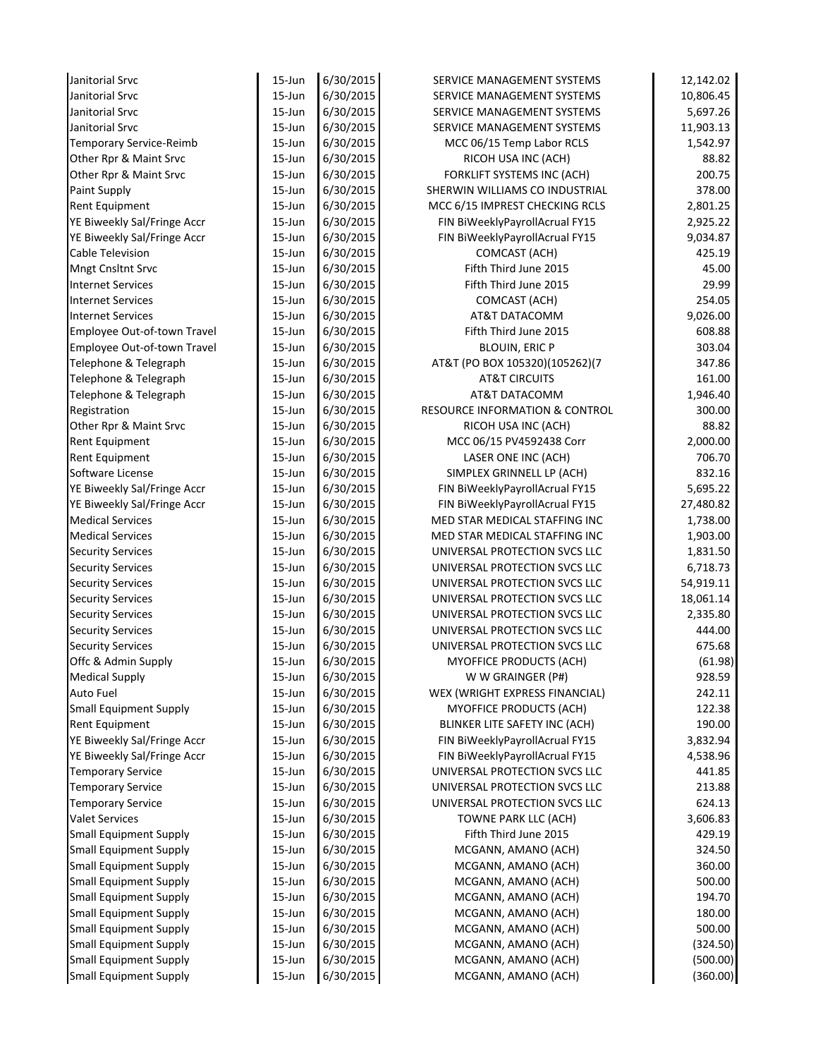| | | | | |
|---|---|---|---|---|
| Janitorial Srvc | 15-Jun | 6/30/2015 | SERVICE MANAGEMENT SYSTEMS | 12,142.02 |
| Janitorial Srvc | 15-Jun | 6/30/2015 | SERVICE MANAGEMENT SYSTEMS | 10,806.45 |
| Janitorial Srvc | 15-Jun | 6/30/2015 | SERVICE MANAGEMENT SYSTEMS | 5,697.26 |
| Janitorial Srvc | 15-Jun | 6/30/2015 | SERVICE MANAGEMENT SYSTEMS | 11,903.13 |
| Temporary Service-Reimb | 15-Jun | 6/30/2015 | MCC 06/15 Temp Labor RCLS | 1,542.97 |
| Other Rpr & Maint Srvc | 15-Jun | 6/30/2015 | RICOH USA INC (ACH) | 88.82 |
| Other Rpr & Maint Srvc | 15-Jun | 6/30/2015 | FORKLIFT SYSTEMS INC (ACH) | 200.75 |
| Paint Supply | 15-Jun | 6/30/2015 | SHERWIN WILLIAMS CO INDUSTRIAL | 378.00 |
| Rent Equipment | 15-Jun | 6/30/2015 | MCC 6/15 IMPREST CHECKING RCLS | 2,801.25 |
| YE Biweekly Sal/Fringe Accr | 15-Jun | 6/30/2015 | FIN BiWeeklyPayrollAcrual FY15 | 2,925.22 |
| YE Biweekly Sal/Fringe Accr | 15-Jun | 6/30/2015 | FIN BiWeeklyPayrollAcrual FY15 | 9,034.87 |
| Cable Television | 15-Jun | 6/30/2015 | COMCAST (ACH) | 425.19 |
| Mngt Cnsltnt Srvc | 15-Jun | 6/30/2015 | Fifth Third June 2015 | 45.00 |
| Internet Services | 15-Jun | 6/30/2015 | Fifth Third June 2015 | 29.99 |
| Internet Services | 15-Jun | 6/30/2015 | COMCAST (ACH) | 254.05 |
| Internet Services | 15-Jun | 6/30/2015 | AT&T DATACOMM | 9,026.00 |
| Employee Out-of-town Travel | 15-Jun | 6/30/2015 | Fifth Third June 2015 | 608.88 |
| Employee Out-of-town Travel | 15-Jun | 6/30/2015 | BLOUIN, ERIC P | 303.04 |
| Telephone & Telegraph | 15-Jun | 6/30/2015 | AT&T (PO BOX 105320)(105262)(7 | 347.86 |
| Telephone & Telegraph | 15-Jun | 6/30/2015 | AT&T CIRCUITS | 161.00 |
| Telephone & Telegraph | 15-Jun | 6/30/2015 | AT&T DATACOMM | 1,946.40 |
| Registration | 15-Jun | 6/30/2015 | RESOURCE INFORMATION & CONTROL | 300.00 |
| Other Rpr & Maint Srvc | 15-Jun | 6/30/2015 | RICOH USA INC (ACH) | 88.82 |
| Rent Equipment | 15-Jun | 6/30/2015 | MCC 06/15 PV4592438 Corr | 2,000.00 |
| Rent Equipment | 15-Jun | 6/30/2015 | LASER ONE INC (ACH) | 706.70 |
| Software License | 15-Jun | 6/30/2015 | SIMPLEX GRINNELL LP (ACH) | 832.16 |
| YE Biweekly Sal/Fringe Accr | 15-Jun | 6/30/2015 | FIN BiWeeklyPayrollAcrual FY15 | 5,695.22 |
| YE Biweekly Sal/Fringe Accr | 15-Jun | 6/30/2015 | FIN BiWeeklyPayrollAcrual FY15 | 27,480.82 |
| Medical Services | 15-Jun | 6/30/2015 | MED STAR MEDICAL STAFFING INC | 1,738.00 |
| Medical Services | 15-Jun | 6/30/2015 | MED STAR MEDICAL STAFFING INC | 1,903.00 |
| Security Services | 15-Jun | 6/30/2015 | UNIVERSAL PROTECTION SVCS LLC | 1,831.50 |
| Security Services | 15-Jun | 6/30/2015 | UNIVERSAL PROTECTION SVCS LLC | 6,718.73 |
| Security Services | 15-Jun | 6/30/2015 | UNIVERSAL PROTECTION SVCS LLC | 54,919.11 |
| Security Services | 15-Jun | 6/30/2015 | UNIVERSAL PROTECTION SVCS LLC | 18,061.14 |
| Security Services | 15-Jun | 6/30/2015 | UNIVERSAL PROTECTION SVCS LLC | 2,335.80 |
| Security Services | 15-Jun | 6/30/2015 | UNIVERSAL PROTECTION SVCS LLC | 444.00 |
| Security Services | 15-Jun | 6/30/2015 | UNIVERSAL PROTECTION SVCS LLC | 675.68 |
| Offc & Admin Supply | 15-Jun | 6/30/2015 | MYOFFICE PRODUCTS (ACH) | (61.98) |
| Medical Supply | 15-Jun | 6/30/2015 | W W GRAINGER (P#) | 928.59 |
| Auto Fuel | 15-Jun | 6/30/2015 | WEX (WRIGHT EXPRESS FINANCIAL) | 242.11 |
| Small Equipment Supply | 15-Jun | 6/30/2015 | MYOFFICE PRODUCTS (ACH) | 122.38 |
| Rent Equipment | 15-Jun | 6/30/2015 | BLINKER LITE SAFETY INC (ACH) | 190.00 |
| YE Biweekly Sal/Fringe Accr | 15-Jun | 6/30/2015 | FIN BiWeeklyPayrollAcrual FY15 | 3,832.94 |
| YE Biweekly Sal/Fringe Accr | 15-Jun | 6/30/2015 | FIN BiWeeklyPayrollAcrual FY15 | 4,538.96 |
| Temporary Service | 15-Jun | 6/30/2015 | UNIVERSAL PROTECTION SVCS LLC | 441.85 |
| Temporary Service | 15-Jun | 6/30/2015 | UNIVERSAL PROTECTION SVCS LLC | 213.88 |
| Temporary Service | 15-Jun | 6/30/2015 | UNIVERSAL PROTECTION SVCS LLC | 624.13 |
| Valet Services | 15-Jun | 6/30/2015 | TOWNE PARK LLC (ACH) | 3,606.83 |
| Small Equipment Supply | 15-Jun | 6/30/2015 | Fifth Third June 2015 | 429.19 |
| Small Equipment Supply | 15-Jun | 6/30/2015 | MCGANN, AMANO (ACH) | 324.50 |
| Small Equipment Supply | 15-Jun | 6/30/2015 | MCGANN, AMANO (ACH) | 360.00 |
| Small Equipment Supply | 15-Jun | 6/30/2015 | MCGANN, AMANO (ACH) | 500.00 |
| Small Equipment Supply | 15-Jun | 6/30/2015 | MCGANN, AMANO (ACH) | 194.70 |
| Small Equipment Supply | 15-Jun | 6/30/2015 | MCGANN, AMANO (ACH) | 180.00 |
| Small Equipment Supply | 15-Jun | 6/30/2015 | MCGANN, AMANO (ACH) | 500.00 |
| Small Equipment Supply | 15-Jun | 6/30/2015 | MCGANN, AMANO (ACH) | (324.50) |
| Small Equipment Supply | 15-Jun | 6/30/2015 | MCGANN, AMANO (ACH) | (500.00) |
| Small Equipment Supply | 15-Jun | 6/30/2015 | MCGANN, AMANO (ACH) | (360.00) |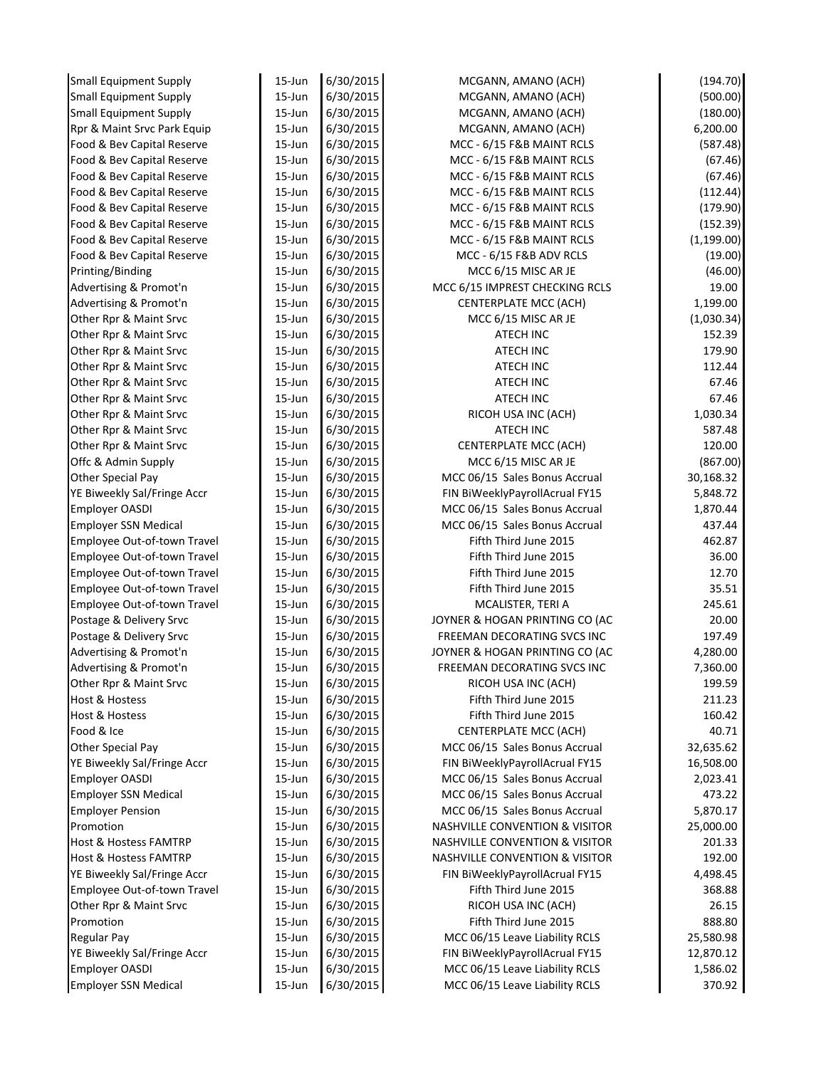| | | | | |
|---|---|---|---|---|
| Small Equipment Supply | 15-Jun | 6/30/2015 | MCGANN, AMANO (ACH) | (194.70) |
| Small Equipment Supply | 15-Jun | 6/30/2015 | MCGANN, AMANO (ACH) | (500.00) |
| Small Equipment Supply | 15-Jun | 6/30/2015 | MCGANN, AMANO (ACH) | (180.00) |
| Rpr & Maint Srvc Park Equip | 15-Jun | 6/30/2015 | MCGANN, AMANO (ACH) | 6,200.00 |
| Food & Bev Capital Reserve | 15-Jun | 6/30/2015 | MCC - 6/15 F&B MAINT RCLS | (587.48) |
| Food & Bev Capital Reserve | 15-Jun | 6/30/2015 | MCC - 6/15 F&B MAINT RCLS | (67.46) |
| Food & Bev Capital Reserve | 15-Jun | 6/30/2015 | MCC - 6/15 F&B MAINT RCLS | (67.46) |
| Food & Bev Capital Reserve | 15-Jun | 6/30/2015 | MCC - 6/15 F&B MAINT RCLS | (112.44) |
| Food & Bev Capital Reserve | 15-Jun | 6/30/2015 | MCC - 6/15 F&B MAINT RCLS | (179.90) |
| Food & Bev Capital Reserve | 15-Jun | 6/30/2015 | MCC - 6/15 F&B MAINT RCLS | (152.39) |
| Food & Bev Capital Reserve | 15-Jun | 6/30/2015 | MCC - 6/15 F&B MAINT RCLS | (1,199.00) |
| Food & Bev Capital Reserve | 15-Jun | 6/30/2015 | MCC - 6/15 F&B ADV RCLS | (19.00) |
| Printing/Binding | 15-Jun | 6/30/2015 | MCC 6/15 MISC AR JE | (46.00) |
| Advertising & Promot'n | 15-Jun | 6/30/2015 | MCC 6/15 IMPREST CHECKING RCLS | 19.00 |
| Advertising & Promot'n | 15-Jun | 6/30/2015 | CENTERPLATE MCC (ACH) | 1,199.00 |
| Other Rpr & Maint Srvc | 15-Jun | 6/30/2015 | MCC 6/15 MISC AR JE | (1,030.34) |
| Other Rpr & Maint Srvc | 15-Jun | 6/30/2015 | ATECH INC | 152.39 |
| Other Rpr & Maint Srvc | 15-Jun | 6/30/2015 | ATECH INC | 179.90 |
| Other Rpr & Maint Srvc | 15-Jun | 6/30/2015 | ATECH INC | 112.44 |
| Other Rpr & Maint Srvc | 15-Jun | 6/30/2015 | ATECH INC | 67.46 |
| Other Rpr & Maint Srvc | 15-Jun | 6/30/2015 | ATECH INC | 67.46 |
| Other Rpr & Maint Srvc | 15-Jun | 6/30/2015 | RICOH USA INC (ACH) | 1,030.34 |
| Other Rpr & Maint Srvc | 15-Jun | 6/30/2015 | ATECH INC | 587.48 |
| Other Rpr & Maint Srvc | 15-Jun | 6/30/2015 | CENTERPLATE MCC (ACH) | 120.00 |
| Offc & Admin Supply | 15-Jun | 6/30/2015 | MCC 6/15 MISC AR JE | (867.00) |
| Other Special Pay | 15-Jun | 6/30/2015 | MCC 06/15 Sales Bonus Accrual | 30,168.32 |
| YE Biweekly Sal/Fringe Accr | 15-Jun | 6/30/2015 | FIN BiWeeklyPayrollAcrual FY15 | 5,848.72 |
| Employer OASDI | 15-Jun | 6/30/2015 | MCC 06/15 Sales Bonus Accrual | 1,870.44 |
| Employer SSN Medical | 15-Jun | 6/30/2015 | MCC 06/15 Sales Bonus Accrual | 437.44 |
| Employee Out-of-town Travel | 15-Jun | 6/30/2015 | Fifth Third June 2015 | 462.87 |
| Employee Out-of-town Travel | 15-Jun | 6/30/2015 | Fifth Third June 2015 | 36.00 |
| Employee Out-of-town Travel | 15-Jun | 6/30/2015 | Fifth Third June 2015 | 12.70 |
| Employee Out-of-town Travel | 15-Jun | 6/30/2015 | Fifth Third June 2015 | 35.51 |
| Employee Out-of-town Travel | 15-Jun | 6/30/2015 | MCALISTER, TERI A | 245.61 |
| Postage & Delivery Srvc | 15-Jun | 6/30/2015 | JOYNER & HOGAN PRINTING CO (AC | 20.00 |
| Postage & Delivery Srvc | 15-Jun | 6/30/2015 | FREEMAN DECORATING SVCS INC | 197.49 |
| Advertising & Promot'n | 15-Jun | 6/30/2015 | JOYNER & HOGAN PRINTING CO (AC | 4,280.00 |
| Advertising & Promot'n | 15-Jun | 6/30/2015 | FREEMAN DECORATING SVCS INC | 7,360.00 |
| Other Rpr & Maint Srvc | 15-Jun | 6/30/2015 | RICOH USA INC (ACH) | 199.59 |
| Host & Hostess | 15-Jun | 6/30/2015 | Fifth Third June 2015 | 211.23 |
| Host & Hostess | 15-Jun | 6/30/2015 | Fifth Third June 2015 | 160.42 |
| Food & Ice | 15-Jun | 6/30/2015 | CENTERPLATE MCC (ACH) | 40.71 |
| Other Special Pay | 15-Jun | 6/30/2015 | MCC 06/15 Sales Bonus Accrual | 32,635.62 |
| YE Biweekly Sal/Fringe Accr | 15-Jun | 6/30/2015 | FIN BiWeeklyPayrollAcrual FY15 | 16,508.00 |
| Employer OASDI | 15-Jun | 6/30/2015 | MCC 06/15 Sales Bonus Accrual | 2,023.41 |
| Employer SSN Medical | 15-Jun | 6/30/2015 | MCC 06/15 Sales Bonus Accrual | 473.22 |
| Employer Pension | 15-Jun | 6/30/2015 | MCC 06/15 Sales Bonus Accrual | 5,870.17 |
| Promotion | 15-Jun | 6/30/2015 | NASHVILLE CONVENTION & VISITOR | 25,000.00 |
| Host & Hostess FAMTRP | 15-Jun | 6/30/2015 | NASHVILLE CONVENTION & VISITOR | 201.33 |
| Host & Hostess FAMTRP | 15-Jun | 6/30/2015 | NASHVILLE CONVENTION & VISITOR | 192.00 |
| YE Biweekly Sal/Fringe Accr | 15-Jun | 6/30/2015 | FIN BiWeeklyPayrollAcrual FY15 | 4,498.45 |
| Employee Out-of-town Travel | 15-Jun | 6/30/2015 | Fifth Third June 2015 | 368.88 |
| Other Rpr & Maint Srvc | 15-Jun | 6/30/2015 | RICOH USA INC (ACH) | 26.15 |
| Promotion | 15-Jun | 6/30/2015 | Fifth Third June 2015 | 888.80 |
| Regular Pay | 15-Jun | 6/30/2015 | MCC 06/15 Leave Liability RCLS | 25,580.98 |
| YE Biweekly Sal/Fringe Accr | 15-Jun | 6/30/2015 | FIN BiWeeklyPayrollAcrual FY15 | 12,870.12 |
| Employer OASDI | 15-Jun | 6/30/2015 | MCC 06/15 Leave Liability RCLS | 1,586.02 |
| Employer SSN Medical | 15-Jun | 6/30/2015 | MCC 06/15 Leave Liability RCLS | 370.92 |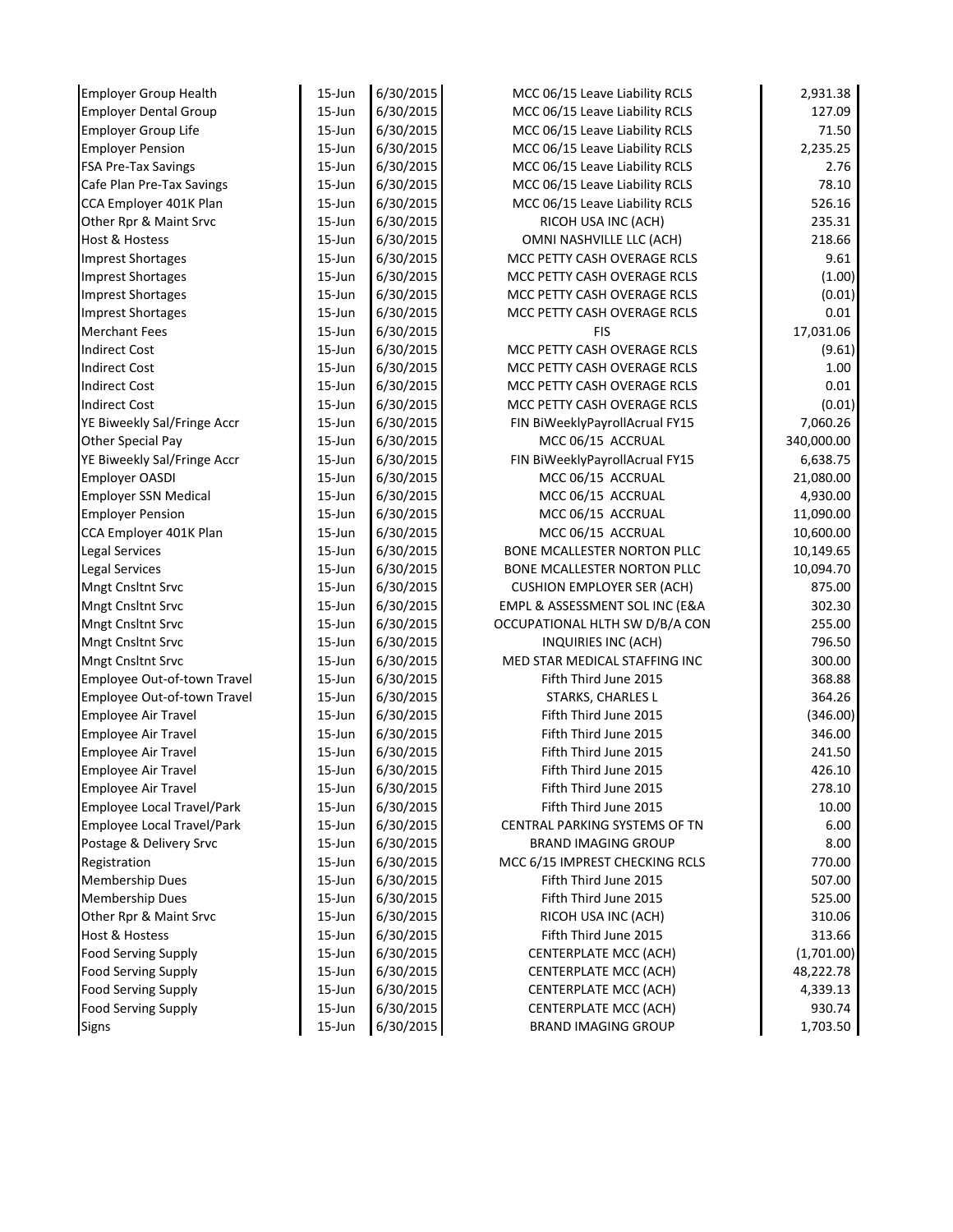| | | | | |
|---|---|---|---|---|
| Employer Group Health | 15-Jun | 6/30/2015 | MCC 06/15 Leave Liability RCLS | 2,931.38 |
| Employer Dental Group | 15-Jun | 6/30/2015 | MCC 06/15 Leave Liability RCLS | 127.09 |
| Employer Group Life | 15-Jun | 6/30/2015 | MCC 06/15 Leave Liability RCLS | 71.50 |
| Employer Pension | 15-Jun | 6/30/2015 | MCC 06/15 Leave Liability RCLS | 2,235.25 |
| FSA Pre-Tax Savings | 15-Jun | 6/30/2015 | MCC 06/15 Leave Liability RCLS | 2.76 |
| Cafe Plan Pre-Tax Savings | 15-Jun | 6/30/2015 | MCC 06/15 Leave Liability RCLS | 78.10 |
| CCA Employer 401K Plan | 15-Jun | 6/30/2015 | MCC 06/15 Leave Liability RCLS | 526.16 |
| Other Rpr & Maint Srvc | 15-Jun | 6/30/2015 | RICOH USA INC (ACH) | 235.31 |
| Host & Hostess | 15-Jun | 6/30/2015 | OMNI NASHVILLE LLC (ACH) | 218.66 |
| Imprest Shortages | 15-Jun | 6/30/2015 | MCC PETTY CASH OVERAGE RCLS | 9.61 |
| Imprest Shortages | 15-Jun | 6/30/2015 | MCC PETTY CASH OVERAGE RCLS | (1.00) |
| Imprest Shortages | 15-Jun | 6/30/2015 | MCC PETTY CASH OVERAGE RCLS | (0.01) |
| Imprest Shortages | 15-Jun | 6/30/2015 | MCC PETTY CASH OVERAGE RCLS | 0.01 |
| Merchant Fees | 15-Jun | 6/30/2015 | FIS | 17,031.06 |
| Indirect Cost | 15-Jun | 6/30/2015 | MCC PETTY CASH OVERAGE RCLS | (9.61) |
| Indirect Cost | 15-Jun | 6/30/2015 | MCC PETTY CASH OVERAGE RCLS | 1.00 |
| Indirect Cost | 15-Jun | 6/30/2015 | MCC PETTY CASH OVERAGE RCLS | 0.01 |
| Indirect Cost | 15-Jun | 6/30/2015 | MCC PETTY CASH OVERAGE RCLS | (0.01) |
| YE Biweekly Sal/Fringe Accr | 15-Jun | 6/30/2015 | FIN BiWeeklyPayrollAcrual FY15 | 7,060.26 |
| Other Special Pay | 15-Jun | 6/30/2015 | MCC 06/15 ACCRUAL | 340,000.00 |
| YE Biweekly Sal/Fringe Accr | 15-Jun | 6/30/2015 | FIN BiWeeklyPayrollAcrual FY15 | 6,638.75 |
| Employer OASDI | 15-Jun | 6/30/2015 | MCC 06/15 ACCRUAL | 21,080.00 |
| Employer SSN Medical | 15-Jun | 6/30/2015 | MCC 06/15 ACCRUAL | 4,930.00 |
| Employer Pension | 15-Jun | 6/30/2015 | MCC 06/15 ACCRUAL | 11,090.00 |
| CCA Employer 401K Plan | 15-Jun | 6/30/2015 | MCC 06/15 ACCRUAL | 10,600.00 |
| Legal Services | 15-Jun | 6/30/2015 | BONE MCALLESTER NORTON PLLC | 10,149.65 |
| Legal Services | 15-Jun | 6/30/2015 | BONE MCALLESTER NORTON PLLC | 10,094.70 |
| Mngt Cnsltnt Srvc | 15-Jun | 6/30/2015 | CUSHION EMPLOYER SER (ACH) | 875.00 |
| Mngt Cnsltnt Srvc | 15-Jun | 6/30/2015 | EMPL & ASSESSMENT SOL INC (E&A | 302.30 |
| Mngt Cnsltnt Srvc | 15-Jun | 6/30/2015 | OCCUPATIONAL HLTH SW D/B/A CON | 255.00 |
| Mngt Cnsltnt Srvc | 15-Jun | 6/30/2015 | INQUIRIES INC (ACH) | 796.50 |
| Mngt Cnsltnt Srvc | 15-Jun | 6/30/2015 | MED STAR MEDICAL STAFFING INC | 300.00 |
| Employee Out-of-town Travel | 15-Jun | 6/30/2015 | Fifth Third June 2015 | 368.88 |
| Employee Out-of-town Travel | 15-Jun | 6/30/2015 | STARKS, CHARLES L | 364.26 |
| Employee Air Travel | 15-Jun | 6/30/2015 | Fifth Third June 2015 | (346.00) |
| Employee Air Travel | 15-Jun | 6/30/2015 | Fifth Third June 2015 | 346.00 |
| Employee Air Travel | 15-Jun | 6/30/2015 | Fifth Third June 2015 | 241.50 |
| Employee Air Travel | 15-Jun | 6/30/2015 | Fifth Third June 2015 | 426.10 |
| Employee Air Travel | 15-Jun | 6/30/2015 | Fifth Third June 2015 | 278.10 |
| Employee Local Travel/Park | 15-Jun | 6/30/2015 | Fifth Third June 2015 | 10.00 |
| Employee Local Travel/Park | 15-Jun | 6/30/2015 | CENTRAL PARKING SYSTEMS OF TN | 6.00 |
| Postage & Delivery Srvc | 15-Jun | 6/30/2015 | BRAND IMAGING GROUP | 8.00 |
| Registration | 15-Jun | 6/30/2015 | MCC 6/15 IMPREST CHECKING RCLS | 770.00 |
| Membership Dues | 15-Jun | 6/30/2015 | Fifth Third June 2015 | 507.00 |
| Membership Dues | 15-Jun | 6/30/2015 | Fifth Third June 2015 | 525.00 |
| Other Rpr & Maint Srvc | 15-Jun | 6/30/2015 | RICOH USA INC (ACH) | 310.06 |
| Host & Hostess | 15-Jun | 6/30/2015 | Fifth Third June 2015 | 313.66 |
| Food Serving Supply | 15-Jun | 6/30/2015 | CENTERPLATE MCC (ACH) | (1,701.00) |
| Food Serving Supply | 15-Jun | 6/30/2015 | CENTERPLATE MCC (ACH) | 48,222.78 |
| Food Serving Supply | 15-Jun | 6/30/2015 | CENTERPLATE MCC (ACH) | 4,339.13 |
| Food Serving Supply | 15-Jun | 6/30/2015 | CENTERPLATE MCC (ACH) | 930.74 |
| Signs | 15-Jun | 6/30/2015 | BRAND IMAGING GROUP | 1,703.50 |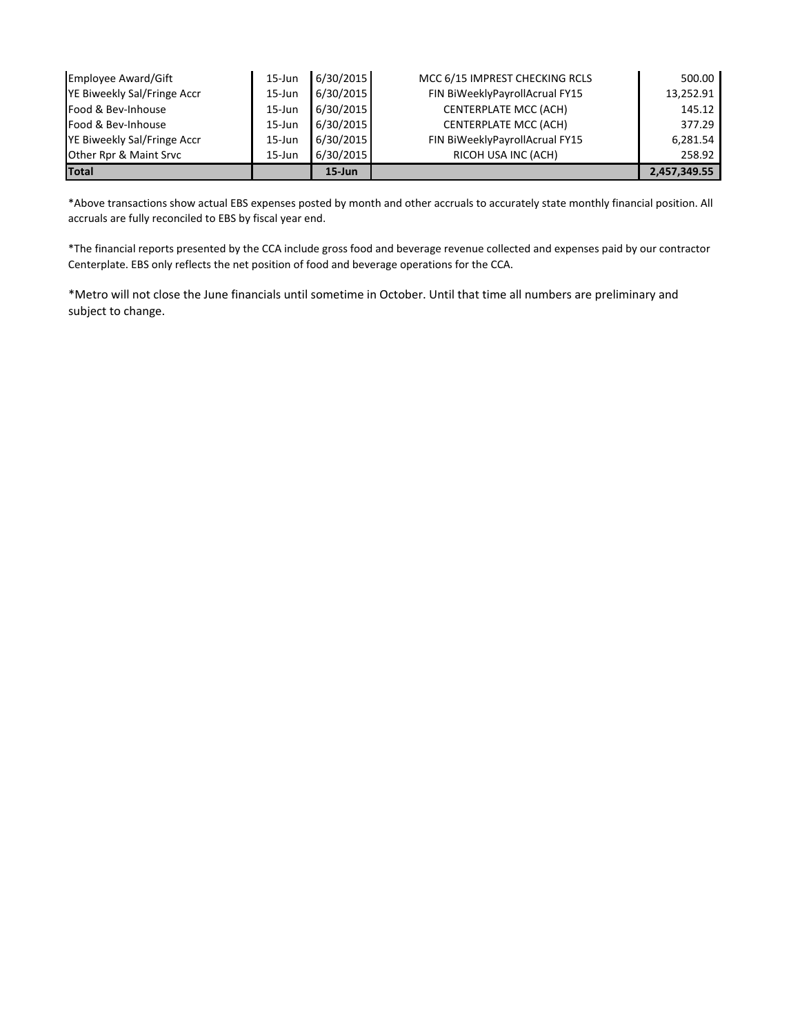| | | | | |
|---|---|---|---|---|
| Employee Award/Gift | 15-Jun | 6/30/2015 | MCC 6/15 IMPREST CHECKING RCLS | 500.00 |
| YE Biweekly Sal/Fringe Accr | 15-Jun | 6/30/2015 | FIN BiWeeklyPayrollAcrual FY15 | 13,252.91 |
| Food & Bev-Inhouse | 15-Jun | 6/30/2015 | CENTERPLATE MCC (ACH) | 145.12 |
| Food & Bev-Inhouse | 15-Jun | 6/30/2015 | CENTERPLATE MCC (ACH) | 377.29 |
| YE Biweekly Sal/Fringe Accr | 15-Jun | 6/30/2015 | FIN BiWeeklyPayrollAcrual FY15 | 6,281.54 |
| Other Rpr & Maint Srvc | 15-Jun | 6/30/2015 | RICOH USA INC (ACH) | 258.92 |
| **Total** | | **15-Jun** | | **2,457,349.55** |

*Above transactions show actual EBS expenses posted by month and other accruals to accurately state monthly financial position. All accruals are fully reconciled to EBS by fiscal year end.

*The financial reports presented by the CCA include gross food and beverage revenue collected and expenses paid by our contractor Centerplate. EBS only reflects the net position of food and beverage operations for the CCA.

*Metro will not close the June financials until sometime in October. Until that time all numbers are preliminary and subject to change.